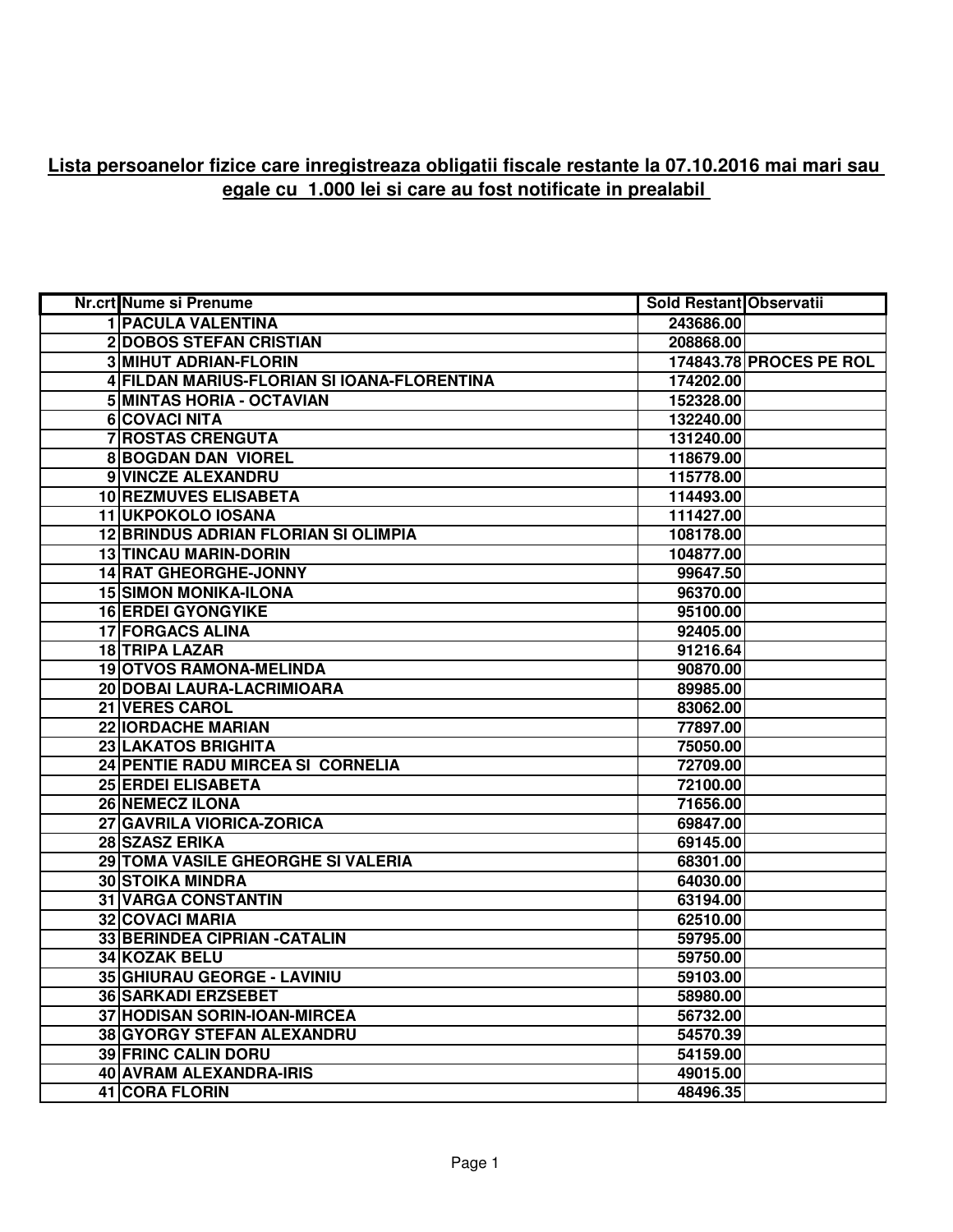**Lista persoanelor fizice care inregistreaza obligatii fiscale restante la 07.10.2016 mai mari sau egale cu 1.000 lei si care au fost notificate in prealabil**

| Nr.crt | Nume si Prenume | Sold Restant | Observatii |
|---|---|---|---|
| 1 | PACULA VALENTINA | 243686.00 | |
| 2 | DOBOS STEFAN CRISTIAN | 208868.00 | |
| 3 | MIHUT ADRIAN-FLORIN | 174843.78 | PROCES PE ROL |
| 4 | FILDAN MARIUS-FLORIAN SI IOANA-FLORENTINA | 174202.00 | |
| 5 | MINTAS HORIA - OCTAVIAN | 152328.00 | |
| 6 | COVACI NITA | 132240.00 | |
| 7 | ROSTAS CRENGUTA | 131240.00 | |
| 8 | BOGDAN DAN VIOREL | 118679.00 | |
| 9 | VINCZE ALEXANDRU | 115778.00 | |
| 10 | REZMUVES ELISABETA | 114493.00 | |
| 11 | UKPOKOLO IOSANA | 111427.00 | |
| 12 | BRINDUS ADRIAN FLORIAN SI OLIMPIA | 108178.00 | |
| 13 | TINCAU MARIN-DORIN | 104877.00 | |
| 14 | RAT GHEORGHE-JONNY | 99647.50 | |
| 15 | SIMON MONIKA-ILONA | 96370.00 | |
| 16 | ERDEI GYONGYIKE | 95100.00 | |
| 17 | FORGACS ALINA | 92405.00 | |
| 18 | TRIPA LAZAR | 91216.64 | |
| 19 | OTVOS RAMONA-MELINDA | 90870.00 | |
| 20 | DOBAI LAURA-LACRIMIOARA | 89985.00 | |
| 21 | VERES CAROL | 83062.00 | |
| 22 | IORDACHE MARIAN | 77897.00 | |
| 23 | LAKATOS BRIGHITA | 75050.00 | |
| 24 | PENTIE RADU MIRCEA SI CORNELIA | 72709.00 | |
| 25 | ERDEI ELISABETA | 72100.00 | |
| 26 | NEMECZ ILONA | 71656.00 | |
| 27 | GAVRILA VIORICA-ZORICA | 69847.00 | |
| 28 | SZASZ ERIKA | 69145.00 | |
| 29 | TOMA VASILE GHEORGHE SI VALERIA | 68301.00 | |
| 30 | STOIKA MINDRA | 64030.00 | |
| 31 | VARGA CONSTANTIN | 63194.00 | |
| 32 | COVACI MARIA | 62510.00 | |
| 33 | BERINDEA CIPRIAN -CATALIN | 59795.00 | |
| 34 | KOZAK BELU | 59750.00 | |
| 35 | GHIURAU GEORGE - LAVINIU | 59103.00 | |
| 36 | SARKADI ERZSEBET | 58980.00 | |
| 37 | HODISAN SORIN-IOAN-MIRCEA | 56732.00 | |
| 38 | GYORGY STEFAN ALEXANDRU | 54570.39 | |
| 39 | FRINC CALIN DORU | 54159.00 | |
| 40 | AVRAM ALEXANDRA-IRIS | 49015.00 | |
| 41 | CORA FLORIN | 48496.35 | |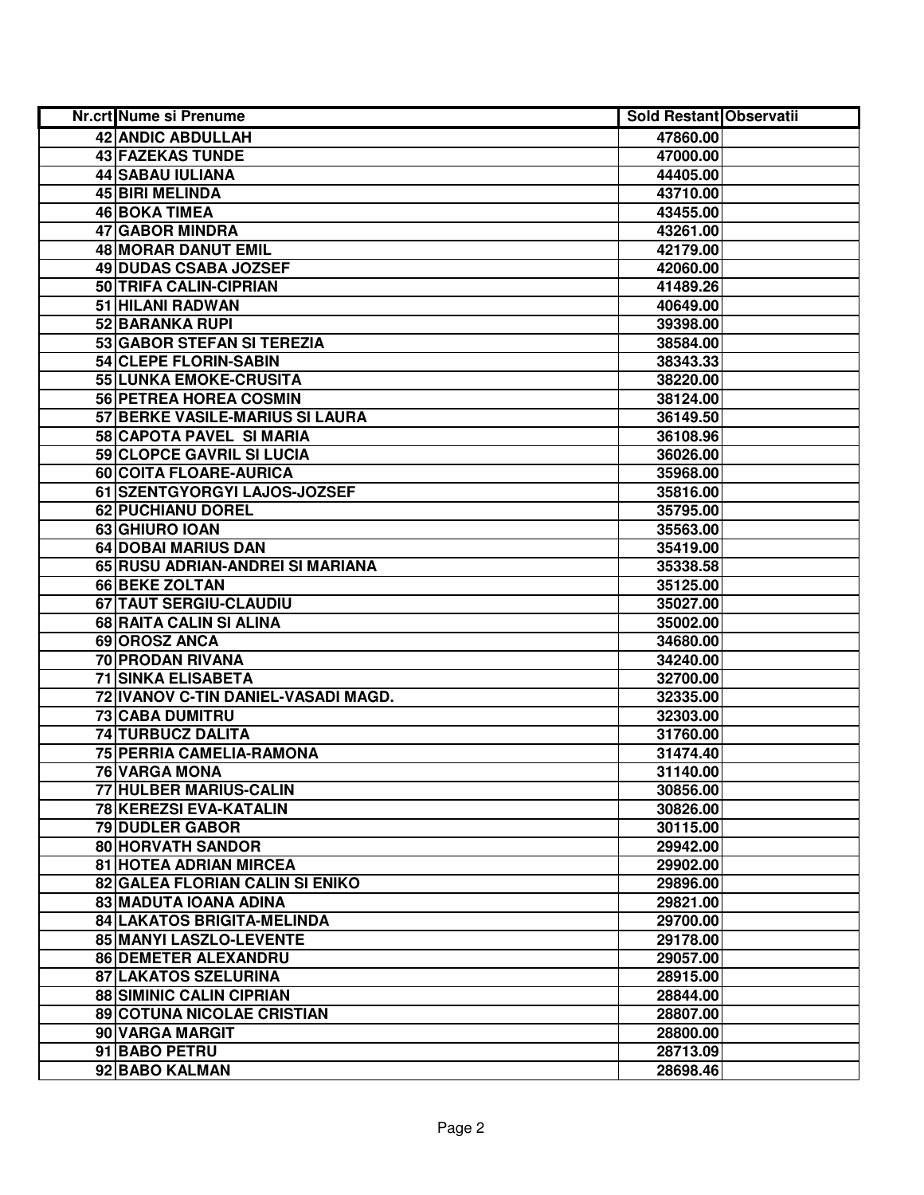| Nr.crt | Nume si Prenume | Sold Restant | Observatii |
|---|---|---|---|
| 42 | ANDIC ABDULLAH | 47860.00 | |
| 43 | FAZEKAS TUNDE | 47000.00 | |
| 44 | SABAU IULIANA | 44405.00 | |
| 45 | BIRI MELINDA | 43710.00 | |
| 46 | BOKA TIMEA | 43455.00 | |
| 47 | GABOR MINDRA | 43261.00 | |
| 48 | MORAR DANUT EMIL | 42179.00 | |
| 49 | DUDAS CSABA JOZSEF | 42060.00 | |
| 50 | TRIFA CALIN-CIPRIAN | 41489.26 | |
| 51 | HILANI RADWAN | 40649.00 | |
| 52 | BARANKA RUPI | 39398.00 | |
| 53 | GABOR STEFAN SI TEREZIA | 38584.00 | |
| 54 | CLEPE FLORIN-SABIN | 38343.33 | |
| 55 | LUNKA EMOKE-CRUSITA | 38220.00 | |
| 56 | PETREA HOREA COSMIN | 38124.00 | |
| 57 | BERKE VASILE-MARIUS SI LAURA | 36149.50 | |
| 58 | CAPOTA PAVEL SI MARIA | 36108.96 | |
| 59 | CLOPCE GAVRIL SI LUCIA | 36026.00 | |
| 60 | COITA FLOARE-AURICA | 35968.00 | |
| 61 | SZENTGYORGYI LAJOS-JOZSEF | 35816.00 | |
| 62 | PUCHIANU DOREL | 35795.00 | |
| 63 | GHIURO IOAN | 35563.00 | |
| 64 | DOBAI MARIUS DAN | 35419.00 | |
| 65 | RUSU ADRIAN-ANDREI SI MARIANA | 35338.58 | |
| 66 | BEKE ZOLTAN | 35125.00 | |
| 67 | TAUT SERGIU-CLAUDIU | 35027.00 | |
| 68 | RAITA CALIN SI ALINA | 35002.00 | |
| 69 | OROSZ ANCA | 34680.00 | |
| 70 | PRODAN RIVANA | 34240.00 | |
| 71 | SINKA ELISABETA | 32700.00 | |
| 72 | IVANOV C-TIN DANIEL-VASADI MAGD. | 32335.00 | |
| 73 | CABA DUMITRU | 32303.00 | |
| 74 | TURBUCZ DALITA | 31760.00 | |
| 75 | PERRIA CAMELIA-RAMONA | 31474.40 | |
| 76 | VARGA MONA | 31140.00 | |
| 77 | HULBER MARIUS-CALIN | 30856.00 | |
| 78 | KEREZSI EVA-KATALIN | 30826.00 | |
| 79 | DUDLER GABOR | 30115.00 | |
| 80 | HORVATH SANDOR | 29942.00 | |
| 81 | HOTEA ADRIAN MIRCEA | 29902.00 | |
| 82 | GALEA FLORIAN CALIN SI ENIKO | 29896.00 | |
| 83 | MADUTA IOANA ADINA | 29821.00 | |
| 84 | LAKATOS BRIGITA-MELINDA | 29700.00 | |
| 85 | MANYI LASZLO-LEVENTE | 29178.00 | |
| 86 | DEMETER ALEXANDRU | 29057.00 | |
| 87 | LAKATOS SZELURINA | 28915.00 | |
| 88 | SIMINIC CALIN CIPRIAN | 28844.00 | |
| 89 | COTUNA NICOLAE CRISTIAN | 28807.00 | |
| 90 | VARGA MARGIT | 28800.00 | |
| 91 | BABO PETRU | 28713.09 | |
| 92 | BABO KALMAN | 28698.46 | |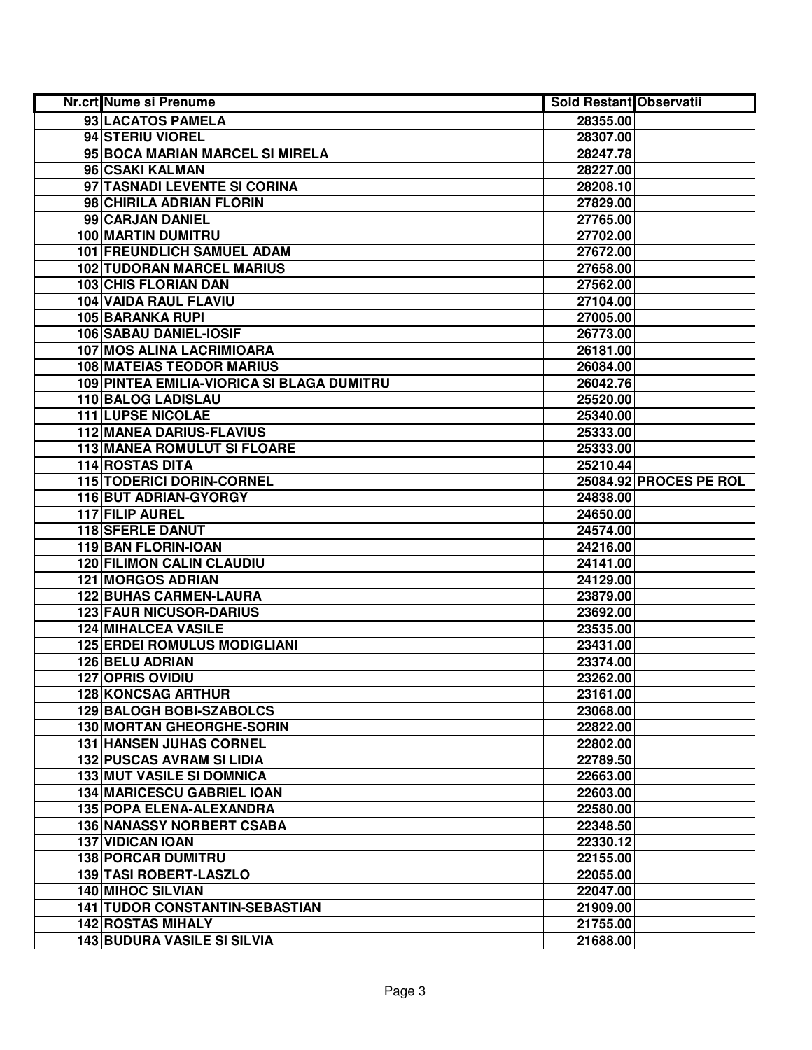| Nr.crt | Nume si Prenume | Sold Restant | Observatii |
|---|---|---|---|
| 93 | LACATOS PAMELA | 28355.00 | |
| 94 | STERIU VIOREL | 28307.00 | |
| 95 | BOCA MARIAN MARCEL SI MIRELA | 28247.78 | |
| 96 | CSAKI KALMAN | 28227.00 | |
| 97 | TASNADI LEVENTE SI CORINA | 28208.10 | |
| 98 | CHIRILA ADRIAN FLORIN | 27829.00 | |
| 99 | CARJAN DANIEL | 27765.00 | |
| 100 | MARTIN DUMITRU | 27702.00 | |
| 101 | FREUNDLICH SAMUEL ADAM | 27672.00 | |
| 102 | TUDORAN MARCEL MARIUS | 27658.00 | |
| 103 | CHIS FLORIAN DAN | 27562.00 | |
| 104 | VAIDA RAUL FLAVIU | 27104.00 | |
| 105 | BARANKA RUPI | 27005.00 | |
| 106 | SABAU DANIEL-IOSIF | 26773.00 | |
| 107 | MOS ALINA LACRIMIOARA | 26181.00 | |
| 108 | MATEIAS TEODOR MARIUS | 26084.00 | |
| 109 | PINTEA EMILIA-VIORICA SI BLAGA DUMITRU | 26042.76 | |
| 110 | BALOG LADISLAU | 25520.00 | |
| 111 | LUPSE NICOLAE | 25340.00 | |
| 112 | MANEA DARIUS-FLAVIUS | 25333.00 | |
| 113 | MANEA ROMULUT SI FLOARE | 25333.00 | |
| 114 | ROSTAS DITA | 25210.44 | |
| 115 | TODERICI DORIN-CORNEL | 25084.92 | PROCES PE ROL |
| 116 | BUT ADRIAN-GYORGY | 24838.00 | |
| 117 | FILIP AUREL | 24650.00 | |
| 118 | SFERLE DANUT | 24574.00 | |
| 119 | BAN FLORIN-IOAN | 24216.00 | |
| 120 | FILIMON CALIN CLAUDIU | 24141.00 | |
| 121 | MORGOS ADRIAN | 24129.00 | |
| 122 | BUHAS CARMEN-LAURA | 23879.00 | |
| 123 | FAUR NICUSOR-DARIUS | 23692.00 | |
| 124 | MIHALCEA VASILE | 23535.00 | |
| 125 | ERDEI ROMULUS MODIGLIANI | 23431.00 | |
| 126 | BELU ADRIAN | 23374.00 | |
| 127 | OPRIS OVIDIU | 23262.00 | |
| 128 | KONCSAG ARTHUR | 23161.00 | |
| 129 | BALOGH BOBI-SZABOLCS | 23068.00 | |
| 130 | MORTAN GHEORGHE-SORIN | 22822.00 | |
| 131 | HANSEN JUHAS CORNEL | 22802.00 | |
| 132 | PUSCAS AVRAM SI LIDIA | 22789.50 | |
| 133 | MUT VASILE SI DOMNICA | 22663.00 | |
| 134 | MARICESCU GABRIEL IOAN | 22603.00 | |
| 135 | POPA ELENA-ALEXANDRA | 22580.00 | |
| 136 | NANASSY NORBERT CSABA | 22348.50 | |
| 137 | VIDICAN IOAN | 22330.12 | |
| 138 | PORCAR DUMITRU | 22155.00 | |
| 139 | TASI ROBERT-LASZLO | 22055.00 | |
| 140 | MIHOC SILVIAN | 22047.00 | |
| 141 | TUDOR CONSTANTIN-SEBASTIAN | 21909.00 | |
| 142 | ROSTAS MIHALY | 21755.00 | |
| 143 | BUDURA VASILE SI SILVIA | 21688.00 | |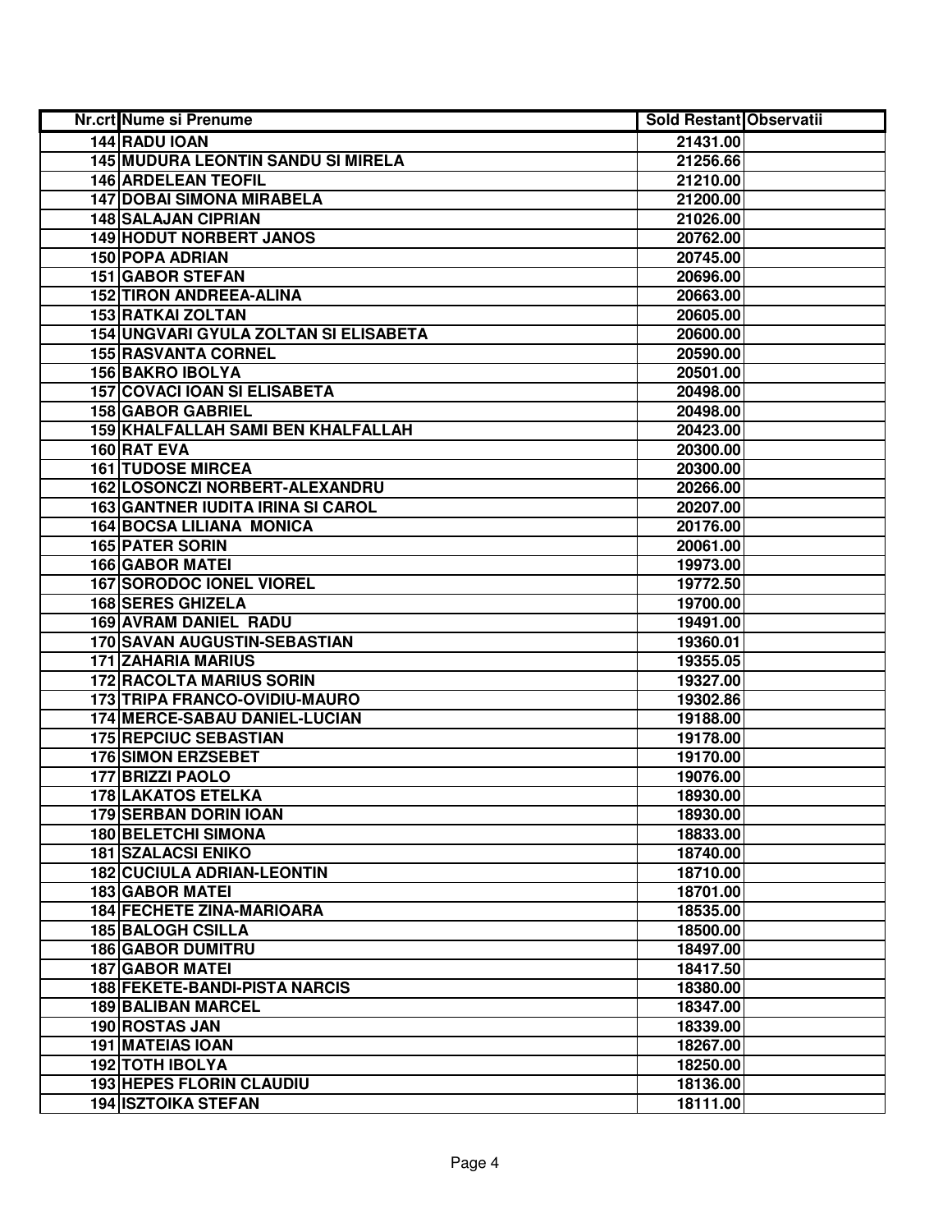| Nr.crt | Nume si Prenume | Sold Restant | Observatii |
|---|---|---|---|
| 144 | RADU IOAN | 21431.00 | |
| 145 | MUDURA LEONTIN SANDU SI MIRELA | 21256.66 | |
| 146 | ARDELEAN TEOFIL | 21210.00 | |
| 147 | DOBAI SIMONA MIRABELA | 21200.00 | |
| 148 | SALAJAN CIPRIAN | 21026.00 | |
| 149 | HODUT NORBERT JANOS | 20762.00 | |
| 150 | POPA ADRIAN | 20745.00 | |
| 151 | GABOR STEFAN | 20696.00 | |
| 152 | TIRON ANDREEA-ALINA | 20663.00 | |
| 153 | RATKAI ZOLTAN | 20605.00 | |
| 154 | UNGVARI GYULA ZOLTAN SI ELISABETA | 20600.00 | |
| 155 | RASVANTA CORNEL | 20590.00 | |
| 156 | BAKRO IBOLYA | 20501.00 | |
| 157 | COVACI IOAN SI ELISABETA | 20498.00 | |
| 158 | GABOR GABRIEL | 20498.00 | |
| 159 | KHALFALLAH SAMI BEN KHALFALLAH | 20423.00 | |
| 160 | RAT EVA | 20300.00 | |
| 161 | TUDOSE MIRCEA | 20300.00 | |
| 162 | LOSONCZI NORBERT-ALEXANDRU | 20266.00 | |
| 163 | GANTNER IUDITA IRINA SI CAROL | 20207.00 | |
| 164 | BOCSA LILIANA MONICA | 20176.00 | |
| 165 | PATER SORIN | 20061.00 | |
| 166 | GABOR MATEI | 19973.00 | |
| 167 | SORODOC IONEL VIOREL | 19772.50 | |
| 168 | SERES GHIZELA | 19700.00 | |
| 169 | AVRAM DANIEL RADU | 19491.00 | |
| 170 | SAVAN AUGUSTIN-SEBASTIAN | 19360.01 | |
| 171 | ZAHARIA MARIUS | 19355.05 | |
| 172 | RACOLTA MARIUS SORIN | 19327.00 | |
| 173 | TRIPA FRANCO-OVIDIU-MAURO | 19302.86 | |
| 174 | MERCE-SABAU DANIEL-LUCIAN | 19188.00 | |
| 175 | REPCIUC SEBASTIAN | 19178.00 | |
| 176 | SIMON ERZSEBET | 19170.00 | |
| 177 | BRIZZI PAOLO | 19076.00 | |
| 178 | LAKATOS ETELKA | 18930.00 | |
| 179 | SERBAN DORIN IOAN | 18930.00 | |
| 180 | BELETCHI SIMONA | 18833.00 | |
| 181 | SZALACSI ENIKO | 18740.00 | |
| 182 | CUCIULA ADRIAN-LEONTIN | 18710.00 | |
| 183 | GABOR MATEI | 18701.00 | |
| 184 | FECHETE ZINA-MARIOARA | 18535.00 | |
| 185 | BALOGH CSILLA | 18500.00 | |
| 186 | GABOR DUMITRU | 18497.00 | |
| 187 | GABOR MATEI | 18417.50 | |
| 188 | FEKETE-BANDI-PISTA NARCIS | 18380.00 | |
| 189 | BALIBAN MARCEL | 18347.00 | |
| 190 | ROSTAS JAN | 18339.00 | |
| 191 | MATEIAS IOAN | 18267.00 | |
| 192 | TOTH IBOLYA | 18250.00 | |
| 193 | HEPES FLORIN CLAUDIU | 18136.00 | |
| 194 | ISZTOIKA STEFAN | 18111.00 | |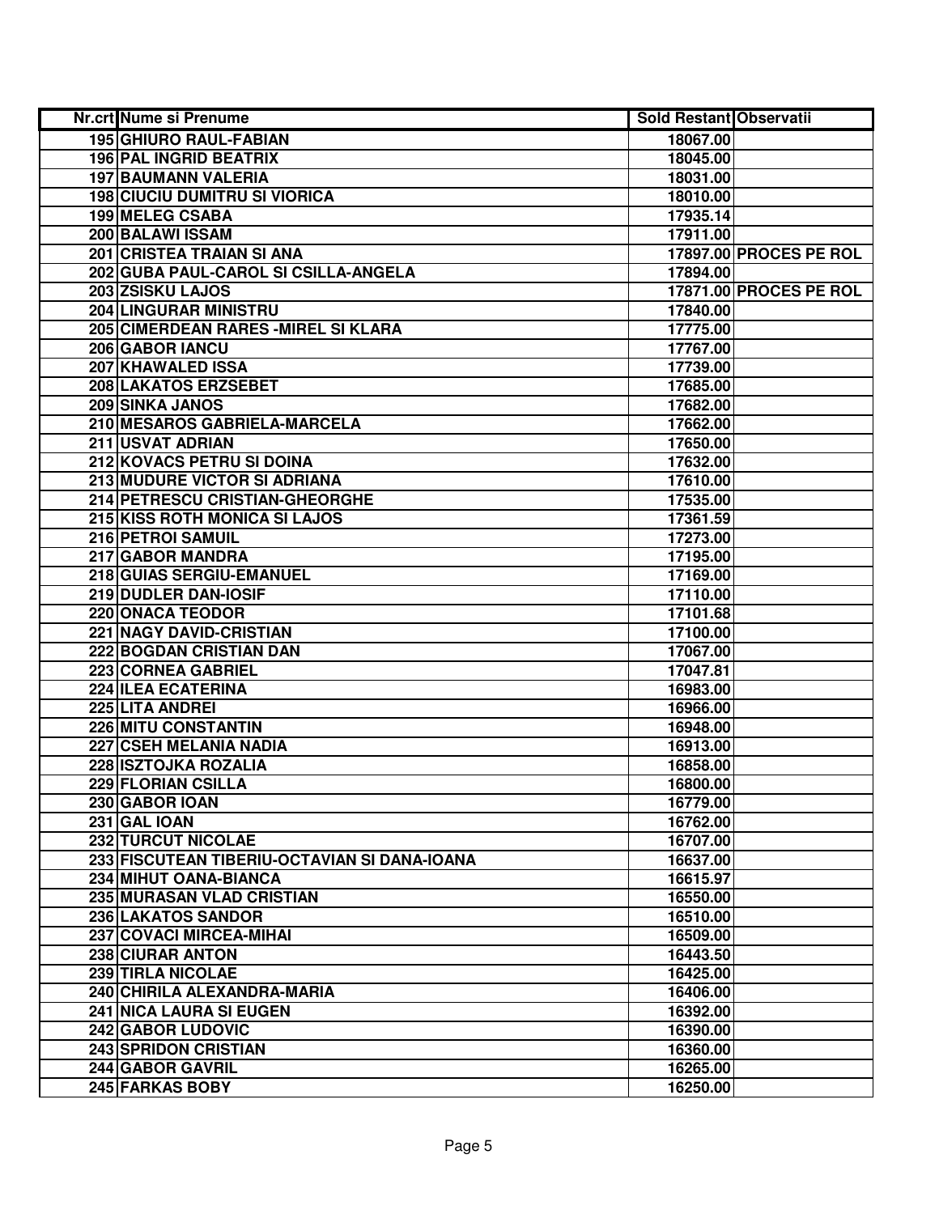| Nr.crt | Nume si Prenume | Sold Restant | Observatii |
|---|---|---|---|
| 195 | GHIURO RAUL-FABIAN | 18067.00 | |
| 196 | PAL INGRID BEATRIX | 18045.00 | |
| 197 | BAUMANN VALERIA | 18031.00 | |
| 198 | CIUCIU DUMITRU SI VIORICA | 18010.00 | |
| 199 | MELEG CSABA | 17935.14 | |
| 200 | BALAWI ISSAM | 17911.00 | |
| 201 | CRISTEA TRAIAN SI ANA | 17897.00 | PROCES PE ROL |
| 202 | GUBA PAUL-CAROL SI CSILLA-ANGELA | 17894.00 | |
| 203 | ZSISKU LAJOS | 17871.00 | PROCES PE ROL |
| 204 | LINGURAR MINISTRU | 17840.00 | |
| 205 | CIMERDEAN RARES -MIREL SI KLARA | 17775.00 | |
| 206 | GABOR IANCU | 17767.00 | |
| 207 | KHAWALED ISSA | 17739.00 | |
| 208 | LAKATOS ERZSEBET | 17685.00 | |
| 209 | SINKA JANOS | 17682.00 | |
| 210 | MESAROS GABRIELA-MARCELA | 17662.00 | |
| 211 | USVAT ADRIAN | 17650.00 | |
| 212 | KOVACS PETRU SI DOINA | 17632.00 | |
| 213 | MUDURE VICTOR SI ADRIANA | 17610.00 | |
| 214 | PETRESCU CRISTIAN-GHEORGHE | 17535.00 | |
| 215 | KISS ROTH MONICA SI LAJOS | 17361.59 | |
| 216 | PETROI SAMUIL | 17273.00 | |
| 217 | GABOR MANDRA | 17195.00 | |
| 218 | GUIAS SERGIU-EMANUEL | 17169.00 | |
| 219 | DUDLER DAN-IOSIF | 17110.00 | |
| 220 | ONACA TEODOR | 17101.68 | |
| 221 | NAGY DAVID-CRISTIAN | 17100.00 | |
| 222 | BOGDAN CRISTIAN DAN | 17067.00 | |
| 223 | CORNEA GABRIEL | 17047.81 | |
| 224 | ILEA ECATERINA | 16983.00 | |
| 225 | LITA ANDREI | 16966.00 | |
| 226 | MITU CONSTANTIN | 16948.00 | |
| 227 | CSEH MELANIA NADIA | 16913.00 | |
| 228 | ISZTOJKA ROZALIA | 16858.00 | |
| 229 | FLORIAN CSILLA | 16800.00 | |
| 230 | GABOR IOAN | 16779.00 | |
| 231 | GAL IOAN | 16762.00 | |
| 232 | TURCUT NICOLAE | 16707.00 | |
| 233 | FISCUTEAN TIBERIU-OCTAVIAN SI DANA-IOANA | 16637.00 | |
| 234 | MIHUT OANA-BIANCA | 16615.97 | |
| 235 | MURASAN VLAD CRISTIAN | 16550.00 | |
| 236 | LAKATOS SANDOR | 16510.00 | |
| 237 | COVACI MIRCEA-MIHAI | 16509.00 | |
| 238 | CIURAR ANTON | 16443.50 | |
| 239 | TIRLA NICOLAE | 16425.00 | |
| 240 | CHIRILA ALEXANDRA-MARIA | 16406.00 | |
| 241 | NICA LAURA SI EUGEN | 16392.00 | |
| 242 | GABOR LUDOVIC | 16390.00 | |
| 243 | SPRIDON CRISTIAN | 16360.00 | |
| 244 | GABOR GAVRIL | 16265.00 | |
| 245 | FARKAS BOBY | 16250.00 | |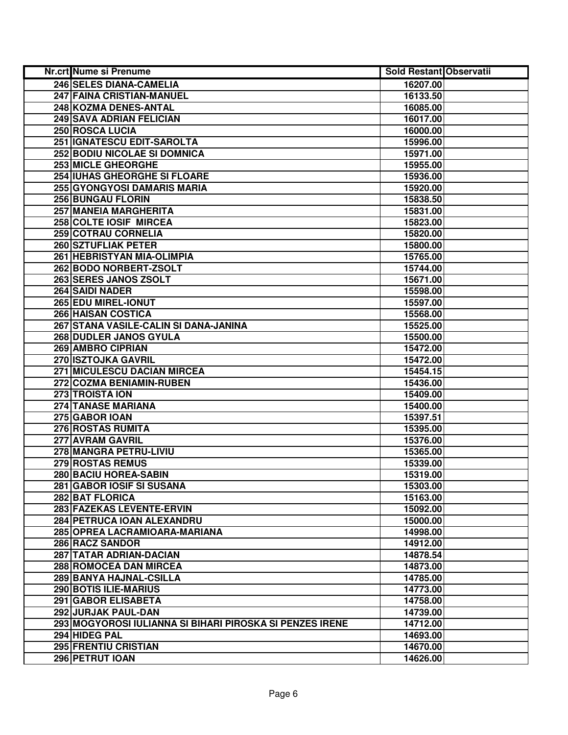| Nr.crt | Nume si Prenume | Sold Restant | Observatii |
|---|---|---|---|
| 246 | SELES DIANA-CAMELIA | 16207.00 | |
| 247 | FAINA CRISTIAN-MANUEL | 16133.50 | |
| 248 | KOZMA DENES-ANTAL | 16085.00 | |
| 249 | SAVA ADRIAN FELICIAN | 16017.00 | |
| 250 | ROSCA LUCIA | 16000.00 | |
| 251 | IGNATESCU EDIT-SAROLTA | 15996.00 | |
| 252 | BODIU NICOLAE SI DOMNICA | 15971.00 | |
| 253 | MICLE GHEORGHE | 15955.00 | |
| 254 | IUHAS GHEORGHE SI FLOARE | 15936.00 | |
| 255 | GYONGYOSI DAMARIS MARIA | 15920.00 | |
| 256 | BUNGAU FLORIN | 15838.50 | |
| 257 | MANEIA MARGHERITA | 15831.00 | |
| 258 | COLTE IOSIF MIRCEA | 15823.00 | |
| 259 | COTRAU CORNELIA | 15820.00 | |
| 260 | SZTUFLIAK PETER | 15800.00 | |
| 261 | HEBRISTYAN MIA-OLIMPIA | 15765.00 | |
| 262 | BODO NORBERT-ZSOLT | 15744.00 | |
| 263 | SERES JANOS ZSOLT | 15671.00 | |
| 264 | SAIDI NADER | 15598.00 | |
| 265 | EDU MIREL-IONUT | 15597.00 | |
| 266 | HAISAN COSTICA | 15568.00 | |
| 267 | STANA VASILE-CALIN SI DANA-JANINA | 15525.00 | |
| 268 | DUDLER JANOS GYULA | 15500.00 | |
| 269 | AMBRO CIPRIAN | 15472.00 | |
| 270 | ISZTOJKA GAVRIL | 15472.00 | |
| 271 | MICULESCU DACIAN MIRCEA | 15454.15 | |
| 272 | COZMA BENIAMIN-RUBEN | 15436.00 | |
| 273 | TROISTA ION | 15409.00 | |
| 274 | TANASE MARIANA | 15400.00 | |
| 275 | GABOR IOAN | 15397.51 | |
| 276 | ROSTAS RUMITA | 15395.00 | |
| 277 | AVRAM GAVRIL | 15376.00 | |
| 278 | MANGRA PETRU-LIVIU | 15365.00 | |
| 279 | ROSTAS REMUS | 15339.00 | |
| 280 | BACIU HOREA-SABIN | 15319.00 | |
| 281 | GABOR IOSIF SI SUSANA | 15303.00 | |
| 282 | BAT FLORICA | 15163.00 | |
| 283 | FAZEKAS LEVENTE-ERVIN | 15092.00 | |
| 284 | PETRUCA IOAN ALEXANDRU | 15000.00 | |
| 285 | OPREA LACRAMIOARA-MARIANA | 14998.00 | |
| 286 | RACZ SANDOR | 14912.00 | |
| 287 | TATAR ADRIAN-DACIAN | 14878.54 | |
| 288 | ROMOCEA DAN MIRCEA | 14873.00 | |
| 289 | BANYA HAJNAL-CSILLA | 14785.00 | |
| 290 | BOTIS ILIE-MARIUS | 14773.00 | |
| 291 | GABOR ELISABETA | 14758.00 | |
| 292 | JURJAK PAUL-DAN | 14739.00 | |
| 293 | MOGYOROSI IULIANNA SI BIHARI PIROSKA SI PENZES IRENE | 14712.00 | |
| 294 | HIDEG PAL | 14693.00 | |
| 295 | FRENTIU CRISTIAN | 14670.00 | |
| 296 | PETRUT IOAN | 14626.00 | |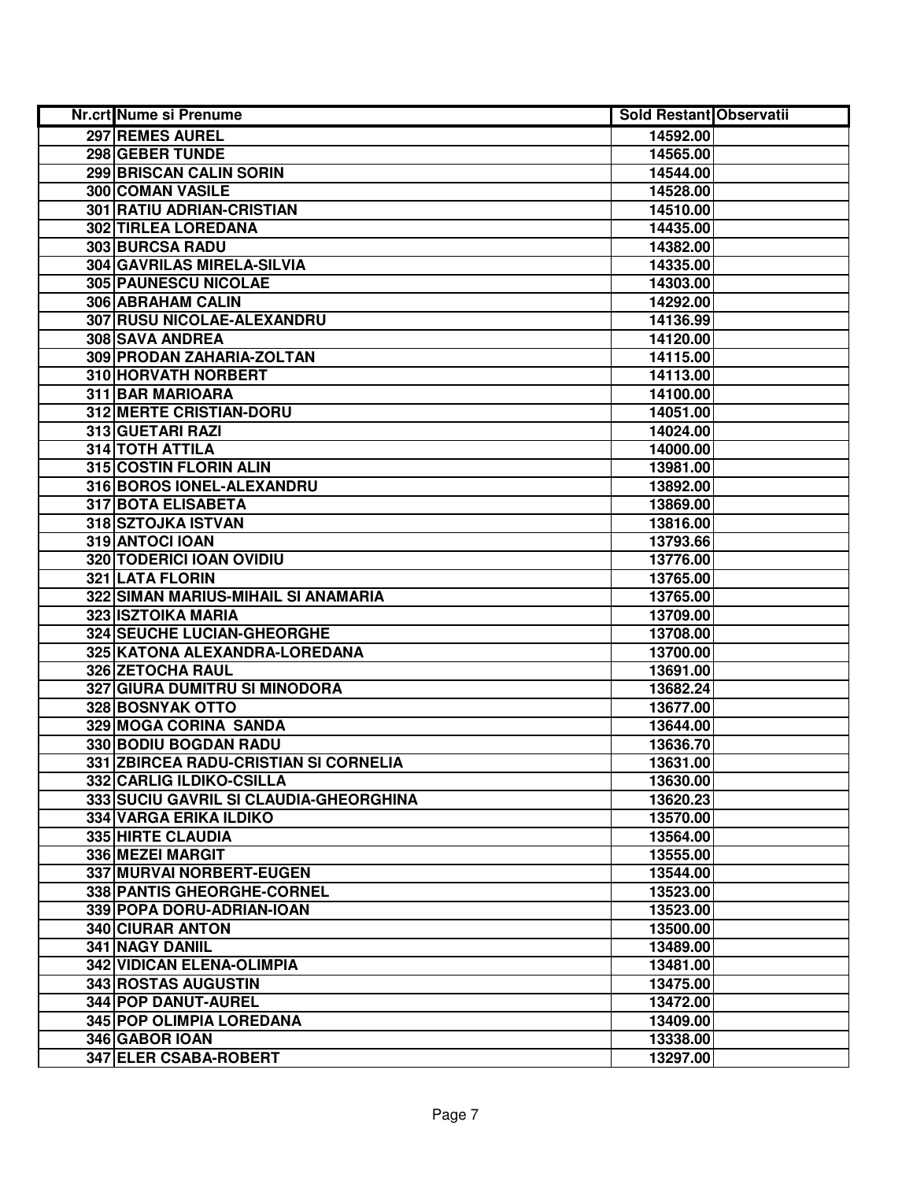| Nr.crt | Nume si Prenume | Sold Restant | Observatii |
| --- | --- | --- | --- |
| 297 | REMES AUREL | 14592.00 | |
| 298 | GEBER TUNDE | 14565.00 | |
| 299 | BRISCAN CALIN SORIN | 14544.00 | |
| 300 | COMAN VASILE | 14528.00 | |
| 301 | RATIU ADRIAN-CRISTIAN | 14510.00 | |
| 302 | TIRLEA LOREDANA | 14435.00 | |
| 303 | BURCSA RADU | 14382.00 | |
| 304 | GAVRILAS MIRELA-SILVIA | 14335.00 | |
| 305 | PAUNESCU NICOLAE | 14303.00 | |
| 306 | ABRAHAM CALIN | 14292.00 | |
| 307 | RUSU NICOLAE-ALEXANDRU | 14136.99 | |
| 308 | SAVA ANDREA | 14120.00 | |
| 309 | PRODAN ZAHARIA-ZOLTAN | 14115.00 | |
| 310 | HORVATH NORBERT | 14113.00 | |
| 311 | BAR MARIOARA | 14100.00 | |
| 312 | MERTE CRISTIAN-DORU | 14051.00 | |
| 313 | GUETARI RAZI | 14024.00 | |
| 314 | TOTH ATTILA | 14000.00 | |
| 315 | COSTIN FLORIN ALIN | 13981.00 | |
| 316 | BOROS IONEL-ALEXANDRU | 13892.00 | |
| 317 | BOTA ELISABETA | 13869.00 | |
| 318 | SZTOJKA ISTVAN | 13816.00 | |
| 319 | ANTOCI IOAN | 13793.66 | |
| 320 | TODERICI IOAN OVIDIU | 13776.00 | |
| 321 | LATA FLORIN | 13765.00 | |
| 322 | SIMAN MARIUS-MIHAIL SI ANAMARIA | 13765.00 | |
| 323 | ISZTOIKA MARIA | 13709.00 | |
| 324 | SEUCHE LUCIAN-GHEORGHE | 13708.00 | |
| 325 | KATONA ALEXANDRA-LOREDANA | 13700.00 | |
| 326 | ZETOCHA RAUL | 13691.00 | |
| 327 | GIURA DUMITRU SI MINODORA | 13682.24 | |
| 328 | BOSNYAK OTTO | 13677.00 | |
| 329 | MOGA CORINA SANDA | 13644.00 | |
| 330 | BODIU BOGDAN RADU | 13636.70 | |
| 331 | ZBIRCEA RADU-CRISTIAN SI CORNELIA | 13631.00 | |
| 332 | CARLIG ILDIKO-CSILLA | 13630.00 | |
| 333 | SUCIU GAVRIL SI CLAUDIA-GHEORGHINA | 13620.23 | |
| 334 | VARGA ERIKA ILDIKO | 13570.00 | |
| 335 | HIRTE CLAUDIA | 13564.00 | |
| 336 | MEZEI MARGIT | 13555.00 | |
| 337 | MURVAI NORBERT-EUGEN | 13544.00 | |
| 338 | PANTIS GHEORGHE-CORNEL | 13523.00 | |
| 339 | POPA DORU-ADRIAN-IOAN | 13523.00 | |
| 340 | CIURAR ANTON | 13500.00 | |
| 341 | NAGY DANIIL | 13489.00 | |
| 342 | VIDICAN ELENA-OLIMPIA | 13481.00 | |
| 343 | ROSTAS AUGUSTIN | 13475.00 | |
| 344 | POP DANUT-AUREL | 13472.00 | |
| 345 | POP OLIMPIA LOREDANA | 13409.00 | |
| 346 | GABOR IOAN | 13338.00 | |
| 347 | ELER CSABA-ROBERT | 13297.00 | |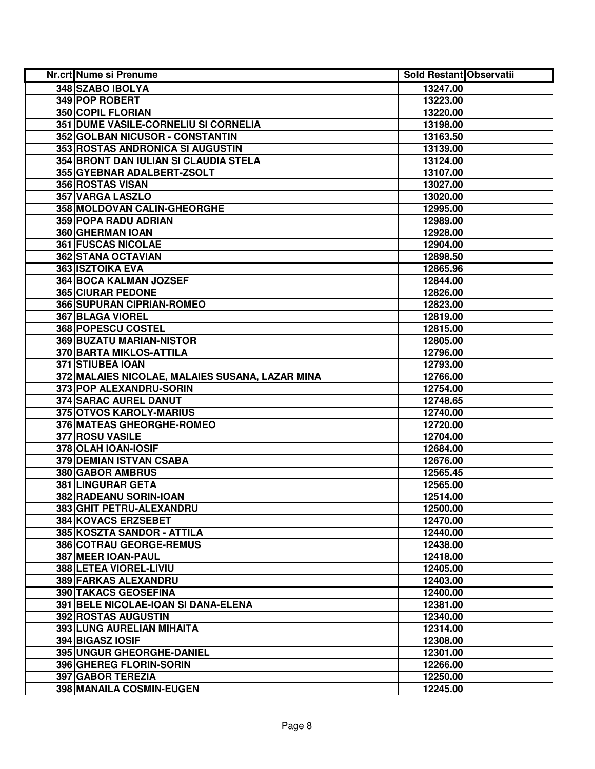| Nr.crt | Nume si Prenume | Sold Restant | Observatii |
|---|---|---|---|
| 348 | SZABO IBOLYA | 13247.00 | |
| 349 | POP ROBERT | 13223.00 | |
| 350 | COPIL FLORIAN | 13220.00 | |
| 351 | DUME VASILE-CORNELIU SI CORNELIA | 13198.00 | |
| 352 | GOLBAN NICUSOR - CONSTANTIN | 13163.50 | |
| 353 | ROSTAS ANDRONICA SI AUGUSTIN | 13139.00 | |
| 354 | BRONT DAN IULIAN SI CLAUDIA STELA | 13124.00 | |
| 355 | GYEBNAR ADALBERT-ZSOLT | 13107.00 | |
| 356 | ROSTAS VISAN | 13027.00 | |
| 357 | VARGA LASZLO | 13020.00 | |
| 358 | MOLDOVAN CALIN-GHEORGHE | 12995.00 | |
| 359 | POPA RADU ADRIAN | 12989.00 | |
| 360 | GHERMAN IOAN | 12928.00 | |
| 361 | FUSCAS NICOLAE | 12904.00 | |
| 362 | STANA OCTAVIAN | 12898.50 | |
| 363 | ISZTOIKA EVA | 12865.96 | |
| 364 | BOCA KALMAN JOZSEF | 12844.00 | |
| 365 | CIURAR PEDONE | 12826.00 | |
| 366 | SUPURAN CIPRIAN-ROMEO | 12823.00 | |
| 367 | BLAGA VIOREL | 12819.00 | |
| 368 | POPESCU COSTEL | 12815.00 | |
| 369 | BUZATU MARIAN-NISTOR | 12805.00 | |
| 370 | BARTA MIKLOS-ATTILA | 12796.00 | |
| 371 | STIUBEA IOAN | 12793.00 | |
| 372 | MALAIES NICOLAE, MALAIES SUSANA, LAZAR MINA | 12766.00 | |
| 373 | POP ALEXANDRU-SORIN | 12754.00 | |
| 374 | SARAC AUREL DANUT | 12748.65 | |
| 375 | OTVOS KAROLY-MARIUS | 12740.00 | |
| 376 | MATEAS GHEORGHE-ROMEO | 12720.00 | |
| 377 | ROSU VASILE | 12704.00 | |
| 378 | OLAH IOAN-IOSIF | 12684.00 | |
| 379 | DEMIAN ISTVAN CSABA | 12676.00 | |
| 380 | GABOR AMBRUS | 12565.45 | |
| 381 | LINGURAR GETA | 12565.00 | |
| 382 | RADEANU SORIN-IOAN | 12514.00 | |
| 383 | GHIT PETRU-ALEXANDRU | 12500.00 | |
| 384 | KOVACS ERZSEBET | 12470.00 | |
| 385 | KOSZTA SANDOR - ATTILA | 12440.00 | |
| 386 | COTRAU GEORGE-REMUS | 12438.00 | |
| 387 | MEER IOAN-PAUL | 12418.00 | |
| 388 | LETEA VIOREL-LIVIU | 12405.00 | |
| 389 | FARKAS ALEXANDRU | 12403.00 | |
| 390 | TAKACS GEOSEFINA | 12400.00 | |
| 391 | BELE NICOLAE-IOAN SI DANA-ELENA | 12381.00 | |
| 392 | ROSTAS AUGUSTIN | 12340.00 | |
| 393 | LUNG AURELIAN MIHAITA | 12314.00 | |
| 394 | BIGASZ IOSIF | 12308.00 | |
| 395 | UNGUR GHEORGHE-DANIEL | 12301.00 | |
| 396 | GHEREG FLORIN-SORIN | 12266.00 | |
| 397 | GABOR TEREZIA | 12250.00 | |
| 398 | MANAILA COSMIN-EUGEN | 12245.00 | |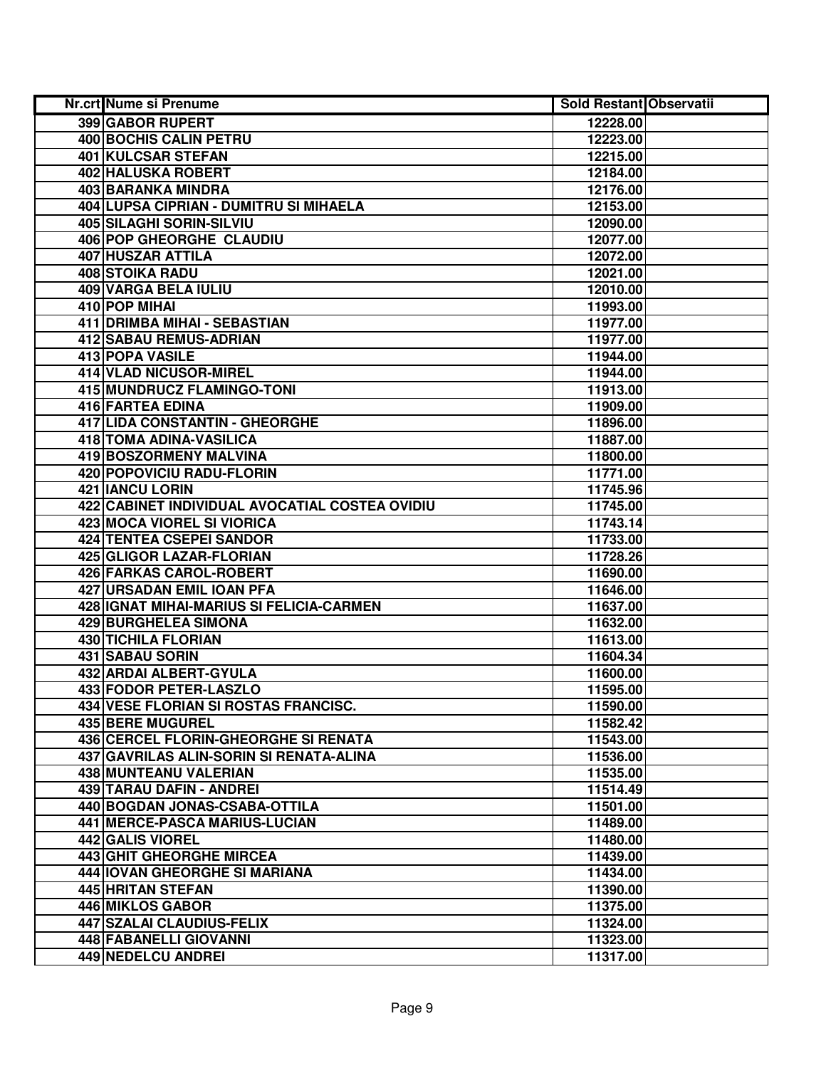| Nr.crt | Nume si Prenume | Sold Restant | Observatii |
|---|---|---|---|
| 399 | GABOR RUPERT | 12228.00 | |
| 400 | BOCHIS CALIN PETRU | 12223.00 | |
| 401 | KULCSAR STEFAN | 12215.00 | |
| 402 | HALUSKA ROBERT | 12184.00 | |
| 403 | BARANKA MINDRA | 12176.00 | |
| 404 | LUPSA CIPRIAN - DUMITRU SI MIHAELA | 12153.00 | |
| 405 | SILAGHI SORIN-SILVIU | 12090.00 | |
| 406 | POP GHEORGHE CLAUDIU | 12077.00 | |
| 407 | HUSZAR ATTILA | 12072.00 | |
| 408 | STOIKA RADU | 12021.00 | |
| 409 | VARGA BELA IULIU | 12010.00 | |
| 410 | POP MIHAI | 11993.00 | |
| 411 | DRIMBA MIHAI - SEBASTIAN | 11977.00 | |
| 412 | SABAU REMUS-ADRIAN | 11977.00 | |
| 413 | POPA VASILE | 11944.00 | |
| 414 | VLAD NICUSOR-MIREL | 11944.00 | |
| 415 | MUNDRUCZ FLAMINGO-TONI | 11913.00 | |
| 416 | FARTEA EDINA | 11909.00 | |
| 417 | LIDA CONSTANTIN - GHEORGHE | 11896.00 | |
| 418 | TOMA ADINA-VASILICA | 11887.00 | |
| 419 | BOSZORMENY MALVINA | 11800.00 | |
| 420 | POPOVICIU RADU-FLORIN | 11771.00 | |
| 421 | IANCU LORIN | 11745.96 | |
| 422 | CABINET INDIVIDUAL AVOCATIAL COSTEA OVIDIU | 11745.00 | |
| 423 | MOCA VIOREL SI VIORICA | 11743.14 | |
| 424 | TENTEA CSEPEI SANDOR | 11733.00 | |
| 425 | GLIGOR LAZAR-FLORIAN | 11728.26 | |
| 426 | FARKAS CAROL-ROBERT | 11690.00 | |
| 427 | URSADAN EMIL IOAN PFA | 11646.00 | |
| 428 | IGNAT MIHAI-MARIUS SI FELICIA-CARMEN | 11637.00 | |
| 429 | BURGHELEA SIMONA | 11632.00 | |
| 430 | TICHILA FLORIAN | 11613.00 | |
| 431 | SABAU SORIN | 11604.34 | |
| 432 | ARDAI ALBERT-GYULA | 11600.00 | |
| 433 | FODOR PETER-LASZLO | 11595.00 | |
| 434 | VESE FLORIAN SI ROSTAS FRANCISC. | 11590.00 | |
| 435 | BERE MUGUREL | 11582.42 | |
| 436 | CERCEL FLORIN-GHEORGHE SI RENATA | 11543.00 | |
| 437 | GAVRILAS ALIN-SORIN SI RENATA-ALINA | 11536.00 | |
| 438 | MUNTEANU VALERIAN | 11535.00 | |
| 439 | TARAU DAFIN - ANDREI | 11514.49 | |
| 440 | BOGDAN JONAS-CSABA-OTTILA | 11501.00 | |
| 441 | MERCE-PASCA MARIUS-LUCIAN | 11489.00 | |
| 442 | GALIS VIOREL | 11480.00 | |
| 443 | GHIT GHEORGHE MIRCEA | 11439.00 | |
| 444 | IOVAN GHEORGHE SI MARIANA | 11434.00 | |
| 445 | HRITAN STEFAN | 11390.00 | |
| 446 | MIKLOS GABOR | 11375.00 | |
| 447 | SZALAI CLAUDIUS-FELIX | 11324.00 | |
| 448 | FABANELLI GIOVANNI | 11323.00 | |
| 449 | NEDELCU ANDREI | 11317.00 | |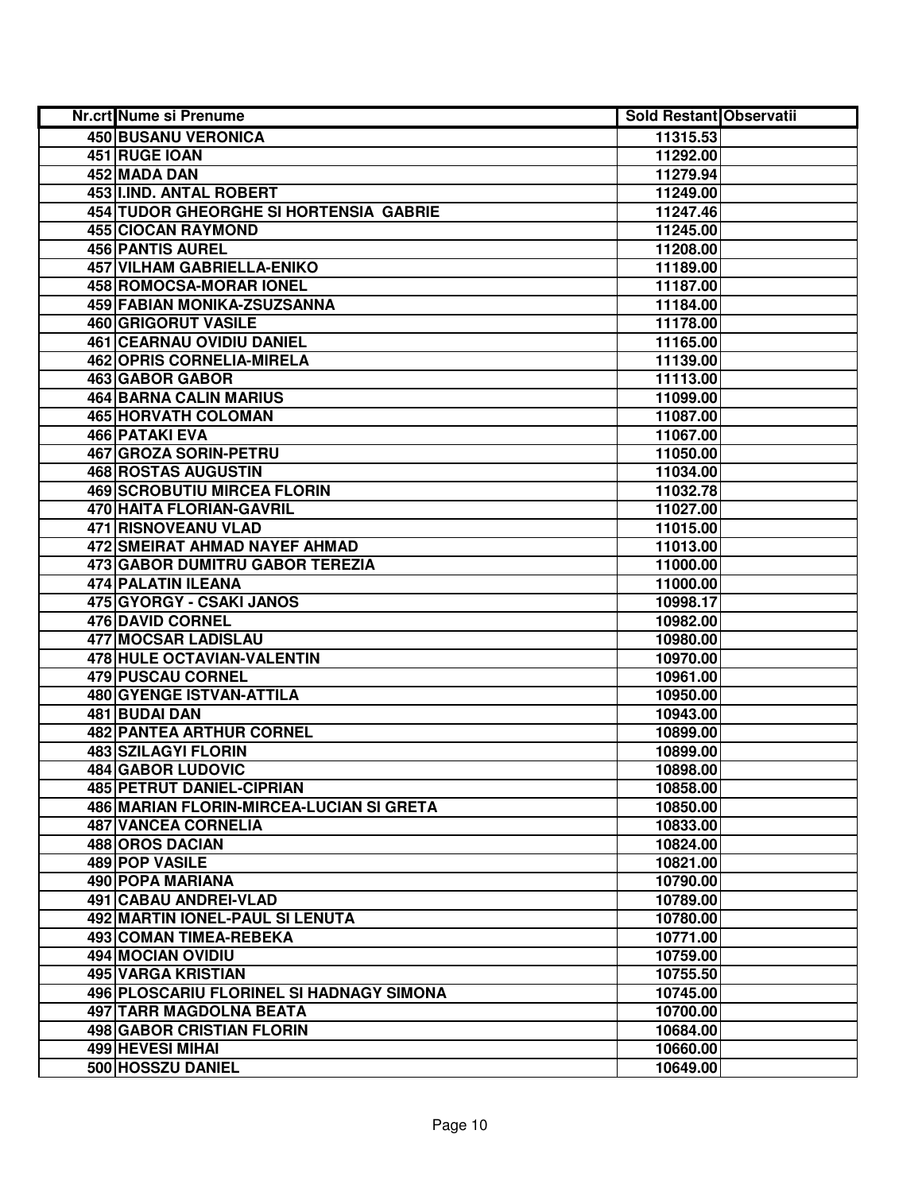| Nr.crt | Nume si Prenume | Sold Restant | Observatii |
|---|---|---|---|
| 450 | BUSANU VERONICA | 11315.53 | |
| 451 | RUGE IOAN | 11292.00 | |
| 452 | MADA DAN | 11279.94 | |
| 453 | I.IND. ANTAL ROBERT | 11249.00 | |
| 454 | TUDOR GHEORGHE SI HORTENSIA GABRIE | 11247.46 | |
| 455 | CIOCAN RAYMOND | 11245.00 | |
| 456 | PANTIS AUREL | 11208.00 | |
| 457 | VILHAM GABRIELLA-ENIKO | 11189.00 | |
| 458 | ROMOCSA-MORAR IONEL | 11187.00 | |
| 459 | FABIAN MONIKA-ZSUZSANNA | 11184.00 | |
| 460 | GRIGORUT VASILE | 11178.00 | |
| 461 | CEARNAU OVIDIU DANIEL | 11165.00 | |
| 462 | OPRIS CORNELIA-MIRELA | 11139.00 | |
| 463 | GABOR GABOR | 11113.00 | |
| 464 | BARNA CALIN MARIUS | 11099.00 | |
| 465 | HORVATH COLOMAN | 11087.00 | |
| 466 | PATAKI EVA | 11067.00 | |
| 467 | GROZA SORIN-PETRU | 11050.00 | |
| 468 | ROSTAS AUGUSTIN | 11034.00 | |
| 469 | SCROBUTIU MIRCEA FLORIN | 11032.78 | |
| 470 | HAITA FLORIAN-GAVRIL | 11027.00 | |
| 471 | RISNOVEANU VLAD | 11015.00 | |
| 472 | SMEIRAT AHMAD NAYEF AHMAD | 11013.00 | |
| 473 | GABOR DUMITRU GABOR TEREZIA | 11000.00 | |
| 474 | PALATIN ILEANA | 11000.00 | |
| 475 | GYORGY - CSAKI JANOS | 10998.17 | |
| 476 | DAVID CORNEL | 10982.00 | |
| 477 | MOCSAR LADISLAU | 10980.00 | |
| 478 | HULE OCTAVIAN-VALENTIN | 10970.00 | |
| 479 | PUSCAU CORNEL | 10961.00 | |
| 480 | GYENGE ISTVAN-ATTILA | 10950.00 | |
| 481 | BUDAI DAN | 10943.00 | |
| 482 | PANTEA ARTHUR CORNEL | 10899.00 | |
| 483 | SZILAGYI FLORIN | 10899.00 | |
| 484 | GABOR LUDOVIC | 10898.00 | |
| 485 | PETRUT DANIEL-CIPRIAN | 10858.00 | |
| 486 | MARIAN FLORIN-MIRCEA-LUCIAN SI GRETA | 10850.00 | |
| 487 | VANCEA CORNELIA | 10833.00 | |
| 488 | OROS DACIAN | 10824.00 | |
| 489 | POP VASILE | 10821.00 | |
| 490 | POPA MARIANA | 10790.00 | |
| 491 | CABAU ANDREI-VLAD | 10789.00 | |
| 492 | MARTIN IONEL-PAUL SI LENUTA | 10780.00 | |
| 493 | COMAN TIMEA-REBEKA | 10771.00 | |
| 494 | MOCIAN OVIDIU | 10759.00 | |
| 495 | VARGA KRISTIAN | 10755.50 | |
| 496 | PLOSCARIU FLORINEL SI HADNAGY SIMONA | 10745.00 | |
| 497 | TARR MAGDOLNA BEATA | 10700.00 | |
| 498 | GABOR CRISTIAN FLORIN | 10684.00 | |
| 499 | HEVESI MIHAI | 10660.00 | |
| 500 | HOSSZU DANIEL | 10649.00 | |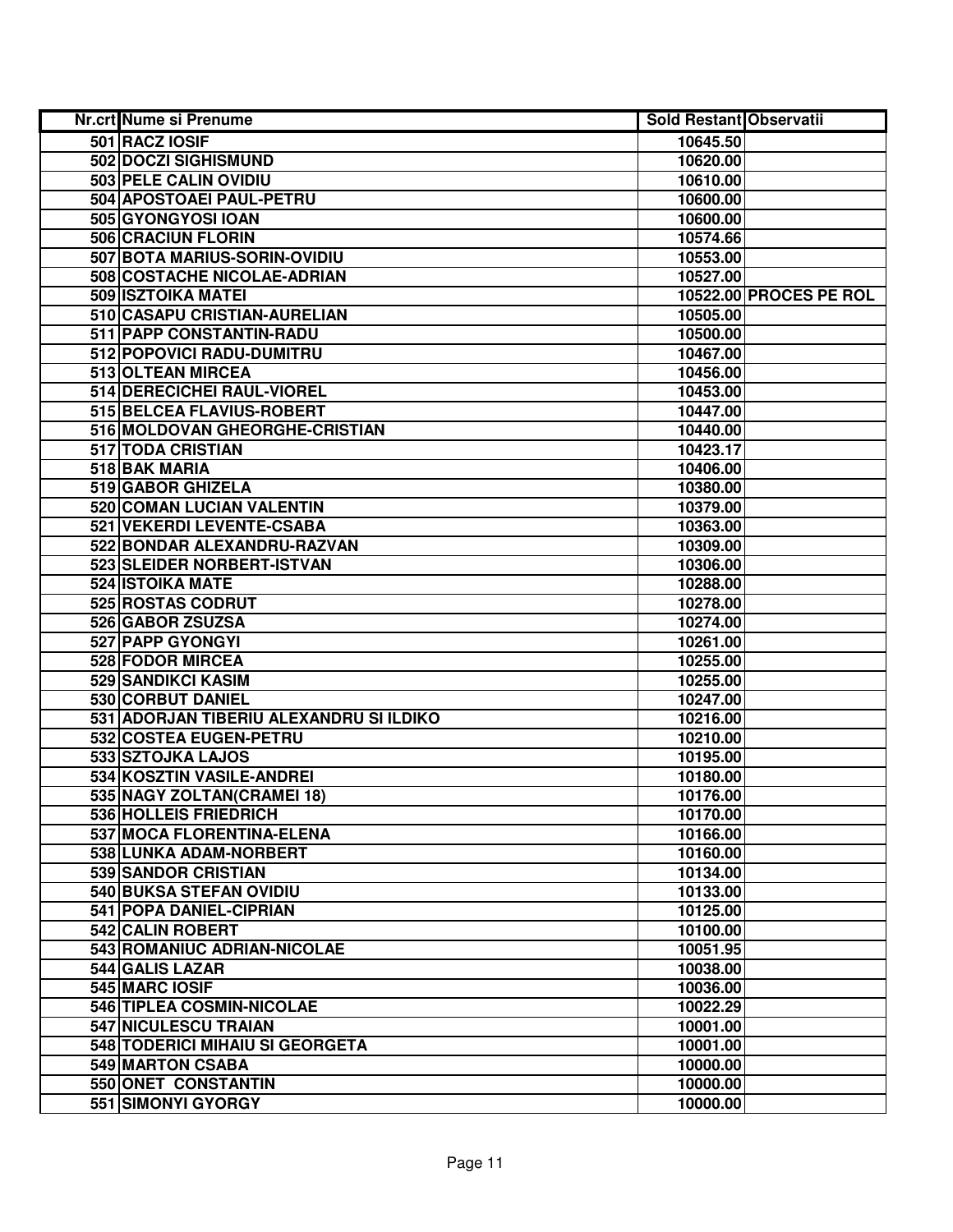| Nr.crt | Nume si Prenume | Sold Restant | Observatii |
|---|---|---|---|
| 501 | RACZ IOSIF | 10645.50 | |
| 502 | DOCZI SIGHISMUND | 10620.00 | |
| 503 | PELE CALIN OVIDIU | 10610.00 | |
| 504 | APOSTOAEI PAUL-PETRU | 10600.00 | |
| 505 | GYONGYOSI IOAN | 10600.00 | |
| 506 | CRACIUN FLORIN | 10574.66 | |
| 507 | BOTA MARIUS-SORIN-OVIDIU | 10553.00 | |
| 508 | COSTACHE NICOLAE-ADRIAN | 10527.00 | |
| 509 | ISZTOIKA MATEI | 10522.00 | PROCES PE ROL |
| 510 | CASAPU CRISTIAN-AURELIAN | 10505.00 | |
| 511 | PAPP CONSTANTIN-RADU | 10500.00 | |
| 512 | POPOVICI RADU-DUMITRU | 10467.00 | |
| 513 | OLTEAN MIRCEA | 10456.00 | |
| 514 | DERECICHEI RAUL-VIOREL | 10453.00 | |
| 515 | BELCEA FLAVIUS-ROBERT | 10447.00 | |
| 516 | MOLDOVAN GHEORGHE-CRISTIAN | 10440.00 | |
| 517 | TODA CRISTIAN | 10423.17 | |
| 518 | BAK MARIA | 10406.00 | |
| 519 | GABOR GHIZELA | 10380.00 | |
| 520 | COMAN LUCIAN VALENTIN | 10379.00 | |
| 521 | VEKERDI LEVENTE-CSABA | 10363.00 | |
| 522 | BONDAR ALEXANDRU-RAZVAN | 10309.00 | |
| 523 | SLEIDER NORBERT-ISTVAN | 10306.00 | |
| 524 | ISTOIKA MATE | 10288.00 | |
| 525 | ROSTAS CODRUT | 10278.00 | |
| 526 | GABOR ZSUZSA | 10274.00 | |
| 527 | PAPP GYONGYI | 10261.00 | |
| 528 | FODOR MIRCEA | 10255.00 | |
| 529 | SANDIKCI KASIM | 10255.00 | |
| 530 | CORBUT DANIEL | 10247.00 | |
| 531 | ADORJAN TIBERIU ALEXANDRU SI ILDIKO | 10216.00 | |
| 532 | COSTEA EUGEN-PETRU | 10210.00 | |
| 533 | SZTOJKA LAJOS | 10195.00 | |
| 534 | KOSZTIN VASILE-ANDREI | 10180.00 | |
| 535 | NAGY ZOLTAN(CRAMEI 18) | 10176.00 | |
| 536 | HOLLEIS FRIEDRICH | 10170.00 | |
| 537 | MOCA FLORENTINA-ELENA | 10166.00 | |
| 538 | LUNKA ADAM-NORBERT | 10160.00 | |
| 539 | SANDOR CRISTIAN | 10134.00 | |
| 540 | BUKSA STEFAN OVIDIU | 10133.00 | |
| 541 | POPA DANIEL-CIPRIAN | 10125.00 | |
| 542 | CALIN ROBERT | 10100.00 | |
| 543 | ROMANIUC ADRIAN-NICOLAE | 10051.95 | |
| 544 | GALIS LAZAR | 10038.00 | |
| 545 | MARC IOSIF | 10036.00 | |
| 546 | TIPLEA COSMIN-NICOLAE | 10022.29 | |
| 547 | NICULESCU TRAIAN | 10001.00 | |
| 548 | TODERICI MIHAIU SI GEORGETA | 10001.00 | |
| 549 | MARTON CSABA | 10000.00 | |
| 550 | ONET CONSTANTIN | 10000.00 | |
| 551 | SIMONYI GYORGY | 10000.00 | |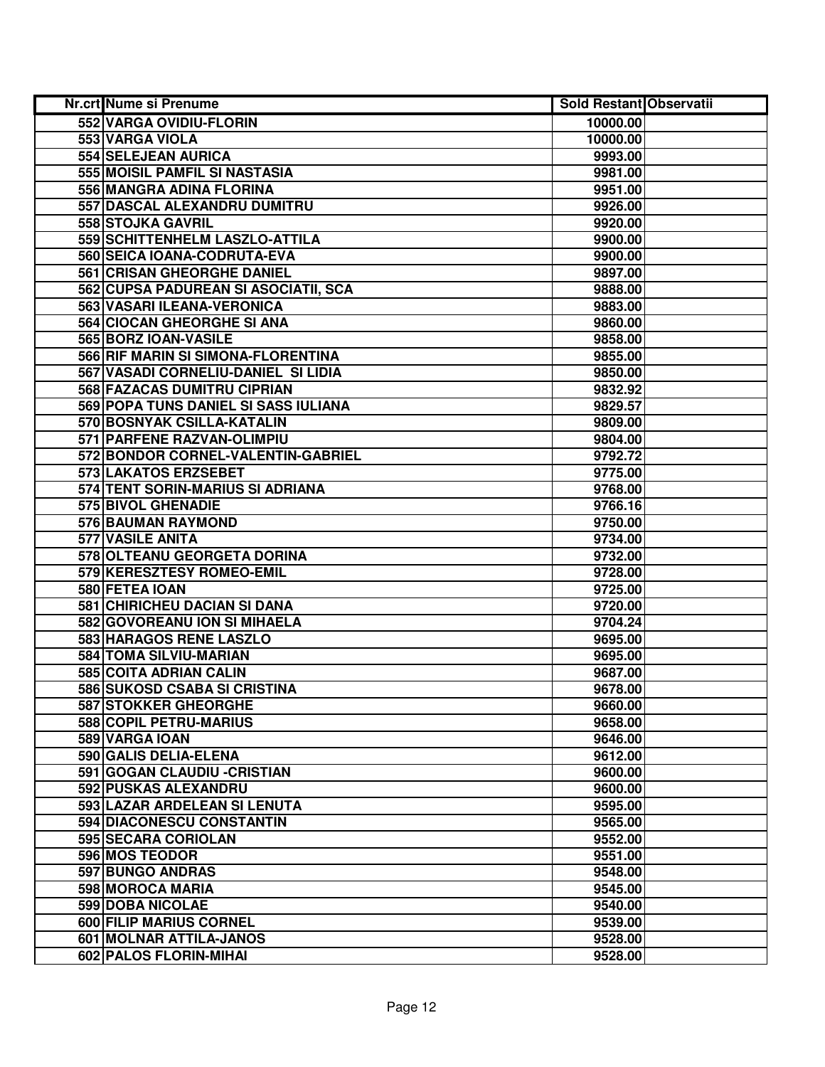| Nr.crt | Nume si Prenume | Sold Restant | Observatii |
|---|---|---|---|
| 552 | VARGA OVIDIU-FLORIN | 10000.00 | |
| 553 | VARGA VIOLA | 10000.00 | |
| 554 | SELEJEAN AURICA | 9993.00 | |
| 555 | MOISIL PAMFIL SI NASTASIA | 9981.00 | |
| 556 | MANGRA ADINA FLORINA | 9951.00 | |
| 557 | DASCAL ALEXANDRU DUMITRU | 9926.00 | |
| 558 | STOJKA GAVRIL | 9920.00 | |
| 559 | SCHITTENHELM LASZLO-ATTILA | 9900.00 | |
| 560 | SEICA IOANA-CODRUTA-EVA | 9900.00 | |
| 561 | CRISAN GHEORGHE DANIEL | 9897.00 | |
| 562 | CUPSA PADUREAN SI ASOCIATII, SCA | 9888.00 | |
| 563 | VASARI ILEANA-VERONICA | 9883.00 | |
| 564 | CIOCAN GHEORGHE SI ANA | 9860.00 | |
| 565 | BORZ IOAN-VASILE | 9858.00 | |
| 566 | RIF MARIN SI SIMONA-FLORENTINA | 9855.00 | |
| 567 | VASADI CORNELIU-DANIEL SI LIDIA | 9850.00 | |
| 568 | FAZACAS DUMITRU CIPRIAN | 9832.92 | |
| 569 | POPA TUNS DANIEL SI SASS IULIANA | 9829.57 | |
| 570 | BOSNYAK CSILLA-KATALIN | 9809.00 | |
| 571 | PARFENE RAZVAN-OLIMPIU | 9804.00 | |
| 572 | BONDOR CORNEL-VALENTIN-GABRIEL | 9792.72 | |
| 573 | LAKATOS ERZSEBET | 9775.00 | |
| 574 | TENT SORIN-MARIUS SI ADRIANA | 9768.00 | |
| 575 | BIVOL GHENADIE | 9766.16 | |
| 576 | BAUMAN RAYMOND | 9750.00 | |
| 577 | VASILE ANITA | 9734.00 | |
| 578 | OLTEANU GEORGETA DORINA | 9732.00 | |
| 579 | KERESZTESY ROMEO-EMIL | 9728.00 | |
| 580 | FETEA IOAN | 9725.00 | |
| 581 | CHIRICHEU DACIAN SI DANA | 9720.00 | |
| 582 | GOVOREANU ION SI MIHAELA | 9704.24 | |
| 583 | HARAGOS RENE LASZLO | 9695.00 | |
| 584 | TOMA SILVIU-MARIAN | 9695.00 | |
| 585 | COITA ADRIAN CALIN | 9687.00 | |
| 586 | SUKOSD CSABA SI CRISTINA | 9678.00 | |
| 587 | STOKKER GHEORGHE | 9660.00 | |
| 588 | COPIL PETRU-MARIUS | 9658.00 | |
| 589 | VARGA IOAN | 9646.00 | |
| 590 | GALIS DELIA-ELENA | 9612.00 | |
| 591 | GOGAN CLAUDIU -CRISTIAN | 9600.00 | |
| 592 | PUSKAS ALEXANDRU | 9600.00 | |
| 593 | LAZAR ARDELEAN SI LENUTA | 9595.00 | |
| 594 | DIACONESCU CONSTANTIN | 9565.00 | |
| 595 | SECARA CORIOLAN | 9552.00 | |
| 596 | MOS TEODOR | 9551.00 | |
| 597 | BUNGO ANDRAS | 9548.00 | |
| 598 | MOROCA MARIA | 9545.00 | |
| 599 | DOBA NICOLAE | 9540.00 | |
| 600 | FILIP MARIUS CORNEL | 9539.00 | |
| 601 | MOLNAR ATTILA-JANOS | 9528.00 | |
| 602 | PALOS FLORIN-MIHAI | 9528.00 | |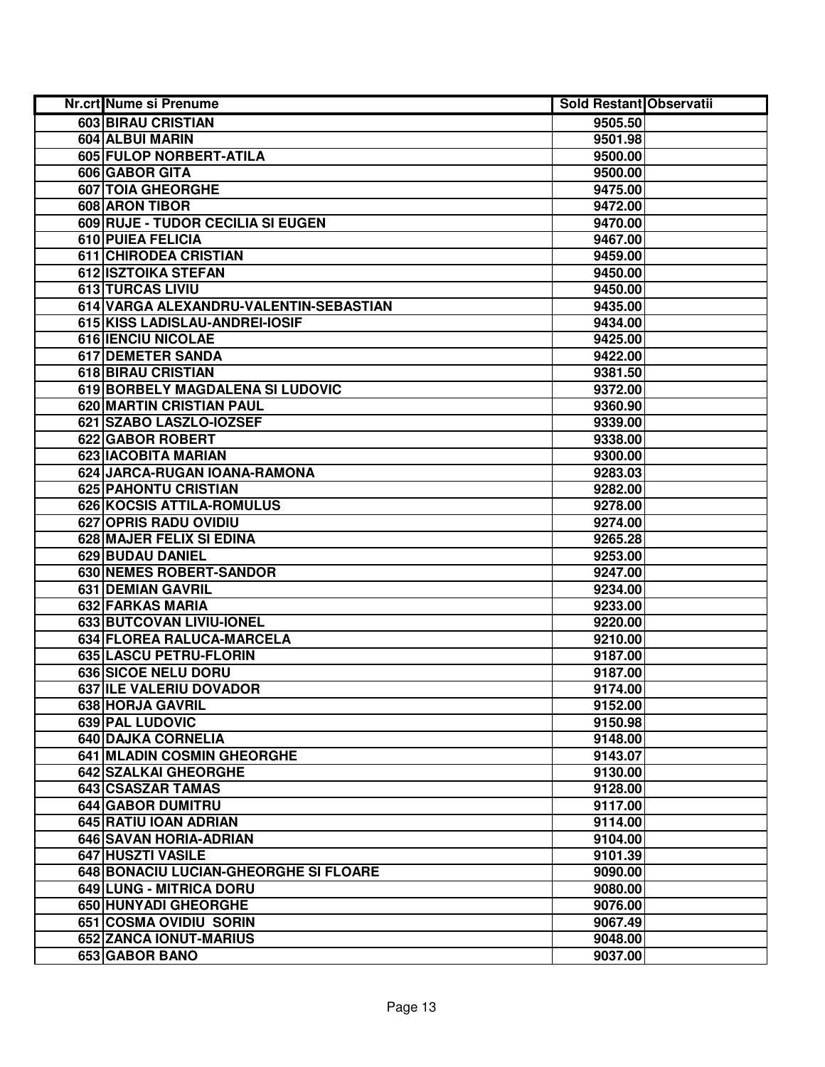| Nr.crt | Nume si Prenume | Sold Restant | Observatii |
|---|---|---|---|
| 603 | BIRAU CRISTIAN | 9505.50 | |
| 604 | ALBUI MARIN | 9501.98 | |
| 605 | FULOP NORBERT-ATILA | 9500.00 | |
| 606 | GABOR GITA | 9500.00 | |
| 607 | TOIA GHEORGHE | 9475.00 | |
| 608 | ARON TIBOR | 9472.00 | |
| 609 | RUJE - TUDOR CECILIA SI EUGEN | 9470.00 | |
| 610 | PUIEA FELICIA | 9467.00 | |
| 611 | CHIRODEA CRISTIAN | 9459.00 | |
| 612 | ISZTOIKA STEFAN | 9450.00 | |
| 613 | TURCAS LIVIU | 9450.00 | |
| 614 | VARGA ALEXANDRU-VALENTIN-SEBASTIAN | 9435.00 | |
| 615 | KISS LADISLAU-ANDREI-IOSIF | 9434.00 | |
| 616 | IENCIU NICOLAE | 9425.00 | |
| 617 | DEMETER SANDA | 9422.00 | |
| 618 | BIRAU CRISTIAN | 9381.50 | |
| 619 | BORBELY MAGDALENA SI LUDOVIC | 9372.00 | |
| 620 | MARTIN CRISTIAN PAUL | 9360.90 | |
| 621 | SZABO LASZLO-IOZSEF | 9339.00 | |
| 622 | GABOR ROBERT | 9338.00 | |
| 623 | IACOBITA MARIAN | 9300.00 | |
| 624 | JARCA-RUGAN IOANA-RAMONA | 9283.03 | |
| 625 | PAHONTU CRISTIAN | 9282.00 | |
| 626 | KOCSIS ATTILA-ROMULUS | 9278.00 | |
| 627 | OPRIS RADU OVIDIU | 9274.00 | |
| 628 | MAJER FELIX SI EDINA | 9265.28 | |
| 629 | BUDAU DANIEL | 9253.00 | |
| 630 | NEMES ROBERT-SANDOR | 9247.00 | |
| 631 | DEMIAN GAVRIL | 9234.00 | |
| 632 | FARKAS MARIA | 9233.00 | |
| 633 | BUTCOVAN LIVIU-IONEL | 9220.00 | |
| 634 | FLOREA RALUCA-MARCELA | 9210.00 | |
| 635 | LASCU PETRU-FLORIN | 9187.00 | |
| 636 | SICOE NELU DORU | 9187.00 | |
| 637 | ILE VALERIU DOVADOR | 9174.00 | |
| 638 | HORJA GAVRIL | 9152.00 | |
| 639 | PAL LUDOVIC | 9150.98 | |
| 640 | DAJKA CORNELIA | 9148.00 | |
| 641 | MLADIN COSMIN GHEORGHE | 9143.07 | |
| 642 | SZALKAI GHEORGHE | 9130.00 | |
| 643 | CSASZAR TAMAS | 9128.00 | |
| 644 | GABOR DUMITRU | 9117.00 | |
| 645 | RATIU IOAN ADRIAN | 9114.00 | |
| 646 | SAVAN HORIA-ADRIAN | 9104.00 | |
| 647 | HUSZTI VASILE | 9101.39 | |
| 648 | BONACIU LUCIAN-GHEORGHE SI FLOARE | 9090.00 | |
| 649 | LUNG - MITRICA DORU | 9080.00 | |
| 650 | HUNYADI GHEORGHE | 9076.00 | |
| 651 | COSMA OVIDIU SORIN | 9067.49 | |
| 652 | ZANCA IONUT-MARIUS | 9048.00 | |
| 653 | GABOR BANO | 9037.00 | |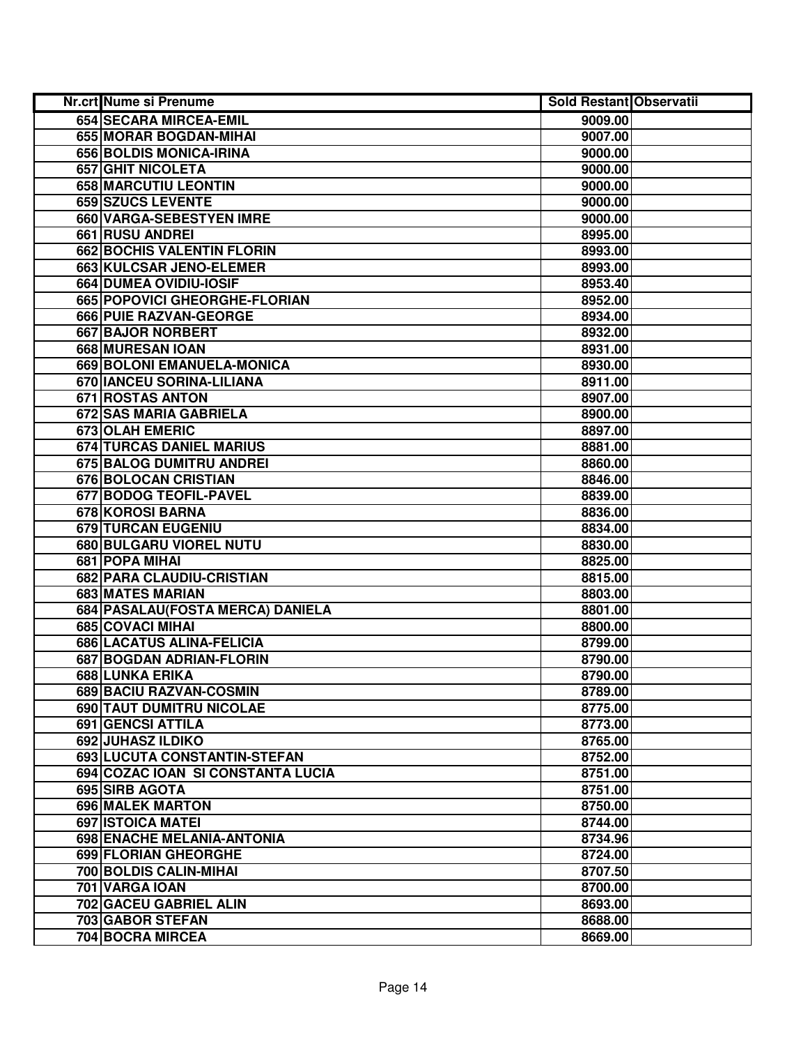| Nr.crt | Nume si Prenume | Sold Restant | Observatii |
|---|---|---|---|
| 654 | SECARA MIRCEA-EMIL | 9009.00 | |
| 655 | MORAR BOGDAN-MIHAI | 9007.00 | |
| 656 | BOLDIS MONICA-IRINA | 9000.00 | |
| 657 | GHIT NICOLETA | 9000.00 | |
| 658 | MARCUTIU LEONTIN | 9000.00 | |
| 659 | SZUCS LEVENTE | 9000.00 | |
| 660 | VARGA-SEBESTYEN IMRE | 9000.00 | |
| 661 | RUSU ANDREI | 8995.00 | |
| 662 | BOCHIS VALENTIN FLORIN | 8993.00 | |
| 663 | KULCSAR JENO-ELEMER | 8993.00 | |
| 664 | DUMEA OVIDIU-IOSIF | 8953.40 | |
| 665 | POPOVICI GHEORGHE-FLORIAN | 8952.00 | |
| 666 | PUIE RAZVAN-GEORGE | 8934.00 | |
| 667 | BAJOR NORBERT | 8932.00 | |
| 668 | MURESAN IOAN | 8931.00 | |
| 669 | BOLONI EMANUELA-MONICA | 8930.00 | |
| 670 | IANCEU SORINA-LILIANA | 8911.00 | |
| 671 | ROSTAS ANTON | 8907.00 | |
| 672 | SAS MARIA GABRIELA | 8900.00 | |
| 673 | OLAH EMERIC | 8897.00 | |
| 674 | TURCAS DANIEL MARIUS | 8881.00 | |
| 675 | BALOG DUMITRU ANDREI | 8860.00 | |
| 676 | BOLOCAN CRISTIAN | 8846.00 | |
| 677 | BODOG TEOFIL-PAVEL | 8839.00 | |
| 678 | KOROSI BARNA | 8836.00 | |
| 679 | TURCAN EUGENIU | 8834.00 | |
| 680 | BULGARU VIOREL NUTU | 8830.00 | |
| 681 | POPA MIHAI | 8825.00 | |
| 682 | PARA CLAUDIU-CRISTIAN | 8815.00 | |
| 683 | MATES MARIAN | 8803.00 | |
| 684 | PASALAU(FOSTA MERCA) DANIELA | 8801.00 | |
| 685 | COVACI MIHAI | 8800.00 | |
| 686 | LACATUS ALINA-FELICIA | 8799.00 | |
| 687 | BOGDAN ADRIAN-FLORIN | 8790.00 | |
| 688 | LUNKA ERIKA | 8790.00 | |
| 689 | BACIU RAZVAN-COSMIN | 8789.00 | |
| 690 | TAUT DUMITRU NICOLAE | 8775.00 | |
| 691 | GENCSI ATTILA | 8773.00 | |
| 692 | JUHASZ ILDIKO | 8765.00 | |
| 693 | LUCUTA CONSTANTIN-STEFAN | 8752.00 | |
| 694 | COZAC IOAN SI CONSTANTA LUCIA | 8751.00 | |
| 695 | SIRB AGOTA | 8751.00 | |
| 696 | MALEK MARTON | 8750.00 | |
| 697 | ISTOICA MATEI | 8744.00 | |
| 698 | ENACHE MELANIA-ANTONIA | 8734.96 | |
| 699 | FLORIAN GHEORGHE | 8724.00 | |
| 700 | BOLDIS CALIN-MIHAI | 8707.50 | |
| 701 | VARGA IOAN | 8700.00 | |
| 702 | GACEU GABRIEL ALIN | 8693.00 | |
| 703 | GABOR STEFAN | 8688.00 | |
| 704 | BOCRA MIRCEA | 8669.00 | |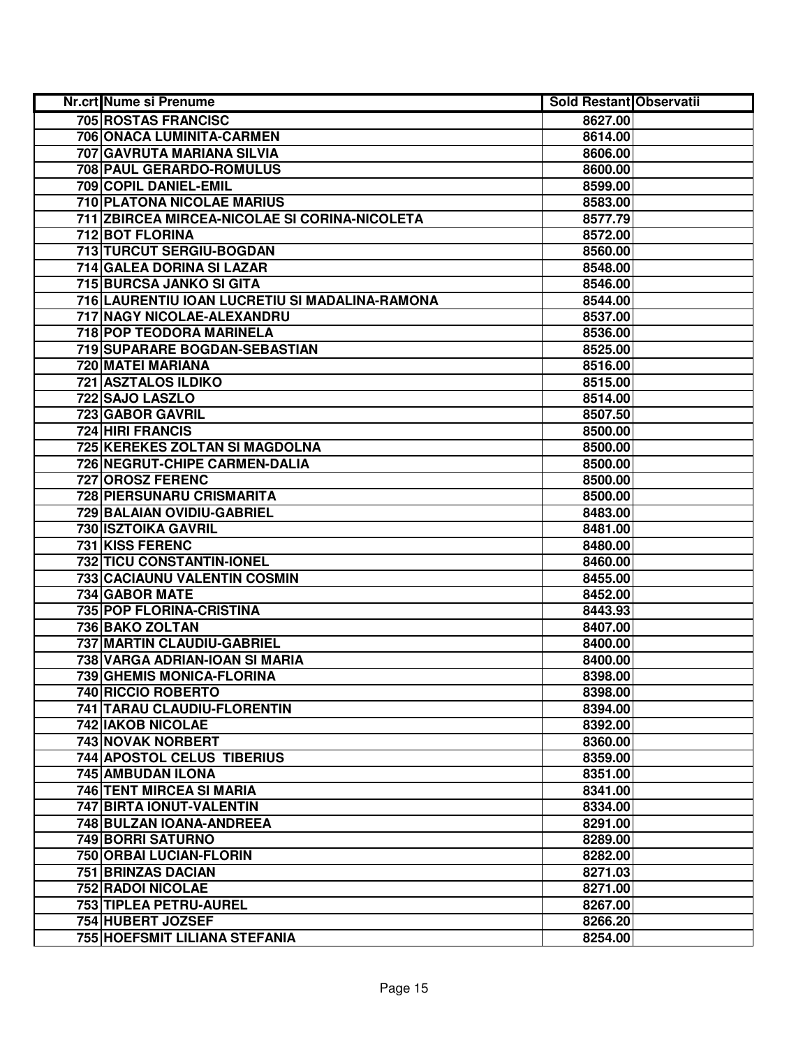| Nr.crt | Nume si Prenume | Sold Restant | Observatii |
|---|---|---|---|
| 705 | ROSTAS FRANCISC | 8627.00 | |
| 706 | ONACA LUMINITA-CARMEN | 8614.00 | |
| 707 | GAVRUTA MARIANA SILVIA | 8606.00 | |
| 708 | PAUL GERARDO-ROMULUS | 8600.00 | |
| 709 | COPIL DANIEL-EMIL | 8599.00 | |
| 710 | PLATONA NICOLAE MARIUS | 8583.00 | |
| 711 | ZBIRCEA MIRCEA-NICOLAE SI CORINA-NICOLETA | 8577.79 | |
| 712 | BOT FLORINA | 8572.00 | |
| 713 | TURCUT SERGIU-BOGDAN | 8560.00 | |
| 714 | GALEA DORINA SI LAZAR | 8548.00 | |
| 715 | BURCSA JANKO SI GITA | 8546.00 | |
| 716 | LAURENTIU IOAN LUCRETIU SI MADALINA-RAMONA | 8544.00 | |
| 717 | NAGY NICOLAE-ALEXANDRU | 8537.00 | |
| 718 | POP TEODORA MARINELA | 8536.00 | |
| 719 | SUPARARE BOGDAN-SEBASTIAN | 8525.00 | |
| 720 | MATEI MARIANA | 8516.00 | |
| 721 | ASZTALOS ILDIKO | 8515.00 | |
| 722 | SAJO LASZLO | 8514.00 | |
| 723 | GABOR GAVRIL | 8507.50 | |
| 724 | HIRI FRANCIS | 8500.00 | |
| 725 | KEREKES ZOLTAN SI MAGDOLNA | 8500.00 | |
| 726 | NEGRUT-CHIPE CARMEN-DALIA | 8500.00 | |
| 727 | OROSZ FERENC | 8500.00 | |
| 728 | PIERSUNARU CRISMARITA | 8500.00 | |
| 729 | BALAIAN OVIDIU-GABRIEL | 8483.00 | |
| 730 | ISZTOIKA GAVRIL | 8481.00 | |
| 731 | KISS FERENC | 8480.00 | |
| 732 | TICU CONSTANTIN-IONEL | 8460.00 | |
| 733 | CACIAUNU VALENTIN COSMIN | 8455.00 | |
| 734 | GABOR MATE | 8452.00 | |
| 735 | POP FLORINA-CRISTINA | 8443.93 | |
| 736 | BAKO ZOLTAN | 8407.00 | |
| 737 | MARTIN CLAUDIU-GABRIEL | 8400.00 | |
| 738 | VARGA ADRIAN-IOAN SI MARIA | 8400.00 | |
| 739 | GHEMIS MONICA-FLORINA | 8398.00 | |
| 740 | RICCIO ROBERTO | 8398.00 | |
| 741 | TARAU CLAUDIU-FLORENTIN | 8394.00 | |
| 742 | IAKOB NICOLAE | 8392.00 | |
| 743 | NOVAK NORBERT | 8360.00 | |
| 744 | APOSTOL CELUS TIBERIUS | 8359.00 | |
| 745 | AMBUDAN ILONA | 8351.00 | |
| 746 | TENT MIRCEA SI MARIA | 8341.00 | |
| 747 | BIRTA IONUT-VALENTIN | 8334.00 | |
| 748 | BULZAN IOANA-ANDREEA | 8291.00 | |
| 749 | BORRI SATURNO | 8289.00 | |
| 750 | ORBAI LUCIAN-FLORIN | 8282.00 | |
| 751 | BRINZAS DACIAN | 8271.03 | |
| 752 | RADOI NICOLAE | 8271.00 | |
| 753 | TIPLEA PETRU-AUREL | 8267.00 | |
| 754 | HUBERT JOZSEF | 8266.20 | |
| 755 | HOEFSMIT LILIANA STEFANIA | 8254.00 | |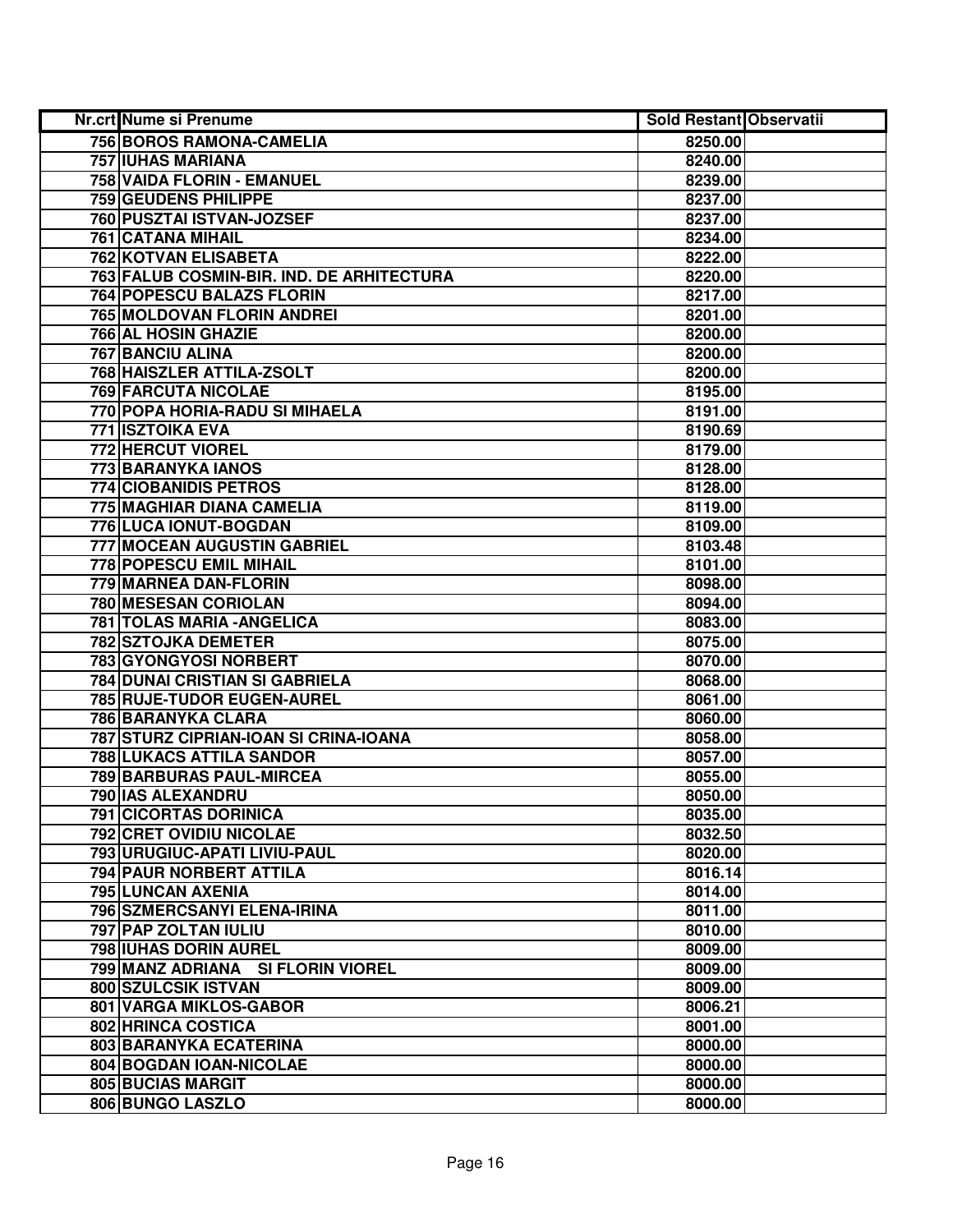| Nr.crt | Nume si Prenume | Sold Restant | Observatii |
|---|---|---|---|
| 756 | BOROS RAMONA-CAMELIA | 8250.00 | |
| 757 | IUHAS MARIANA | 8240.00 | |
| 758 | VAIDA FLORIN - EMANUEL | 8239.00 | |
| 759 | GEUDENS PHILIPPE | 8237.00 | |
| 760 | PUSZTAI ISTVAN-JOZSEF | 8237.00 | |
| 761 | CATANA MIHAIL | 8234.00 | |
| 762 | KOTVAN ELISABETA | 8222.00 | |
| 763 | FALUB COSMIN-BIR. IND. DE ARHITECTURA | 8220.00 | |
| 764 | POPESCU BALAZS FLORIN | 8217.00 | |
| 765 | MOLDOVAN FLORIN ANDREI | 8201.00 | |
| 766 | AL HOSIN GHAZIE | 8200.00 | |
| 767 | BANCIU ALINA | 8200.00 | |
| 768 | HAISZLER ATTILA-ZSOLT | 8200.00 | |
| 769 | FARCUTA NICOLAE | 8195.00 | |
| 770 | POPA HORIA-RADU SI MIHAELA | 8191.00 | |
| 771 | ISZTOIKA EVA | 8190.69 | |
| 772 | HERCUT VIOREL | 8179.00 | |
| 773 | BARANYKA IANOS | 8128.00 | |
| 774 | CIOBANIDIS PETROS | 8128.00 | |
| 775 | MAGHIAR DIANA CAMELIA | 8119.00 | |
| 776 | LUCA IONUT-BOGDAN | 8109.00 | |
| 777 | MOCEAN AUGUSTIN GABRIEL | 8103.48 | |
| 778 | POPESCU EMIL MIHAIL | 8101.00 | |
| 779 | MARNEA DAN-FLORIN | 8098.00 | |
| 780 | MESESAN CORIOLAN | 8094.00 | |
| 781 | TOLAS MARIA -ANGELICA | 8083.00 | |
| 782 | SZTOJKA DEMETER | 8075.00 | |
| 783 | GYONGYOSI NORBERT | 8070.00 | |
| 784 | DUNAI CRISTIAN SI GABRIELA | 8068.00 | |
| 785 | RUJE-TUDOR EUGEN-AUREL | 8061.00 | |
| 786 | BARANYKA CLARA | 8060.00 | |
| 787 | STURZ CIPRIAN-IOAN SI CRINA-IOANA | 8058.00 | |
| 788 | LUKACS ATTILA SANDOR | 8057.00 | |
| 789 | BARBURAS PAUL-MIRCEA | 8055.00 | |
| 790 | IAS ALEXANDRU | 8050.00 | |
| 791 | CICORTAS DORINICA | 8035.00 | |
| 792 | CRET OVIDIU NICOLAE | 8032.50 | |
| 793 | URUGIUC-APATI LIVIU-PAUL | 8020.00 | |
| 794 | PAUR NORBERT ATTILA | 8016.14 | |
| 795 | LUNCAN AXENIA | 8014.00 | |
| 796 | SZMERCSANYI ELENA-IRINA | 8011.00 | |
| 797 | PAP ZOLTAN IULIU | 8010.00 | |
| 798 | IUHAS DORIN AUREL | 8009.00 | |
| 799 | MANZ ADRIANA SI FLORIN VIOREL | 8009.00 | |
| 800 | SZULCSIK ISTVAN | 8009.00 | |
| 801 | VARGA MIKLOS-GABOR | 8006.21 | |
| 802 | HRINCA COSTICA | 8001.00 | |
| 803 | BARANYKA ECATERINA | 8000.00 | |
| 804 | BOGDAN IOAN-NICOLAE | 8000.00 | |
| 805 | BUCIAS MARGIT | 8000.00 | |
| 806 | BUNGO LASZLO | 8000.00 | |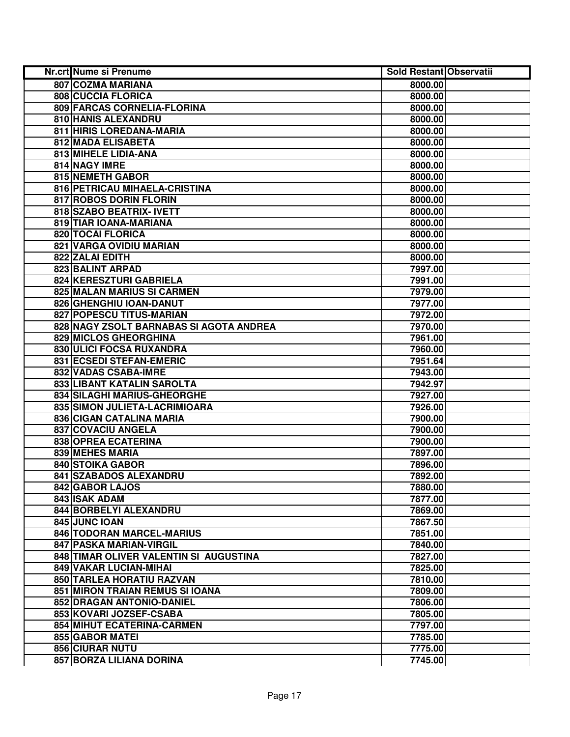| Nr.crt | Nume si Prenume | Sold Restant | Observatii |
|---|---|---|---|
| 807 | COZMA MARIANA | 8000.00 | |
| 808 | CUCCIA FLORICA | 8000.00 | |
| 809 | FARCAS CORNELIA-FLORINA | 8000.00 | |
| 810 | HANIS ALEXANDRU | 8000.00 | |
| 811 | HIRIS LOREDANA-MARIA | 8000.00 | |
| 812 | MADA ELISABETA | 8000.00 | |
| 813 | MIHELE LIDIA-ANA | 8000.00 | |
| 814 | NAGY IMRE | 8000.00 | |
| 815 | NEMETH GABOR | 8000.00 | |
| 816 | PETRICAU MIHAELA-CRISTINA | 8000.00 | |
| 817 | ROBOS DORIN FLORIN | 8000.00 | |
| 818 | SZABO BEATRIX- IVETT | 8000.00 | |
| 819 | TIAR IOANA-MARIANA | 8000.00 | |
| 820 | TOCAI FLORICA | 8000.00 | |
| 821 | VARGA OVIDIU MARIAN | 8000.00 | |
| 822 | ZALAI EDITH | 8000.00 | |
| 823 | BALINT ARPAD | 7997.00 | |
| 824 | KERESZTURI GABRIELA | 7991.00 | |
| 825 | MALAN MARIUS SI CARMEN | 7979.00 | |
| 826 | GHENGHIU IOAN-DANUT | 7977.00 | |
| 827 | POPESCU TITUS-MARIAN | 7972.00 | |
| 828 | NAGY ZSOLT BARNABAS SI AGOTA ANDREA | 7970.00 | |
| 829 | MICLOS GHEORGHINA | 7961.00 | |
| 830 | ULICI FOCSA RUXANDRA | 7960.00 | |
| 831 | ECSEDI STEFAN-EMERIC | 7951.64 | |
| 832 | VADAS CSABA-IMRE | 7943.00 | |
| 833 | LIBANT KATALIN SAROLTA | 7942.97 | |
| 834 | SILAGHI MARIUS-GHEORGHE | 7927.00 | |
| 835 | SIMON JULIETA-LACRIMIOARA | 7926.00 | |
| 836 | CIGAN CATALINA MARIA | 7900.00 | |
| 837 | COVACIU ANGELA | 7900.00 | |
| 838 | OPREA ECATERINA | 7900.00 | |
| 839 | MEHES MARIA | 7897.00 | |
| 840 | STOIKA GABOR | 7896.00 | |
| 841 | SZABADOS ALEXANDRU | 7892.00 | |
| 842 | GABOR LAJOS | 7880.00 | |
| 843 | ISAK ADAM | 7877.00 | |
| 844 | BORBELYI ALEXANDRU | 7869.00 | |
| 845 | JUNC IOAN | 7867.50 | |
| 846 | TODORAN MARCEL-MARIUS | 7851.00 | |
| 847 | PASKA MARIAN-VIRGIL | 7840.00 | |
| 848 | TIMAR OLIVER VALENTIN SI AUGUSTINA | 7827.00 | |
| 849 | VAKAR LUCIAN-MIHAI | 7825.00 | |
| 850 | TARLEA HORATIU RAZVAN | 7810.00 | |
| 851 | MIRON TRAIAN REMUS SI IOANA | 7809.00 | |
| 852 | DRAGAN ANTONIO-DANIEL | 7806.00 | |
| 853 | KOVARI JOZSEF-CSABA | 7805.00 | |
| 854 | MIHUT ECATERINA-CARMEN | 7797.00 | |
| 855 | GABOR MATEI | 7785.00 | |
| 856 | CIURAR NUTU | 7775.00 | |
| 857 | BORZA LILIANA DORINA | 7745.00 | |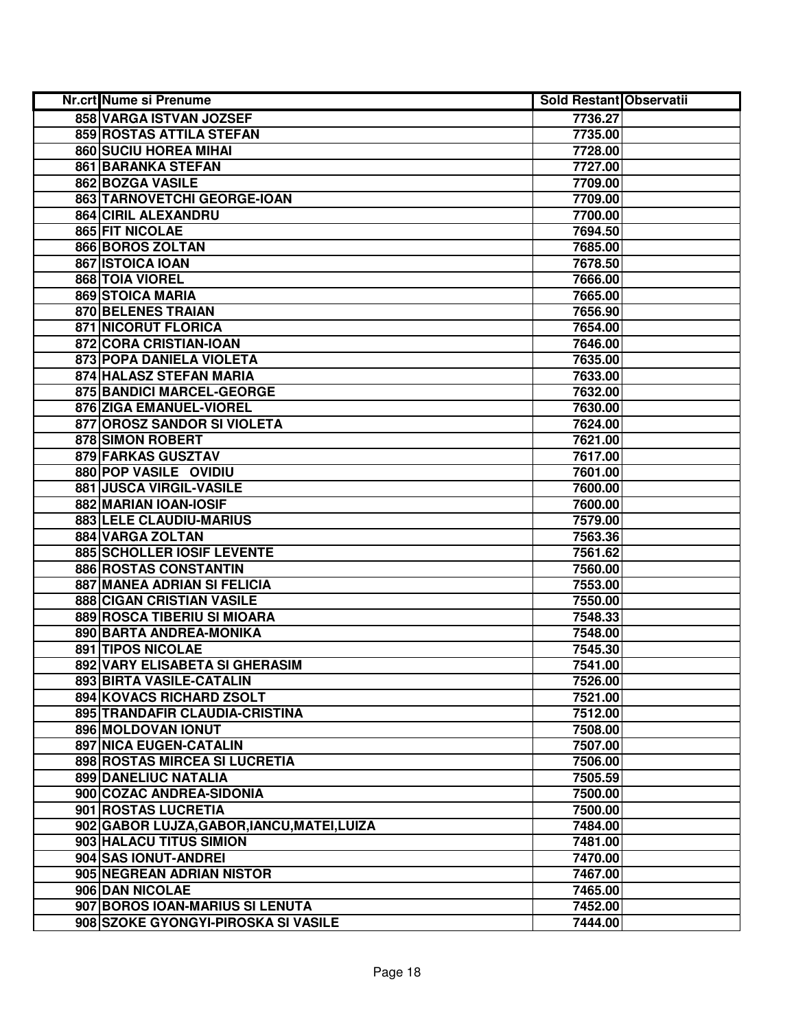| Nr.crt | Nume si Prenume | Sold Restant | Observatii |
|---|---|---|---|
| 858 | VARGA ISTVAN JOZSEF | 7736.27 | |
| 859 | ROSTAS ATTILA STEFAN | 7735.00 | |
| 860 | SUCIU HOREA MIHAI | 7728.00 | |
| 861 | BARANKA STEFAN | 7727.00 | |
| 862 | BOZGA VASILE | 7709.00 | |
| 863 | TARNOVETCHI GEORGE-IOAN | 7709.00 | |
| 864 | CIRIL ALEXANDRU | 7700.00 | |
| 865 | FIT NICOLAE | 7694.50 | |
| 866 | BOROS ZOLTAN | 7685.00 | |
| 867 | ISTOICA IOAN | 7678.50 | |
| 868 | TOIA VIOREL | 7666.00 | |
| 869 | STOICA MARIA | 7665.00 | |
| 870 | BELENES TRAIAN | 7656.90 | |
| 871 | NICORUT FLORICA | 7654.00 | |
| 872 | CORA CRISTIAN-IOAN | 7646.00 | |
| 873 | POPA DANIELA VIOLETA | 7635.00 | |
| 874 | HALASZ STEFAN MARIA | 7633.00 | |
| 875 | BANDICI MARCEL-GEORGE | 7632.00 | |
| 876 | ZIGA EMANUEL-VIOREL | 7630.00 | |
| 877 | OROSZ SANDOR SI VIOLETA | 7624.00 | |
| 878 | SIMON ROBERT | 7621.00 | |
| 879 | FARKAS GUSZTAV | 7617.00 | |
| 880 | POP VASILE OVIDIU | 7601.00 | |
| 881 | JUSCA VIRGIL-VASILE | 7600.00 | |
| 882 | MARIAN IOAN-IOSIF | 7600.00 | |
| 883 | LELE CLAUDIU-MARIUS | 7579.00 | |
| 884 | VARGA ZOLTAN | 7563.36 | |
| 885 | SCHOLLER IOSIF LEVENTE | 7561.62 | |
| 886 | ROSTAS CONSTANTIN | 7560.00 | |
| 887 | MANEA ADRIAN SI FELICIA | 7553.00 | |
| 888 | CIGAN CRISTIAN VASILE | 7550.00 | |
| 889 | ROSCA TIBERIU SI MIOARA | 7548.33 | |
| 890 | BARTA ANDREA-MONIKA | 7548.00 | |
| 891 | TIPOS NICOLAE | 7545.30 | |
| 892 | VARY ELISABETA SI GHERASIM | 7541.00 | |
| 893 | BIRTA VASILE-CATALIN | 7526.00 | |
| 894 | KOVACS RICHARD ZSOLT | 7521.00 | |
| 895 | TRANDAFIR CLAUDIA-CRISTINA | 7512.00 | |
| 896 | MOLDOVAN IONUT | 7508.00 | |
| 897 | NICA EUGEN-CATALIN | 7507.00 | |
| 898 | ROSTAS MIRCEA SI LUCRETIA | 7506.00 | |
| 899 | DANELIUC NATALIA | 7505.59 | |
| 900 | COZAC ANDREA-SIDONIA | 7500.00 | |
| 901 | ROSTAS LUCRETIA | 7500.00 | |
| 902 | GABOR LUJZA,GABOR,IANCU,MATEI,LUIZA | 7484.00 | |
| 903 | HALACU TITUS SIMION | 7481.00 | |
| 904 | SAS IONUT-ANDREI | 7470.00 | |
| 905 | NEGREAN ADRIAN NISTOR | 7467.00 | |
| 906 | DAN NICOLAE | 7465.00 | |
| 907 | BOROS IOAN-MARIUS SI LENUTA | 7452.00 | |
| 908 | SZOKE GYONGYI-PIROSKA SI VASILE | 7444.00 | |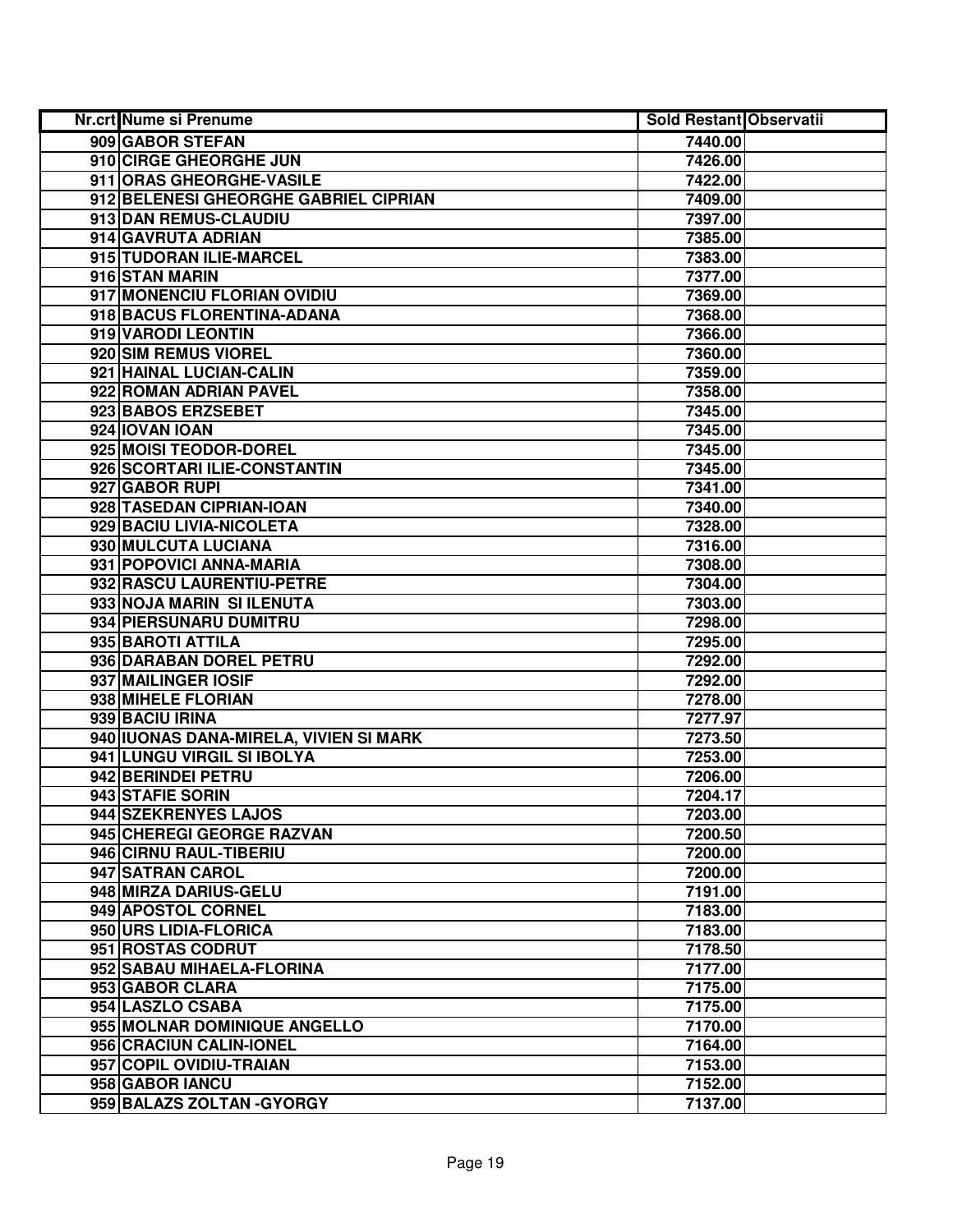| Nr.crt | Nume si Prenume | Sold Restant | Observatii |
|---|---|---|---|
| 909 | GABOR STEFAN | 7440.00 | |
| 910 | CIRGE GHEORGHE JUN | 7426.00 | |
| 911 | ORAS GHEORGHE-VASILE | 7422.00 | |
| 912 | BELENESI GHEORGHE GABRIEL CIPRIAN | 7409.00 | |
| 913 | DAN REMUS-CLAUDIU | 7397.00 | |
| 914 | GAVRUTA ADRIAN | 7385.00 | |
| 915 | TUDORAN ILIE-MARCEL | 7383.00 | |
| 916 | STAN MARIN | 7377.00 | |
| 917 | MONENCIU FLORIAN OVIDIU | 7369.00 | |
| 918 | BACUS FLORENTINA-ADANA | 7368.00 | |
| 919 | VARODI LEONTIN | 7366.00 | |
| 920 | SIM REMUS VIOREL | 7360.00 | |
| 921 | HAINAL LUCIAN-CALIN | 7359.00 | |
| 922 | ROMAN ADRIAN PAVEL | 7358.00 | |
| 923 | BABOS ERZSEBET | 7345.00 | |
| 924 | IOVAN IOAN | 7345.00 | |
| 925 | MOISI TEODOR-DOREL | 7345.00 | |
| 926 | SCORTARI ILIE-CONSTANTIN | 7345.00 | |
| 927 | GABOR RUPI | 7341.00 | |
| 928 | TASEDAN CIPRIAN-IOAN | 7340.00 | |
| 929 | BACIU LIVIA-NICOLETA | 7328.00 | |
| 930 | MULCUTA LUCIANA | 7316.00 | |
| 931 | POPOVICI ANNA-MARIA | 7308.00 | |
| 932 | RASCU LAURENTIU-PETRE | 7304.00 | |
| 933 | NOJA MARIN SI ILENUTA | 7303.00 | |
| 934 | PIERSUNARU DUMITRU | 7298.00 | |
| 935 | BAROTI ATTILA | 7295.00 | |
| 936 | DARABAN DOREL PETRU | 7292.00 | |
| 937 | MAILINGER IOSIF | 7292.00 | |
| 938 | MIHELE FLORIAN | 7278.00 | |
| 939 | BACIU IRINA | 7277.97 | |
| 940 | IUONAS DANA-MIRELA, VIVIEN SI MARK | 7273.50 | |
| 941 | LUNGU VIRGIL SI IBOLYA | 7253.00 | |
| 942 | BERINDEI PETRU | 7206.00 | |
| 943 | STAFIE SORIN | 7204.17 | |
| 944 | SZEKRENYES LAJOS | 7203.00 | |
| 945 | CHEREGI GEORGE RAZVAN | 7200.50 | |
| 946 | CIRNU RAUL-TIBERIU | 7200.00 | |
| 947 | SATRAN CAROL | 7200.00 | |
| 948 | MIRZA DARIUS-GELU | 7191.00 | |
| 949 | APOSTOL CORNEL | 7183.00 | |
| 950 | URS LIDIA-FLORICA | 7183.00 | |
| 951 | ROSTAS CODRUT | 7178.50 | |
| 952 | SABAU MIHAELA-FLORINA | 7177.00 | |
| 953 | GABOR CLARA | 7175.00 | |
| 954 | LASZLO CSABA | 7175.00 | |
| 955 | MOLNAR DOMINIQUE ANGELLO | 7170.00 | |
| 956 | CRACIUN CALIN-IONEL | 7164.00 | |
| 957 | COPIL OVIDIU-TRAIAN | 7153.00 | |
| 958 | GABOR IANCU | 7152.00 | |
| 959 | BALAZS ZOLTAN -GYORGY | 7137.00 | |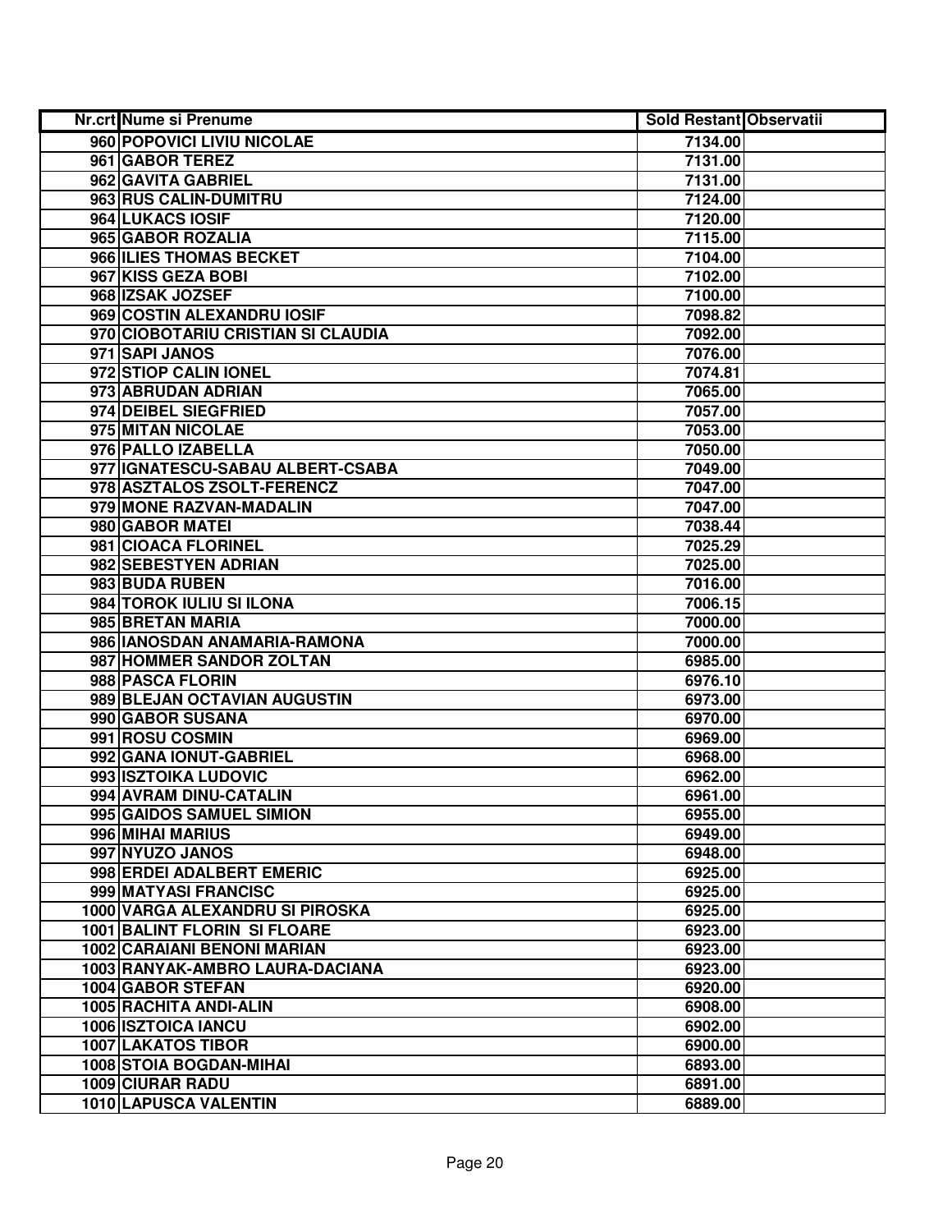| Nr.crt | Nume si Prenume | Sold Restant | Observatii |
|---|---|---|---|
| 960 | POPOVICI LIVIU NICOLAE | 7134.00 | |
| 961 | GABOR TEREZ | 7131.00 | |
| 962 | GAVITA GABRIEL | 7131.00 | |
| 963 | RUS CALIN-DUMITRU | 7124.00 | |
| 964 | LUKACS IOSIF | 7120.00 | |
| 965 | GABOR ROZALIA | 7115.00 | |
| 966 | ILIES THOMAS BECKET | 7104.00 | |
| 967 | KISS GEZA BOBI | 7102.00 | |
| 968 | IZSAK JOZSEF | 7100.00 | |
| 969 | COSTIN ALEXANDRU IOSIF | 7098.82 | |
| 970 | CIOBOTARIU CRISTIAN SI CLAUDIA | 7092.00 | |
| 971 | SAPI JANOS | 7076.00 | |
| 972 | STIOP CALIN IONEL | 7074.81 | |
| 973 | ABRUDAN ADRIAN | 7065.00 | |
| 974 | DEIBEL SIEGFRIED | 7057.00 | |
| 975 | MITAN NICOLAE | 7053.00 | |
| 976 | PALLO IZABELLA | 7050.00 | |
| 977 | IGNATESCU-SABAU ALBERT-CSABA | 7049.00 | |
| 978 | ASZTALOS ZSOLT-FERENCZ | 7047.00 | |
| 979 | MONE RAZVAN-MADALIN | 7047.00 | |
| 980 | GABOR MATEI | 7038.44 | |
| 981 | CIOACA FLORINEL | 7025.29 | |
| 982 | SEBESTYEN ADRIAN | 7025.00 | |
| 983 | BUDA RUBEN | 7016.00 | |
| 984 | TOROK IULIU SI ILONA | 7006.15 | |
| 985 | BRETAN MARIA | 7000.00 | |
| 986 | IANOSDAN ANAMARIA-RAMONA | 7000.00 | |
| 987 | HOMMER SANDOR ZOLTAN | 6985.00 | |
| 988 | PASCA FLORIN | 6976.10 | |
| 989 | BLEJAN OCTAVIAN AUGUSTIN | 6973.00 | |
| 990 | GABOR SUSANA | 6970.00 | |
| 991 | ROSU COSMIN | 6969.00 | |
| 992 | GANA IONUT-GABRIEL | 6968.00 | |
| 993 | ISZTOIKA LUDOVIC | 6962.00 | |
| 994 | AVRAM DINU-CATALIN | 6961.00 | |
| 995 | GAIDOS SAMUEL SIMION | 6955.00 | |
| 996 | MIHAI MARIUS | 6949.00 | |
| 997 | NYUZO JANOS | 6948.00 | |
| 998 | ERDEI ADALBERT EMERIC | 6925.00 | |
| 999 | MATYASI FRANCISC | 6925.00 | |
| 1000 | VARGA ALEXANDRU SI PIROSKA | 6925.00 | |
| 1001 | BALINT FLORIN SI FLOARE | 6923.00 | |
| 1002 | CARAIANI BENONI MARIAN | 6923.00 | |
| 1003 | RANYAK-AMBRO LAURA-DACIANA | 6923.00 | |
| 1004 | GABOR STEFAN | 6920.00 | |
| 1005 | RACHITA ANDI-ALIN | 6908.00 | |
| 1006 | ISZTOICA IANCU | 6902.00 | |
| 1007 | LAKATOS TIBOR | 6900.00 | |
| 1008 | STOIA BOGDAN-MIHAI | 6893.00 | |
| 1009 | CIURAR RADU | 6891.00 | |
| 1010 | LAPUSCA VALENTIN | 6889.00 | |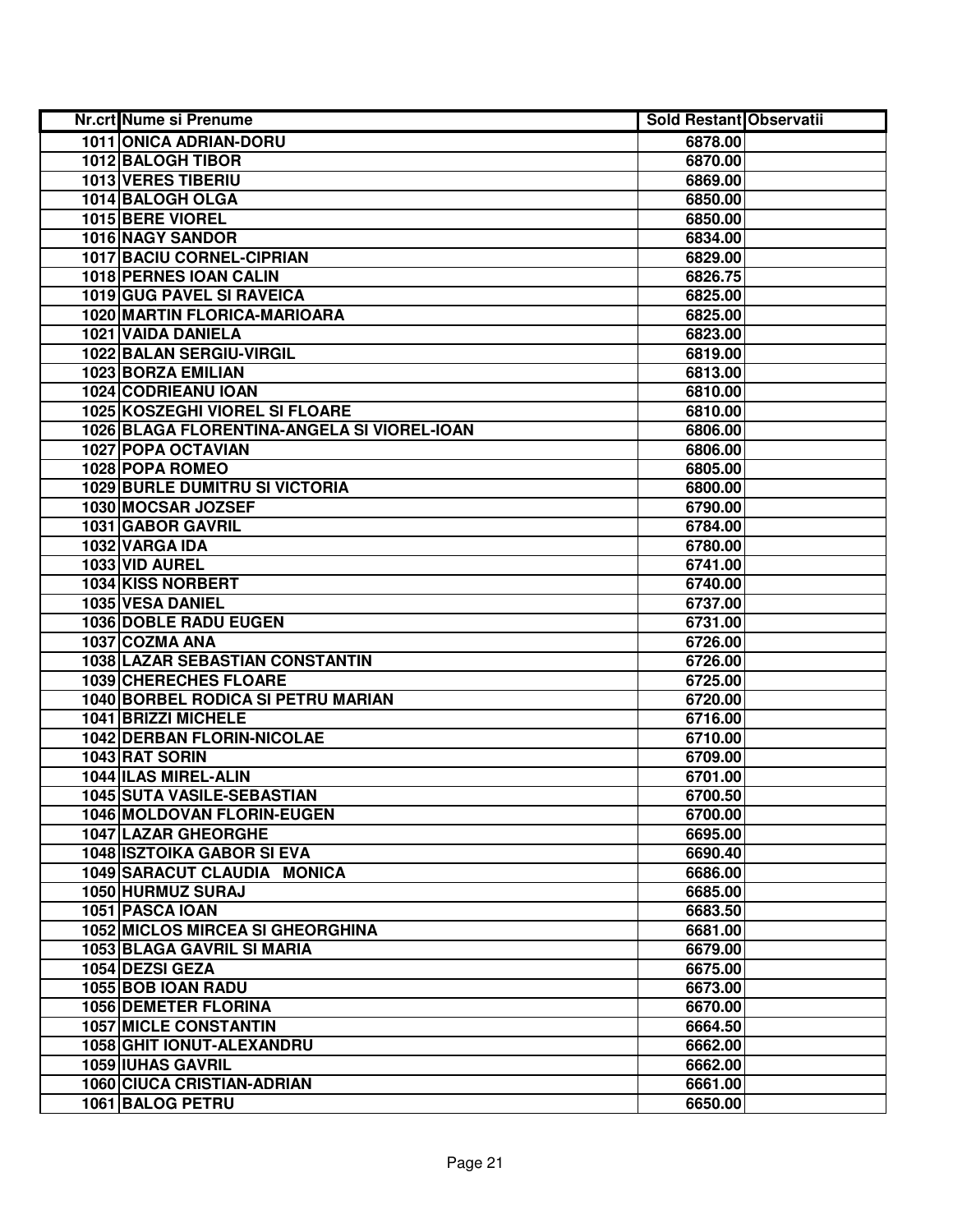| Nr.crt | Nume si Prenume | Sold Restant | Observatii |
|---|---|---|---|
| 1011 | ONICA ADRIAN-DORU | 6878.00 | |
| 1012 | BALOGH TIBOR | 6870.00 | |
| 1013 | VERES TIBERIU | 6869.00 | |
| 1014 | BALOGH OLGA | 6850.00 | |
| 1015 | BERE VIOREL | 6850.00 | |
| 1016 | NAGY SANDOR | 6834.00 | |
| 1017 | BACIU CORNEL-CIPRIAN | 6829.00 | |
| 1018 | PERNES IOAN CALIN | 6826.75 | |
| 1019 | GUG PAVEL SI RAVEICA | 6825.00 | |
| 1020 | MARTIN FLORICA-MARIOARA | 6825.00 | |
| 1021 | VAIDA DANIELA | 6823.00 | |
| 1022 | BALAN SERGIU-VIRGIL | 6819.00 | |
| 1023 | BORZA EMILIAN | 6813.00 | |
| 1024 | CODRIEANU IOAN | 6810.00 | |
| 1025 | KOSZEGHI VIOREL SI FLOARE | 6810.00 | |
| 1026 | BLAGA FLORENTINA-ANGELA SI VIOREL-IOAN | 6806.00 | |
| 1027 | POPA OCTAVIAN | 6806.00 | |
| 1028 | POPA ROMEO | 6805.00 | |
| 1029 | BURLE DUMITRU SI VICTORIA | 6800.00 | |
| 1030 | MOCSAR JOZSEF | 6790.00 | |
| 1031 | GABOR GAVRIL | 6784.00 | |
| 1032 | VARGA IDA | 6780.00 | |
| 1033 | VID AUREL | 6741.00 | |
| 1034 | KISS NORBERT | 6740.00 | |
| 1035 | VESA DANIEL | 6737.00 | |
| 1036 | DOBLE RADU EUGEN | 6731.00 | |
| 1037 | COZMA ANA | 6726.00 | |
| 1038 | LAZAR SEBASTIAN CONSTANTIN | 6726.00 | |
| 1039 | CHERECHES FLOARE | 6725.00 | |
| 1040 | BORBEL RODICA SI PETRU MARIAN | 6720.00 | |
| 1041 | BRIZZI MICHELE | 6716.00 | |
| 1042 | DERBAN FLORIN-NICOLAE | 6710.00 | |
| 1043 | RAT SORIN | 6709.00 | |
| 1044 | ILAS MIREL-ALIN | 6701.00 | |
| 1045 | SUTA VASILE-SEBASTIAN | 6700.50 | |
| 1046 | MOLDOVAN FLORIN-EUGEN | 6700.00 | |
| 1047 | LAZAR GHEORGHE | 6695.00 | |
| 1048 | ISZTOIKA GABOR SI EVA | 6690.40 | |
| 1049 | SARACUT CLAUDIA MONICA | 6686.00 | |
| 1050 | HURMUZ SURAJ | 6685.00 | |
| 1051 | PASCA IOAN | 6683.50 | |
| 1052 | MICLOS MIRCEA SI GHEORGHINA | 6681.00 | |
| 1053 | BLAGA GAVRIL SI MARIA | 6679.00 | |
| 1054 | DEZSI GEZA | 6675.00 | |
| 1055 | BOB IOAN RADU | 6673.00 | |
| 1056 | DEMETER FLORINA | 6670.00 | |
| 1057 | MICLE CONSTANTIN | 6664.50 | |
| 1058 | GHIT IONUT-ALEXANDRU | 6662.00 | |
| 1059 | IUHAS GAVRIL | 6662.00 | |
| 1060 | CIUCA CRISTIAN-ADRIAN | 6661.00 | |
| 1061 | BALOG PETRU | 6650.00 | |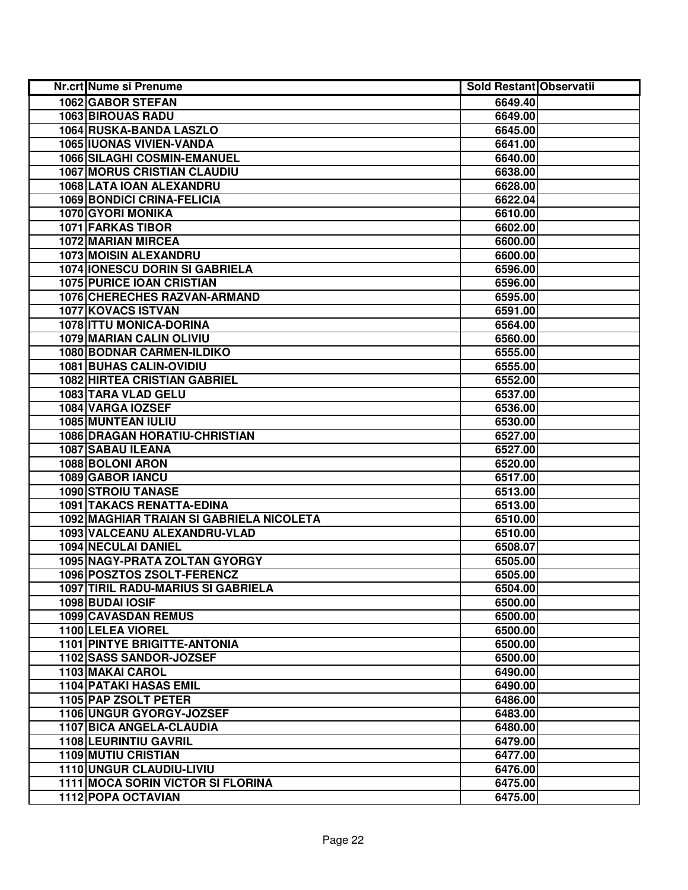| Nr.crt | Nume si Prenume | Sold Restant | Observatii |
|---|---|---|---|
| 1062 | GABOR STEFAN | 6649.40 | |
| 1063 | BIROUAS RADU | 6649.00 | |
| 1064 | RUSKA-BANDA LASZLO | 6645.00 | |
| 1065 | IUONAS VIVIEN-VANDA | 6641.00 | |
| 1066 | SILAGHI COSMIN-EMANUEL | 6640.00 | |
| 1067 | MORUS CRISTIAN CLAUDIU | 6638.00 | |
| 1068 | LATA IOAN ALEXANDRU | 6628.00 | |
| 1069 | BONDICI CRINA-FELICIA | 6622.04 | |
| 1070 | GYORI MONIKA | 6610.00 | |
| 1071 | FARKAS TIBOR | 6602.00 | |
| 1072 | MARIAN MIRCEA | 6600.00 | |
| 1073 | MOISIN ALEXANDRU | 6600.00 | |
| 1074 | IONESCU DORIN SI GABRIELA | 6596.00 | |
| 1075 | PURICE IOAN CRISTIAN | 6596.00 | |
| 1076 | CHERECHES RAZVAN-ARMAND | 6595.00 | |
| 1077 | KOVACS ISTVAN | 6591.00 | |
| 1078 | ITTU MONICA-DORINA | 6564.00 | |
| 1079 | MARIAN CALIN OLIVIU | 6560.00 | |
| 1080 | BODNAR CARMEN-ILDIKO | 6555.00 | |
| 1081 | BUHAS CALIN-OVIDIU | 6555.00 | |
| 1082 | HIRTEA CRISTIAN GABRIEL | 6552.00 | |
| 1083 | TARA VLAD GELU | 6537.00 | |
| 1084 | VARGA IOZSEF | 6536.00 | |
| 1085 | MUNTEAN IULIU | 6530.00 | |
| 1086 | DRAGAN HORATIU-CHRISTIAN | 6527.00 | |
| 1087 | SABAU ILEANA | 6527.00 | |
| 1088 | BOLONI ARON | 6520.00 | |
| 1089 | GABOR IANCU | 6517.00 | |
| 1090 | STROIU TANASE | 6513.00 | |
| 1091 | TAKACS RENATTA-EDINA | 6513.00 | |
| 1092 | MAGHIAR TRAIAN SI GABRIELA NICOLETA | 6510.00 | |
| 1093 | VALCEANU ALEXANDRU-VLAD | 6510.00 | |
| 1094 | NECULAI DANIEL | 6508.07 | |
| 1095 | NAGY-PRATA ZOLTAN GYORGY | 6505.00 | |
| 1096 | POSZTOS ZSOLT-FERENCZ | 6505.00 | |
| 1097 | TIRIL RADU-MARIUS SI GABRIELA | 6504.00 | |
| 1098 | BUDAI IOSIF | 6500.00 | |
| 1099 | CAVASDAN REMUS | 6500.00 | |
| 1100 | LELEA VIOREL | 6500.00 | |
| 1101 | PINTYE BRIGITTE-ANTONIA | 6500.00 | |
| 1102 | SASS SANDOR-JOZSEF | 6500.00 | |
| 1103 | MAKAI CAROL | 6490.00 | |
| 1104 | PATAKI HASAS EMIL | 6490.00 | |
| 1105 | PAP ZSOLT PETER | 6486.00 | |
| 1106 | UNGUR GYORGY-JOZSEF | 6483.00 | |
| 1107 | BICA ANGELA-CLAUDIA | 6480.00 | |
| 1108 | LEURINTIU GAVRIL | 6479.00 | |
| 1109 | MUTIU CRISTIAN | 6477.00 | |
| 1110 | UNGUR CLAUDIU-LIVIU | 6476.00 | |
| 1111 | MOCA SORIN VICTOR SI FLORINA | 6475.00 | |
| 1112 | POPA OCTAVIAN | 6475.00 | |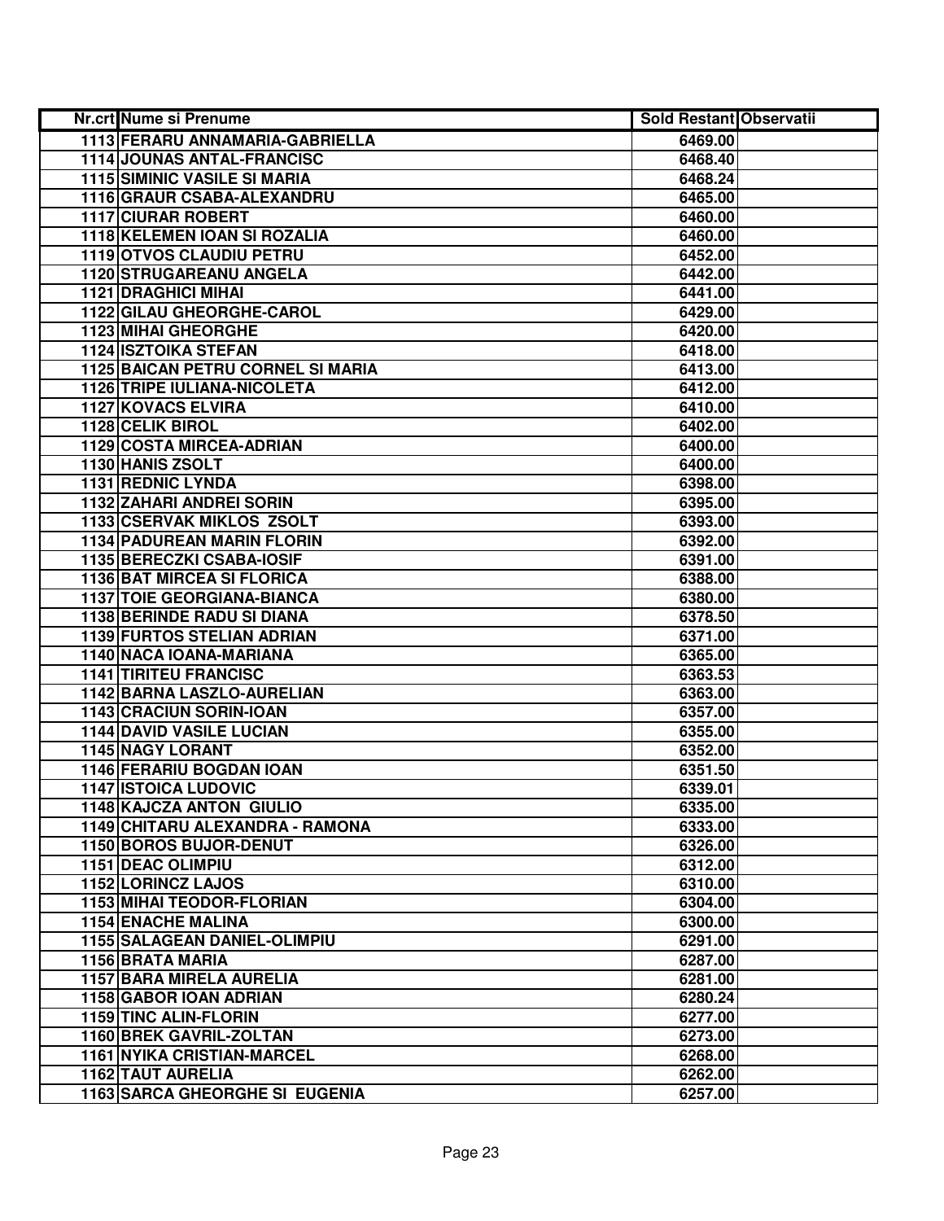| Nr.crt | Nume si Prenume | Sold Restant | Observatii |
| --- | --- | --- | --- |
| 1113 | FERARU ANNAMARIA-GABRIELLA | 6469.00 | |
| 1114 | JOUNAS ANTAL-FRANCISC | 6468.40 | |
| 1115 | SIMINIC VASILE SI MARIA | 6468.24 | |
| 1116 | GRAUR CSABA-ALEXANDRU | 6465.00 | |
| 1117 | CIURAR ROBERT | 6460.00 | |
| 1118 | KELEMEN IOAN SI ROZALIA | 6460.00 | |
| 1119 | OTVOS CLAUDIU PETRU | 6452.00 | |
| 1120 | STRUGAREANU ANGELA | 6442.00 | |
| 1121 | DRAGHICI MIHAI | 6441.00 | |
| 1122 | GILAU GHEORGHE-CAROL | 6429.00 | |
| 1123 | MIHAI GHEORGHE | 6420.00 | |
| 1124 | ISZTOIKA STEFAN | 6418.00 | |
| 1125 | BAICAN PETRU CORNEL SI MARIA | 6413.00 | |
| 1126 | TRIPE IULIANA-NICOLETA | 6412.00 | |
| 1127 | KOVACS ELVIRA | 6410.00 | |
| 1128 | CELIK BIROL | 6402.00 | |
| 1129 | COSTA MIRCEA-ADRIAN | 6400.00 | |
| 1130 | HANIS ZSOLT | 6400.00 | |
| 1131 | REDNIC LYNDA | 6398.00 | |
| 1132 | ZAHARI ANDREI SORIN | 6395.00 | |
| 1133 | CSERVAK MIKLOS ZSOLT | 6393.00 | |
| 1134 | PADUREAN MARIN FLORIN | 6392.00 | |
| 1135 | BERECZKI CSABA-IOSIF | 6391.00 | |
| 1136 | BAT MIRCEA SI FLORICA | 6388.00 | |
| 1137 | TOIE GEORGIANA-BIANCA | 6380.00 | |
| 1138 | BERINDE RADU SI DIANA | 6378.50 | |
| 1139 | FURTOS STELIAN ADRIAN | 6371.00 | |
| 1140 | NACA IOANA-MARIANA | 6365.00 | |
| 1141 | TIRITEU FRANCISC | 6363.53 | |
| 1142 | BARNA LASZLO-AURELIAN | 6363.00 | |
| 1143 | CRACIUN SORIN-IOAN | 6357.00 | |
| 1144 | DAVID VASILE LUCIAN | 6355.00 | |
| 1145 | NAGY LORANT | 6352.00 | |
| 1146 | FERARIU BOGDAN IOAN | 6351.50 | |
| 1147 | ISTOICA LUDOVIC | 6339.01 | |
| 1148 | KAJCZA ANTON GIULIO | 6335.00 | |
| 1149 | CHITARU ALEXANDRA - RAMONA | 6333.00 | |
| 1150 | BOROS BUJOR-DENUT | 6326.00 | |
| 1151 | DEAC OLIMPIU | 6312.00 | |
| 1152 | LORINCZ LAJOS | 6310.00 | |
| 1153 | MIHAI TEODOR-FLORIAN | 6304.00 | |
| 1154 | ENACHE MALINA | 6300.00 | |
| 1155 | SALAGEAN DANIEL-OLIMPIU | 6291.00 | |
| 1156 | BRATA MARIA | 6287.00 | |
| 1157 | BARA MIRELA AURELIA | 6281.00 | |
| 1158 | GABOR IOAN ADRIAN | 6280.24 | |
| 1159 | TINC ALIN-FLORIN | 6277.00 | |
| 1160 | BREK GAVRIL-ZOLTAN | 6273.00 | |
| 1161 | NYIKA CRISTIAN-MARCEL | 6268.00 | |
| 1162 | TAUT AURELIA | 6262.00 | |
| 1163 | SARCA GHEORGHE SI EUGENIA | 6257.00 | |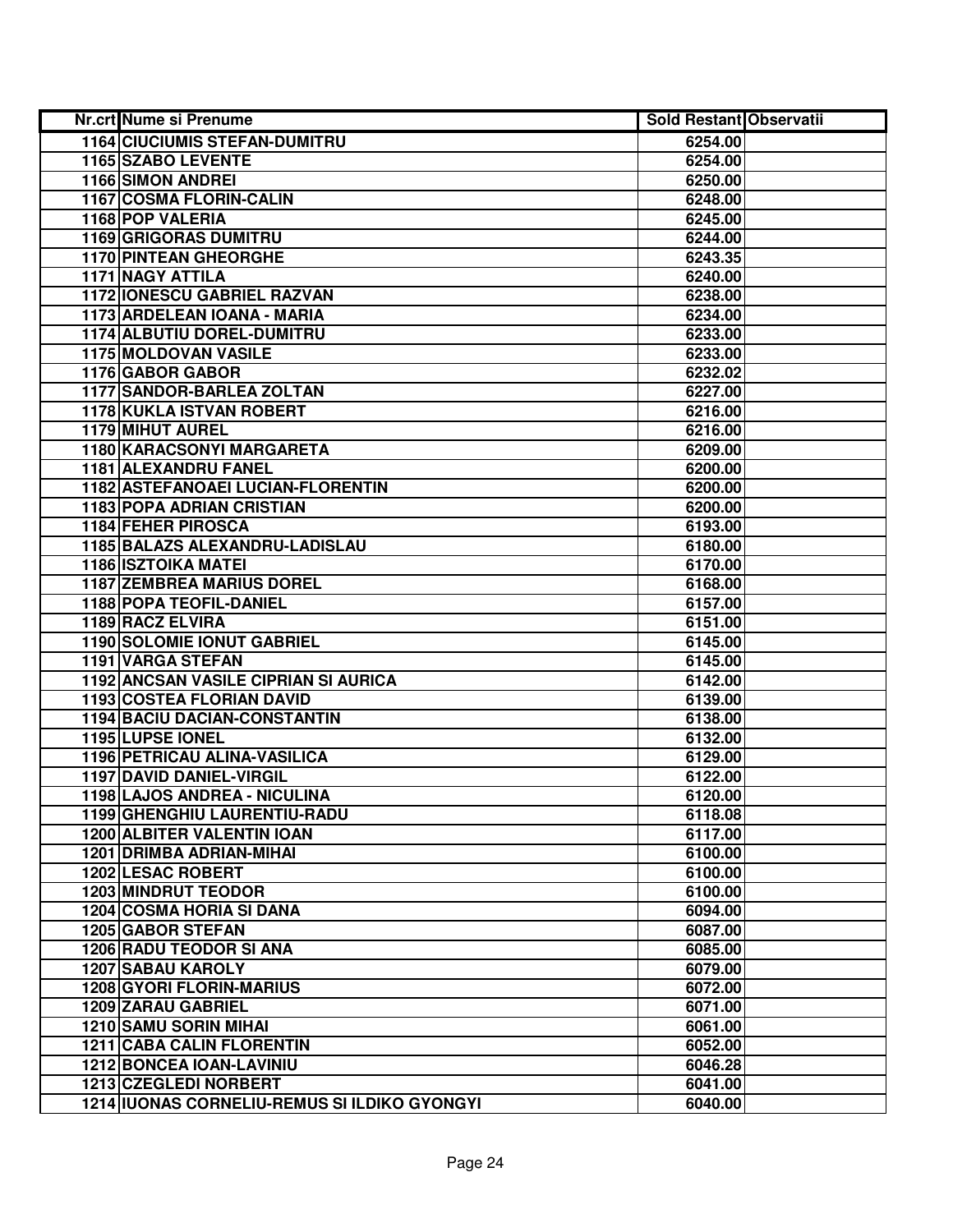| Nr.crt | Nume si Prenume | Sold Restant | Observatii |
|---|---|---|---|
| 1164 | CIUCIUMIS STEFAN-DUMITRU | 6254.00 | |
| 1165 | SZABO LEVENTE | 6254.00 | |
| 1166 | SIMON ANDREI | 6250.00 | |
| 1167 | COSMA FLORIN-CALIN | 6248.00 | |
| 1168 | POP VALERIA | 6245.00 | |
| 1169 | GRIGORAS DUMITRU | 6244.00 | |
| 1170 | PINTEAN GHEORGHE | 6243.35 | |
| 1171 | NAGY ATTILA | 6240.00 | |
| 1172 | IONESCU GABRIEL RAZVAN | 6238.00 | |
| 1173 | ARDELEAN IOANA - MARIA | 6234.00 | |
| 1174 | ALBUTIU DOREL-DUMITRU | 6233.00 | |
| 1175 | MOLDOVAN VASILE | 6233.00 | |
| 1176 | GABOR GABOR | 6232.02 | |
| 1177 | SANDOR-BARLEA ZOLTAN | 6227.00 | |
| 1178 | KUKLA ISTVAN ROBERT | 6216.00 | |
| 1179 | MIHUT AUREL | 6216.00 | |
| 1180 | KARACSONYI MARGARETA | 6209.00 | |
| 1181 | ALEXANDRU FANEL | 6200.00 | |
| 1182 | ASTEFANOAEI LUCIAN-FLORENTIN | 6200.00 | |
| 1183 | POPA ADRIAN CRISTIAN | 6200.00 | |
| 1184 | FEHER PIROSCA | 6193.00 | |
| 1185 | BALAZS ALEXANDRU-LADISLAU | 6180.00 | |
| 1186 | ISZTOIKA MATEI | 6170.00 | |
| 1187 | ZEMBREA MARIUS DOREL | 6168.00 | |
| 1188 | POPA TEOFIL-DANIEL | 6157.00 | |
| 1189 | RACZ ELVIRA | 6151.00 | |
| 1190 | SOLOMIE IONUT GABRIEL | 6145.00 | |
| 1191 | VARGA STEFAN | 6145.00 | |
| 1192 | ANCSAN VASILE CIPRIAN SI AURICA | 6142.00 | |
| 1193 | COSTEA FLORIAN DAVID | 6139.00 | |
| 1194 | BACIU DACIAN-CONSTANTIN | 6138.00 | |
| 1195 | LUPSE IONEL | 6132.00 | |
| 1196 | PETRICAU ALINA-VASILICA | 6129.00 | |
| 1197 | DAVID DANIEL-VIRGIL | 6122.00 | |
| 1198 | LAJOS ANDREA - NICULINA | 6120.00 | |
| 1199 | GHENGHIU LAURENTIU-RADU | 6118.08 | |
| 1200 | ALBITER VALENTIN IOAN | 6117.00 | |
| 1201 | DRIMBA ADRIAN-MIHAI | 6100.00 | |
| 1202 | LESAC ROBERT | 6100.00 | |
| 1203 | MINDRUT TEODOR | 6100.00 | |
| 1204 | COSMA HORIA SI DANA | 6094.00 | |
| 1205 | GABOR STEFAN | 6087.00 | |
| 1206 | RADU TEODOR SI ANA | 6085.00 | |
| 1207 | SABAU KAROLY | 6079.00 | |
| 1208 | GYORI FLORIN-MARIUS | 6072.00 | |
| 1209 | ZARAU GABRIEL | 6071.00 | |
| 1210 | SAMU SORIN MIHAI | 6061.00 | |
| 1211 | CABA CALIN FLORENTIN | 6052.00 | |
| 1212 | BONCEA IOAN-LAVINIU | 6046.28 | |
| 1213 | CZEGLEDI NORBERT | 6041.00 | |
| 1214 | IUONAS CORNELIU-REMUS SI ILDIKO GYONGYI | 6040.00 | |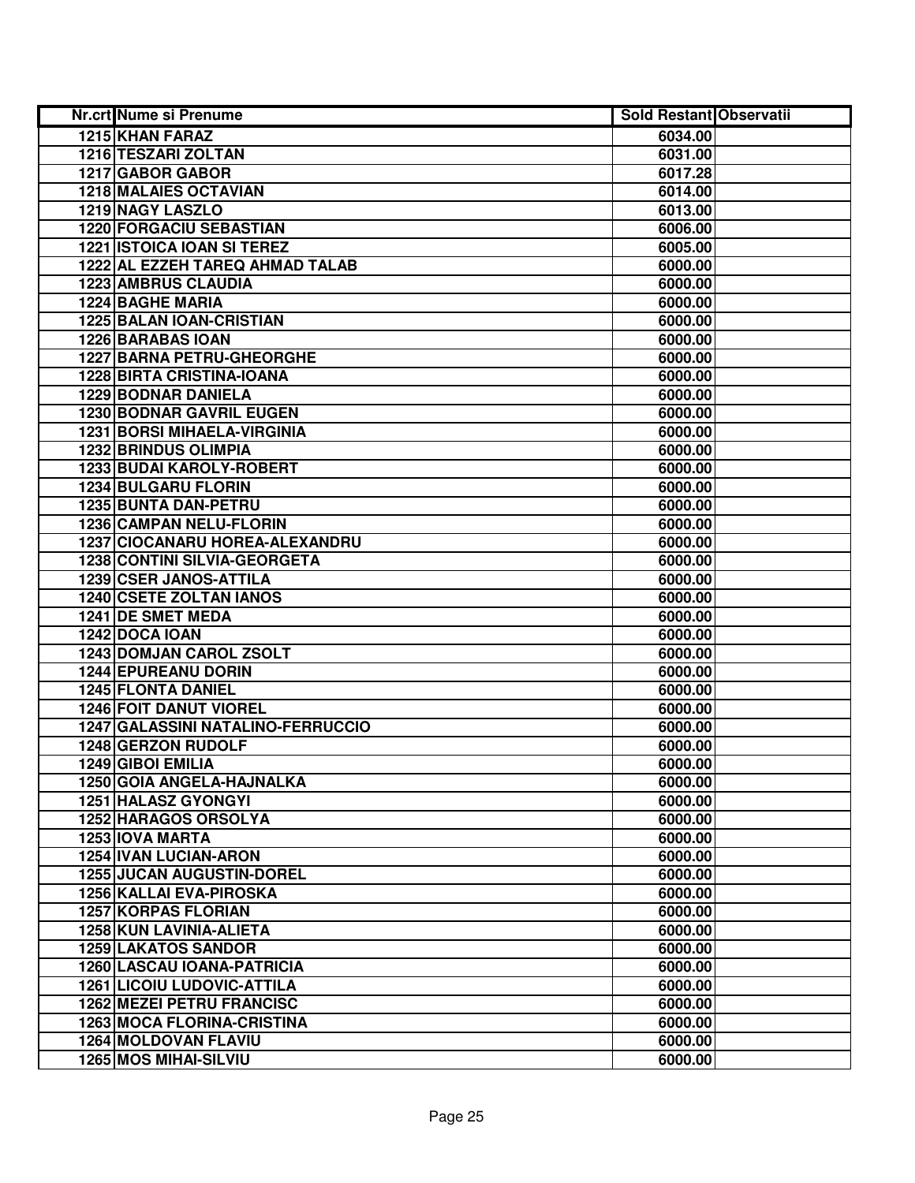| Nr.crt | Nume si Prenume | Sold Restant | Observatii |
|---|---|---|---|
| 1215 | KHAN FARAZ | 6034.00 | |
| 1216 | TESZARI ZOLTAN | 6031.00 | |
| 1217 | GABOR GABOR | 6017.28 | |
| 1218 | MALAIES OCTAVIAN | 6014.00 | |
| 1219 | NAGY LASZLO | 6013.00 | |
| 1220 | FORGACIU SEBASTIAN | 6006.00 | |
| 1221 | ISTOICA IOAN SI TEREZ | 6005.00 | |
| 1222 | AL EZZEH TAREQ AHMAD TALAB | 6000.00 | |
| 1223 | AMBRUS CLAUDIA | 6000.00 | |
| 1224 | BAGHE MARIA | 6000.00 | |
| 1225 | BALAN IOAN-CRISTIAN | 6000.00 | |
| 1226 | BARABAS IOAN | 6000.00 | |
| 1227 | BARNA PETRU-GHEORGHE | 6000.00 | |
| 1228 | BIRTA CRISTINA-IOANA | 6000.00 | |
| 1229 | BODNAR DANIELA | 6000.00 | |
| 1230 | BODNAR GAVRIL EUGEN | 6000.00 | |
| 1231 | BORSI MIHAELA-VIRGINIA | 6000.00 | |
| 1232 | BRINDUS OLIMPIA | 6000.00 | |
| 1233 | BUDAI KAROLY-ROBERT | 6000.00 | |
| 1234 | BULGARU FLORIN | 6000.00 | |
| 1235 | BUNTA DAN-PETRU | 6000.00 | |
| 1236 | CAMPAN NELU-FLORIN | 6000.00 | |
| 1237 | CIOCANARU HOREA-ALEXANDRU | 6000.00 | |
| 1238 | CONTINI SILVIA-GEORGETA | 6000.00 | |
| 1239 | CSER JANOS-ATTILA | 6000.00 | |
| 1240 | CSETE ZOLTAN IANOS | 6000.00 | |
| 1241 | DE SMET MEDA | 6000.00 | |
| 1242 | DOCA IOAN | 6000.00 | |
| 1243 | DOMJAN CAROL ZSOLT | 6000.00 | |
| 1244 | EPUREANU DORIN | 6000.00 | |
| 1245 | FLONTA DANIEL | 6000.00 | |
| 1246 | FOIT DANUT VIOREL | 6000.00 | |
| 1247 | GALASSINI NATALINO-FERRUCCIO | 6000.00 | |
| 1248 | GERZON RUDOLF | 6000.00 | |
| 1249 | GIBOI EMILIA | 6000.00 | |
| 1250 | GOIA ANGELA-HAJNALKA | 6000.00 | |
| 1251 | HALASZ GYONGYI | 6000.00 | |
| 1252 | HARAGOS ORSOLYA | 6000.00 | |
| 1253 | IOVA MARTA | 6000.00 | |
| 1254 | IVAN LUCIAN-ARON | 6000.00 | |
| 1255 | JUCAN AUGUSTIN-DOREL | 6000.00 | |
| 1256 | KALLAI EVA-PIROSKA | 6000.00 | |
| 1257 | KORPAS FLORIAN | 6000.00 | |
| 1258 | KUN LAVINIA-ALIETA | 6000.00 | |
| 1259 | LAKATOS SANDOR | 6000.00 | |
| 1260 | LASCAU IOANA-PATRICIA | 6000.00 | |
| 1261 | LICOIU LUDOVIC-ATTILA | 6000.00 | |
| 1262 | MEZEI PETRU FRANCISC | 6000.00 | |
| 1263 | MOCA FLORINA-CRISTINA | 6000.00 | |
| 1264 | MOLDOVAN FLAVIU | 6000.00 | |
| 1265 | MOS MIHAI-SILVIU | 6000.00 | |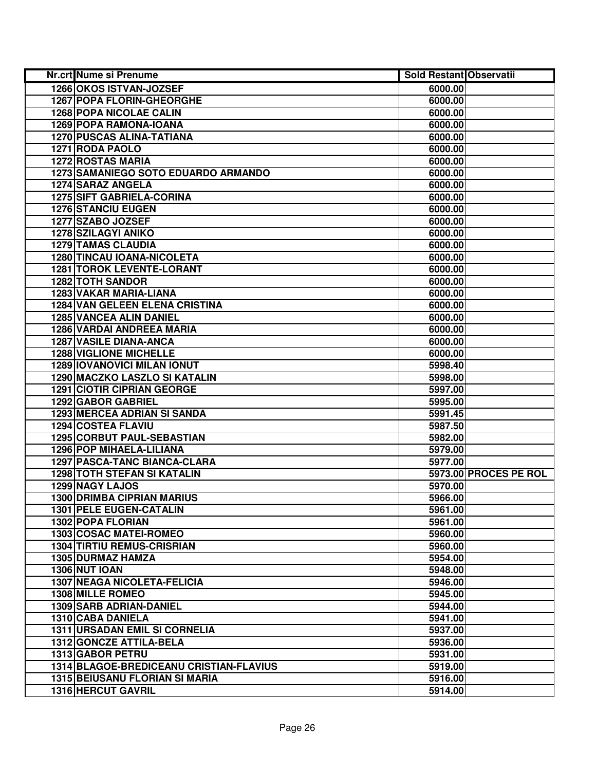| Nr.crt | Nume si Prenume | Sold Restant | Observatii |
|---|---|---|---|
| 1266 | OKOS ISTVAN-JOZSEF | 6000.00 | |
| 1267 | POPA FLORIN-GHEORGHE | 6000.00 | |
| 1268 | POPA NICOLAE CALIN | 6000.00 | |
| 1269 | POPA RAMONA-IOANA | 6000.00 | |
| 1270 | PUSCAS ALINA-TATIANA | 6000.00 | |
| 1271 | RODA PAOLO | 6000.00 | |
| 1272 | ROSTAS MARIA | 6000.00 | |
| 1273 | SAMANIEGO SOTO EDUARDO ARMANDO | 6000.00 | |
| 1274 | SARAZ ANGELA | 6000.00 | |
| 1275 | SIFT GABRIELA-CORINA | 6000.00 | |
| 1276 | STANCIU EUGEN | 6000.00 | |
| 1277 | SZABO JOZSEF | 6000.00 | |
| 1278 | SZILAGYI ANIKO | 6000.00 | |
| 1279 | TAMAS CLAUDIA | 6000.00 | |
| 1280 | TINCAU IOANA-NICOLETA | 6000.00 | |
| 1281 | TOROK LEVENTE-LORANT | 6000.00 | |
| 1282 | TOTH SANDOR | 6000.00 | |
| 1283 | VAKAR MARIA-LIANA | 6000.00 | |
| 1284 | VAN GELEEN ELENA CRISTINA | 6000.00 | |
| 1285 | VANCEA ALIN DANIEL | 6000.00 | |
| 1286 | VARDAI ANDREEA MARIA | 6000.00 | |
| 1287 | VASILE DIANA-ANCA | 6000.00 | |
| 1288 | VIGLIONE MICHELLE | 6000.00 | |
| 1289 | IOVANOVICI MILAN IONUT | 5998.40 | |
| 1290 | MACZKO LASZLO SI KATALIN | 5998.00 | |
| 1291 | CIOTIR CIPRIAN GEORGE | 5997.00 | |
| 1292 | GABOR GABRIEL | 5995.00 | |
| 1293 | MERCEA ADRIAN SI SANDA | 5991.45 | |
| 1294 | COSTEA FLAVIU | 5987.50 | |
| 1295 | CORBUT PAUL-SEBASTIAN | 5982.00 | |
| 1296 | POP MIHAELA-LILIANA | 5979.00 | |
| 1297 | PASCA-TANC BIANCA-CLARA | 5977.00 | |
| 1298 | TOTH STEFAN SI KATALIN | 5973.00 | PROCES PE ROL |
| 1299 | NAGY LAJOS | 5970.00 | |
| 1300 | DRIMBA CIPRIAN MARIUS | 5966.00 | |
| 1301 | PELE EUGEN-CATALIN | 5961.00 | |
| 1302 | POPA FLORIAN | 5961.00 | |
| 1303 | COSAC MATEI-ROMEO | 5960.00 | |
| 1304 | TIRTIU REMUS-CRISRIAN | 5960.00 | |
| 1305 | DURMAZ HAMZA | 5954.00 | |
| 1306 | NUT IOAN | 5948.00 | |
| 1307 | NEAGA NICOLETA-FELICIA | 5946.00 | |
| 1308 | MILLE ROMEO | 5945.00 | |
| 1309 | SARB ADRIAN-DANIEL | 5944.00 | |
| 1310 | CABA DANIELA | 5941.00 | |
| 1311 | URSADAN EMIL SI CORNELIA | 5937.00 | |
| 1312 | GONCZE ATTILA-BELA | 5936.00 | |
| 1313 | GABOR PETRU | 5931.00 | |
| 1314 | BLAGOE-BREDICEANU CRISTIAN-FLAVIUS | 5919.00 | |
| 1315 | BEIUSANU FLORIAN SI MARIA | 5916.00 | |
| 1316 | HERCUT GAVRIL | 5914.00 | |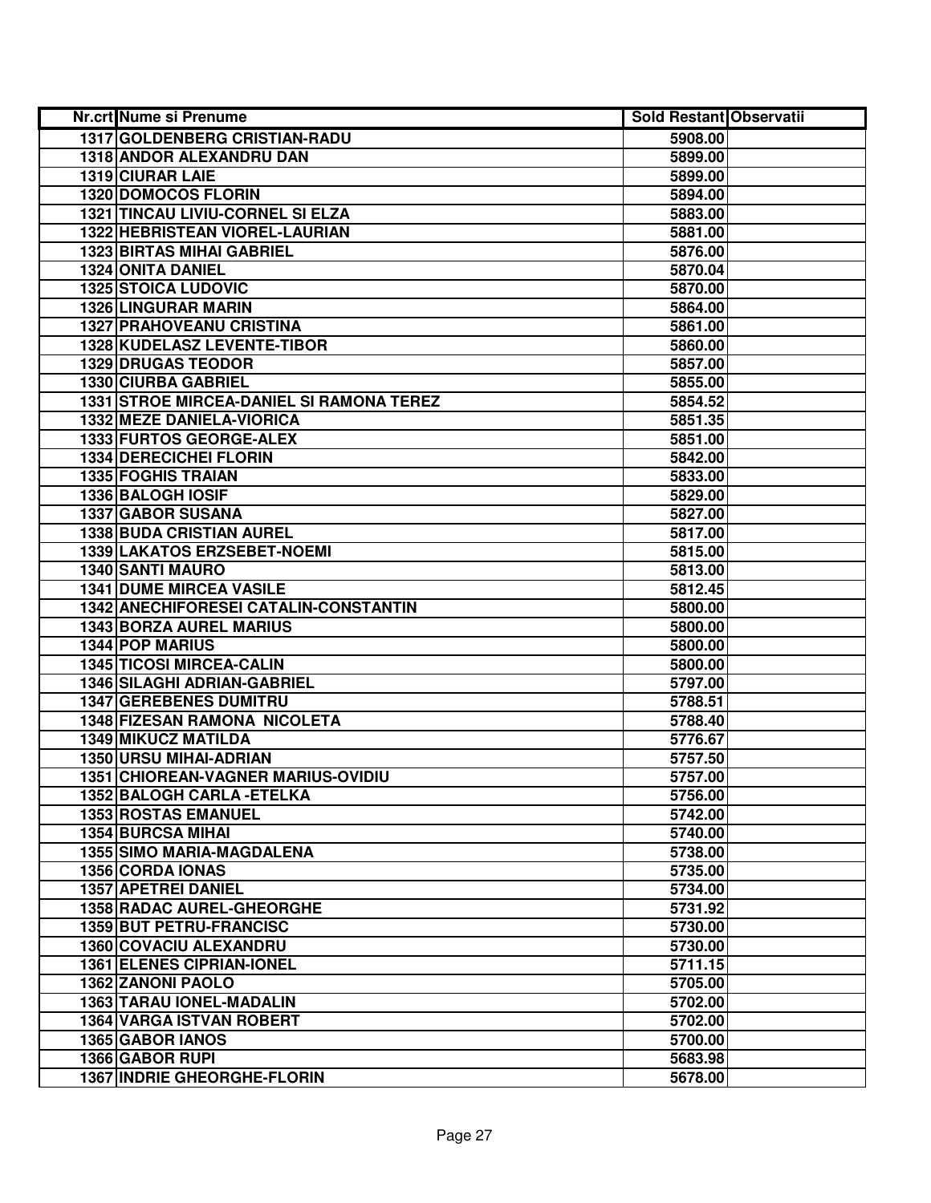| Nr.crt | Nume si Prenume | Sold Restant | Observatii |
|---|---|---|---|
| 1317 | GOLDENBERG CRISTIAN-RADU | 5908.00 | |
| 1318 | ANDOR ALEXANDRU DAN | 5899.00 | |
| 1319 | CIURAR LAIE | 5899.00 | |
| 1320 | DOMOCOS FLORIN | 5894.00 | |
| 1321 | TINCAU LIVIU-CORNEL SI ELZA | 5883.00 | |
| 1322 | HEBRISTEAN VIOREL-LAURIAN | 5881.00 | |
| 1323 | BIRTAS MIHAI GABRIEL | 5876.00 | |
| 1324 | ONITA DANIEL | 5870.04 | |
| 1325 | STOICA LUDOVIC | 5870.00 | |
| 1326 | LINGURAR MARIN | 5864.00 | |
| 1327 | PRAHOVEANU CRISTINA | 5861.00 | |
| 1328 | KUDELASZ LEVENTE-TIBOR | 5860.00 | |
| 1329 | DRUGAS TEODOR | 5857.00 | |
| 1330 | CIURBA GABRIEL | 5855.00 | |
| 1331 | STROE MIRCEA-DANIEL SI RAMONA TEREZ | 5854.52 | |
| 1332 | MEZE DANIELA-VIORICA | 5851.35 | |
| 1333 | FURTOS GEORGE-ALEX | 5851.00 | |
| 1334 | DERECICHEI FLORIN | 5842.00 | |
| 1335 | FOGHIS TRAIAN | 5833.00 | |
| 1336 | BALOGH IOSIF | 5829.00 | |
| 1337 | GABOR SUSANA | 5827.00 | |
| 1338 | BUDA CRISTIAN AUREL | 5817.00 | |
| 1339 | LAKATOS ERZSEBET-NOEMI | 5815.00 | |
| 1340 | SANTI MAURO | 5813.00 | |
| 1341 | DUME MIRCEA VASILE | 5812.45 | |
| 1342 | ANECHIFORESEI CATALIN-CONSTANTIN | 5800.00 | |
| 1343 | BORZA AUREL MARIUS | 5800.00 | |
| 1344 | POP MARIUS | 5800.00 | |
| 1345 | TICOSI MIRCEA-CALIN | 5800.00 | |
| 1346 | SILAGHI ADRIAN-GABRIEL | 5797.00 | |
| 1347 | GEREBENES DUMITRU | 5788.51 | |
| 1348 | FIZESAN RAMONA NICOLETA | 5788.40 | |
| 1349 | MIKUCZ MATILDA | 5776.67 | |
| 1350 | URSU MIHAI-ADRIAN | 5757.50 | |
| 1351 | CHIOREAN-VAGNER MARIUS-OVIDIU | 5757.00 | |
| 1352 | BALOGH CARLA -ETELKA | 5756.00 | |
| 1353 | ROSTAS EMANUEL | 5742.00 | |
| 1354 | BURCSA MIHAI | 5740.00 | |
| 1355 | SIMO MARIA-MAGDALENA | 5738.00 | |
| 1356 | CORDA IONAS | 5735.00 | |
| 1357 | APETREI DANIEL | 5734.00 | |
| 1358 | RADAC AUREL-GHEORGHE | 5731.92 | |
| 1359 | BUT PETRU-FRANCISC | 5730.00 | |
| 1360 | COVACIU ALEXANDRU | 5730.00 | |
| 1361 | ELENES CIPRIAN-IONEL | 5711.15 | |
| 1362 | ZANONI PAOLO | 5705.00 | |
| 1363 | TARAU IONEL-MADALIN | 5702.00 | |
| 1364 | VARGA ISTVAN ROBERT | 5702.00 | |
| 1365 | GABOR IANOS | 5700.00 | |
| 1366 | GABOR RUPI | 5683.98 | |
| 1367 | INDRIE GHEORGHE-FLORIN | 5678.00 | |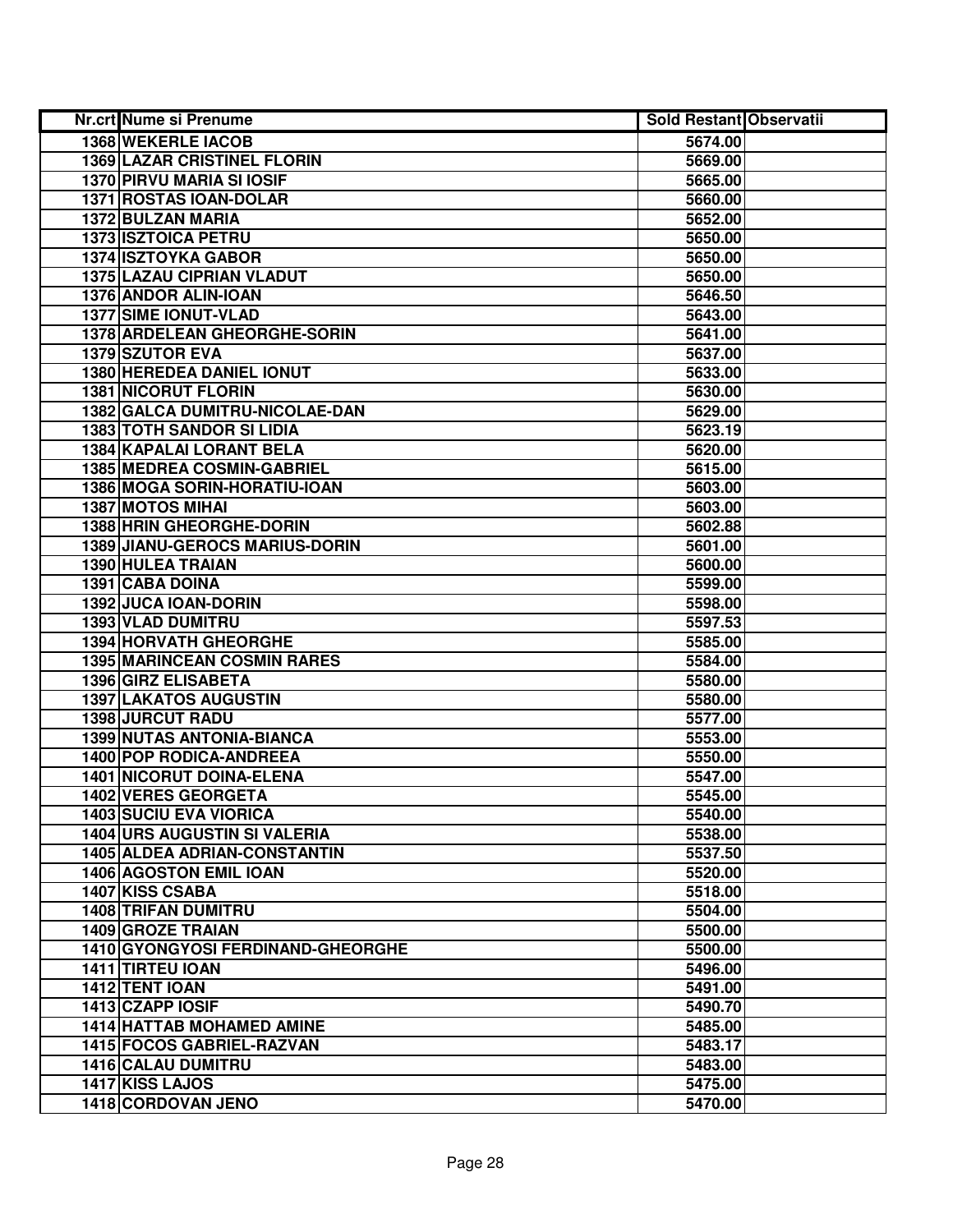| Nr.crt | Nume si Prenume | Sold Restant | Observatii |
|---|---|---|---|
| 1368 | WEKERLE IACOB | 5674.00 | |
| 1369 | LAZAR CRISTINEL FLORIN | 5669.00 | |
| 1370 | PIRVU MARIA SI IOSIF | 5665.00 | |
| 1371 | ROSTAS IOAN-DOLAR | 5660.00 | |
| 1372 | BULZAN MARIA | 5652.00 | |
| 1373 | ISZTOICA PETRU | 5650.00 | |
| 1374 | ISZTOYKA GABOR | 5650.00 | |
| 1375 | LAZAU CIPRIAN VLADUT | 5650.00 | |
| 1376 | ANDOR ALIN-IOAN | 5646.50 | |
| 1377 | SIME IONUT-VLAD | 5643.00 | |
| 1378 | ARDELEAN GHEORGHE-SORIN | 5641.00 | |
| 1379 | SZUTOR EVA | 5637.00 | |
| 1380 | HEREDEA DANIEL IONUT | 5633.00 | |
| 1381 | NICORUT FLORIN | 5630.00 | |
| 1382 | GALCA DUMITRU-NICOLAE-DAN | 5629.00 | |
| 1383 | TOTH SANDOR SI LIDIA | 5623.19 | |
| 1384 | KAPALAI LORANT BELA | 5620.00 | |
| 1385 | MEDREA COSMIN-GABRIEL | 5615.00 | |
| 1386 | MOGA SORIN-HORATIU-IOAN | 5603.00 | |
| 1387 | MOTOS MIHAI | 5603.00 | |
| 1388 | HRIN GHEORGHE-DORIN | 5602.88 | |
| 1389 | JIANU-GEROCS MARIUS-DORIN | 5601.00 | |
| 1390 | HULEA TRAIAN | 5600.00 | |
| 1391 | CABA DOINA | 5599.00 | |
| 1392 | JUCA IOAN-DORIN | 5598.00 | |
| 1393 | VLAD DUMITRU | 5597.53 | |
| 1394 | HORVATH GHEORGHE | 5585.00 | |
| 1395 | MARINCEAN COSMIN RARES | 5584.00 | |
| 1396 | GIRZ ELISABETA | 5580.00 | |
| 1397 | LAKATOS AUGUSTIN | 5580.00 | |
| 1398 | JURCUT RADU | 5577.00 | |
| 1399 | NUTAS ANTONIA-BIANCA | 5553.00 | |
| 1400 | POP RODICA-ANDREEA | 5550.00 | |
| 1401 | NICORUT DOINA-ELENA | 5547.00 | |
| 1402 | VERES GEORGETA | 5545.00 | |
| 1403 | SUCIU EVA VIORICA | 5540.00 | |
| 1404 | URS AUGUSTIN SI VALERIA | 5538.00 | |
| 1405 | ALDEA ADRIAN-CONSTANTIN | 5537.50 | |
| 1406 | AGOSTON EMIL IOAN | 5520.00 | |
| 1407 | KISS CSABA | 5518.00 | |
| 1408 | TRIFAN DUMITRU | 5504.00 | |
| 1409 | GROZE TRAIAN | 5500.00 | |
| 1410 | GYONGYOSI FERDINAND-GHEORGHE | 5500.00 | |
| 1411 | TIRTEU IOAN | 5496.00 | |
| 1412 | TENT IOAN | 5491.00 | |
| 1413 | CZAPP IOSIF | 5490.70 | |
| 1414 | HATTAB MOHAMED AMINE | 5485.00 | |
| 1415 | FOCOS GABRIEL-RAZVAN | 5483.17 | |
| 1416 | CALAU DUMITRU | 5483.00 | |
| 1417 | KISS LAJOS | 5475.00 | |
| 1418 | CORDOVAN JENO | 5470.00 | |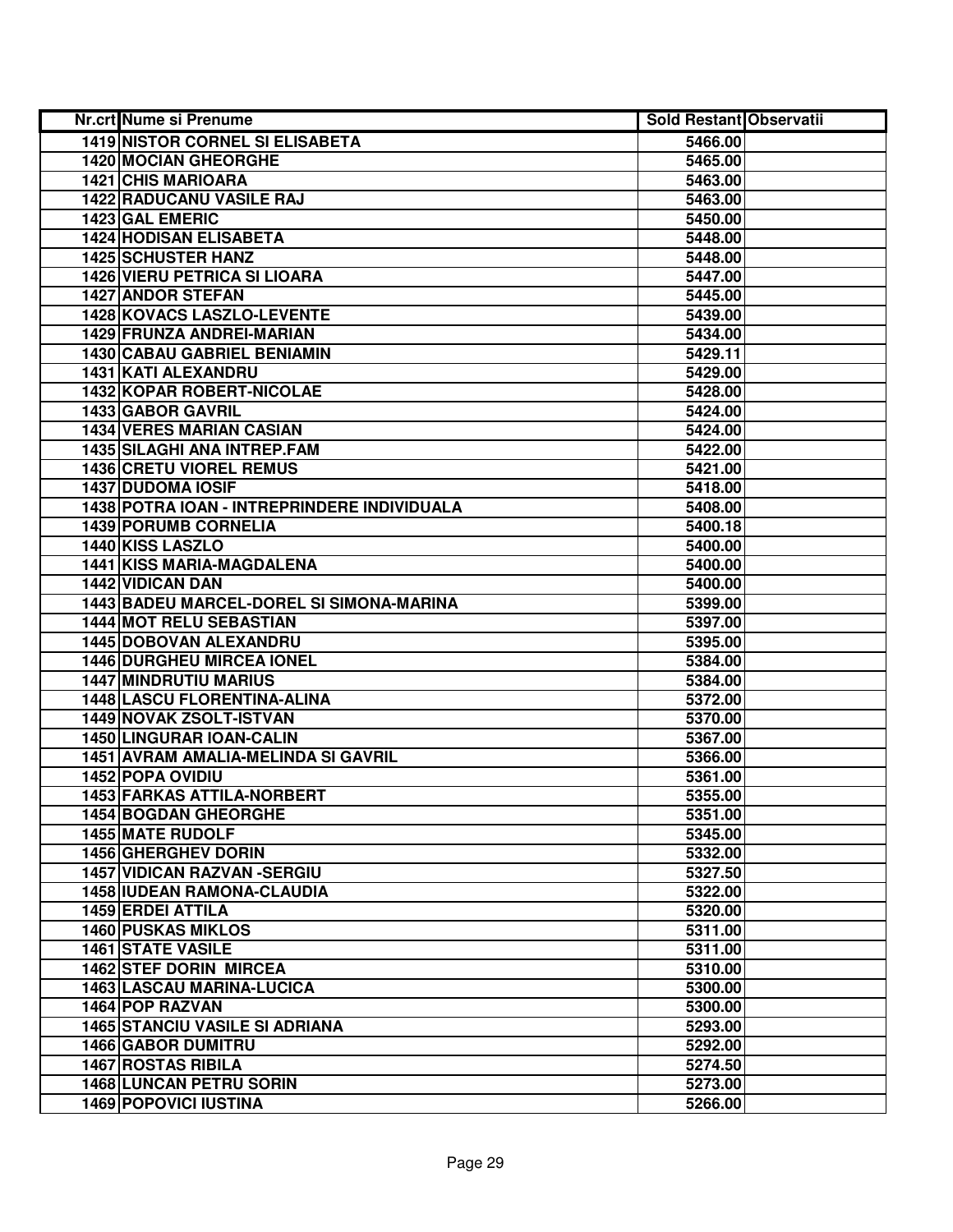| Nr.crt | Nume si Prenume | Sold Restant | Observatii |
|---|---|---|---|
| 1419 | NISTOR CORNEL SI ELISABETA | 5466.00 | |
| 1420 | MOCIAN GHEORGHE | 5465.00 | |
| 1421 | CHIS MARIOARA | 5463.00 | |
| 1422 | RADUCANU VASILE RAJ | 5463.00 | |
| 1423 | GAL EMERIC | 5450.00 | |
| 1424 | HODISAN ELISABETA | 5448.00 | |
| 1425 | SCHUSTER HANZ | 5448.00 | |
| 1426 | VIERU PETRICA SI LIOARA | 5447.00 | |
| 1427 | ANDOR STEFAN | 5445.00 | |
| 1428 | KOVACS LASZLO-LEVENTE | 5439.00 | |
| 1429 | FRUNZA ANDREI-MARIAN | 5434.00 | |
| 1430 | CABAU GABRIEL BENIAMIN | 5429.11 | |
| 1431 | KATI ALEXANDRU | 5429.00 | |
| 1432 | KOPAR ROBERT-NICOLAE | 5428.00 | |
| 1433 | GABOR GAVRIL | 5424.00 | |
| 1434 | VERES MARIAN CASIAN | 5424.00 | |
| 1435 | SILAGHI ANA INTREP.FAM | 5422.00 | |
| 1436 | CRETU VIOREL REMUS | 5421.00 | |
| 1437 | DUDOMA IOSIF | 5418.00 | |
| 1438 | POTRA IOAN - INTREPRINDERE INDIVIDUALA | 5408.00 | |
| 1439 | PORUMB CORNELIA | 5400.18 | |
| 1440 | KISS LASZLO | 5400.00 | |
| 1441 | KISS MARIA-MAGDALENA | 5400.00 | |
| 1442 | VIDICAN DAN | 5400.00 | |
| 1443 | BADEU MARCEL-DOREL SI SIMONA-MARINA | 5399.00 | |
| 1444 | MOT RELU SEBASTIAN | 5397.00 | |
| 1445 | DOBOVAN ALEXANDRU | 5395.00 | |
| 1446 | DURGHEU MIRCEA IONEL | 5384.00 | |
| 1447 | MINDRUTIU MARIUS | 5384.00 | |
| 1448 | LASCU FLORENTINA-ALINA | 5372.00 | |
| 1449 | NOVAK ZSOLT-ISTVAN | 5370.00 | |
| 1450 | LINGURAR IOAN-CALIN | 5367.00 | |
| 1451 | AVRAM AMALIA-MELINDA SI GAVRIL | 5366.00 | |
| 1452 | POPA OVIDIU | 5361.00 | |
| 1453 | FARKAS ATTILA-NORBERT | 5355.00 | |
| 1454 | BOGDAN GHEORGHE | 5351.00 | |
| 1455 | MATE RUDOLF | 5345.00 | |
| 1456 | GHERGHEV DORIN | 5332.00 | |
| 1457 | VIDICAN RAZVAN -SERGIU | 5327.50 | |
| 1458 | IUDEAN RAMONA-CLAUDIA | 5322.00 | |
| 1459 | ERDEI ATTILA | 5320.00 | |
| 1460 | PUSKAS MIKLOS | 5311.00 | |
| 1461 | STATE VASILE | 5311.00 | |
| 1462 | STEF DORIN MIRCEA | 5310.00 | |
| 1463 | LASCAU MARINA-LUCICA | 5300.00 | |
| 1464 | POP RAZVAN | 5300.00 | |
| 1465 | STANCIU VASILE SI ADRIANA | 5293.00 | |
| 1466 | GABOR DUMITRU | 5292.00 | |
| 1467 | ROSTAS RIBILA | 5274.50 | |
| 1468 | LUNCAN PETRU SORIN | 5273.00 | |
| 1469 | POPOVICI IUSTINA | 5266.00 | |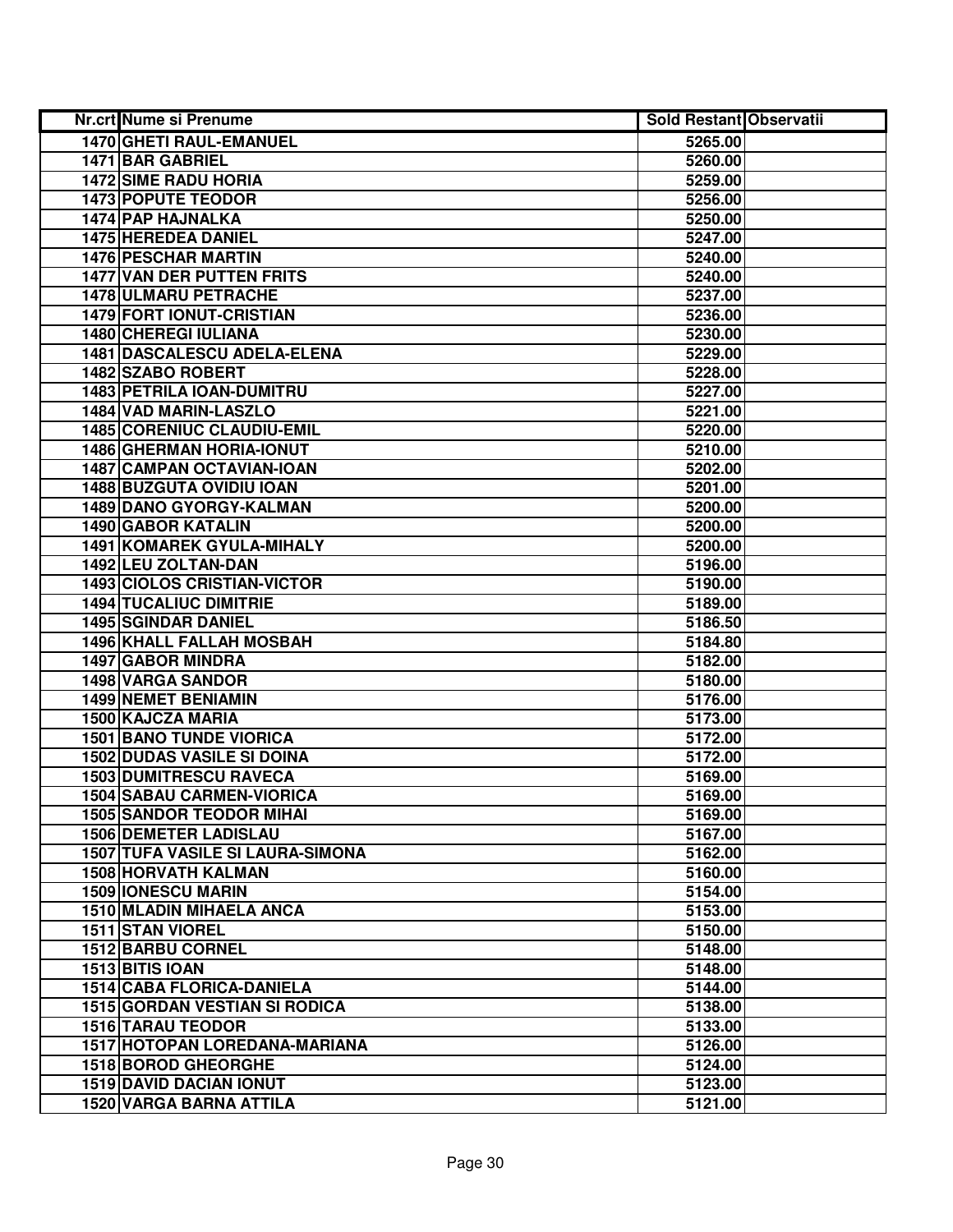| Nr.crt | Nume si Prenume | Sold Restant | Observatii |
|---|---|---|---|
| 1470 | GHETI RAUL-EMANUEL | 5265.00 | |
| 1471 | BAR GABRIEL | 5260.00 | |
| 1472 | SIME RADU HORIA | 5259.00 | |
| 1473 | POPUTE TEODOR | 5256.00 | |
| 1474 | PAP HAJNALKA | 5250.00 | |
| 1475 | HEREDEA DANIEL | 5247.00 | |
| 1476 | PESCHAR MARTIN | 5240.00 | |
| 1477 | VAN DER PUTTEN FRITS | 5240.00 | |
| 1478 | ULMARU PETRACHE | 5237.00 | |
| 1479 | FORT IONUT-CRISTIAN | 5236.00 | |
| 1480 | CHEREGI IULIANA | 5230.00 | |
| 1481 | DASCALESCU ADELA-ELENA | 5229.00 | |
| 1482 | SZABO ROBERT | 5228.00 | |
| 1483 | PETRILA IOAN-DUMITRU | 5227.00 | |
| 1484 | VAD MARIN-LASZLO | 5221.00 | |
| 1485 | CORENIUC CLAUDIU-EMIL | 5220.00 | |
| 1486 | GHERMAN HORIA-IONUT | 5210.00 | |
| 1487 | CAMPAN OCTAVIAN-IOAN | 5202.00 | |
| 1488 | BUZGUTA OVIDIU IOAN | 5201.00 | |
| 1489 | DANO GYORGY-KALMAN | 5200.00 | |
| 1490 | GABOR KATALIN | 5200.00 | |
| 1491 | KOMAREK GYULA-MIHALY | 5200.00 | |
| 1492 | LEU ZOLTAN-DAN | 5196.00 | |
| 1493 | CIOLOS CRISTIAN-VICTOR | 5190.00 | |
| 1494 | TUCALIUC DIMITRIE | 5189.00 | |
| 1495 | SGINDAR DANIEL | 5186.50 | |
| 1496 | KHALL FALLAH MOSBAH | 5184.80 | |
| 1497 | GABOR MINDRA | 5182.00 | |
| 1498 | VARGA SANDOR | 5180.00 | |
| 1499 | NEMET BENIAMIN | 5176.00 | |
| 1500 | KAJCZA MARIA | 5173.00 | |
| 1501 | BANO TUNDE VIORICA | 5172.00 | |
| 1502 | DUDAS VASILE SI DOINA | 5172.00 | |
| 1503 | DUMITRESCU RAVECA | 5169.00 | |
| 1504 | SABAU CARMEN-VIORICA | 5169.00 | |
| 1505 | SANDOR TEODOR MIHAI | 5169.00 | |
| 1506 | DEMETER LADISLAU | 5167.00 | |
| 1507 | TUFA VASILE SI LAURA-SIMONA | 5162.00 | |
| 1508 | HORVATH KALMAN | 5160.00 | |
| 1509 | IONESCU MARIN | 5154.00 | |
| 1510 | MLADIN MIHAELA ANCA | 5153.00 | |
| 1511 | STAN VIOREL | 5150.00 | |
| 1512 | BARBU CORNEL | 5148.00 | |
| 1513 | BITIS IOAN | 5148.00 | |
| 1514 | CABA FLORICA-DANIELA | 5144.00 | |
| 1515 | GORDAN VESTIAN SI RODICA | 5138.00 | |
| 1516 | TARAU TEODOR | 5133.00 | |
| 1517 | HOTOPAN LOREDANA-MARIANA | 5126.00 | |
| 1518 | BOROD GHEORGHE | 5124.00 | |
| 1519 | DAVID DACIAN IONUT | 5123.00 | |
| 1520 | VARGA BARNA ATTILA | 5121.00 | |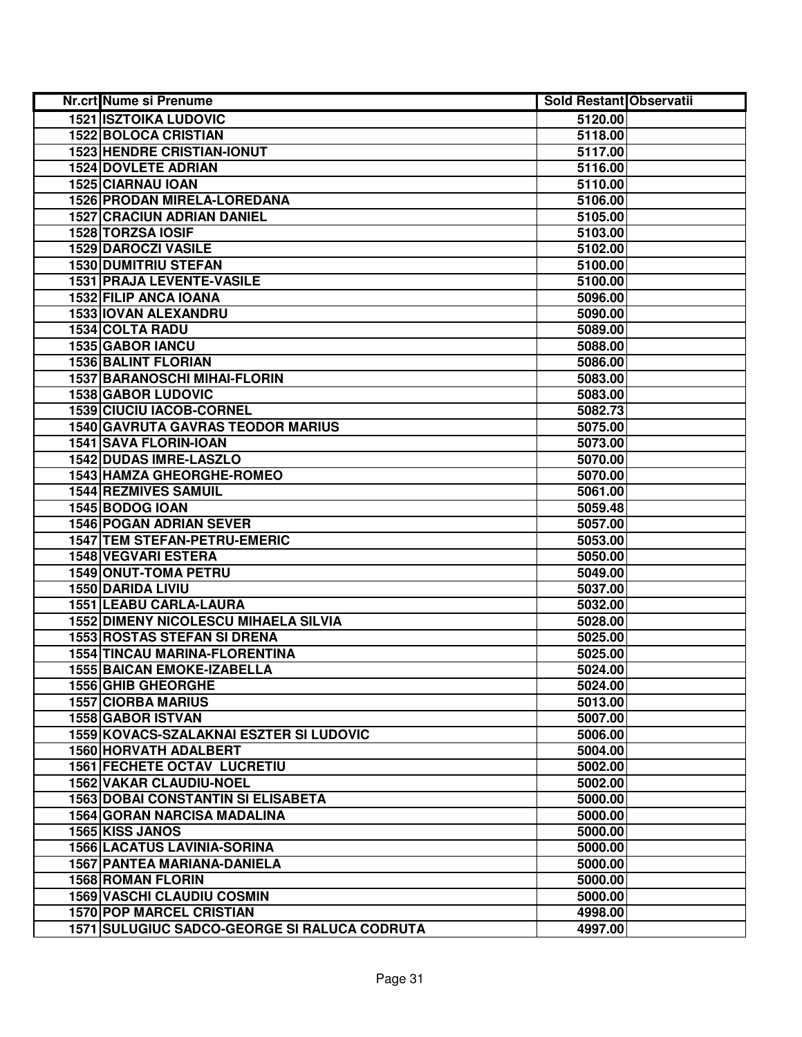| Nr.crt | Nume si Prenume | Sold Restant | Observatii |
|---|---|---|---|
| 1521 | ISZTOIKA LUDOVIC | 5120.00 | |
| 1522 | BOLOCA CRISTIAN | 5118.00 | |
| 1523 | HENDRE CRISTIAN-IONUT | 5117.00 | |
| 1524 | DOVLETE ADRIAN | 5116.00 | |
| 1525 | CIARNAU IOAN | 5110.00 | |
| 1526 | PRODAN MIRELA-LOREDANA | 5106.00 | |
| 1527 | CRACIUN ADRIAN DANIEL | 5105.00 | |
| 1528 | TORZSA IOSIF | 5103.00 | |
| 1529 | DAROCZI VASILE | 5102.00 | |
| 1530 | DUMITRIU STEFAN | 5100.00 | |
| 1531 | PRAJA LEVENTE-VASILE | 5100.00 | |
| 1532 | FILIP ANCA IOANA | 5096.00 | |
| 1533 | IOVAN ALEXANDRU | 5090.00 | |
| 1534 | COLTA RADU | 5089.00 | |
| 1535 | GABOR IANCU | 5088.00 | |
| 1536 | BALINT FLORIAN | 5086.00 | |
| 1537 | BARANOSCHI MIHAI-FLORIN | 5083.00 | |
| 1538 | GABOR LUDOVIC | 5083.00 | |
| 1539 | CIUCIU IACOB-CORNEL | 5082.73 | |
| 1540 | GAVRUTA GAVRAS TEODOR MARIUS | 5075.00 | |
| 1541 | SAVA FLORIN-IOAN | 5073.00 | |
| 1542 | DUDAS IMRE-LASZLO | 5070.00 | |
| 1543 | HAMZA GHEORGHE-ROMEO | 5070.00 | |
| 1544 | REZMIVES SAMUIL | 5061.00 | |
| 1545 | BODOG IOAN | 5059.48 | |
| 1546 | POGAN ADRIAN SEVER | 5057.00 | |
| 1547 | TEM STEFAN-PETRU-EMERIC | 5053.00 | |
| 1548 | VEGVARI ESTERA | 5050.00 | |
| 1549 | ONUT-TOMA PETRU | 5049.00 | |
| 1550 | DARIDA LIVIU | 5037.00 | |
| 1551 | LEABU CARLA-LAURA | 5032.00 | |
| 1552 | DIMENY NICOLESCU MIHAELA SILVIA | 5028.00 | |
| 1553 | ROSTAS STEFAN SI DRENA | 5025.00 | |
| 1554 | TINCAU MARINA-FLORENTINA | 5025.00 | |
| 1555 | BAICAN EMOKE-IZABELLA | 5024.00 | |
| 1556 | GHIB GHEORGHE | 5024.00 | |
| 1557 | CIORBA MARIUS | 5013.00 | |
| 1558 | GABOR ISTVAN | 5007.00 | |
| 1559 | KOVACS-SZALAKNAI ESZTER SI LUDOVIC | 5006.00 | |
| 1560 | HORVATH ADALBERT | 5004.00 | |
| 1561 | FECHETE OCTAV LUCRETIU | 5002.00 | |
| 1562 | VAKAR CLAUDIU-NOEL | 5002.00 | |
| 1563 | DOBAI CONSTANTIN SI ELISABETA | 5000.00 | |
| 1564 | GORAN NARCISA MADALINA | 5000.00 | |
| 1565 | KISS JANOS | 5000.00 | |
| 1566 | LACATUS LAVINIA-SORINA | 5000.00 | |
| 1567 | PANTEA MARIANA-DANIELA | 5000.00 | |
| 1568 | ROMAN FLORIN | 5000.00 | |
| 1569 | VASCHI CLAUDIU COSMIN | 5000.00 | |
| 1570 | POP MARCEL CRISTIAN | 4998.00 | |
| 1571 | SULUGIUC SADCO-GEORGE SI RALUCA CODRUTA | 4997.00 | |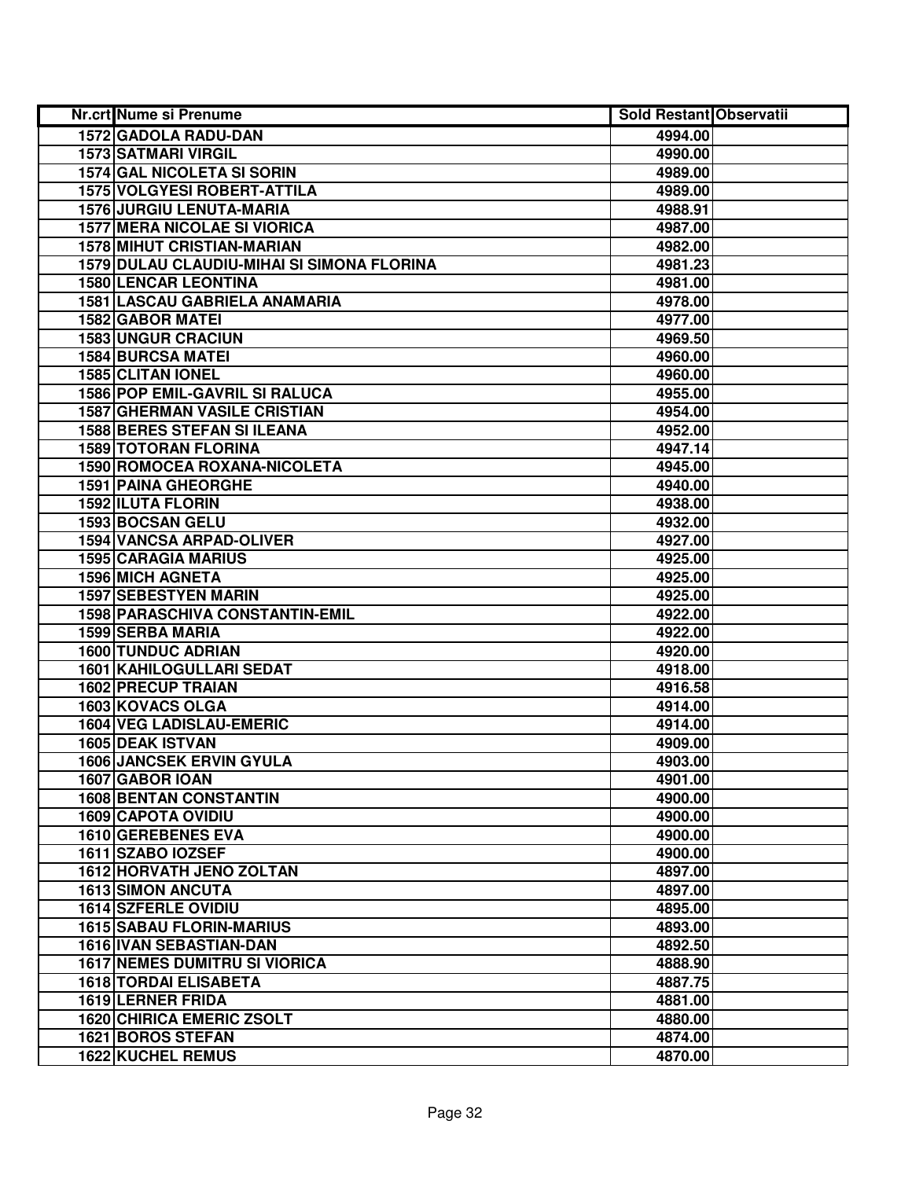| Nr.crt | Nume si Prenume | Sold Restant | Observatii |
|---|---|---|---|
| 1572 | GADOLA RADU-DAN | 4994.00 | |
| 1573 | SATMARI VIRGIL | 4990.00 | |
| 1574 | GAL NICOLETA SI SORIN | 4989.00 | |
| 1575 | VOLGYESI ROBERT-ATTILA | 4989.00 | |
| 1576 | JURGIU LENUTA-MARIA | 4988.91 | |
| 1577 | MERA NICOLAE SI VIORICA | 4987.00 | |
| 1578 | MIHUT CRISTIAN-MARIAN | 4982.00 | |
| 1579 | DULAU CLAUDIU-MIHAI SI SIMONA FLORINA | 4981.23 | |
| 1580 | LENCAR LEONTINA | 4981.00 | |
| 1581 | LASCAU GABRIELA ANAMARIA | 4978.00 | |
| 1582 | GABOR MATEI | 4977.00 | |
| 1583 | UNGUR CRACIUN | 4969.50 | |
| 1584 | BURCSA MATEI | 4960.00 | |
| 1585 | CLITAN IONEL | 4960.00 | |
| 1586 | POP EMIL-GAVRIL SI RALUCA | 4955.00 | |
| 1587 | GHERMAN VASILE CRISTIAN | 4954.00 | |
| 1588 | BERES STEFAN SI ILEANA | 4952.00 | |
| 1589 | TOTORAN FLORINA | 4947.14 | |
| 1590 | ROMOCEA ROXANA-NICOLETA | 4945.00 | |
| 1591 | PAINA GHEORGHE | 4940.00 | |
| 1592 | ILUTA FLORIN | 4938.00 | |
| 1593 | BOCSAN GELU | 4932.00 | |
| 1594 | VANCSA ARPAD-OLIVER | 4927.00 | |
| 1595 | CARAGIA MARIUS | 4925.00 | |
| 1596 | MICH AGNETA | 4925.00 | |
| 1597 | SEBESTYEN MARIN | 4925.00 | |
| 1598 | PARASCHIVA CONSTANTIN-EMIL | 4922.00 | |
| 1599 | SERBA MARIA | 4922.00 | |
| 1600 | TUNDUC ADRIAN | 4920.00 | |
| 1601 | KAHILOGULLARI SEDAT | 4918.00 | |
| 1602 | PRECUP TRAIAN | 4916.58 | |
| 1603 | KOVACS OLGA | 4914.00 | |
| 1604 | VEG LADISLAU-EMERIC | 4914.00 | |
| 1605 | DEAK ISTVAN | 4909.00 | |
| 1606 | JANCSEK ERVIN GYULA | 4903.00 | |
| 1607 | GABOR IOAN | 4901.00 | |
| 1608 | BENTAN CONSTANTIN | 4900.00 | |
| 1609 | CAPOTA OVIDIU | 4900.00 | |
| 1610 | GEREBENES EVA | 4900.00 | |
| 1611 | SZABO IOZSEF | 4900.00 | |
| 1612 | HORVATH JENO ZOLTAN | 4897.00 | |
| 1613 | SIMON ANCUTA | 4897.00 | |
| 1614 | SZFERLE OVIDIU | 4895.00 | |
| 1615 | SABAU FLORIN-MARIUS | 4893.00 | |
| 1616 | IVAN SEBASTIAN-DAN | 4892.50 | |
| 1617 | NEMES DUMITRU SI VIORICA | 4888.90 | |
| 1618 | TORDAI ELISABETA | 4887.75 | |
| 1619 | LERNER FRIDA | 4881.00 | |
| 1620 | CHIRICA EMERIC ZSOLT | 4880.00 | |
| 1621 | BOROS STEFAN | 4874.00 | |
| 1622 | KUCHEL REMUS | 4870.00 | |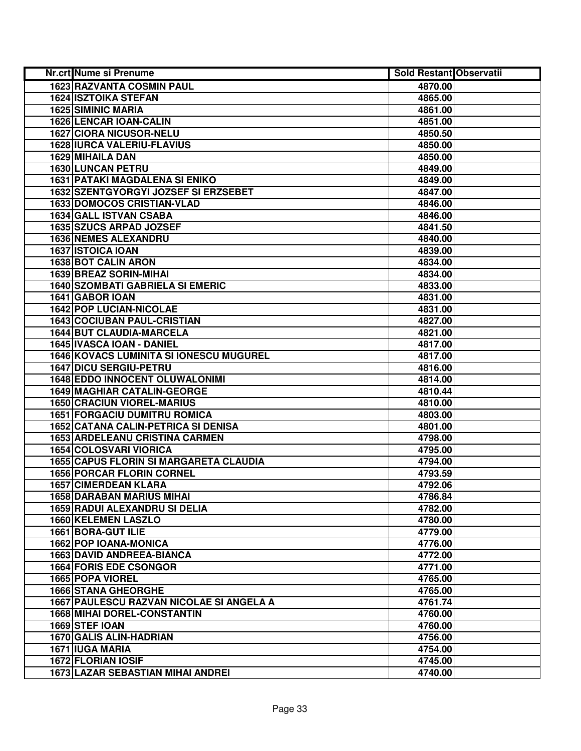| Nr.crt | Nume si Prenume | Sold Restant | Observatii |
|---|---|---|---|
| 1623 | RAZVANTA COSMIN PAUL | 4870.00 | |
| 1624 | ISZTOIKA STEFAN | 4865.00 | |
| 1625 | SIMINIC MARIA | 4861.00 | |
| 1626 | LENCAR IOAN-CALIN | 4851.00 | |
| 1627 | CIORA NICUSOR-NELU | 4850.50 | |
| 1628 | IURCA VALERIU-FLAVIUS | 4850.00 | |
| 1629 | MIHAILA DAN | 4850.00 | |
| 1630 | LUNCAN PETRU | 4849.00 | |
| 1631 | PATAKI MAGDALENA SI ENIKO | 4849.00 | |
| 1632 | SZENTGYORGYI JOZSEF SI ERZSEBET | 4847.00 | |
| 1633 | DOMOCOS CRISTIAN-VLAD | 4846.00 | |
| 1634 | GALL ISTVAN CSABA | 4846.00 | |
| 1635 | SZUCS ARPAD JOZSEF | 4841.50 | |
| 1636 | NEMES ALEXANDRU | 4840.00 | |
| 1637 | ISTOICA IOAN | 4839.00 | |
| 1638 | BOT CALIN ARON | 4834.00 | |
| 1639 | BREAZ SORIN-MIHAI | 4834.00 | |
| 1640 | SZOMBATI GABRIELA SI EMERIC | 4833.00 | |
| 1641 | GABOR IOAN | 4831.00 | |
| 1642 | POP LUCIAN-NICOLAE | 4831.00 | |
| 1643 | COCIUBAN PAUL-CRISTIAN | 4827.00 | |
| 1644 | BUT CLAUDIA-MARCELA | 4821.00 | |
| 1645 | IVASCA IOAN - DANIEL | 4817.00 | |
| 1646 | KOVACS LUMINITA SI IONESCU MUGUREL | 4817.00 | |
| 1647 | DICU SERGIU-PETRU | 4816.00 | |
| 1648 | EDDO INNOCENT OLUWALONIMI | 4814.00 | |
| 1649 | MAGHIAR CATALIN-GEORGE | 4810.44 | |
| 1650 | CRACIUN VIOREL-MARIUS | 4810.00 | |
| 1651 | FORGACIU DUMITRU ROMICA | 4803.00 | |
| 1652 | CATANA CALIN-PETRICA SI DENISA | 4801.00 | |
| 1653 | ARDELEANU CRISTINA CARMEN | 4798.00 | |
| 1654 | COLOSVARI VIORICA | 4795.00 | |
| 1655 | CAPUS FLORIN SI MARGARETA CLAUDIA | 4794.00 | |
| 1656 | PORCAR FLORIN CORNEL | 4793.59 | |
| 1657 | CIMERDEAN KLARA | 4792.06 | |
| 1658 | DARABAN MARIUS MIHAI | 4786.84 | |
| 1659 | RADUI ALEXANDRU SI DELIA | 4782.00 | |
| 1660 | KELEMEN LASZLO | 4780.00 | |
| 1661 | BORA-GUT ILIE | 4779.00 | |
| 1662 | POP IOANA-MONICA | 4776.00 | |
| 1663 | DAVID ANDREEA-BIANCA | 4772.00 | |
| 1664 | FORIS EDE CSONGOR | 4771.00 | |
| 1665 | POPA VIOREL | 4765.00 | |
| 1666 | STANA GHEORGHE | 4765.00 | |
| 1667 | PAULESCU RAZVAN NICOLAE SI ANGELA A | 4761.74 | |
| 1668 | MIHAI DOREL-CONSTANTIN | 4760.00 | |
| 1669 | STEF IOAN | 4760.00 | |
| 1670 | GALIS ALIN-HADRIAN | 4756.00 | |
| 1671 | IUGA MARIA | 4754.00 | |
| 1672 | FLORIAN IOSIF | 4745.00 | |
| 1673 | LAZAR SEBASTIAN MIHAI ANDREI | 4740.00 | |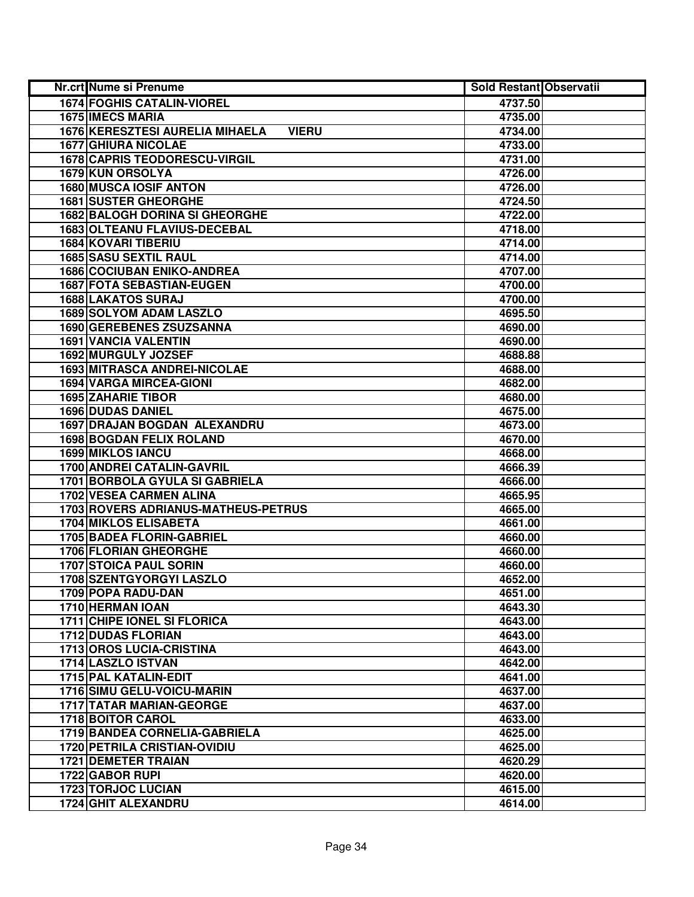| Nr.crt | Nume si Prenume | Sold Restant | Observatii |
| --- | --- | --- | --- |
| 1674 | FOGHIS CATALIN-VIOREL | 4737.50 | |
| 1675 | IMECS MARIA | 4735.00 | |
| 1676 | KERESZTESI AURELIA MIHAELA VIERU | 4734.00 | |
| 1677 | GHIURA NICOLAE | 4733.00 | |
| 1678 | CAPRIS TEODORESCU-VIRGIL | 4731.00 | |
| 1679 | KUN ORSOLYA | 4726.00 | |
| 1680 | MUSCA IOSIF ANTON | 4726.00 | |
| 1681 | SUSTER GHEORGHE | 4724.50 | |
| 1682 | BALOGH DORINA SI GHEORGHE | 4722.00 | |
| 1683 | OLTEANU FLAVIUS-DECEBAL | 4718.00 | |
| 1684 | KOVARI TIBERIU | 4714.00 | |
| 1685 | SASU SEXTIL RAUL | 4714.00 | |
| 1686 | COCIUBAN ENIKO-ANDREA | 4707.00 | |
| 1687 | FOTA SEBASTIAN-EUGEN | 4700.00 | |
| 1688 | LAKATOS SURAJ | 4700.00 | |
| 1689 | SOLYOM ADAM LASZLO | 4695.50 | |
| 1690 | GEREBENES ZSUZSANNA | 4690.00 | |
| 1691 | VANCIA VALENTIN | 4690.00 | |
| 1692 | MURGULY JOZSEF | 4688.88 | |
| 1693 | MITRASCA ANDREI-NICOLAE | 4688.00 | |
| 1694 | VARGA MIRCEA-GIONI | 4682.00 | |
| 1695 | ZAHARIE TIBOR | 4680.00 | |
| 1696 | DUDAS DANIEL | 4675.00 | |
| 1697 | DRAJAN BOGDAN ALEXANDRU | 4673.00 | |
| 1698 | BOGDAN FELIX ROLAND | 4670.00 | |
| 1699 | MIKLOS IANCU | 4668.00 | |
| 1700 | ANDREI CATALIN-GAVRIL | 4666.39 | |
| 1701 | BORBOLA GYULA SI GABRIELA | 4666.00 | |
| 1702 | VESEA CARMEN ALINA | 4665.95 | |
| 1703 | ROVERS ADRIANUS-MATHEUS-PETRUS | 4665.00 | |
| 1704 | MIKLOS ELISABETA | 4661.00 | |
| 1705 | BADEA FLORIN-GABRIEL | 4660.00 | |
| 1706 | FLORIAN GHEORGHE | 4660.00 | |
| 1707 | STOICA PAUL SORIN | 4660.00 | |
| 1708 | SZENTGYORGYI LASZLO | 4652.00 | |
| 1709 | POPA RADU-DAN | 4651.00 | |
| 1710 | HERMAN IOAN | 4643.30 | |
| 1711 | CHIPE IONEL SI FLORICA | 4643.00 | |
| 1712 | DUDAS FLORIAN | 4643.00 | |
| 1713 | OROS LUCIA-CRISTINA | 4643.00 | |
| 1714 | LASZLO ISTVAN | 4642.00 | |
| 1715 | PAL KATALIN-EDIT | 4641.00 | |
| 1716 | SIMU GELU-VOICU-MARIN | 4637.00 | |
| 1717 | TATAR MARIAN-GEORGE | 4637.00 | |
| 1718 | BOITOR CAROL | 4633.00 | |
| 1719 | BANDEA CORNELIA-GABRIELA | 4625.00 | |
| 1720 | PETRILA CRISTIAN-OVIDIU | 4625.00 | |
| 1721 | DEMETER TRAIAN | 4620.29 | |
| 1722 | GABOR RUPI | 4620.00 | |
| 1723 | TORJOC LUCIAN | 4615.00 | |
| 1724 | GHIT ALEXANDRU | 4614.00 | |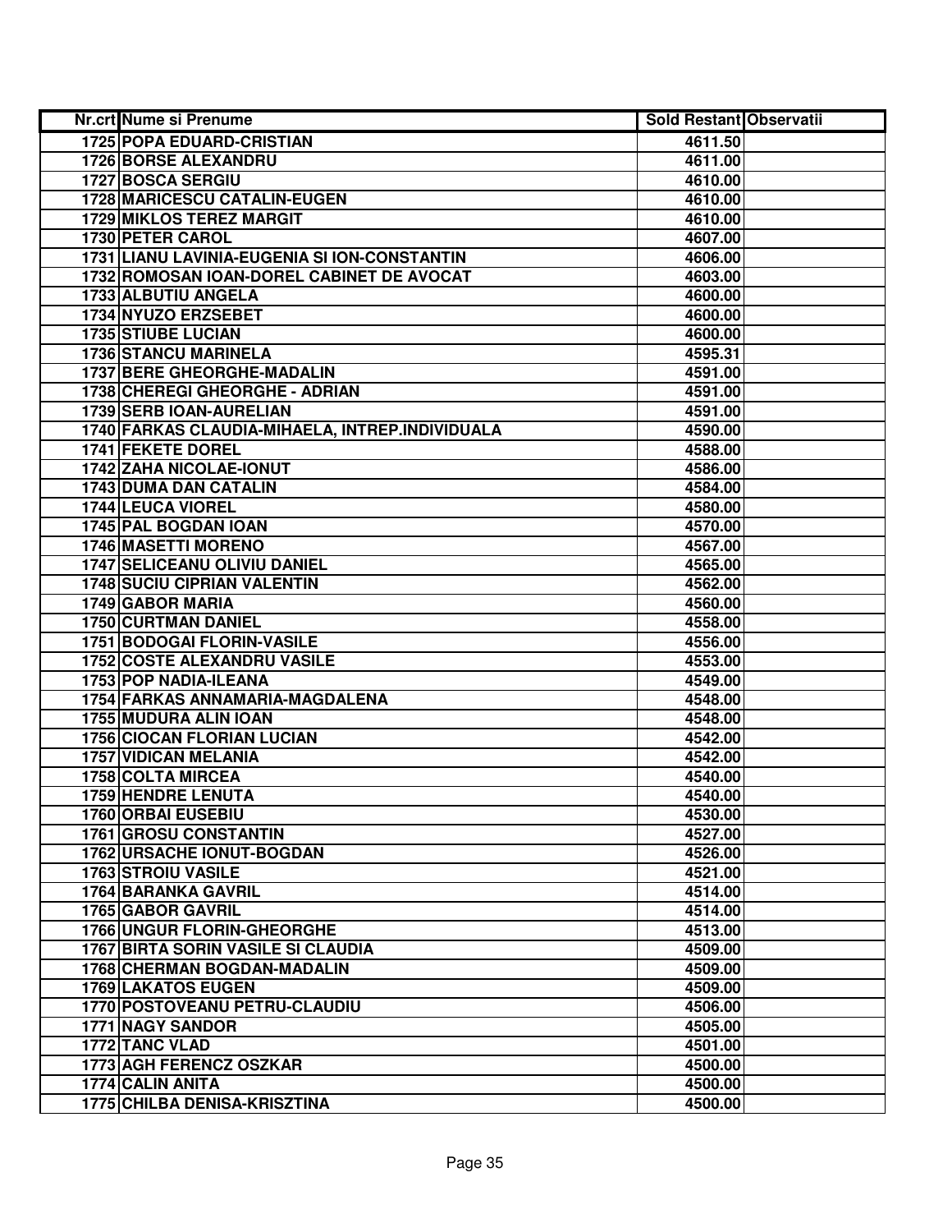| Nr.crt | Nume si Prenume | Sold Restant | Observatii |
|---|---|---|---|
| 1725 | POPA EDUARD-CRISTIAN | 4611.50 | |
| 1726 | BORSE ALEXANDRU | 4611.00 | |
| 1727 | BOSCA SERGIU | 4610.00 | |
| 1728 | MARICESCU CATALIN-EUGEN | 4610.00 | |
| 1729 | MIKLOS TEREZ MARGIT | 4610.00 | |
| 1730 | PETER CAROL | 4607.00 | |
| 1731 | LIANU LAVINIA-EUGENIA SI ION-CONSTANTIN | 4606.00 | |
| 1732 | ROMOSAN IOAN-DOREL CABINET DE AVOCAT | 4603.00 | |
| 1733 | ALBUTIU ANGELA | 4600.00 | |
| 1734 | NYUZO ERZSEBET | 4600.00 | |
| 1735 | STIUBE LUCIAN | 4600.00 | |
| 1736 | STANCU MARINELA | 4595.31 | |
| 1737 | BERE GHEORGHE-MADALIN | 4591.00 | |
| 1738 | CHEREGI GHEORGHE - ADRIAN | 4591.00 | |
| 1739 | SERB IOAN-AURELIAN | 4591.00 | |
| 1740 | FARKAS CLAUDIA-MIHAELA, INTREP.INDIVIDUALA | 4590.00 | |
| 1741 | FEKETE DOREL | 4588.00 | |
| 1742 | ZAHA NICOLAE-IONUT | 4586.00 | |
| 1743 | DUMA DAN CATALIN | 4584.00 | |
| 1744 | LEUCA VIOREL | 4580.00 | |
| 1745 | PAL BOGDAN IOAN | 4570.00 | |
| 1746 | MASETTI MORENO | 4567.00 | |
| 1747 | SELICEANU OLIVIU DANIEL | 4565.00 | |
| 1748 | SUCIU CIPRIAN VALENTIN | 4562.00 | |
| 1749 | GABOR MARIA | 4560.00 | |
| 1750 | CURTMAN DANIEL | 4558.00 | |
| 1751 | BODOGAI FLORIN-VASILE | 4556.00 | |
| 1752 | COSTE ALEXANDRU VASILE | 4553.00 | |
| 1753 | POP NADIA-ILEANA | 4549.00 | |
| 1754 | FARKAS ANNAMARIA-MAGDALENA | 4548.00 | |
| 1755 | MUDURA ALIN IOAN | 4548.00 | |
| 1756 | CIOCAN FLORIAN LUCIAN | 4542.00 | |
| 1757 | VIDICAN MELANIA | 4542.00 | |
| 1758 | COLTA MIRCEA | 4540.00 | |
| 1759 | HENDRE LENUTA | 4540.00 | |
| 1760 | ORBAI EUSEBIU | 4530.00 | |
| 1761 | GROSU CONSTANTIN | 4527.00 | |
| 1762 | URSACHE IONUT-BOGDAN | 4526.00 | |
| 1763 | STROIU VASILE | 4521.00 | |
| 1764 | BARANKA GAVRIL | 4514.00 | |
| 1765 | GABOR GAVRIL | 4514.00 | |
| 1766 | UNGUR FLORIN-GHEORGHE | 4513.00 | |
| 1767 | BIRTA SORIN VASILE SI CLAUDIA | 4509.00 | |
| 1768 | CHERMAN BOGDAN-MADALIN | 4509.00 | |
| 1769 | LAKATOS EUGEN | 4509.00 | |
| 1770 | POSTOVEANU PETRU-CLAUDIU | 4506.00 | |
| 1771 | NAGY SANDOR | 4505.00 | |
| 1772 | TANC VLAD | 4501.00 | |
| 1773 | AGH FERENCZ OSZKAR | 4500.00 | |
| 1774 | CALIN ANITA | 4500.00 | |
| 1775 | CHILBA DENISA-KRISZTINA | 4500.00 | |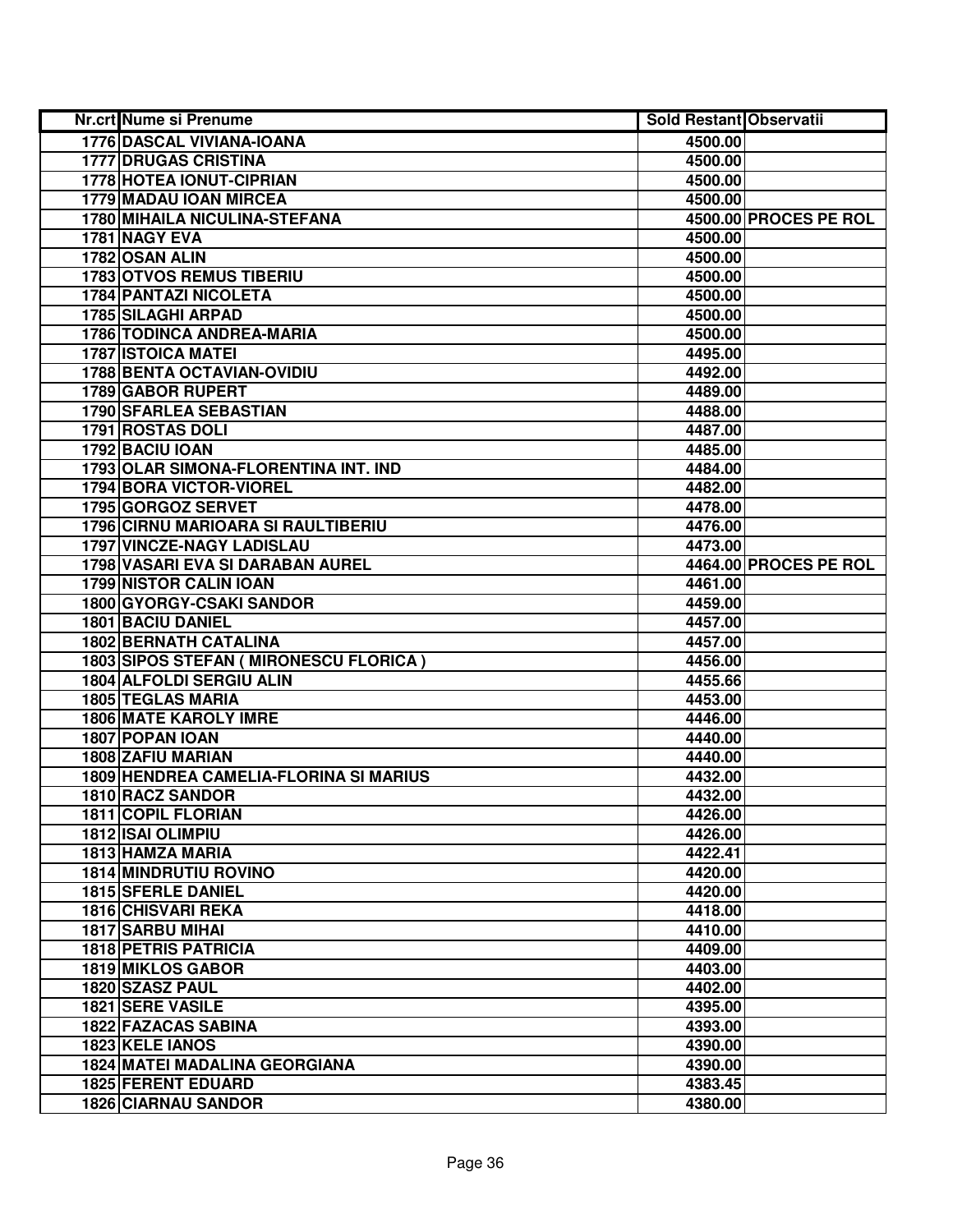| Nr.crt | Nume si Prenume | Sold Restant | Observatii |
|---|---|---|---|
| 1776 | DASCAL VIVIANA-IOANA | 4500.00 | |
| 1777 | DRUGAS CRISTINA | 4500.00 | |
| 1778 | HOTEA IONUT-CIPRIAN | 4500.00 | |
| 1779 | MADAU IOAN MIRCEA | 4500.00 | |
| 1780 | MIHAILA NICULINA-STEFANA | 4500.00 | PROCES PE ROL |
| 1781 | NAGY EVA | 4500.00 | |
| 1782 | OSAN ALIN | 4500.00 | |
| 1783 | OTVOS REMUS TIBERIU | 4500.00 | |
| 1784 | PANTAZI NICOLETA | 4500.00 | |
| 1785 | SILAGHI ARPAD | 4500.00 | |
| 1786 | TODINCA ANDREA-MARIA | 4500.00 | |
| 1787 | ISTOICA MATEI | 4495.00 | |
| 1788 | BENTA OCTAVIAN-OVIDIU | 4492.00 | |
| 1789 | GABOR RUPERT | 4489.00 | |
| 1790 | SFARLEA SEBASTIAN | 4488.00 | |
| 1791 | ROSTAS DOLI | 4487.00 | |
| 1792 | BACIU IOAN | 4485.00 | |
| 1793 | OLAR SIMONA-FLORENTINA INT. IND | 4484.00 | |
| 1794 | BORA VICTOR-VIOREL | 4482.00 | |
| 1795 | GORGOZ SERVET | 4478.00 | |
| 1796 | CIRNU MARIOARA SI RAULTIBERIU | 4476.00 | |
| 1797 | VINCZE-NAGY LADISLAU | 4473.00 | |
| 1798 | VASARI EVA SI DARABAN AUREL | 4464.00 | PROCES PE ROL |
| 1799 | NISTOR CALIN IOAN | 4461.00 | |
| 1800 | GYORGY-CSAKI SANDOR | 4459.00 | |
| 1801 | BACIU DANIEL | 4457.00 | |
| 1802 | BERNATH CATALINA | 4457.00 | |
| 1803 | SIPOS STEFAN ( MIRONESCU FLORICA ) | 4456.00 | |
| 1804 | ALFOLDI SERGIU ALIN | 4455.66 | |
| 1805 | TEGLAS MARIA | 4453.00 | |
| 1806 | MATE KAROLY IMRE | 4446.00 | |
| 1807 | POPAN IOAN | 4440.00 | |
| 1808 | ZAFIU MARIAN | 4440.00 | |
| 1809 | HENDREA CAMELIA-FLORINA SI MARIUS | 4432.00 | |
| 1810 | RACZ SANDOR | 4432.00 | |
| 1811 | COPIL FLORIAN | 4426.00 | |
| 1812 | ISAI OLIMPIU | 4426.00 | |
| 1813 | HAMZA MARIA | 4422.41 | |
| 1814 | MINDRUTIU ROVINO | 4420.00 | |
| 1815 | SFERLE DANIEL | 4420.00 | |
| 1816 | CHISVARI REKA | 4418.00 | |
| 1817 | SARBU MIHAI | 4410.00 | |
| 1818 | PETRIS PATRICIA | 4409.00 | |
| 1819 | MIKLOS GABOR | 4403.00 | |
| 1820 | SZASZ PAUL | 4402.00 | |
| 1821 | SERE VASILE | 4395.00 | |
| 1822 | FAZACAS SABINA | 4393.00 | |
| 1823 | KELE IANOS | 4390.00 | |
| 1824 | MATEI MADALINA GEORGIANA | 4390.00 | |
| 1825 | FERENT EDUARD | 4383.45 | |
| 1826 | CIARNAU SANDOR | 4380.00 | |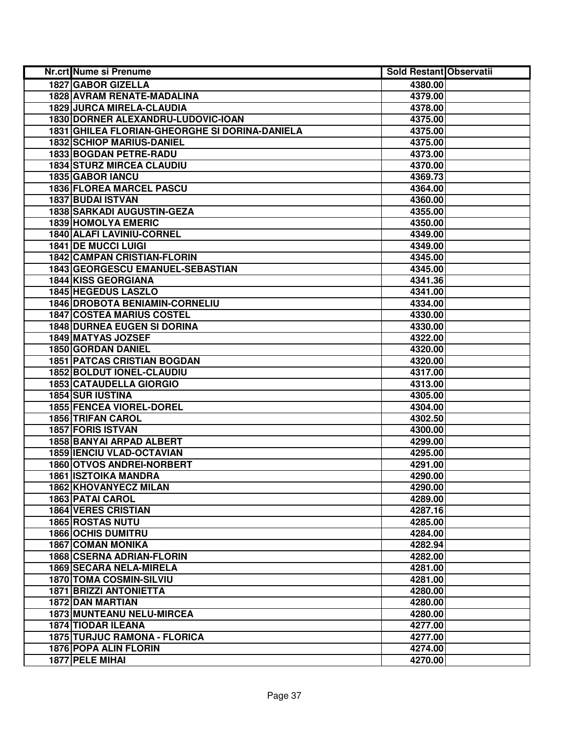| Nr.crt | Nume si Prenume | Sold Restant | Observatii |
|---|---|---|---|
| 1827 | GABOR GIZELLA | 4380.00 | |
| 1828 | AVRAM RENATE-MADALINA | 4379.00 | |
| 1829 | JURCA MIRELA-CLAUDIA | 4378.00 | |
| 1830 | DORNER ALEXANDRU-LUDOVIC-IOAN | 4375.00 | |
| 1831 | GHILEA FLORIAN-GHEORGHE SI DORINA-DANIELA | 4375.00 | |
| 1832 | SCHIOP MARIUS-DANIEL | 4375.00 | |
| 1833 | BOGDAN PETRE-RADU | 4373.00 | |
| 1834 | STURZ MIRCEA CLAUDIU | 4370.00 | |
| 1835 | GABOR IANCU | 4369.73 | |
| 1836 | FLOREA MARCEL PASCU | 4364.00 | |
| 1837 | BUDAI ISTVAN | 4360.00 | |
| 1838 | SARKADI AUGUSTIN-GEZA | 4355.00 | |
| 1839 | HOMOLYA EMERIC | 4350.00 | |
| 1840 | ALAFI LAVINIU-CORNEL | 4349.00 | |
| 1841 | DE MUCCI LUIGI | 4349.00 | |
| 1842 | CAMPAN CRISTIAN-FLORIN | 4345.00 | |
| 1843 | GEORGESCU EMANUEL-SEBASTIAN | 4345.00 | |
| 1844 | KISS GEORGIANA | 4341.36 | |
| 1845 | HEGEDUS LASZLO | 4341.00 | |
| 1846 | DROBOTA BENIAMIN-CORNELIU | 4334.00 | |
| 1847 | COSTEA MARIUS COSTEL | 4330.00 | |
| 1848 | DURNEA EUGEN SI DORINA | 4330.00 | |
| 1849 | MATYAS JOZSEF | 4322.00 | |
| 1850 | GORDAN DANIEL | 4320.00 | |
| 1851 | PATCAS CRISTIAN BOGDAN | 4320.00 | |
| 1852 | BOLDUT IONEL-CLAUDIU | 4317.00 | |
| 1853 | CATAUDELLA GIORGIO | 4313.00 | |
| 1854 | SUR IUSTINA | 4305.00 | |
| 1855 | FENCEA VIOREL-DOREL | 4304.00 | |
| 1856 | TRIFAN CAROL | 4302.50 | |
| 1857 | FORIS ISTVAN | 4300.00 | |
| 1858 | BANYAI ARPAD ALBERT | 4299.00 | |
| 1859 | IENCIU VLAD-OCTAVIAN | 4295.00 | |
| 1860 | OTVOS ANDREI-NORBERT | 4291.00 | |
| 1861 | ISZTOIKA MANDRA | 4290.00 | |
| 1862 | KHOVANYECZ MILAN | 4290.00 | |
| 1863 | PATAI CAROL | 4289.00 | |
| 1864 | VERES CRISTIAN | 4287.16 | |
| 1865 | ROSTAS NUTU | 4285.00 | |
| 1866 | OCHIS DUMITRU | 4284.00 | |
| 1867 | COMAN MONIKA | 4282.94 | |
| 1868 | CSERNA ADRIAN-FLORIN | 4282.00 | |
| 1869 | SECARA NELA-MIRELA | 4281.00 | |
| 1870 | TOMA COSMIN-SILVIU | 4281.00 | |
| 1871 | BRIZZI ANTONIETTA | 4280.00 | |
| 1872 | DAN MARTIAN | 4280.00 | |
| 1873 | MUNTEANU NELU-MIRCEA | 4280.00 | |
| 1874 | TIODAR ILEANA | 4277.00 | |
| 1875 | TURJUC RAMONA - FLORICA | 4277.00 | |
| 1876 | POPA ALIN FLORIN | 4274.00 | |
| 1877 | PELE MIHAI | 4270.00 | |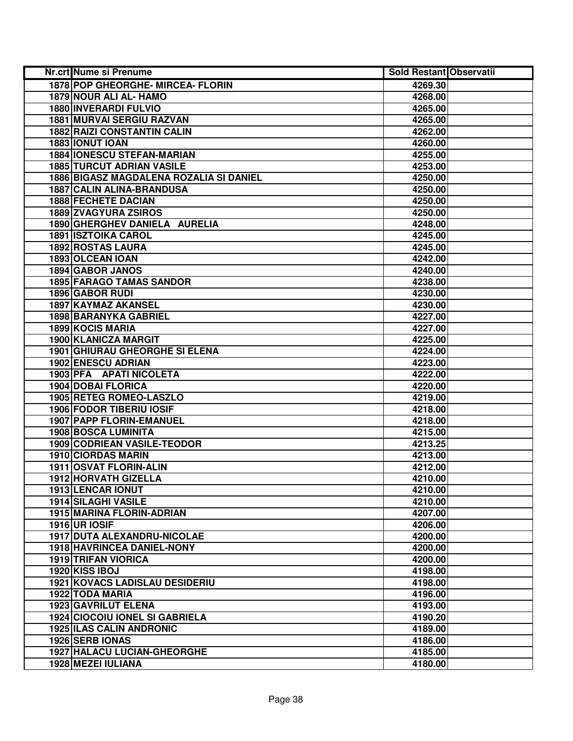| Nr.crt | Nume si Prenume | Sold Restant | Observatii |
|---|---|---|---|
| 1878 | POP GHEORGHE- MIRCEA- FLORIN | 4269.30 | |
| 1879 | NOUR ALI AL- HAMO | 4268.00 | |
| 1880 | INVERARDI FULVIO | 4265.00 | |
| 1881 | MURVAI SERGIU RAZVAN | 4265.00 | |
| 1882 | RAIZI CONSTANTIN CALIN | 4262.00 | |
| 1883 | IONUT IOAN | 4260.00 | |
| 1884 | IONESCU STEFAN-MARIAN | 4255.00 | |
| 1885 | TURCUT ADRIAN VASILE | 4253.00 | |
| 1886 | BIGASZ MAGDALENA ROZALIA SI DANIEL | 4250.00 | |
| 1887 | CALIN ALINA-BRANDUSA | 4250.00 | |
| 1888 | FECHETE DACIAN | 4250.00 | |
| 1889 | ZVAGYURA ZSIROS | 4250.00 | |
| 1890 | GHERGHEV DANIELA AURELIA | 4248.00 | |
| 1891 | ISZTOIKA CAROL | 4245.00 | |
| 1892 | ROSTAS LAURA | 4245.00 | |
| 1893 | OLCEAN IOAN | 4242.00 | |
| 1894 | GABOR JANOS | 4240.00 | |
| 1895 | FARAGO TAMAS SANDOR | 4238.00 | |
| 1896 | GABOR RUDI | 4230.00 | |
| 1897 | KAYMAZ AKANSEL | 4230.00 | |
| 1898 | BARANYKA GABRIEL | 4227.00 | |
| 1899 | KOCIS MARIA | 4227.00 | |
| 1900 | KLANICZA MARGIT | 4225.00 | |
| 1901 | GHIURAU GHEORGHE SI ELENA | 4224.00 | |
| 1902 | ENESCU ADRIAN | 4223.00 | |
| 1903 | PFA APATI NICOLETA | 4222.00 | |
| 1904 | DOBAI FLORICA | 4220.00 | |
| 1905 | RETEG ROMEO-LASZLO | 4219.00 | |
| 1906 | FODOR TIBERIU IOSIF | 4218.00 | |
| 1907 | PAPP FLORIN-EMANUEL | 4218.00 | |
| 1908 | BOSCA LUMINITA | 4215.00 | |
| 1909 | CODRIEAN VASILE-TEODOR | 4213.25 | |
| 1910 | CIORDAS MARIN | 4213.00 | |
| 1911 | OSVAT FLORIN-ALIN | 4212.00 | |
| 1912 | HORVATH GIZELLA | 4210.00 | |
| 1913 | LENCAR IONUT | 4210.00 | |
| 1914 | SILAGHI VASILE | 4210.00 | |
| 1915 | MARINA FLORIN-ADRIAN | 4207.00 | |
| 1916 | UR IOSIF | 4206.00 | |
| 1917 | DUTA ALEXANDRU-NICOLAE | 4200.00 | |
| 1918 | HAVRINCEA DANIEL-NONY | 4200.00 | |
| 1919 | TRIFAN VIORICA | 4200.00 | |
| 1920 | KISS IBOJ | 4198.00 | |
| 1921 | KOVACS LADISLAU DESIDERIU | 4198.00 | |
| 1922 | TODA MARIA | 4196.00 | |
| 1923 | GAVRILUT ELENA | 4193.00 | |
| 1924 | CIOCOIU IONEL SI GABRIELA | 4190.20 | |
| 1925 | ILAS CALIN ANDRONIC | 4189.00 | |
| 1926 | SERB IONAS | 4186.00 | |
| 1927 | HALACU LUCIAN-GHEORGHE | 4185.00 | |
| 1928 | MEZEI IULIANA | 4180.00 | |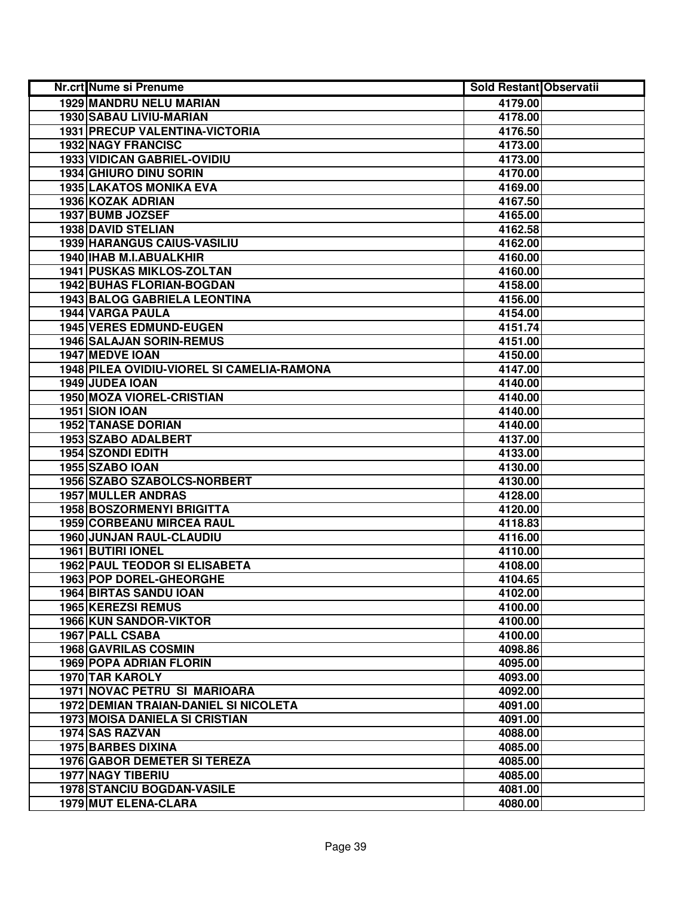| Nr.crt | Nume si Prenume | Sold Restant | Observatii |
|---|---|---|---|
| 1929 | MANDRU NELU MARIAN | 4179.00 | |
| 1930 | SABAU LIVIU-MARIAN | 4178.00 | |
| 1931 | PRECUP VALENTINA-VICTORIA | 4176.50 | |
| 1932 | NAGY FRANCISC | 4173.00 | |
| 1933 | VIDICAN GABRIEL-OVIDIU | 4173.00 | |
| 1934 | GHIURO DINU SORIN | 4170.00 | |
| 1935 | LAKATOS MONIKA EVA | 4169.00 | |
| 1936 | KOZAK ADRIAN | 4167.50 | |
| 1937 | BUMB JOZSEF | 4165.00 | |
| 1938 | DAVID STELIAN | 4162.58 | |
| 1939 | HARANGUS CAIUS-VASILIU | 4162.00 | |
| 1940 | IHAB M.I.ABUALKHIR | 4160.00 | |
| 1941 | PUSKAS MIKLOS-ZOLTAN | 4160.00 | |
| 1942 | BUHAS FLORIAN-BOGDAN | 4158.00 | |
| 1943 | BALOG GABRIELA LEONTINA | 4156.00 | |
| 1944 | VARGA PAULA | 4154.00 | |
| 1945 | VERES EDMUND-EUGEN | 4151.74 | |
| 1946 | SALAJAN SORIN-REMUS | 4151.00 | |
| 1947 | MEDVE IOAN | 4150.00 | |
| 1948 | PILEA OVIDIU-VIOREL SI CAMELIA-RAMONA | 4147.00 | |
| 1949 | JUDEA IOAN | 4140.00 | |
| 1950 | MOZA VIOREL-CRISTIAN | 4140.00 | |
| 1951 | SION IOAN | 4140.00 | |
| 1952 | TANASE DORIAN | 4140.00 | |
| 1953 | SZABO ADALBERT | 4137.00 | |
| 1954 | SZONDI EDITH | 4133.00 | |
| 1955 | SZABO IOAN | 4130.00 | |
| 1956 | SZABO SZABOLCS-NORBERT | 4130.00 | |
| 1957 | MULLER ANDRAS | 4128.00 | |
| 1958 | BOSZORMENYI BRIGITTA | 4120.00 | |
| 1959 | CORBEANU MIRCEA RAUL | 4118.83 | |
| 1960 | JUNJAN RAUL-CLAUDIU | 4116.00 | |
| 1961 | BUTIRI IONEL | 4110.00 | |
| 1962 | PAUL TEODOR SI ELISABETA | 4108.00 | |
| 1963 | POP DOREL-GHEORGHE | 4104.65 | |
| 1964 | BIRTAS SANDU IOAN | 4102.00 | |
| 1965 | KEREZSI REMUS | 4100.00 | |
| 1966 | KUN SANDOR-VIKTOR | 4100.00 | |
| 1967 | PALL CSABA | 4100.00 | |
| 1968 | GAVRILAS COSMIN | 4098.86 | |
| 1969 | POPA ADRIAN FLORIN | 4095.00 | |
| 1970 | TAR KAROLY | 4093.00 | |
| 1971 | NOVAC PETRU SI MARIOARA | 4092.00 | |
| 1972 | DEMIAN TRAIAN-DANIEL SI NICOLETA | 4091.00 | |
| 1973 | MOISA DANIELA SI CRISTIAN | 4091.00 | |
| 1974 | SAS RAZVAN | 4088.00 | |
| 1975 | BARBES DIXINA | 4085.00 | |
| 1976 | GABOR DEMETER SI TEREZA | 4085.00 | |
| 1977 | NAGY TIBERIU | 4085.00 | |
| 1978 | STANCIU BOGDAN-VASILE | 4081.00 | |
| 1979 | MUT ELENA-CLARA | 4080.00 | |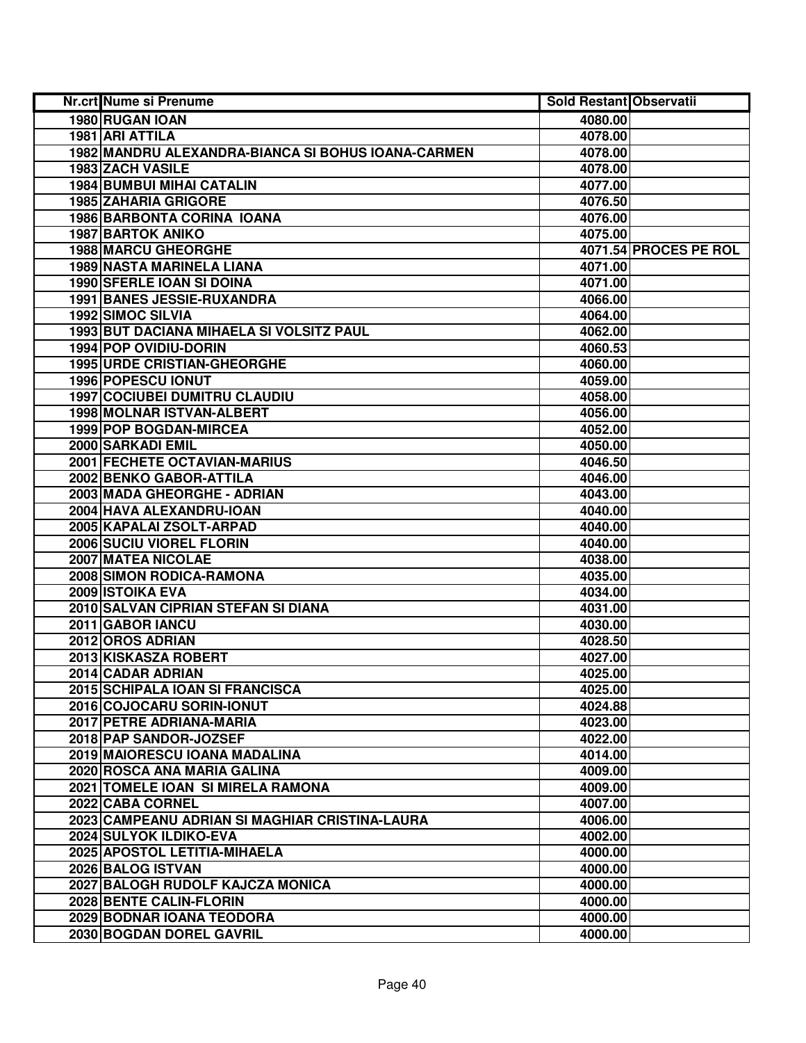| Nr.crt | Nume si Prenume | Sold Restant | Observatii |
|---|---|---|---|
| 1980 | RUGAN IOAN | 4080.00 | |
| 1981 | ARI ATTILA | 4078.00 | |
| 1982 | MANDRU ALEXANDRA-BIANCA SI BOHUS IOANA-CARMEN | 4078.00 | |
| 1983 | ZACH VASILE | 4078.00 | |
| 1984 | BUMBUI MIHAI CATALIN | 4077.00 | |
| 1985 | ZAHARIA GRIGORE | 4076.50 | |
| 1986 | BARBONTA CORINA IOANA | 4076.00 | |
| 1987 | BARTOK ANIKO | 4075.00 | |
| 1988 | MARCU GHEORGHE | 4071.54 | PROCES PE ROL |
| 1989 | NASTA MARINELA LIANA | 4071.00 | |
| 1990 | SFERLE IOAN SI DOINA | 4071.00 | |
| 1991 | BANES JESSIE-RUXANDRA | 4066.00 | |
| 1992 | SIMOC SILVIA | 4064.00 | |
| 1993 | BUT DACIANA MIHAELA SI VOLSITZ PAUL | 4062.00 | |
| 1994 | POP OVIDIU-DORIN | 4060.53 | |
| 1995 | URDE CRISTIAN-GHEORGHE | 4060.00 | |
| 1996 | POPESCU IONUT | 4059.00 | |
| 1997 | COCIUBEI DUMITRU CLAUDIU | 4058.00 | |
| 1998 | MOLNAR ISTVAN-ALBERT | 4056.00 | |
| 1999 | POP BOGDAN-MIRCEA | 4052.00 | |
| 2000 | SARKADI EMIL | 4050.00 | |
| 2001 | FECHETE OCTAVIAN-MARIUS | 4046.50 | |
| 2002 | BENKO GABOR-ATTILA | 4046.00 | |
| 2003 | MADA GHEORGHE - ADRIAN | 4043.00 | |
| 2004 | HAVA ALEXANDRU-IOAN | 4040.00 | |
| 2005 | KAPALAI ZSOLT-ARPAD | 4040.00 | |
| 2006 | SUCIU VIOREL FLORIN | 4040.00 | |
| 2007 | MATEA NICOLAE | 4038.00 | |
| 2008 | SIMON RODICA-RAMONA | 4035.00 | |
| 2009 | ISTOIKA EVA | 4034.00 | |
| 2010 | SALVAN CIPRIAN STEFAN SI DIANA | 4031.00 | |
| 2011 | GABOR IANCU | 4030.00 | |
| 2012 | OROS ADRIAN | 4028.50 | |
| 2013 | KISKASZA ROBERT | 4027.00 | |
| 2014 | CADAR ADRIAN | 4025.00 | |
| 2015 | SCHIPALA IOAN SI FRANCISCA | 4025.00 | |
| 2016 | COJOCARU SORIN-IONUT | 4024.88 | |
| 2017 | PETRE ADRIANA-MARIA | 4023.00 | |
| 2018 | PAP SANDOR-JOZSEF | 4022.00 | |
| 2019 | MAIORESCU IOANA MADALINA | 4014.00 | |
| 2020 | ROSCA ANA MARIA GALINA | 4009.00 | |
| 2021 | TOMELE IOAN SI MIRELA RAMONA | 4009.00 | |
| 2022 | CABA CORNEL | 4007.00 | |
| 2023 | CAMPEANU ADRIAN SI MAGHIAR CRISTINA-LAURA | 4006.00 | |
| 2024 | SULYOK ILDIKO-EVA | 4002.00 | |
| 2025 | APOSTOL LETITIA-MIHAELA | 4000.00 | |
| 2026 | BALOG ISTVAN | 4000.00 | |
| 2027 | BALOGH RUDOLF KAJCZA MONICA | 4000.00 | |
| 2028 | BENTE CALIN-FLORIN | 4000.00 | |
| 2029 | BODNAR IOANA TEODORA | 4000.00 | |
| 2030 | BOGDAN DOREL GAVRIL | 4000.00 | |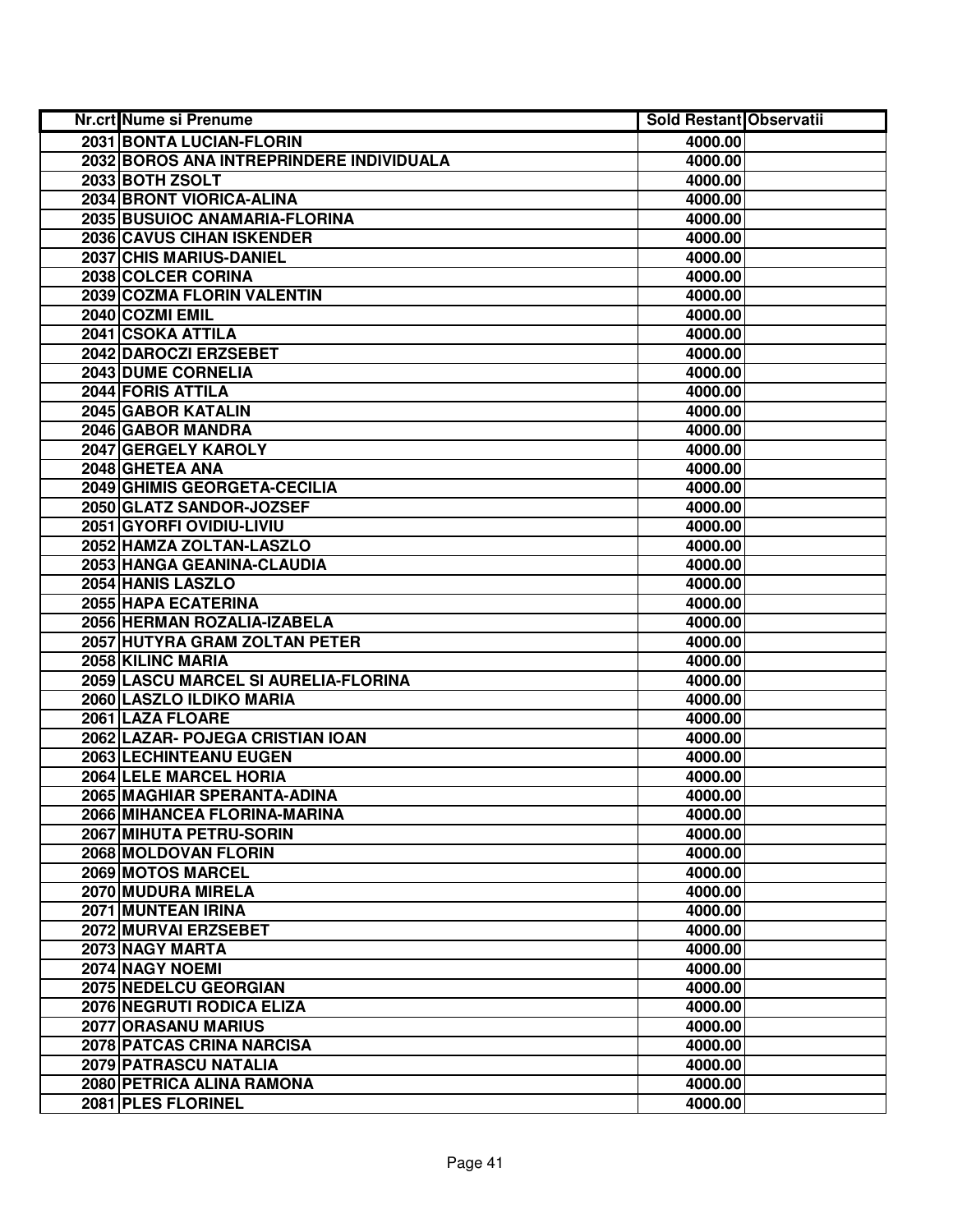| Nr.crt | Nume si Prenume | Sold Restant | Observatii |
|---|---|---|---|
| 2031 | BONTA LUCIAN-FLORIN | 4000.00 | |
| 2032 | BOROS ANA INTREPRINDERE INDIVIDUALA | 4000.00 | |
| 2033 | BOTH ZSOLT | 4000.00 | |
| 2034 | BRONT VIORICA-ALINA | 4000.00 | |
| 2035 | BUSUIOC ANAMARIA-FLORINA | 4000.00 | |
| 2036 | CAVUS CIHAN ISKENDER | 4000.00 | |
| 2037 | CHIS MARIUS-DANIEL | 4000.00 | |
| 2038 | COLCER CORINA | 4000.00 | |
| 2039 | COZMA FLORIN VALENTIN | 4000.00 | |
| 2040 | COZMI EMIL | 4000.00 | |
| 2041 | CSOKA ATTILA | 4000.00 | |
| 2042 | DAROCZI ERZSEBET | 4000.00 | |
| 2043 | DUME CORNELIA | 4000.00 | |
| 2044 | FORIS ATTILA | 4000.00 | |
| 2045 | GABOR KATALIN | 4000.00 | |
| 2046 | GABOR MANDRA | 4000.00 | |
| 2047 | GERGELY KAROLY | 4000.00 | |
| 2048 | GHETEA ANA | 4000.00 | |
| 2049 | GHIMIS GEORGETA-CECILIA | 4000.00 | |
| 2050 | GLATZ SANDOR-JOZSEF | 4000.00 | |
| 2051 | GYORFI OVIDIU-LIVIU | 4000.00 | |
| 2052 | HAMZA ZOLTAN-LASZLO | 4000.00 | |
| 2053 | HANGA GEANINA-CLAUDIA | 4000.00 | |
| 2054 | HANIS LASZLO | 4000.00 | |
| 2055 | HAPA ECATERINA | 4000.00 | |
| 2056 | HERMAN ROZALIA-IZABELA | 4000.00 | |
| 2057 | HUTYRA GRAM ZOLTAN PETER | 4000.00 | |
| 2058 | KILINC MARIA | 4000.00 | |
| 2059 | LASCU MARCEL SI AURELIA-FLORINA | 4000.00 | |
| 2060 | LASZLO ILDIKO MARIA | 4000.00 | |
| 2061 | LAZA FLOARE | 4000.00 | |
| 2062 | LAZAR- POJEGA CRISTIAN IOAN | 4000.00 | |
| 2063 | LECHINTEANU EUGEN | 4000.00 | |
| 2064 | LELE MARCEL HORIA | 4000.00 | |
| 2065 | MAGHIAR SPERANTA-ADINA | 4000.00 | |
| 2066 | MIHANCEA FLORINA-MARINA | 4000.00 | |
| 2067 | MIHUTA PETRU-SORIN | 4000.00 | |
| 2068 | MOLDOVAN FLORIN | 4000.00 | |
| 2069 | MOTOS MARCEL | 4000.00 | |
| 2070 | MUDURA MIRELA | 4000.00 | |
| 2071 | MUNTEAN IRINA | 4000.00 | |
| 2072 | MURVAI ERZSEBET | 4000.00 | |
| 2073 | NAGY MARTA | 4000.00 | |
| 2074 | NAGY NOEMI | 4000.00 | |
| 2075 | NEDELCU GEORGIAN | 4000.00 | |
| 2076 | NEGRUTI RODICA ELIZA | 4000.00 | |
| 2077 | ORASANU MARIUS | 4000.00 | |
| 2078 | PATCAS CRINA NARCISA | 4000.00 | |
| 2079 | PATRASCU NATALIA | 4000.00 | |
| 2080 | PETRICA ALINA RAMONA | 4000.00 | |
| 2081 | PLES FLORINEL | 4000.00 | |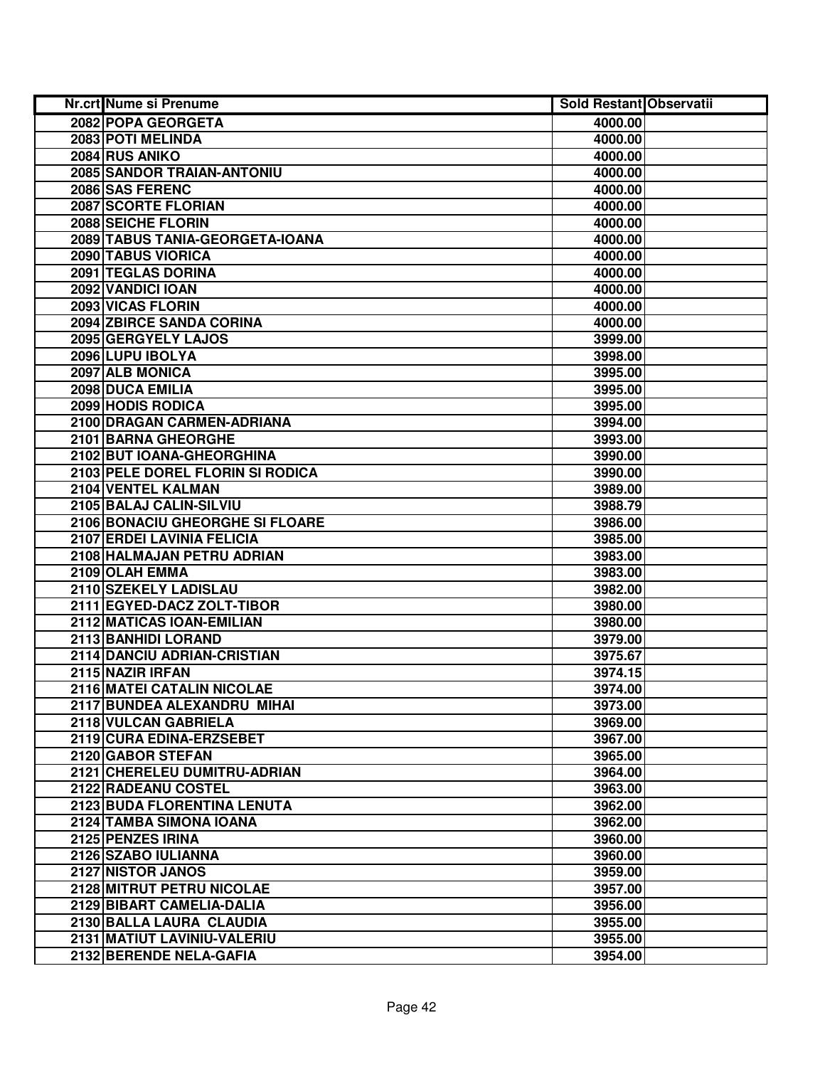| Nr.crt | Nume si Prenume | Sold Restant | Observatii |
|---|---|---|---|
| 2082 | POPA GEORGETA | 4000.00 | |
| 2083 | POTI MELINDA | 4000.00 | |
| 2084 | RUS ANIKO | 4000.00 | |
| 2085 | SANDOR TRAIAN-ANTONIU | 4000.00 | |
| 2086 | SAS FERENC | 4000.00 | |
| 2087 | SCORTE FLORIAN | 4000.00 | |
| 2088 | SEICHE FLORIN | 4000.00 | |
| 2089 | TABUS TANIA-GEORGETA-IOANA | 4000.00 | |
| 2090 | TABUS VIORICA | 4000.00 | |
| 2091 | TEGLAS DORINA | 4000.00 | |
| 2092 | VANDICI IOAN | 4000.00 | |
| 2093 | VICAS FLORIN | 4000.00 | |
| 2094 | ZBIRCE SANDA CORINA | 4000.00 | |
| 2095 | GERGYELY LAJOS | 3999.00 | |
| 2096 | LUPU IBOLYA | 3998.00 | |
| 2097 | ALB MONICA | 3995.00 | |
| 2098 | DUCA EMILIA | 3995.00 | |
| 2099 | HODIS RODICA | 3995.00 | |
| 2100 | DRAGAN CARMEN-ADRIANA | 3994.00 | |
| 2101 | BARNA GHEORGHE | 3993.00 | |
| 2102 | BUT IOANA-GHEORGHINA | 3990.00 | |
| 2103 | PELE DOREL FLORIN SI RODICA | 3990.00 | |
| 2104 | VENTEL KALMAN | 3989.00 | |
| 2105 | BALAJ CALIN-SILVIU | 3988.79 | |
| 2106 | BONACIU GHEORGHE SI FLOARE | 3986.00 | |
| 2107 | ERDEI LAVINIA FELICIA | 3985.00 | |
| 2108 | HALMAJAN PETRU ADRIAN | 3983.00 | |
| 2109 | OLAH EMMA | 3983.00 | |
| 2110 | SZEKELY LADISLAU | 3982.00 | |
| 2111 | EGYED-DACZ ZOLT-TIBOR | 3980.00 | |
| 2112 | MATICAS IOAN-EMILIAN | 3980.00 | |
| 2113 | BANHIDI LORAND | 3979.00 | |
| 2114 | DANCIU ADRIAN-CRISTIAN | 3975.67 | |
| 2115 | NAZIR IRFAN | 3974.15 | |
| 2116 | MATEI CATALIN NICOLAE | 3974.00 | |
| 2117 | BUNDEA ALEXANDRU MIHAI | 3973.00 | |
| 2118 | VULCAN GABRIELA | 3969.00 | |
| 2119 | CURA EDINA-ERZSEBET | 3967.00 | |
| 2120 | GABOR STEFAN | 3965.00 | |
| 2121 | CHERELEU DUMITRU-ADRIAN | 3964.00 | |
| 2122 | RADEANU COSTEL | 3963.00 | |
| 2123 | BUDA FLORENTINA LENUTA | 3962.00 | |
| 2124 | TAMBA SIMONA IOANA | 3962.00 | |
| 2125 | PENZES IRINA | 3960.00 | |
| 2126 | SZABO IULIANNA | 3960.00 | |
| 2127 | NISTOR JANOS | 3959.00 | |
| 2128 | MITRUT PETRU NICOLAE | 3957.00 | |
| 2129 | BIBART CAMELIA-DALIA | 3956.00 | |
| 2130 | BALLA LAURA CLAUDIA | 3955.00 | |
| 2131 | MATIUT LAVINIU-VALERIU | 3955.00 | |
| 2132 | BERENDE NELA-GAFIA | 3954.00 | |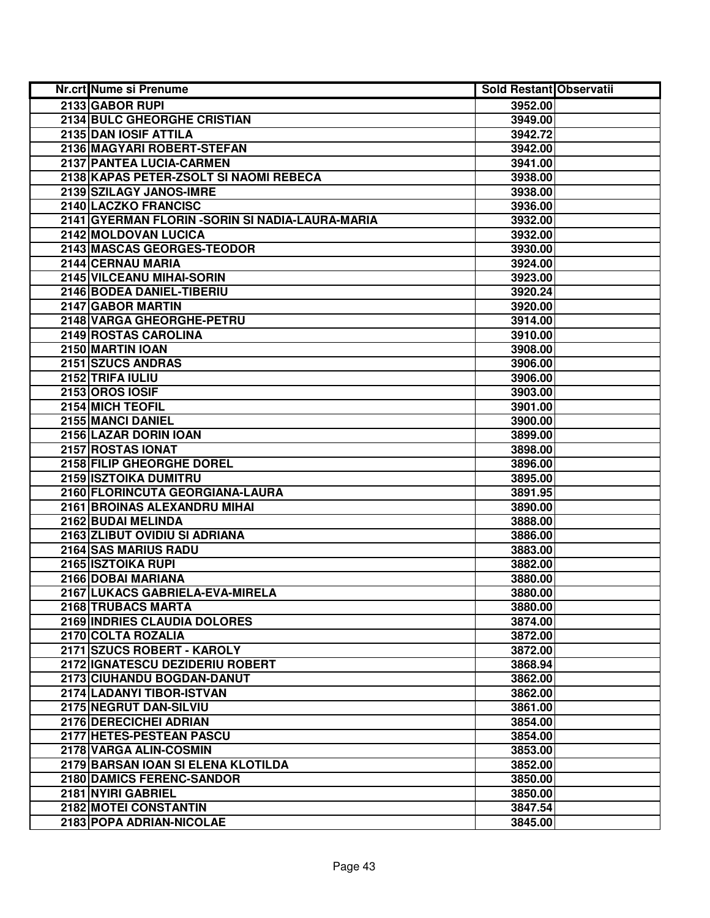| Nr.crt | Nume si Prenume | Sold Restant | Observatii |
|---|---|---|---|
| 2133 | GABOR RUPI | 3952.00 | |
| 2134 | BULC GHEORGHE CRISTIAN | 3949.00 | |
| 2135 | DAN IOSIF ATTILA | 3942.72 | |
| 2136 | MAGYARI ROBERT-STEFAN | 3942.00 | |
| 2137 | PANTEA LUCIA-CARMEN | 3941.00 | |
| 2138 | KAPAS PETER-ZSOLT SI NAOMI REBECA | 3938.00 | |
| 2139 | SZILAGY JANOS-IMRE | 3938.00 | |
| 2140 | LACZKO FRANCISC | 3936.00 | |
| 2141 | GYERMAN FLORIN -SORIN SI NADIA-LAURA-MARIA | 3932.00 | |
| 2142 | MOLDOVAN LUCICA | 3932.00 | |
| 2143 | MASCAS GEORGES-TEODOR | 3930.00 | |
| 2144 | CERNAU MARIA | 3924.00 | |
| 2145 | VILCEANU MIHAI-SORIN | 3923.00 | |
| 2146 | BODEA DANIEL-TIBERIU | 3920.24 | |
| 2147 | GABOR MARTIN | 3920.00 | |
| 2148 | VARGA GHEORGHE-PETRU | 3914.00 | |
| 2149 | ROSTAS CAROLINA | 3910.00 | |
| 2150 | MARTIN IOAN | 3908.00 | |
| 2151 | SZUCS ANDRAS | 3906.00 | |
| 2152 | TRIFA IULIU | 3906.00 | |
| 2153 | OROS IOSIF | 3903.00 | |
| 2154 | MICH TEOFIL | 3901.00 | |
| 2155 | MANCI DANIEL | 3900.00 | |
| 2156 | LAZAR DORIN IOAN | 3899.00 | |
| 2157 | ROSTAS IONAT | 3898.00 | |
| 2158 | FILIP GHEORGHE DOREL | 3896.00 | |
| 2159 | ISZTOIKA DUMITRU | 3895.00 | |
| 2160 | FLORINCUTA GEORGIANA-LAURA | 3891.95 | |
| 2161 | BROINAS ALEXANDRU MIHAI | 3890.00 | |
| 2162 | BUDAI MELINDA | 3888.00 | |
| 2163 | ZLIBUT OVIDIU SI ADRIANA | 3886.00 | |
| 2164 | SAS MARIUS RADU | 3883.00 | |
| 2165 | ISZTOIKA RUPI | 3882.00 | |
| 2166 | DOBAI MARIANA | 3880.00 | |
| 2167 | LUKACS GABRIELA-EVA-MIRELA | 3880.00 | |
| 2168 | TRUBACS MARTA | 3880.00 | |
| 2169 | INDRIES CLAUDIA DOLORES | 3874.00 | |
| 2170 | COLTA ROZALIA | 3872.00 | |
| 2171 | SZUCS ROBERT - KAROLY | 3872.00 | |
| 2172 | IGNATESCU DEZIDERIU ROBERT | 3868.94 | |
| 2173 | CIUHANDU BOGDAN-DANUT | 3862.00 | |
| 2174 | LADANYI TIBOR-ISTVAN | 3862.00 | |
| 2175 | NEGRUT DAN-SILVIU | 3861.00 | |
| 2176 | DERECICHEI ADRIAN | 3854.00 | |
| 2177 | HETES-PESTEAN PASCU | 3854.00 | |
| 2178 | VARGA ALIN-COSMIN | 3853.00 | |
| 2179 | BARSAN IOAN SI ELENA KLOTILDA | 3852.00 | |
| 2180 | DAMICS FERENC-SANDOR | 3850.00 | |
| 2181 | NYIRI GABRIEL | 3850.00 | |
| 2182 | MOTEI CONSTANTIN | 3847.54 | |
| 2183 | POPA ADRIAN-NICOLAE | 3845.00 | |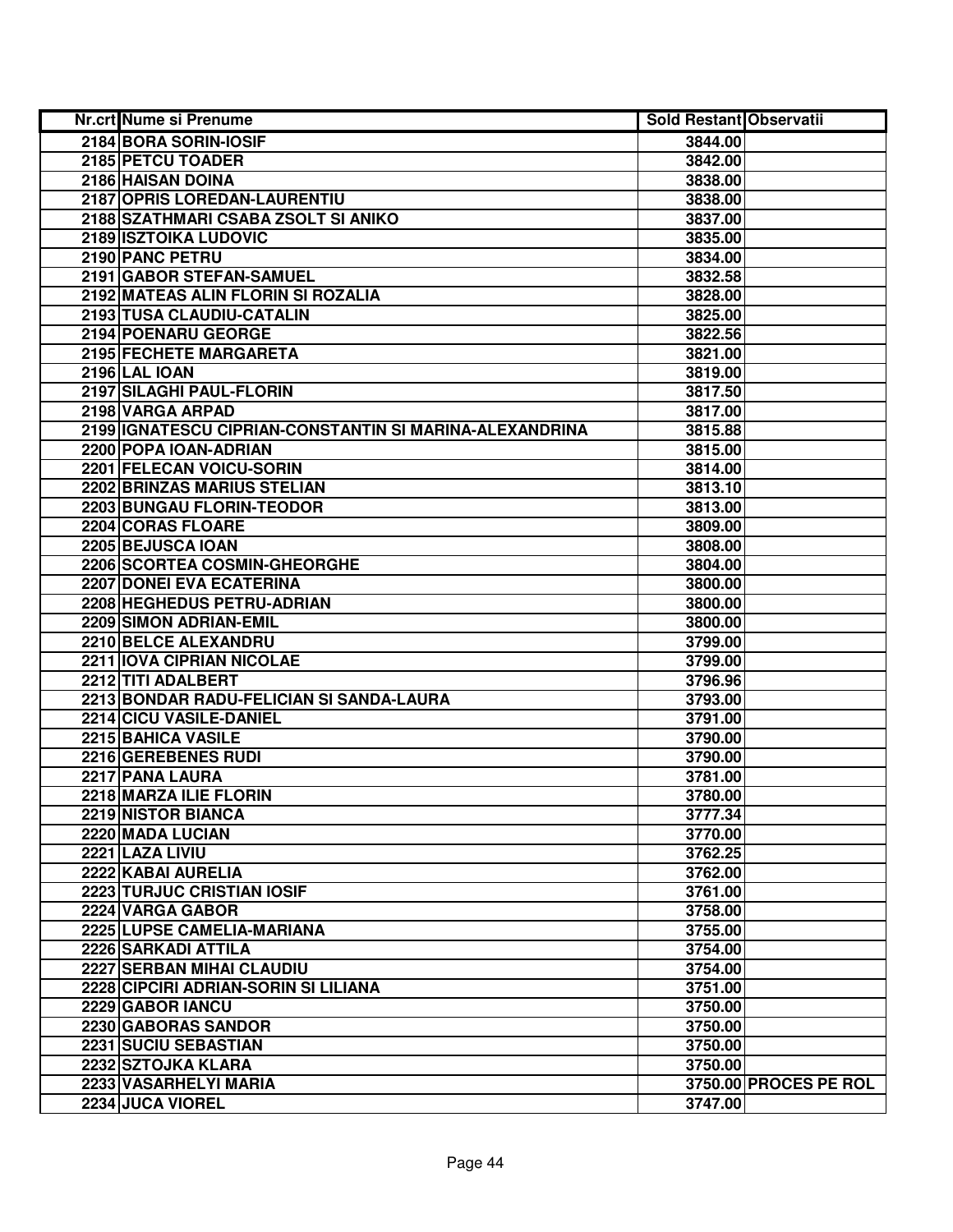| Nr.crt | Nume si Prenume | Sold Restant | Observatii |
|---|---|---|---|
| 2184 | BORA SORIN-IOSIF | 3844.00 | |
| 2185 | PETCU TOADER | 3842.00 | |
| 2186 | HAISAN DOINA | 3838.00 | |
| 2187 | OPRIS LOREDAN-LAURENTIU | 3838.00 | |
| 2188 | SZATHMARI CSABA ZSOLT SI ANIKO | 3837.00 | |
| 2189 | ISZTOIKA LUDOVIC | 3835.00 | |
| 2190 | PANC PETRU | 3834.00 | |
| 2191 | GABOR STEFAN-SAMUEL | 3832.58 | |
| 2192 | MATEAS ALIN FLORIN SI ROZALIA | 3828.00 | |
| 2193 | TUSA CLAUDIU-CATALIN | 3825.00 | |
| 2194 | POENARU GEORGE | 3822.56 | |
| 2195 | FECHETE MARGARETA | 3821.00 | |
| 2196 | LAL IOAN | 3819.00 | |
| 2197 | SILAGHI PAUL-FLORIN | 3817.50 | |
| 2198 | VARGA ARPAD | 3817.00 | |
| 2199 | IGNATESCU CIPRIAN-CONSTANTIN SI MARINA-ALEXANDRINA | 3815.88 | |
| 2200 | POPA IOAN-ADRIAN | 3815.00 | |
| 2201 | FELECAN VOICU-SORIN | 3814.00 | |
| 2202 | BRINZAS MARIUS STELIAN | 3813.10 | |
| 2203 | BUNGAU FLORIN-TEODOR | 3813.00 | |
| 2204 | CORAS FLOARE | 3809.00 | |
| 2205 | BEJUSCA IOAN | 3808.00 | |
| 2206 | SCORTEA COSMIN-GHEORGHE | 3804.00 | |
| 2207 | DONEI EVA ECATERINA | 3800.00 | |
| 2208 | HEGHEDUS PETRU-ADRIAN | 3800.00 | |
| 2209 | SIMON ADRIAN-EMIL | 3800.00 | |
| 2210 | BELCE ALEXANDRU | 3799.00 | |
| 2211 | IOVA CIPRIAN NICOLAE | 3799.00 | |
| 2212 | TITI ADALBERT | 3796.96 | |
| 2213 | BONDAR RADU-FELICIAN SI SANDA-LAURA | 3793.00 | |
| 2214 | CICU VASILE-DANIEL | 3791.00 | |
| 2215 | BAHICA VASILE | 3790.00 | |
| 2216 | GEREBENES RUDI | 3790.00 | |
| 2217 | PANA LAURA | 3781.00 | |
| 2218 | MARZA ILIE FLORIN | 3780.00 | |
| 2219 | NISTOR BIANCA | 3777.34 | |
| 2220 | MADA LUCIAN | 3770.00 | |
| 2221 | LAZA LIVIU | 3762.25 | |
| 2222 | KABAI AURELIA | 3762.00 | |
| 2223 | TURJUC CRISTIAN IOSIF | 3761.00 | |
| 2224 | VARGA GABOR | 3758.00 | |
| 2225 | LUPSE CAMELIA-MARIANA | 3755.00 | |
| 2226 | SARKADI ATTILA | 3754.00 | |
| 2227 | SERBAN MIHAI CLAUDIU | 3754.00 | |
| 2228 | CIPCIRI ADRIAN-SORIN SI LILIANA | 3751.00 | |
| 2229 | GABOR IANCU | 3750.00 | |
| 2230 | GABORAS SANDOR | 3750.00 | |
| 2231 | SUCIU SEBASTIAN | 3750.00 | |
| 2232 | SZTOJKA KLARA | 3750.00 | |
| 2233 | VASARHELYI MARIA | 3750.00 | PROCES PE ROL |
| 2234 | JUCA VIOREL | 3747.00 | |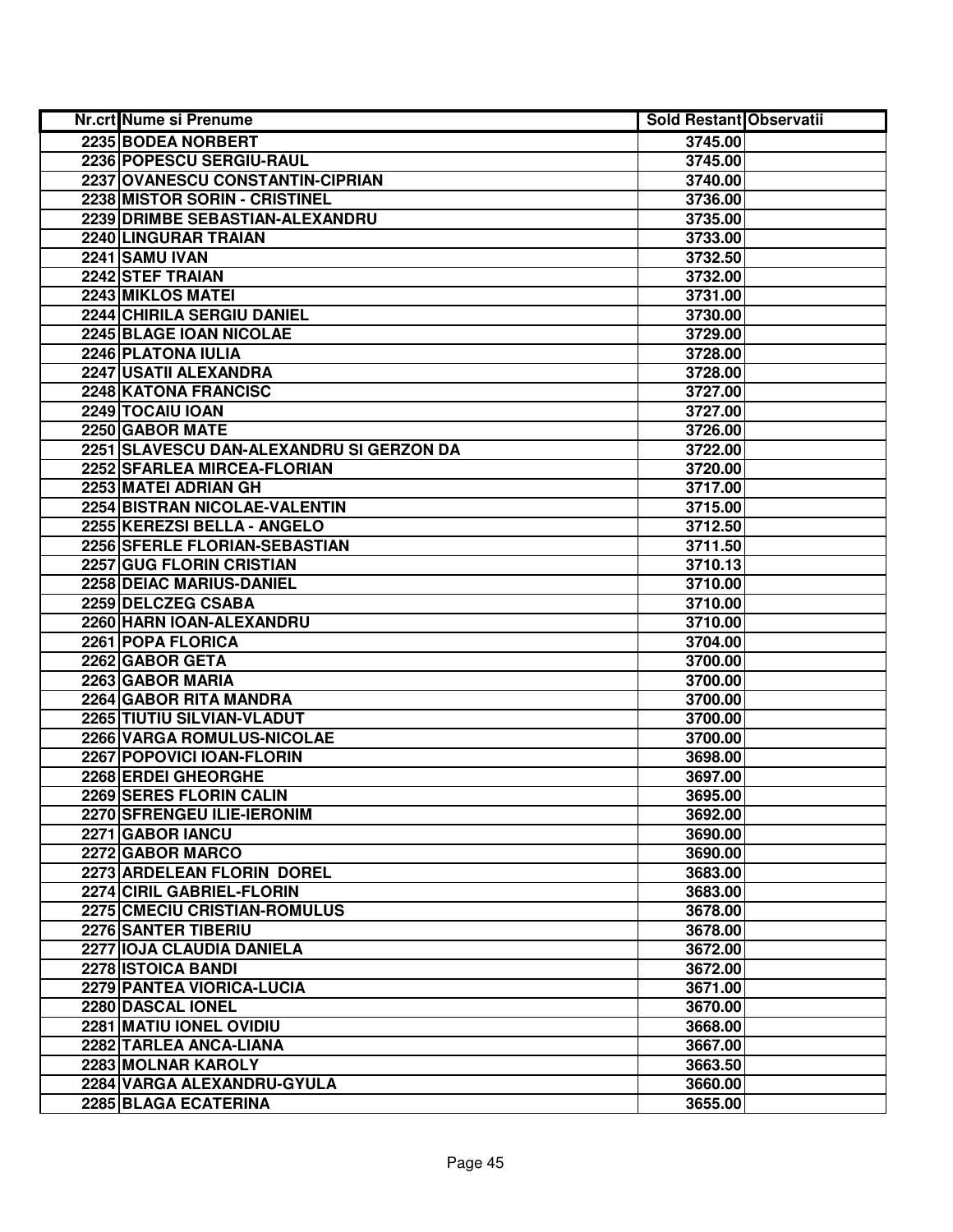| Nr.crt | Nume si Prenume | Sold Restant | Observatii |
|---|---|---|---|
| 2235 | BODEA NORBERT | 3745.00 | |
| 2236 | POPESCU SERGIU-RAUL | 3745.00 | |
| 2237 | OVANESCU CONSTANTIN-CIPRIAN | 3740.00 | |
| 2238 | MISTOR SORIN - CRISTINEL | 3736.00 | |
| 2239 | DRIMBE SEBASTIAN-ALEXANDRU | 3735.00 | |
| 2240 | LINGURAR TRAIAN | 3733.00 | |
| 2241 | SAMU IVAN | 3732.50 | |
| 2242 | STEF TRAIAN | 3732.00 | |
| 2243 | MIKLOS MATEI | 3731.00 | |
| 2244 | CHIRILA SERGIU DANIEL | 3730.00 | |
| 2245 | BLAGE IOAN NICOLAE | 3729.00 | |
| 2246 | PLATONA IULIA | 3728.00 | |
| 2247 | USATII ALEXANDRA | 3728.00 | |
| 2248 | KATONA FRANCISC | 3727.00 | |
| 2249 | TOCAIU IOAN | 3727.00 | |
| 2250 | GABOR MATE | 3726.00 | |
| 2251 | SLAVESCU DAN-ALEXANDRU SI GERZON DA | 3722.00 | |
| 2252 | SFARLEA MIRCEA-FLORIAN | 3720.00 | |
| 2253 | MATEI ADRIAN GH | 3717.00 | |
| 2254 | BISTRAN NICOLAE-VALENTIN | 3715.00 | |
| 2255 | KEREZSI BELLA - ANGELO | 3712.50 | |
| 2256 | SFERLE FLORIAN-SEBASTIAN | 3711.50 | |
| 2257 | GUG FLORIN CRISTIAN | 3710.13 | |
| 2258 | DEIAC MARIUS-DANIEL | 3710.00 | |
| 2259 | DELCZEG CSABA | 3710.00 | |
| 2260 | HARN IOAN-ALEXANDRU | 3710.00 | |
| 2261 | POPA FLORICA | 3704.00 | |
| 2262 | GABOR GETA | 3700.00 | |
| 2263 | GABOR MARIA | 3700.00 | |
| 2264 | GABOR RITA MANDRA | 3700.00 | |
| 2265 | TIUTIU SILVIAN-VLADUT | 3700.00 | |
| 2266 | VARGA ROMULUS-NICOLAE | 3700.00 | |
| 2267 | POPOVICI IOAN-FLORIN | 3698.00 | |
| 2268 | ERDEI GHEORGHE | 3697.00 | |
| 2269 | SERES FLORIN CALIN | 3695.00 | |
| 2270 | SFRENGEU ILIE-IERONIM | 3692.00 | |
| 2271 | GABOR IANCU | 3690.00 | |
| 2272 | GABOR MARCO | 3690.00 | |
| 2273 | ARDELEAN FLORIN  DOREL | 3683.00 | |
| 2274 | CIRIL GABRIEL-FLORIN | 3683.00 | |
| 2275 | CMECIU CRISTIAN-ROMULUS | 3678.00 | |
| 2276 | SANTER TIBERIU | 3678.00 | |
| 2277 | IOJA CLAUDIA DANIELA | 3672.00 | |
| 2278 | ISTOICA BANDI | 3672.00 | |
| 2279 | PANTEA VIORICA-LUCIA | 3671.00 | |
| 2280 | DASCAL IONEL | 3670.00 | |
| 2281 | MATIU IONEL OVIDIU | 3668.00 | |
| 2282 | TARLEA ANCA-LIANA | 3667.00 | |
| 2283 | MOLNAR KAROLY | 3663.50 | |
| 2284 | VARGA ALEXANDRU-GYULA | 3660.00 | |
| 2285 | BLAGA ECATERINA | 3655.00 | |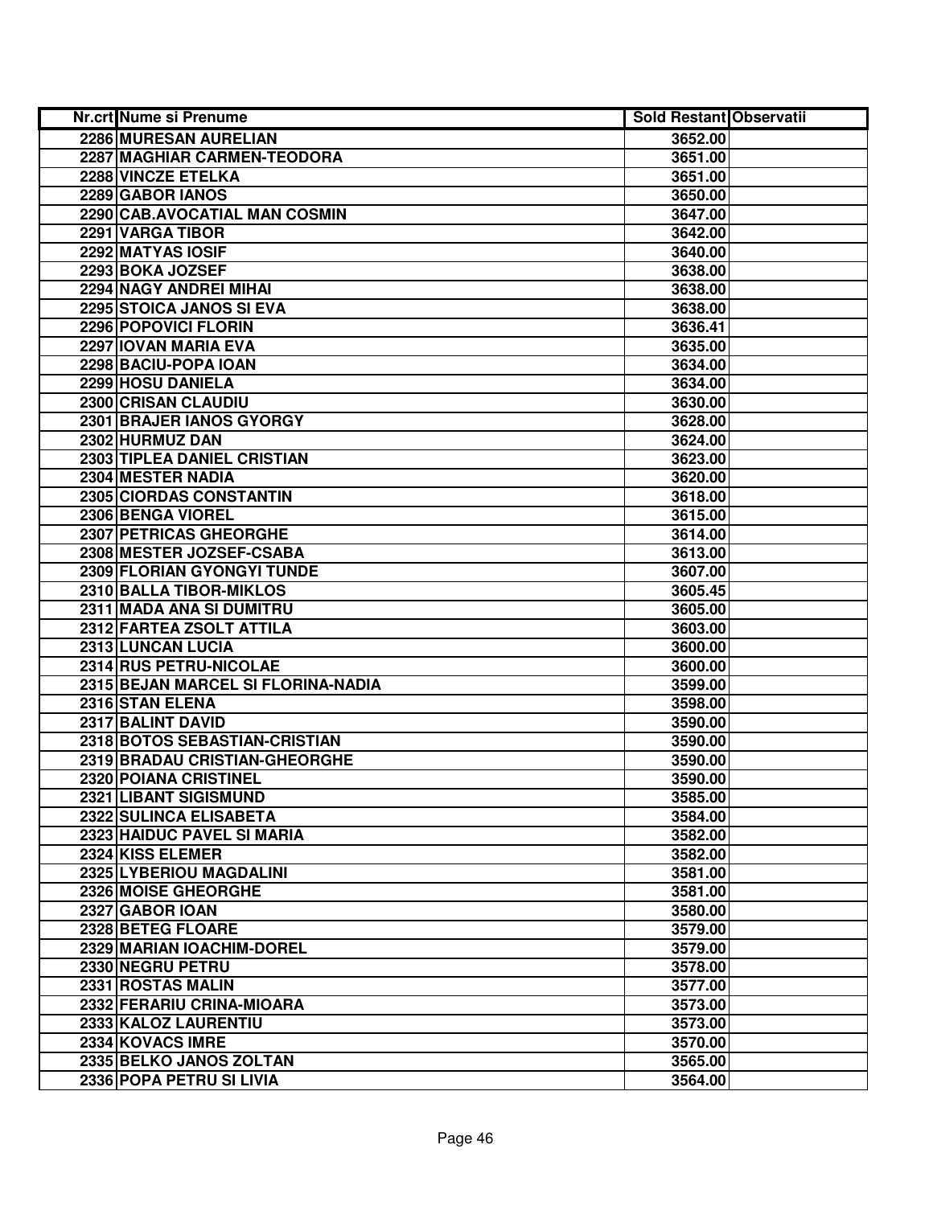| Nr.crt | Nume si Prenume | Sold Restant | Observatii |
|---|---|---|---|
| 2286 | MURESAN AURELIAN | 3652.00 | |
| 2287 | MAGHIAR CARMEN-TEODORA | 3651.00 | |
| 2288 | VINCZE ETELKA | 3651.00 | |
| 2289 | GABOR IANOS | 3650.00 | |
| 2290 | CAB.AVOCATIAL MAN COSMIN | 3647.00 | |
| 2291 | VARGA TIBOR | 3642.00 | |
| 2292 | MATYAS IOSIF | 3640.00 | |
| 2293 | BOKA JOZSEF | 3638.00 | |
| 2294 | NAGY ANDREI MIHAI | 3638.00 | |
| 2295 | STOICA JANOS SI EVA | 3638.00 | |
| 2296 | POPOVICI FLORIN | 3636.41 | |
| 2297 | IOVAN MARIA EVA | 3635.00 | |
| 2298 | BACIU-POPA IOAN | 3634.00 | |
| 2299 | HOSU DANIELA | 3634.00 | |
| 2300 | CRISAN CLAUDIU | 3630.00 | |
| 2301 | BRAJER IANOS GYORGY | 3628.00 | |
| 2302 | HURMUZ DAN | 3624.00 | |
| 2303 | TIPLEA DANIEL CRISTIAN | 3623.00 | |
| 2304 | MESTER NADIA | 3620.00 | |
| 2305 | CIORDAS CONSTANTIN | 3618.00 | |
| 2306 | BENGA VIOREL | 3615.00 | |
| 2307 | PETRICAS GHEORGHE | 3614.00 | |
| 2308 | MESTER JOZSEF-CSABA | 3613.00 | |
| 2309 | FLORIAN GYONGYI TUNDE | 3607.00 | |
| 2310 | BALLA TIBOR-MIKLOS | 3605.45 | |
| 2311 | MADA ANA SI DUMITRU | 3605.00 | |
| 2312 | FARTEA ZSOLT ATTILA | 3603.00 | |
| 2313 | LUNCAN LUCIA | 3600.00 | |
| 2314 | RUS PETRU-NICOLAE | 3600.00 | |
| 2315 | BEJAN MARCEL SI FLORINA-NADIA | 3599.00 | |
| 2316 | STAN ELENA | 3598.00 | |
| 2317 | BALINT DAVID | 3590.00 | |
| 2318 | BOTOS SEBASTIAN-CRISTIAN | 3590.00 | |
| 2319 | BRADAU CRISTIAN-GHEORGHE | 3590.00 | |
| 2320 | POIANA CRISTINEL | 3590.00 | |
| 2321 | LIBANT SIGISMUND | 3585.00 | |
| 2322 | SULINCA ELISABETA | 3584.00 | |
| 2323 | HAIDUC PAVEL SI MARIA | 3582.00 | |
| 2324 | KISS ELEMER | 3582.00 | |
| 2325 | LYBERIOU MAGDALINI | 3581.00 | |
| 2326 | MOISE GHEORGHE | 3581.00 | |
| 2327 | GABOR IOAN | 3580.00 | |
| 2328 | BETEG FLOARE | 3579.00 | |
| 2329 | MARIAN IOACHIM-DOREL | 3579.00 | |
| 2330 | NEGRU PETRU | 3578.00 | |
| 2331 | ROSTAS MALIN | 3577.00 | |
| 2332 | FERARIU CRINA-MIOARA | 3573.00 | |
| 2333 | KALOZ LAURENTIU | 3573.00 | |
| 2334 | KOVACS IMRE | 3570.00 | |
| 2335 | BELKO JANOS ZOLTAN | 3565.00 | |
| 2336 | POPA PETRU SI LIVIA | 3564.00 | |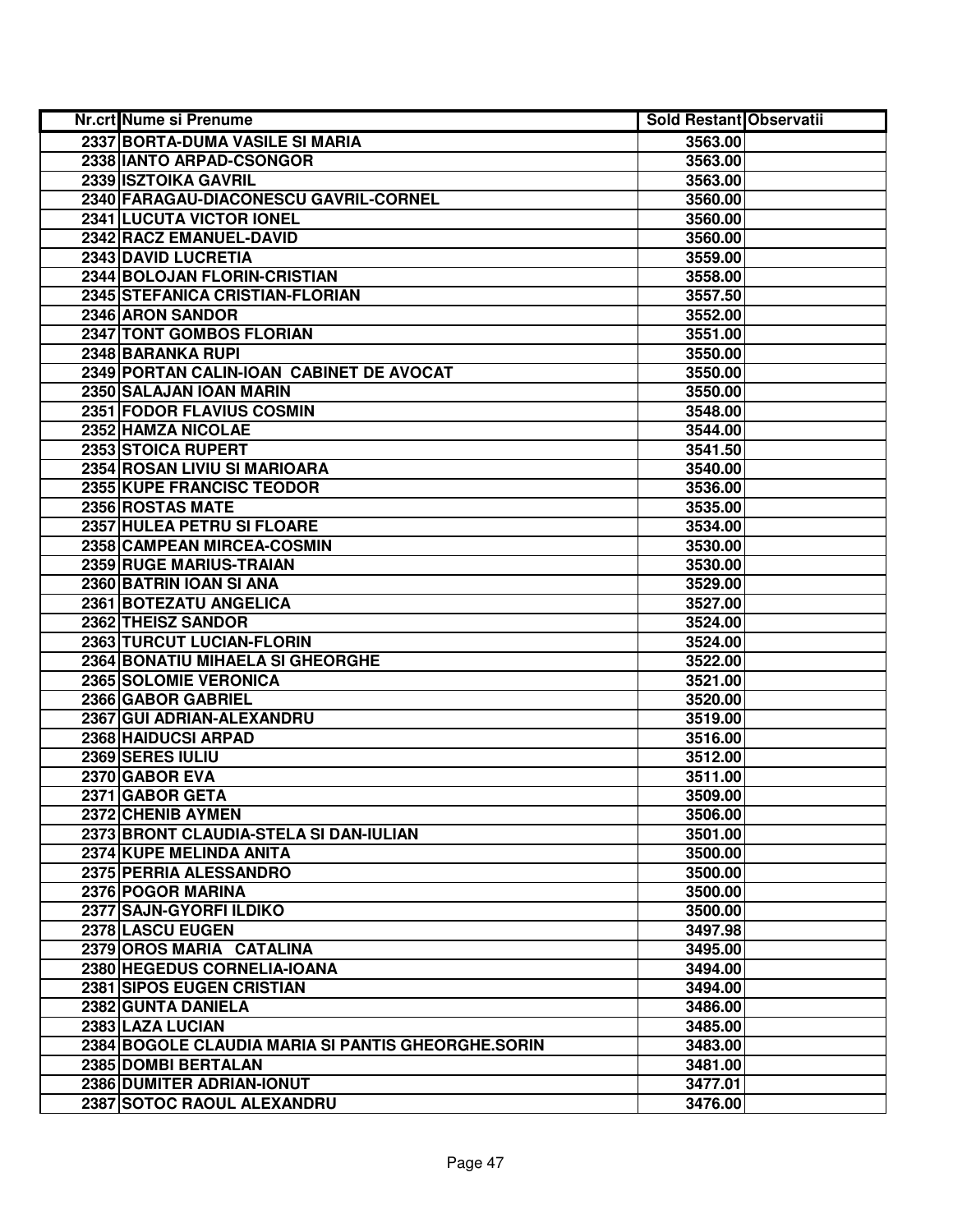| Nr.crt | Nume si Prenume | Sold Restant | Observatii |
|---|---|---|---|
| 2337 | BORTA-DUMA VASILE SI MARIA | 3563.00 | |
| 2338 | IANTO ARPAD-CSONGOR | 3563.00 | |
| 2339 | ISZTOIKA GAVRIL | 3563.00 | |
| 2340 | FARAGAU-DIACONESCU GAVRIL-CORNEL | 3560.00 | |
| 2341 | LUCUTA VICTOR IONEL | 3560.00 | |
| 2342 | RACZ EMANUEL-DAVID | 3560.00 | |
| 2343 | DAVID LUCRETIA | 3559.00 | |
| 2344 | BOLOJAN FLORIN-CRISTIAN | 3558.00 | |
| 2345 | STEFANICA CRISTIAN-FLORIAN | 3557.50 | |
| 2346 | ARON SANDOR | 3552.00 | |
| 2347 | TONT GOMBOS FLORIAN | 3551.00 | |
| 2348 | BARANKA RUPI | 3550.00 | |
| 2349 | PORTAN CALIN-IOAN CABINET DE AVOCAT | 3550.00 | |
| 2350 | SALAJAN IOAN MARIN | 3550.00 | |
| 2351 | FODOR FLAVIUS COSMIN | 3548.00 | |
| 2352 | HAMZA NICOLAE | 3544.00 | |
| 2353 | STOICA RUPERT | 3541.50 | |
| 2354 | ROSAN LIVIU SI MARIOARA | 3540.00 | |
| 2355 | KUPE FRANCISC TEODOR | 3536.00 | |
| 2356 | ROSTAS MATE | 3535.00 | |
| 2357 | HULEA PETRU SI FLOARE | 3534.00 | |
| 2358 | CAMPEAN MIRCEA-COSMIN | 3530.00 | |
| 2359 | RUGE MARIUS-TRAIAN | 3530.00 | |
| 2360 | BATRIN IOAN SI ANA | 3529.00 | |
| 2361 | BOTEZATU ANGELICA | 3527.00 | |
| 2362 | THEISZ SANDOR | 3524.00 | |
| 2363 | TURCUT LUCIAN-FLORIN | 3524.00 | |
| 2364 | BONATIU MIHAELA SI GHEORGHE | 3522.00 | |
| 2365 | SOLOMIE VERONICA | 3521.00 | |
| 2366 | GABOR GABRIEL | 3520.00 | |
| 2367 | GUI ADRIAN-ALEXANDRU | 3519.00 | |
| 2368 | HAIDUCSI ARPAD | 3516.00 | |
| 2369 | SERES IULIU | 3512.00 | |
| 2370 | GABOR EVA | 3511.00 | |
| 2371 | GABOR GETA | 3509.00 | |
| 2372 | CHENIB AYMEN | 3506.00 | |
| 2373 | BRONT CLAUDIA-STELA SI DAN-IULIAN | 3501.00 | |
| 2374 | KUPE MELINDA ANITA | 3500.00 | |
| 2375 | PERRIA ALESSANDRO | 3500.00 | |
| 2376 | POGOR MARINA | 3500.00 | |
| 2377 | SAJN-GYORFI ILDIKO | 3500.00 | |
| 2378 | LASCU EUGEN | 3497.98 | |
| 2379 | OROS MARIA CATALINA | 3495.00 | |
| 2380 | HEGEDUS CORNELIA-IOANA | 3494.00 | |
| 2381 | SIPOS EUGEN CRISTIAN | 3494.00 | |
| 2382 | GUNTA DANIELA | 3486.00 | |
| 2383 | LAZA LUCIAN | 3485.00 | |
| 2384 | BOGOLE CLAUDIA MARIA SI PANTIS GHEORGHE.SORIN | 3483.00 | |
| 2385 | DOMBI BERTALAN | 3481.00 | |
| 2386 | DUMITER ADRIAN-IONUT | 3477.01 | |
| 2387 | SOTOC RAOUL ALEXANDRU | 3476.00 | |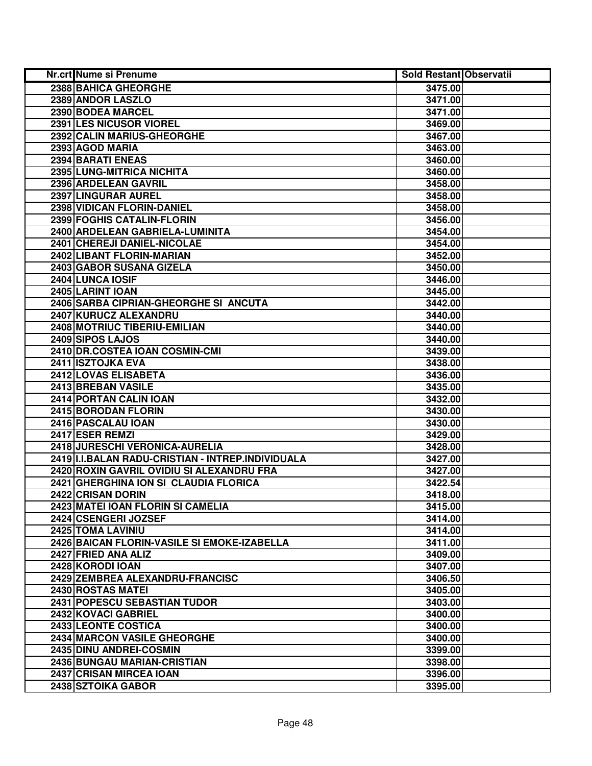| Nr.crt | Nume si Prenume | Sold Restant | Observatii |
|---|---|---|---|
| 2388 | BAHICA GHEORGHE | 3475.00 | |
| 2389 | ANDOR LASZLO | 3471.00 | |
| 2390 | BODEA MARCEL | 3471.00 | |
| 2391 | LES NICUSOR VIOREL | 3469.00 | |
| 2392 | CALIN MARIUS-GHEORGHE | 3467.00 | |
| 2393 | AGOD MARIA | 3463.00 | |
| 2394 | BARATI ENEAS | 3460.00 | |
| 2395 | LUNG-MITRICA NICHITA | 3460.00 | |
| 2396 | ARDELEAN GAVRIL | 3458.00 | |
| 2397 | LINGURAR AUREL | 3458.00 | |
| 2398 | VIDICAN FLORIN-DANIEL | 3458.00 | |
| 2399 | FOGHIS CATALIN-FLORIN | 3456.00 | |
| 2400 | ARDELEAN GABRIELA-LUMINITA | 3454.00 | |
| 2401 | CHEREJI DANIEL-NICOLAE | 3454.00 | |
| 2402 | LIBANT FLORIN-MARIAN | 3452.00 | |
| 2403 | GABOR SUSANA GIZELA | 3450.00 | |
| 2404 | LUNCA IOSIF | 3446.00 | |
| 2405 | LARINT IOAN | 3445.00 | |
| 2406 | SARBA CIPRIAN-GHEORGHE SI ANCUTA | 3442.00 | |
| 2407 | KURUCZ ALEXANDRU | 3440.00 | |
| 2408 | MOTRIUC TIBERIU-EMILIAN | 3440.00 | |
| 2409 | SIPOS LAJOS | 3440.00 | |
| 2410 | DR.COSTEA IOAN COSMIN-CMI | 3439.00 | |
| 2411 | ISZTOJKA EVA | 3438.00 | |
| 2412 | LOVAS ELISABETA | 3436.00 | |
| 2413 | BREBAN VASILE | 3435.00 | |
| 2414 | PORTAN CALIN IOAN | 3432.00 | |
| 2415 | BORODAN FLORIN | 3430.00 | |
| 2416 | PASCALAU IOAN | 3430.00 | |
| 2417 | ESER REMZI | 3429.00 | |
| 2418 | JURESCHI VERONICA-AURELIA | 3428.00 | |
| 2419 | I.I.BALAN RADU-CRISTIAN - INTREP.INDIVIDUALA | 3427.00 | |
| 2420 | ROXIN GAVRIL OVIDIU SI ALEXANDRU FRA | 3427.00 | |
| 2421 | GHERGHINA ION SI CLAUDIA FLORICA | 3422.54 | |
| 2422 | CRISAN DORIN | 3418.00 | |
| 2423 | MATEI IOAN FLORIN SI CAMELIA | 3415.00 | |
| 2424 | CSENGERI JOZSEF | 3414.00 | |
| 2425 | TOMA LAVINIU | 3414.00 | |
| 2426 | BAICAN FLORIN-VASILE SI EMOKE-IZABELLA | 3411.00 | |
| 2427 | FRIED ANA ALIZ | 3409.00 | |
| 2428 | KORODI IOAN | 3407.00 | |
| 2429 | ZEMBREA ALEXANDRU-FRANCISC | 3406.50 | |
| 2430 | ROSTAS MATEI | 3405.00 | |
| 2431 | POPESCU SEBASTIAN TUDOR | 3403.00 | |
| 2432 | KOVACI GABRIEL | 3400.00 | |
| 2433 | LEONTE COSTICA | 3400.00 | |
| 2434 | MARCON VASILE GHEORGHE | 3400.00 | |
| 2435 | DINU ANDREI-COSMIN | 3399.00 | |
| 2436 | BUNGAU MARIAN-CRISTIAN | 3398.00 | |
| 2437 | CRISAN MIRCEA IOAN | 3396.00 | |
| 2438 | SZTOIKA GABOR | 3395.00 | |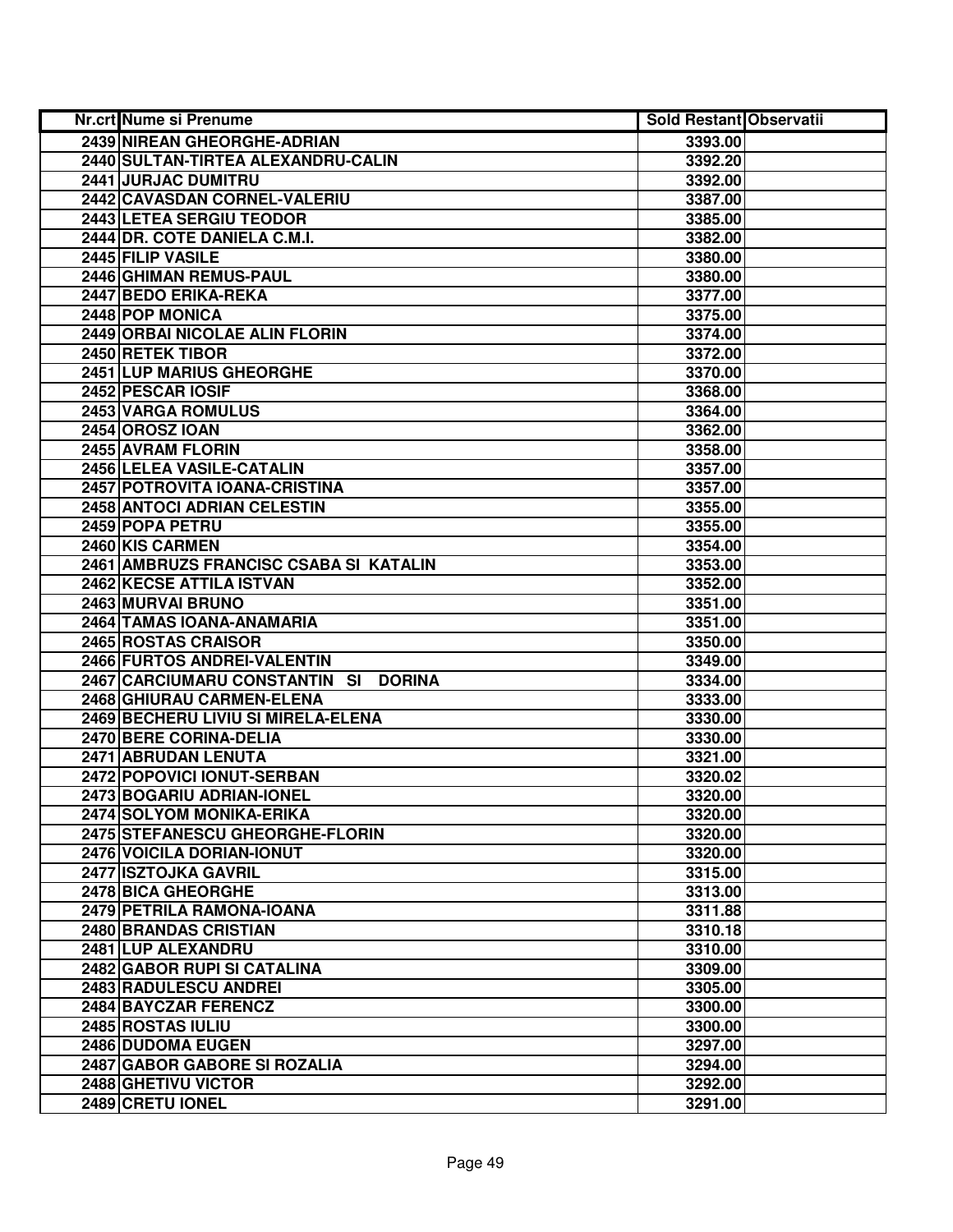| Nr.crt | Nume si Prenume | Sold Restant | Observatii |
|---|---|---|---|
| 2439 | NIREAN GHEORGHE-ADRIAN | 3393.00 | |
| 2440 | SULTAN-TIRTEA ALEXANDRU-CALIN | 3392.20 | |
| 2441 | JURJAC DUMITRU | 3392.00 | |
| 2442 | CAVASDAN CORNEL-VALERIU | 3387.00 | |
| 2443 | LETEA SERGIU TEODOR | 3385.00 | |
| 2444 | DR. COTE DANIELA C.M.I. | 3382.00 | |
| 2445 | FILIP VASILE | 3380.00 | |
| 2446 | GHIMAN REMUS-PAUL | 3380.00 | |
| 2447 | BEDO ERIKA-REKA | 3377.00 | |
| 2448 | POP MONICA | 3375.00 | |
| 2449 | ORBAI NICOLAE ALIN FLORIN | 3374.00 | |
| 2450 | RETEK TIBOR | 3372.00 | |
| 2451 | LUP MARIUS GHEORGHE | 3370.00 | |
| 2452 | PESCAR IOSIF | 3368.00 | |
| 2453 | VARGA ROMULUS | 3364.00 | |
| 2454 | OROSZ IOAN | 3362.00 | |
| 2455 | AVRAM FLORIN | 3358.00 | |
| 2456 | LELEA VASILE-CATALIN | 3357.00 | |
| 2457 | POTROVITA IOANA-CRISTINA | 3357.00 | |
| 2458 | ANTOCI ADRIAN CELESTIN | 3355.00 | |
| 2459 | POPA PETRU | 3355.00 | |
| 2460 | KIS CARMEN | 3354.00 | |
| 2461 | AMBRUZS FRANCISC CSABA SI KATALIN | 3353.00 | |
| 2462 | KECSE ATTILA ISTVAN | 3352.00 | |
| 2463 | MURVAI BRUNO | 3351.00 | |
| 2464 | TAMAS IOANA-ANAMARIA | 3351.00 | |
| 2465 | ROSTAS CRAISOR | 3350.00 | |
| 2466 | FURTOS ANDREI-VALENTIN | 3349.00 | |
| 2467 | CARCIUMARU CONSTANTIN SI DORINA | 3334.00 | |
| 2468 | GHIURAU CARMEN-ELENA | 3333.00 | |
| 2469 | BECHERU LIVIU SI MIRELA-ELENA | 3330.00 | |
| 2470 | BERE CORINA-DELIA | 3330.00 | |
| 2471 | ABRUDAN LENUTA | 3321.00 | |
| 2472 | POPOVICI IONUT-SERBAN | 3320.02 | |
| 2473 | BOGARIU ADRIAN-IONEL | 3320.00 | |
| 2474 | SOLYOM MONIKA-ERIKA | 3320.00 | |
| 2475 | STEFANESCU GHEORGHE-FLORIN | 3320.00 | |
| 2476 | VOICILA DORIAN-IONUT | 3320.00 | |
| 2477 | ISZTOJKA GAVRIL | 3315.00 | |
| 2478 | BICA GHEORGHE | 3313.00 | |
| 2479 | PETRILA RAMONA-IOANA | 3311.88 | |
| 2480 | BRANDAS CRISTIAN | 3310.18 | |
| 2481 | LUP ALEXANDRU | 3310.00 | |
| 2482 | GABOR RUPI SI CATALINA | 3309.00 | |
| 2483 | RADULESCU ANDREI | 3305.00 | |
| 2484 | BAYCZAR FERENCZ | 3300.00 | |
| 2485 | ROSTAS IULIU | 3300.00 | |
| 2486 | DUDOMA EUGEN | 3297.00 | |
| 2487 | GABOR GABORE SI ROZALIA | 3294.00 | |
| 2488 | GHETIVU VICTOR | 3292.00 | |
| 2489 | CRETU IONEL | 3291.00 | |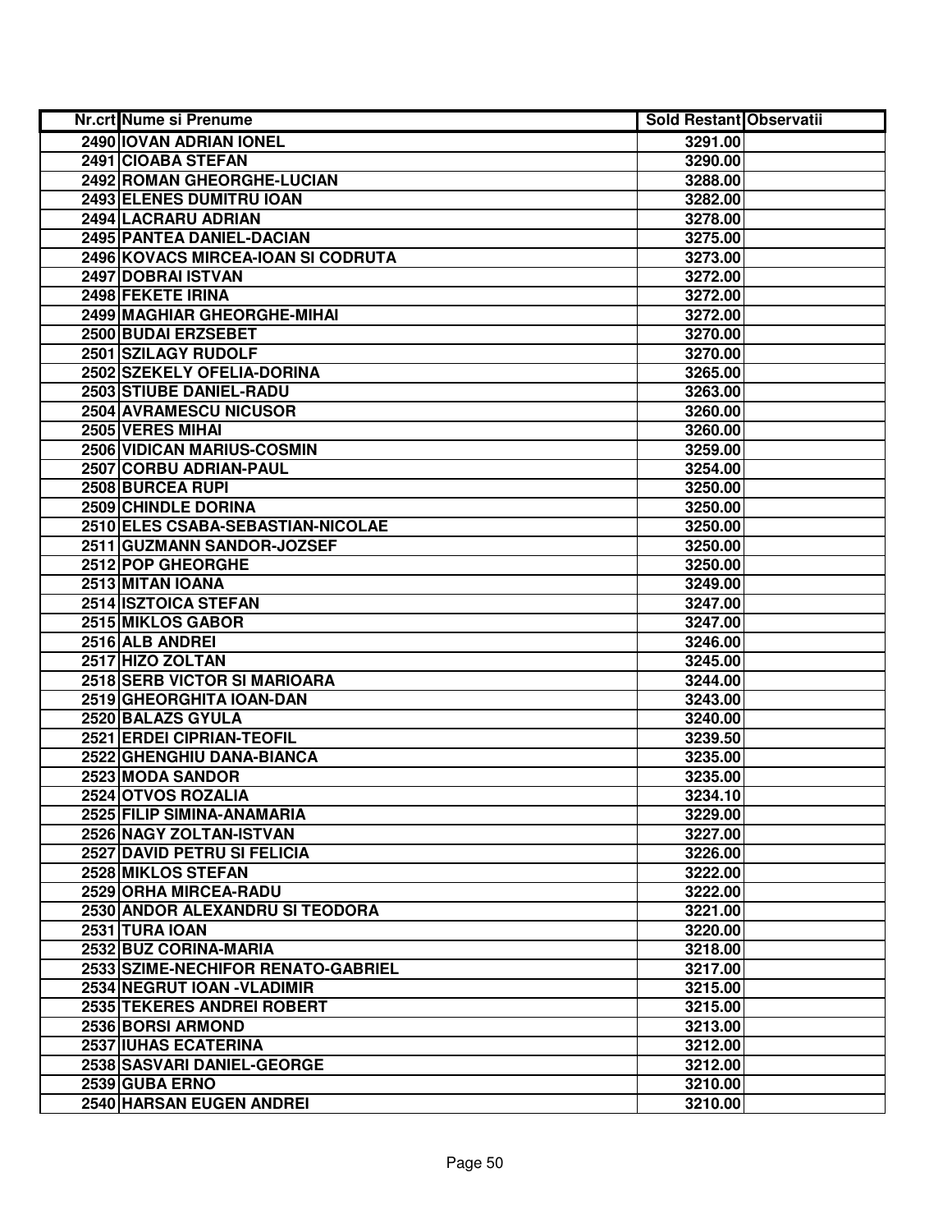| Nr.crt | Nume si Prenume | Sold Restant | Observatii |
|---|---|---|---|
| 2490 | IOVAN ADRIAN IONEL | 3291.00 | |
| 2491 | CIOABA STEFAN | 3290.00 | |
| 2492 | ROMAN GHEORGHE-LUCIAN | 3288.00 | |
| 2493 | ELENES DUMITRU IOAN | 3282.00 | |
| 2494 | LACRARU ADRIAN | 3278.00 | |
| 2495 | PANTEA DANIEL-DACIAN | 3275.00 | |
| 2496 | KOVACS MIRCEA-IOAN SI CODRUTA | 3273.00 | |
| 2497 | DOBRAI ISTVAN | 3272.00 | |
| 2498 | FEKETE IRINA | 3272.00 | |
| 2499 | MAGHIAR GHEORGHE-MIHAI | 3272.00 | |
| 2500 | BUDAI ERZSEBET | 3270.00 | |
| 2501 | SZILAGY RUDOLF | 3270.00 | |
| 2502 | SZEKELY OFELIA-DORINA | 3265.00 | |
| 2503 | STIUBE DANIEL-RADU | 3263.00 | |
| 2504 | AVRAMESCU NICUSOR | 3260.00 | |
| 2505 | VERES MIHAI | 3260.00 | |
| 2506 | VIDICAN MARIUS-COSMIN | 3259.00 | |
| 2507 | CORBU ADRIAN-PAUL | 3254.00 | |
| 2508 | BURCEA RUPI | 3250.00 | |
| 2509 | CHINDLE DORINA | 3250.00 | |
| 2510 | ELES CSABA-SEBASTIAN-NICOLAE | 3250.00 | |
| 2511 | GUZMANN SANDOR-JOZSEF | 3250.00 | |
| 2512 | POP GHEORGHE | 3250.00 | |
| 2513 | MITAN IOANA | 3249.00 | |
| 2514 | ISZTOICA STEFAN | 3247.00 | |
| 2515 | MIKLOS GABOR | 3247.00 | |
| 2516 | ALB ANDREI | 3246.00 | |
| 2517 | HIZO ZOLTAN | 3245.00 | |
| 2518 | SERB VICTOR SI MARIOARA | 3244.00 | |
| 2519 | GHEORGHITA IOAN-DAN | 3243.00 | |
| 2520 | BALAZS GYULA | 3240.00 | |
| 2521 | ERDEI CIPRIAN-TEOFIL | 3239.50 | |
| 2522 | GHENGHIU DANA-BIANCA | 3235.00 | |
| 2523 | MODA SANDOR | 3235.00 | |
| 2524 | OTVOS ROZALIA | 3234.10 | |
| 2525 | FILIP SIMINA-ANAMARIA | 3229.00 | |
| 2526 | NAGY ZOLTAN-ISTVAN | 3227.00 | |
| 2527 | DAVID PETRU SI FELICIA | 3226.00 | |
| 2528 | MIKLOS STEFAN | 3222.00 | |
| 2529 | ORHA MIRCEA-RADU | 3222.00 | |
| 2530 | ANDOR ALEXANDRU SI TEODORA | 3221.00 | |
| 2531 | TURA IOAN | 3220.00 | |
| 2532 | BUZ CORINA-MARIA | 3218.00 | |
| 2533 | SZIME-NECHIFOR RENATO-GABRIEL | 3217.00 | |
| 2534 | NEGRUT IOAN -VLADIMIR | 3215.00 | |
| 2535 | TEKERES ANDREI ROBERT | 3215.00 | |
| 2536 | BORSI ARMOND | 3213.00 | |
| 2537 | IUHAS ECATERINA | 3212.00 | |
| 2538 | SASVARI DANIEL-GEORGE | 3212.00 | |
| 2539 | GUBA ERNO | 3210.00 | |
| 2540 | HARSAN EUGEN ANDREI | 3210.00 | |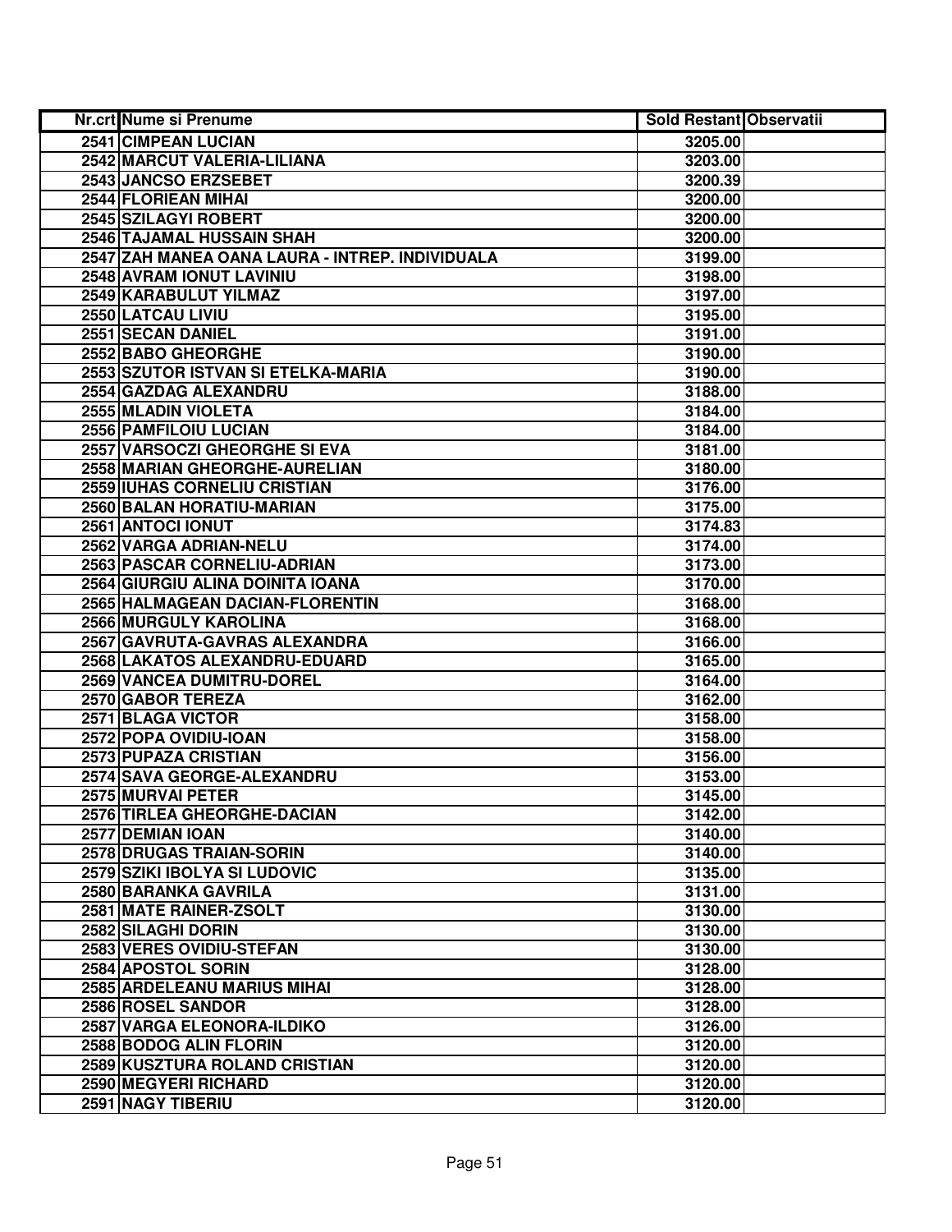| Nr.crt | Nume si Prenume | Sold Restant | Observatii |
|---|---|---|---|
| 2541 | CIMPEAN LUCIAN | 3205.00 | |
| 2542 | MARCUT VALERIA-LILIANA | 3203.00 | |
| 2543 | JANCSO ERZSEBET | 3200.39 | |
| 2544 | FLORIEAN MIHAI | 3200.00 | |
| 2545 | SZILAGYI ROBERT | 3200.00 | |
| 2546 | TAJAMAL HUSSAIN SHAH | 3200.00 | |
| 2547 | ZAH MANEA OANA LAURA - INTREP. INDIVIDUALA | 3199.00 | |
| 2548 | AVRAM IONUT LAVINIU | 3198.00 | |
| 2549 | KARABULUT YILMAZ | 3197.00 | |
| 2550 | LATCAU LIVIU | 3195.00 | |
| 2551 | SECAN DANIEL | 3191.00 | |
| 2552 | BABO GHEORGHE | 3190.00 | |
| 2553 | SZUTOR ISTVAN SI ETELKA-MARIA | 3190.00 | |
| 2554 | GAZDAG ALEXANDRU | 3188.00 | |
| 2555 | MLADIN VIOLETA | 3184.00 | |
| 2556 | PAMFILOIU LUCIAN | 3184.00 | |
| 2557 | VARSOCZI GHEORGHE SI EVA | 3181.00 | |
| 2558 | MARIAN GHEORGHE-AURELIAN | 3180.00 | |
| 2559 | IUHAS CORNELIU CRISTIAN | 3176.00 | |
| 2560 | BALAN HORATIU-MARIAN | 3175.00 | |
| 2561 | ANTOCI IONUT | 3174.83 | |
| 2562 | VARGA ADRIAN-NELU | 3174.00 | |
| 2563 | PASCAR CORNELIU-ADRIAN | 3173.00 | |
| 2564 | GIURGIU ALINA DOINITA IOANA | 3170.00 | |
| 2565 | HALMAGEAN DACIAN-FLORENTIN | 3168.00 | |
| 2566 | MURGULY KAROLINA | 3168.00 | |
| 2567 | GAVRUTA-GAVRAS ALEXANDRA | 3166.00 | |
| 2568 | LAKATOS ALEXANDRU-EDUARD | 3165.00 | |
| 2569 | VANCEA DUMITRU-DOREL | 3164.00 | |
| 2570 | GABOR TEREZA | 3162.00 | |
| 2571 | BLAGA VICTOR | 3158.00 | |
| 2572 | POPA OVIDIU-IOAN | 3158.00 | |
| 2573 | PUPAZA CRISTIAN | 3156.00 | |
| 2574 | SAVA GEORGE-ALEXANDRU | 3153.00 | |
| 2575 | MURVAI PETER | 3145.00 | |
| 2576 | TIRLEA GHEORGHE-DACIAN | 3142.00 | |
| 2577 | DEMIAN IOAN | 3140.00 | |
| 2578 | DRUGAS TRAIAN-SORIN | 3140.00 | |
| 2579 | SZIKI IBOLYA SI LUDOVIC | 3135.00 | |
| 2580 | BARANKA GAVRILA | 3131.00 | |
| 2581 | MATE RAINER-ZSOLT | 3130.00 | |
| 2582 | SILAGHI DORIN | 3130.00 | |
| 2583 | VERES OVIDIU-STEFAN | 3130.00 | |
| 2584 | APOSTOL SORIN | 3128.00 | |
| 2585 | ARDELEANU MARIUS MIHAI | 3128.00 | |
| 2586 | ROSEL SANDOR | 3128.00 | |
| 2587 | VARGA ELEONORA-ILDIKO | 3126.00 | |
| 2588 | BODOG ALIN FLORIN | 3120.00 | |
| 2589 | KUSZTURA ROLAND CRISTIAN | 3120.00 | |
| 2590 | MEGYERI RICHARD | 3120.00 | |
| 2591 | NAGY TIBERIU | 3120.00 | |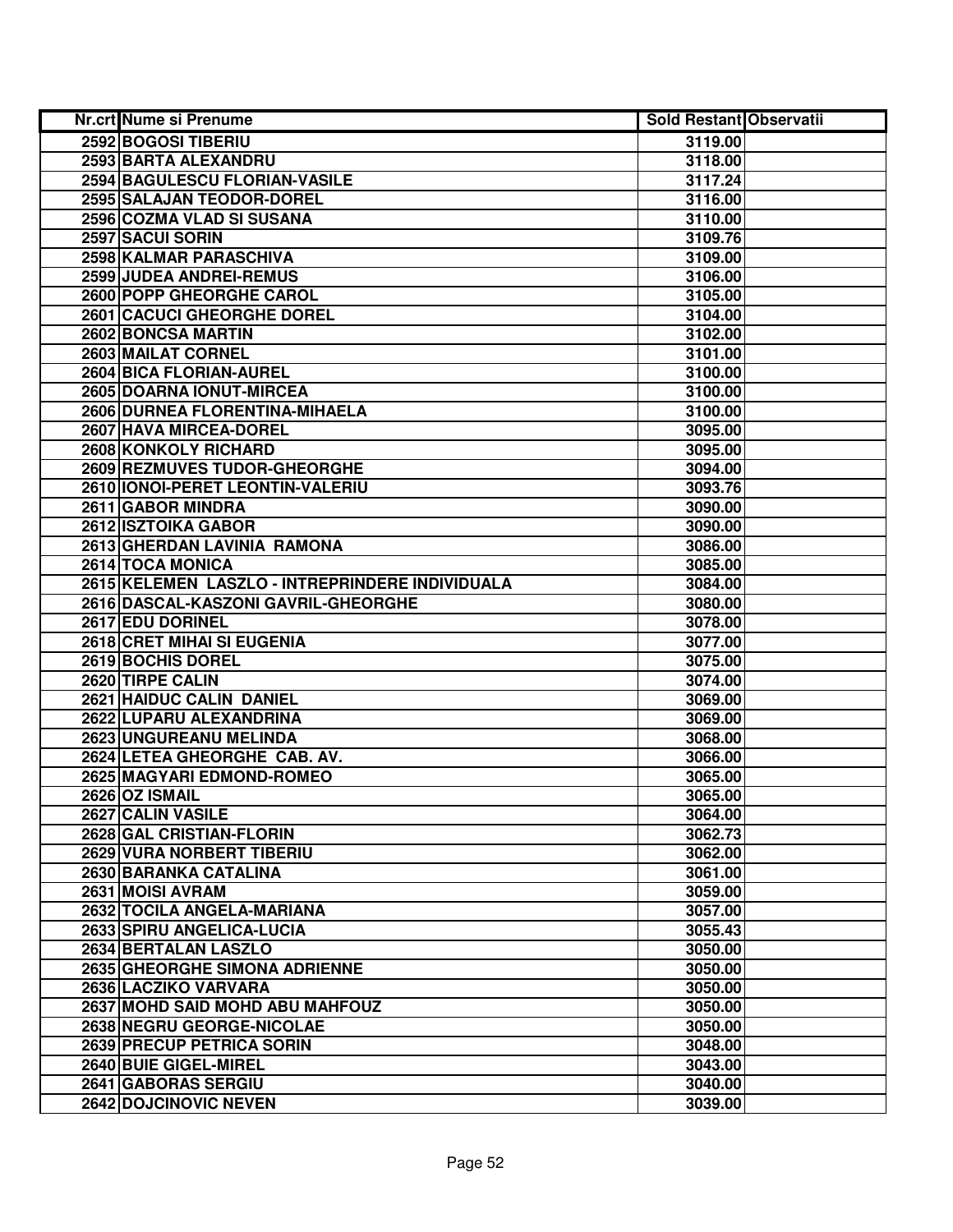| Nr.crt | Nume si Prenume | Sold Restant | Observatii |
|---|---|---|---|
| 2592 | BOGOSI TIBERIU | 3119.00 | |
| 2593 | BARTA ALEXANDRU | 3118.00 | |
| 2594 | BAGULESCU FLORIAN-VASILE | 3117.24 | |
| 2595 | SALAJAN TEODOR-DOREL | 3116.00 | |
| 2596 | COZMA VLAD SI SUSANA | 3110.00 | |
| 2597 | SACUI SORIN | 3109.76 | |
| 2598 | KALMAR PARASCHIVA | 3109.00 | |
| 2599 | JUDEA ANDREI-REMUS | 3106.00 | |
| 2600 | POPP GHEORGHE CAROL | 3105.00 | |
| 2601 | CACUCI GHEORGHE DOREL | 3104.00 | |
| 2602 | BONCSA MARTIN | 3102.00 | |
| 2603 | MAILAT CORNEL | 3101.00 | |
| 2604 | BICA FLORIAN-AUREL | 3100.00 | |
| 2605 | DOARNA IONUT-MIRCEA | 3100.00 | |
| 2606 | DURNEA FLORENTINA-MIHAELA | 3100.00 | |
| 2607 | HAVA MIRCEA-DOREL | 3095.00 | |
| 2608 | KONKOLY RICHARD | 3095.00 | |
| 2609 | REZMUVES TUDOR-GHEORGHE | 3094.00 | |
| 2610 | IONOI-PERET LEONTIN-VALERIU | 3093.76 | |
| 2611 | GABOR MINDRA | 3090.00 | |
| 2612 | ISZTOIKA GABOR | 3090.00 | |
| 2613 | GHERDAN LAVINIA RAMONA | 3086.00 | |
| 2614 | TOCA MONICA | 3085.00 | |
| 2615 | KELEMEN LASZLO - INTREPRINDERE INDIVIDUALA | 3084.00 | |
| 2616 | DASCAL-KASZONI GAVRIL-GHEORGHE | 3080.00 | |
| 2617 | EDU DORINEL | 3078.00 | |
| 2618 | CRET MIHAI SI EUGENIA | 3077.00 | |
| 2619 | BOCHIS DOREL | 3075.00 | |
| 2620 | TIRPE CALIN | 3074.00 | |
| 2621 | HAIDUC CALIN DANIEL | 3069.00 | |
| 2622 | LUPARU ALEXANDRINA | 3069.00 | |
| 2623 | UNGUREANU MELINDA | 3068.00 | |
| 2624 | LETEA GHEORGHE CAB. AV. | 3066.00 | |
| 2625 | MAGYARI EDMOND-ROMEO | 3065.00 | |
| 2626 | OZ ISMAIL | 3065.00 | |
| 2627 | CALIN VASILE | 3064.00 | |
| 2628 | GAL CRISTIAN-FLORIN | 3062.73 | |
| 2629 | VURA NORBERT TIBERIU | 3062.00 | |
| 2630 | BARANKA CATALINA | 3061.00 | |
| 2631 | MOISI AVRAM | 3059.00 | |
| 2632 | TOCILA ANGELA-MARIANA | 3057.00 | |
| 2633 | SPIRU ANGELICA-LUCIA | 3055.43 | |
| 2634 | BERTALAN LASZLO | 3050.00 | |
| 2635 | GHEORGHE SIMONA ADRIENNE | 3050.00 | |
| 2636 | LACZIKO VARVARA | 3050.00 | |
| 2637 | MOHD SAID MOHD ABU MAHFOUZ | 3050.00 | |
| 2638 | NEGRU GEORGE-NICOLAE | 3050.00 | |
| 2639 | PRECUP PETRICA SORIN | 3048.00 | |
| 2640 | BUIE GIGEL-MIREL | 3043.00 | |
| 2641 | GABORAS SERGIU | 3040.00 | |
| 2642 | DOJCINOVIC NEVEN | 3039.00 | |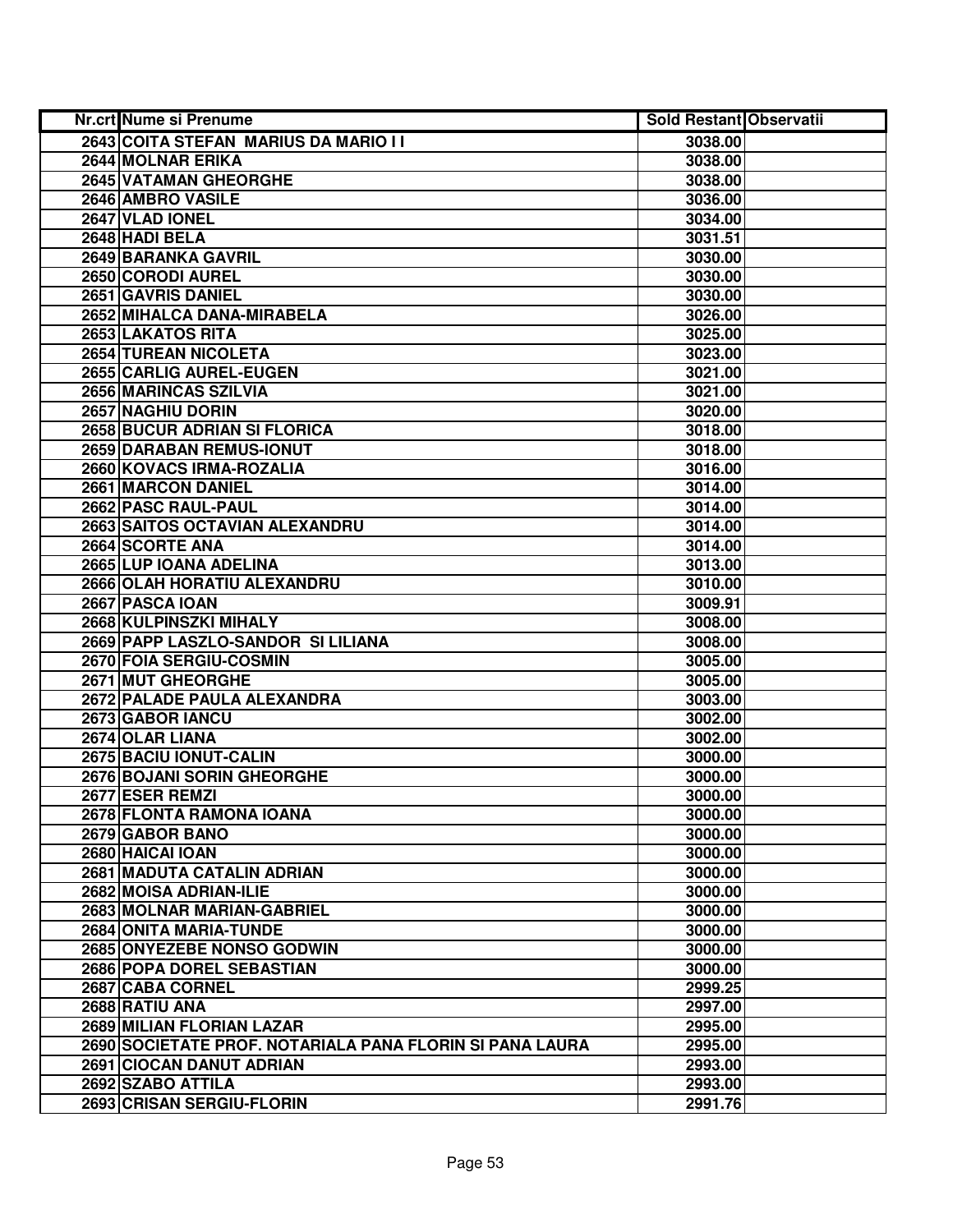| Nr.crt | Nume si Prenume | Sold Restant | Observatii |
| --- | --- | --- | --- |
| 2643 | COITA STEFAN MARIUS DA MARIO I I | 3038.00 | |
| 2644 | MOLNAR ERIKA | 3038.00 | |
| 2645 | VATAMAN GHEORGHE | 3038.00 | |
| 2646 | AMBRO VASILE | 3036.00 | |
| 2647 | VLAD IONEL | 3034.00 | |
| 2648 | HADI BELA | 3031.51 | |
| 2649 | BARANKA GAVRIL | 3030.00 | |
| 2650 | CORODI AUREL | 3030.00 | |
| 2651 | GAVRIS DANIEL | 3030.00 | |
| 2652 | MIHALCA DANA-MIRABELA | 3026.00 | |
| 2653 | LAKATOS RITA | 3025.00 | |
| 2654 | TUREAN NICOLETA | 3023.00 | |
| 2655 | CARLIG AUREL-EUGEN | 3021.00 | |
| 2656 | MARINCAS SZILVIA | 3021.00 | |
| 2657 | NAGHIU DORIN | 3020.00 | |
| 2658 | BUCUR ADRIAN SI FLORICA | 3018.00 | |
| 2659 | DARABAN REMUS-IONUT | 3018.00 | |
| 2660 | KOVACS IRMA-ROZALIA | 3016.00 | |
| 2661 | MARCON DANIEL | 3014.00 | |
| 2662 | PASC RAUL-PAUL | 3014.00 | |
| 2663 | SAITOS OCTAVIAN ALEXANDRU | 3014.00 | |
| 2664 | SCORTE ANA | 3014.00 | |
| 2665 | LUP IOANA ADELINA | 3013.00 | |
| 2666 | OLAH HORATIU ALEXANDRU | 3010.00 | |
| 2667 | PASCA IOAN | 3009.91 | |
| 2668 | KULPINSZKI MIHALY | 3008.00 | |
| 2669 | PAPP LASZLO-SANDOR SI LILIANA | 3008.00 | |
| 2670 | FOIA SERGIU-COSMIN | 3005.00 | |
| 2671 | MUT GHEORGHE | 3005.00 | |
| 2672 | PALADE PAULA ALEXANDRA | 3003.00 | |
| 2673 | GABOR IANCU | 3002.00 | |
| 2674 | OLAR LIANA | 3002.00 | |
| 2675 | BACIU IONUT-CALIN | 3000.00 | |
| 2676 | BOJANI SORIN GHEORGHE | 3000.00 | |
| 2677 | ESER REMZI | 3000.00 | |
| 2678 | FLONTA RAMONA IOANA | 3000.00 | |
| 2679 | GABOR BANO | 3000.00 | |
| 2680 | HAICAI IOAN | 3000.00 | |
| 2681 | MADUTA CATALIN ADRIAN | 3000.00 | |
| 2682 | MOISA ADRIAN-ILIE | 3000.00 | |
| 2683 | MOLNAR MARIAN-GABRIEL | 3000.00 | |
| 2684 | ONITA MARIA-TUNDE | 3000.00 | |
| 2685 | ONYEZEBE NONSO GODWIN | 3000.00 | |
| 2686 | POPA DOREL SEBASTIAN | 3000.00 | |
| 2687 | CABA CORNEL | 2999.25 | |
| 2688 | RATIU ANA | 2997.00 | |
| 2689 | MILIAN FLORIAN LAZAR | 2995.00 | |
| 2690 | SOCIETATE PROF. NOTARIALA PANA FLORIN SI PANA LAURA | 2995.00 | |
| 2691 | CIOCAN DANUT ADRIAN | 2993.00 | |
| 2692 | SZABO ATTILA | 2993.00 | |
| 2693 | CRISAN SERGIU-FLORIN | 2991.76 | |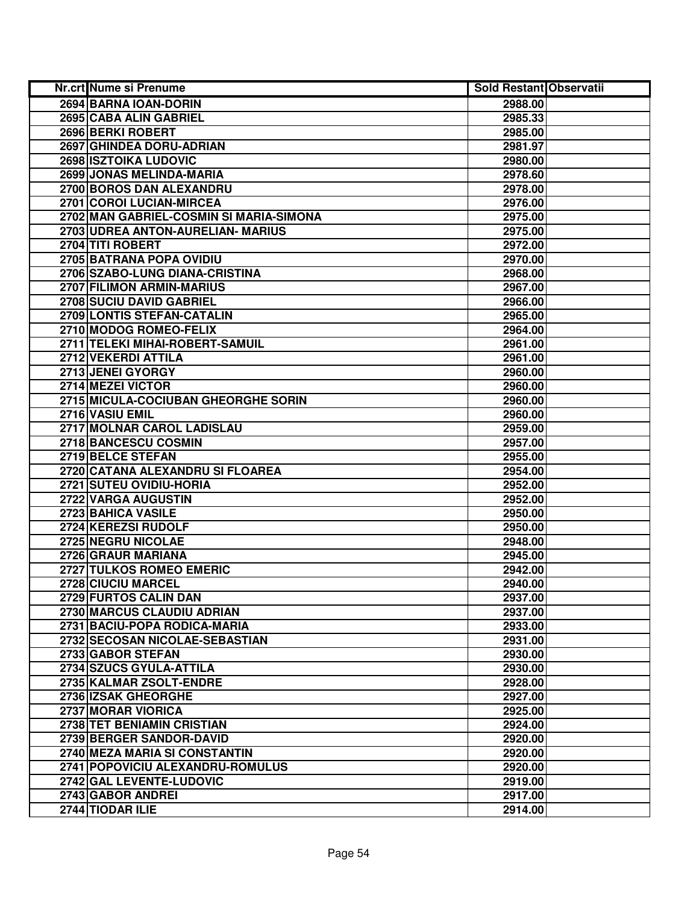| Nr.crt | Nume si Prenume | Sold Restant | Observatii |
|---|---|---|---|
| 2694 | BARNA IOAN-DORIN | 2988.00 | |
| 2695 | CABA ALIN GABRIEL | 2985.33 | |
| 2696 | BERKI ROBERT | 2985.00 | |
| 2697 | GHINDEA DORU-ADRIAN | 2981.97 | |
| 2698 | ISZTOIKA LUDOVIC | 2980.00 | |
| 2699 | JONAS MELINDA-MARIA | 2978.60 | |
| 2700 | BOROS DAN ALEXANDRU | 2978.00 | |
| 2701 | COROI LUCIAN-MIRCEA | 2976.00 | |
| 2702 | MAN GABRIEL-COSMIN SI MARIA-SIMONA | 2975.00 | |
| 2703 | UDREA ANTON-AURELIAN- MARIUS | 2975.00 | |
| 2704 | TITI ROBERT | 2972.00 | |
| 2705 | BATRANA POPA OVIDIU | 2970.00 | |
| 2706 | SZABO-LUNG DIANA-CRISTINA | 2968.00 | |
| 2707 | FILIMON ARMIN-MARIUS | 2967.00 | |
| 2708 | SUCIU DAVID GABRIEL | 2966.00 | |
| 2709 | LONTIS STEFAN-CATALIN | 2965.00 | |
| 2710 | MODOG ROMEO-FELIX | 2964.00 | |
| 2711 | TELEKI MIHAI-ROBERT-SAMUIL | 2961.00 | |
| 2712 | VEKERDI ATTILA | 2961.00 | |
| 2713 | JENEI GYORGY | 2960.00 | |
| 2714 | MEZEI VICTOR | 2960.00 | |
| 2715 | MICULA-COCIUBAN GHEORGHE SORIN | 2960.00 | |
| 2716 | VASIU EMIL | 2960.00 | |
| 2717 | MOLNAR CAROL LADISLAU | 2959.00 | |
| 2718 | BANCESCU COSMIN | 2957.00 | |
| 2719 | BELCE STEFAN | 2955.00 | |
| 2720 | CATANA ALEXANDRU SI FLOAREA | 2954.00 | |
| 2721 | SUTEU OVIDIU-HORIA | 2952.00 | |
| 2722 | VARGA AUGUSTIN | 2952.00 | |
| 2723 | BAHICA VASILE | 2950.00 | |
| 2724 | KEREZSI RUDOLF | 2950.00 | |
| 2725 | NEGRU NICOLAE | 2948.00 | |
| 2726 | GRAUR MARIANA | 2945.00 | |
| 2727 | TULKOS ROMEO EMERIC | 2942.00 | |
| 2728 | CIUCIU MARCEL | 2940.00 | |
| 2729 | FURTOS CALIN DAN | 2937.00 | |
| 2730 | MARCUS CLAUDIU ADRIAN | 2937.00 | |
| 2731 | BACIU-POPA RODICA-MARIA | 2933.00 | |
| 2732 | SECOSAN NICOLAE-SEBASTIAN | 2931.00 | |
| 2733 | GABOR STEFAN | 2930.00 | |
| 2734 | SZUCS GYULA-ATTILA | 2930.00 | |
| 2735 | KALMAR ZSOLT-ENDRE | 2928.00 | |
| 2736 | IZSAK GHEORGHE | 2927.00 | |
| 2737 | MORAR VIORICA | 2925.00 | |
| 2738 | TET BENIAMIN CRISTIAN | 2924.00 | |
| 2739 | BERGER SANDOR-DAVID | 2920.00 | |
| 2740 | MEZA MARIA SI CONSTANTIN | 2920.00 | |
| 2741 | POPOVICIU ALEXANDRU-ROMULUS | 2920.00 | |
| 2742 | GAL LEVENTE-LUDOVIC | 2919.00 | |
| 2743 | GABOR ANDREI | 2917.00 | |
| 2744 | TIODAR ILIE | 2914.00 | |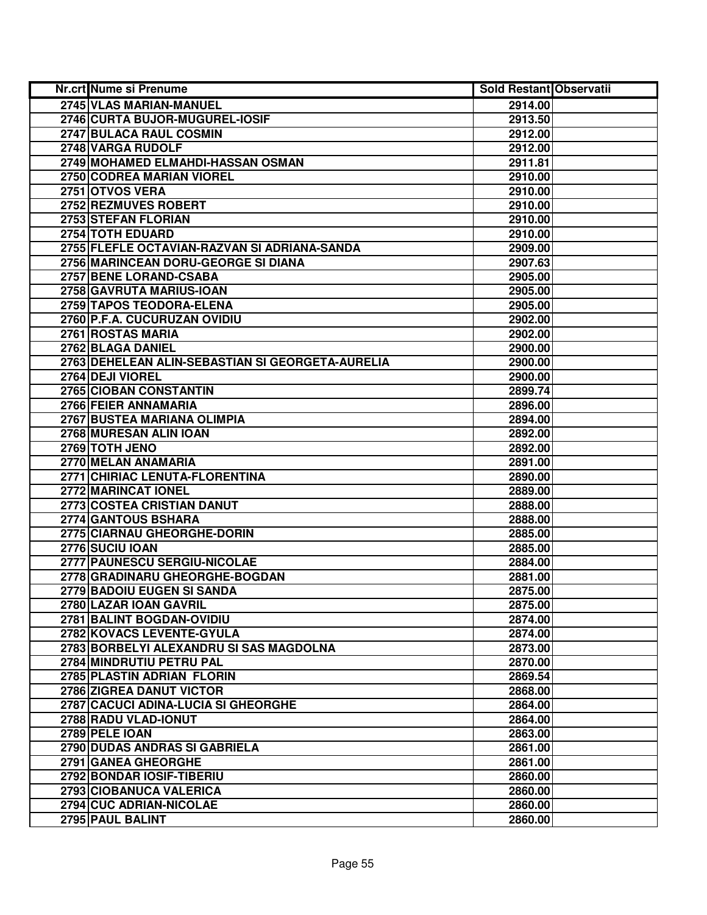| Nr.crt | Nume si Prenume | Sold Restant | Observatii |
|---|---|---|---|
| 2745 | VLAS MARIAN-MANUEL | 2914.00 | |
| 2746 | CURTA BUJOR-MUGUREL-IOSIF | 2913.50 | |
| 2747 | BULACA RAUL COSMIN | 2912.00 | |
| 2748 | VARGA RUDOLF | 2912.00 | |
| 2749 | MOHAMED ELMAHDI-HASSAN OSMAN | 2911.81 | |
| 2750 | CODREA MARIAN VIOREL | 2910.00 | |
| 2751 | OTVOS VERA | 2910.00 | |
| 2752 | REZMUVES ROBERT | 2910.00 | |
| 2753 | STEFAN FLORIAN | 2910.00 | |
| 2754 | TOTH EDUARD | 2910.00 | |
| 2755 | FLEFLE OCTAVIAN-RAZVAN SI ADRIANA-SANDA | 2909.00 | |
| 2756 | MARINCEAN DORU-GEORGE SI DIANA | 2907.63 | |
| 2757 | BENE LORAND-CSABA | 2905.00 | |
| 2758 | GAVRUTA MARIUS-IOAN | 2905.00 | |
| 2759 | TAPOS TEODORA-ELENA | 2905.00 | |
| 2760 | P.F.A. CUCURUZAN OVIDIU | 2902.00 | |
| 2761 | ROSTAS MARIA | 2902.00 | |
| 2762 | BLAGA DANIEL | 2900.00 | |
| 2763 | DEHELEAN ALIN-SEBASTIAN SI GEORGETA-AURELIA | 2900.00 | |
| 2764 | DEJI VIOREL | 2900.00 | |
| 2765 | CIOBAN CONSTANTIN | 2899.74 | |
| 2766 | FEIER ANNAMARIA | 2896.00 | |
| 2767 | BUSTEA MARIANA OLIMPIA | 2894.00 | |
| 2768 | MURESAN ALIN IOAN | 2892.00 | |
| 2769 | TOTH JENO | 2892.00 | |
| 2770 | MELAN ANAMARIA | 2891.00 | |
| 2771 | CHIRIAC LENUTA-FLORENTINA | 2890.00 | |
| 2772 | MARINCAT IONEL | 2889.00 | |
| 2773 | COSTEA CRISTIAN DANUT | 2888.00 | |
| 2774 | GANTOUS BSHARA | 2888.00 | |
| 2775 | CIARNAU GHEORGHE-DORIN | 2885.00 | |
| 2776 | SUCIU IOAN | 2885.00 | |
| 2777 | PAUNESCU SERGIU-NICOLAE | 2884.00 | |
| 2778 | GRADINARU GHEORGHE-BOGDAN | 2881.00 | |
| 2779 | BADOIU EUGEN SI SANDA | 2875.00 | |
| 2780 | LAZAR IOAN GAVRIL | 2875.00 | |
| 2781 | BALINT BOGDAN-OVIDIU | 2874.00 | |
| 2782 | KOVACS LEVENTE-GYULA | 2874.00 | |
| 2783 | BORBELYI ALEXANDRU SI SAS MAGDOLNA | 2873.00 | |
| 2784 | MINDRUTIU PETRU PAL | 2870.00 | |
| 2785 | PLASTIN ADRIAN FLORIN | 2869.54 | |
| 2786 | ZIGREA DANUT VICTOR | 2868.00 | |
| 2787 | CACUCI ADINA-LUCIA SI GHEORGHE | 2864.00 | |
| 2788 | RADU VLAD-IONUT | 2864.00 | |
| 2789 | PELE IOAN | 2863.00 | |
| 2790 | DUDAS ANDRAS SI GABRIELA | 2861.00 | |
| 2791 | GANEA GHEORGHE | 2861.00 | |
| 2792 | BONDAR IOSIF-TIBERIU | 2860.00 | |
| 2793 | CIOBANUCA VALERICA | 2860.00 | |
| 2794 | CUC ADRIAN-NICOLAE | 2860.00 | |
| 2795 | PAUL BALINT | 2860.00 | |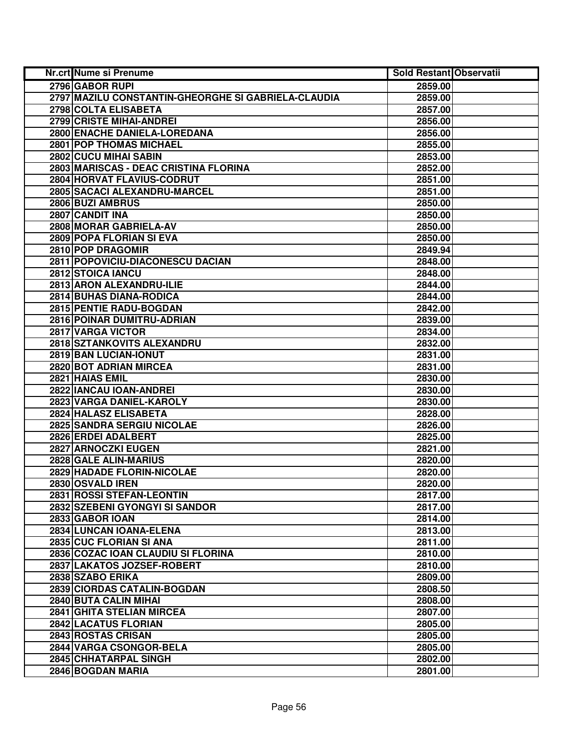| Nr.crt | Nume si Prenume | Sold Restant | Observatii |
|---|---|---|---|
| 2796 | GABOR RUPI | 2859.00 | |
| 2797 | MAZILU CONSTANTIN-GHEORGHE SI GABRIELA-CLAUDIA | 2859.00 | |
| 2798 | COLTA ELISABETA | 2857.00 | |
| 2799 | CRISTE MIHAI-ANDREI | 2856.00 | |
| 2800 | ENACHE DANIELA-LOREDANA | 2856.00 | |
| 2801 | POP THOMAS MICHAEL | 2855.00 | |
| 2802 | CUCU MIHAI SABIN | 2853.00 | |
| 2803 | MARISCAS - DEAC CRISTINA FLORINA | 2852.00 | |
| 2804 | HORVAT FLAVIUS-CODRUT | 2851.00 | |
| 2805 | SACACI ALEXANDRU-MARCEL | 2851.00 | |
| 2806 | BUZI AMBRUS | 2850.00 | |
| 2807 | CANDIT INA | 2850.00 | |
| 2808 | MORAR GABRIELA-AV | 2850.00 | |
| 2809 | POPA FLORIAN SI EVA | 2850.00 | |
| 2810 | POP DRAGOMIR | 2849.94 | |
| 2811 | POPOVICIU-DIACONESCU DACIAN | 2848.00 | |
| 2812 | STOICA IANCU | 2848.00 | |
| 2813 | ARON ALEXANDRU-ILIE | 2844.00 | |
| 2814 | BUHAS DIANA-RODICA | 2844.00 | |
| 2815 | PENTIE RADU-BOGDAN | 2842.00 | |
| 2816 | POINAR DUMITRU-ADRIAN | 2839.00 | |
| 2817 | VARGA VICTOR | 2834.00 | |
| 2818 | SZTANKOVITS ALEXANDRU | 2832.00 | |
| 2819 | BAN LUCIAN-IONUT | 2831.00 | |
| 2820 | BOT ADRIAN MIRCEA | 2831.00 | |
| 2821 | HAIAS EMIL | 2830.00 | |
| 2822 | IANCAU IOAN-ANDREI | 2830.00 | |
| 2823 | VARGA DANIEL-KAROLY | 2830.00 | |
| 2824 | HALASZ ELISABETA | 2828.00 | |
| 2825 | SANDRA SERGIU NICOLAE | 2826.00 | |
| 2826 | ERDEI ADALBERT | 2825.00 | |
| 2827 | ARNOCZKI EUGEN | 2821.00 | |
| 2828 | GALE ALIN-MARIUS | 2820.00 | |
| 2829 | HADADE FLORIN-NICOLAE | 2820.00 | |
| 2830 | OSVALD IREN | 2820.00 | |
| 2831 | ROSSI STEFAN-LEONTIN | 2817.00 | |
| 2832 | SZEBENI GYONGYI SI SANDOR | 2817.00 | |
| 2833 | GABOR IOAN | 2814.00 | |
| 2834 | LUNCAN IOANA-ELENA | 2813.00 | |
| 2835 | CUC FLORIAN SI ANA | 2811.00 | |
| 2836 | COZAC IOAN CLAUDIU SI FLORINA | 2810.00 | |
| 2837 | LAKATOS JOZSEF-ROBERT | 2810.00 | |
| 2838 | SZABO ERIKA | 2809.00 | |
| 2839 | CIORDAS CATALIN-BOGDAN | 2808.50 | |
| 2840 | BUTA CALIN MIHAI | 2808.00 | |
| 2841 | GHITA STELIAN MIRCEA | 2807.00 | |
| 2842 | LACATUS FLORIAN | 2805.00 | |
| 2843 | ROSTAS CRISAN | 2805.00 | |
| 2844 | VARGA CSONGOR-BELA | 2805.00 | |
| 2845 | CHHATARPAL SINGH | 2802.00 | |
| 2846 | BOGDAN MARIA | 2801.00 | |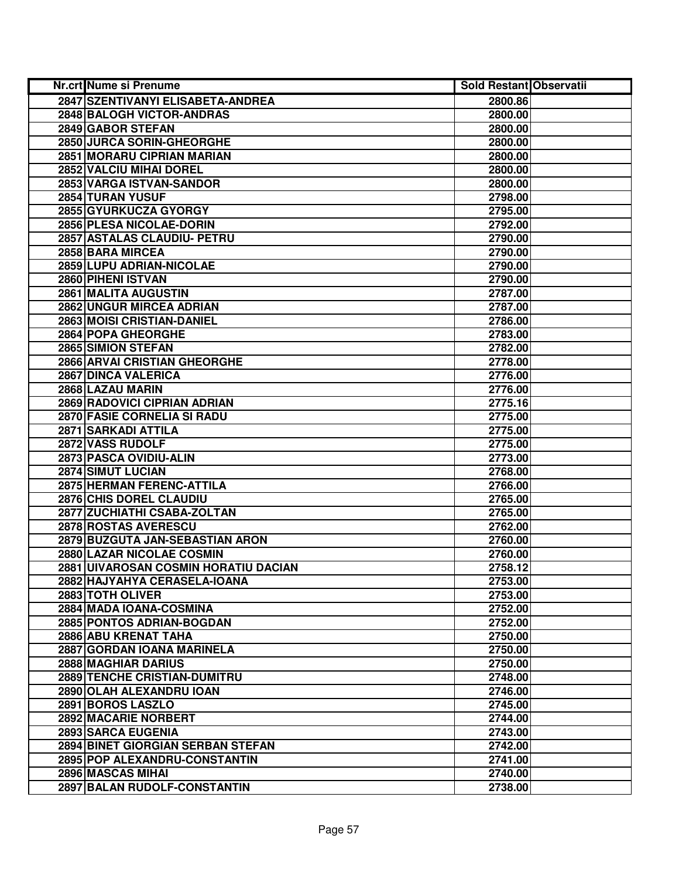| Nr.crt | Nume si Prenume | Sold Restant | Observatii |
|---|---|---|---|
| 2847 | SZENTIVANYI ELISABETA-ANDREA | 2800.86 | |
| 2848 | BALOGH VICTOR-ANDRAS | 2800.00 | |
| 2849 | GABOR STEFAN | 2800.00 | |
| 2850 | JURCA SORIN-GHEORGHE | 2800.00 | |
| 2851 | MORARU CIPRIAN MARIAN | 2800.00 | |
| 2852 | VALCIU MIHAI DOREL | 2800.00 | |
| 2853 | VARGA ISTVAN-SANDOR | 2800.00 | |
| 2854 | TURAN YUSUF | 2798.00 | |
| 2855 | GYURKUCZA GYORGY | 2795.00 | |
| 2856 | PLESA NICOLAE-DORIN | 2792.00 | |
| 2857 | ASTALAS CLAUDIU- PETRU | 2790.00 | |
| 2858 | BARA MIRCEA | 2790.00 | |
| 2859 | LUPU ADRIAN-NICOLAE | 2790.00 | |
| 2860 | PIHENI ISTVAN | 2790.00 | |
| 2861 | MALITA AUGUSTIN | 2787.00 | |
| 2862 | UNGUR MIRCEA ADRIAN | 2787.00 | |
| 2863 | MOISI CRISTIAN-DANIEL | 2786.00 | |
| 2864 | POPA GHEORGHE | 2783.00 | |
| 2865 | SIMION STEFAN | 2782.00 | |
| 2866 | ARVAI CRISTIAN GHEORGHE | 2778.00 | |
| 2867 | DINCA VALERICA | 2776.00 | |
| 2868 | LAZAU MARIN | 2776.00 | |
| 2869 | RADOVICI CIPRIAN ADRIAN | 2775.16 | |
| 2870 | FASIE CORNELIA SI RADU | 2775.00 | |
| 2871 | SARKADI ATTILA | 2775.00 | |
| 2872 | VASS RUDOLF | 2775.00 | |
| 2873 | PASCA OVIDIU-ALIN | 2773.00 | |
| 2874 | SIMUT LUCIAN | 2768.00 | |
| 2875 | HERMAN FERENC-ATTILA | 2766.00 | |
| 2876 | CHIS DOREL CLAUDIU | 2765.00 | |
| 2877 | ZUCHIATHI CSABA-ZOLTAN | 2765.00 | |
| 2878 | ROSTAS AVERESCU | 2762.00 | |
| 2879 | BUZGUTA JAN-SEBASTIAN ARON | 2760.00 | |
| 2880 | LAZAR NICOLAE COSMIN | 2760.00 | |
| 2881 | UIVAROSAN COSMIN HORATIU DACIAN | 2758.12 | |
| 2882 | HAJYAHYA CERASELA-IOANA | 2753.00 | |
| 2883 | TOTH OLIVER | 2753.00 | |
| 2884 | MADA IOANA-COSMINA | 2752.00 | |
| 2885 | PONTOS ADRIAN-BOGDAN | 2752.00 | |
| 2886 | ABU KRENAT TAHA | 2750.00 | |
| 2887 | GORDAN IOANA MARINELA | 2750.00 | |
| 2888 | MAGHIAR DARIUS | 2750.00 | |
| 2889 | TENCHE CRISTIAN-DUMITRU | 2748.00 | |
| 2890 | OLAH ALEXANDRU IOAN | 2746.00 | |
| 2891 | BOROS LASZLO | 2745.00 | |
| 2892 | MACARIE NORBERT | 2744.00 | |
| 2893 | SARCA EUGENIA | 2743.00 | |
| 2894 | BINET GIORGIAN SERBAN STEFAN | 2742.00 | |
| 2895 | POP ALEXANDRU-CONSTANTIN | 2741.00 | |
| 2896 | MASCAS MIHAI | 2740.00 | |
| 2897 | BALAN RUDOLF-CONSTANTIN | 2738.00 | |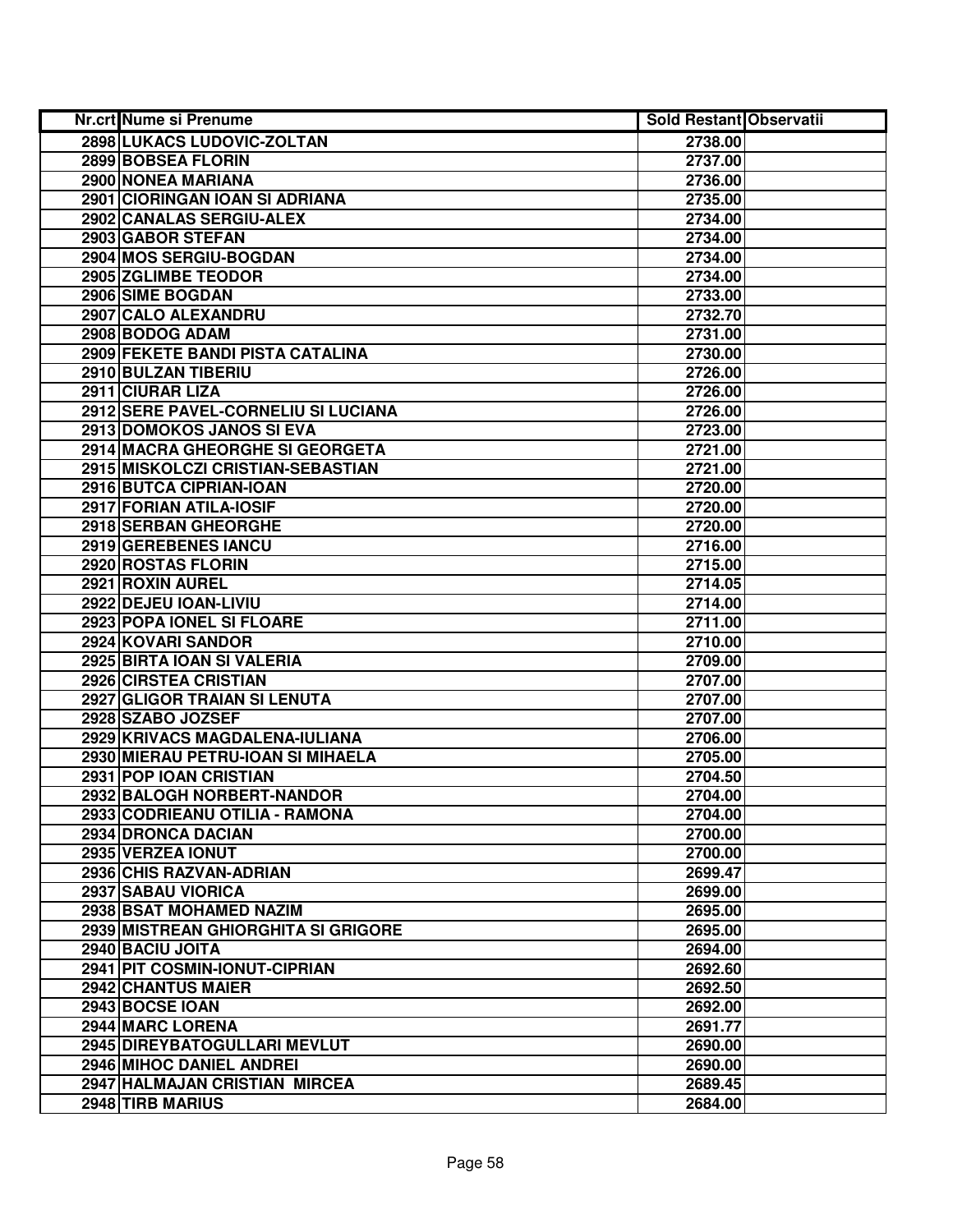| Nr.crt | Nume si Prenume | Sold Restant | Observatii |
| --- | --- | --- | --- |
| 2898 | LUKACS LUDOVIC-ZOLTAN | 2738.00 | |
| 2899 | BOBSEA FLORIN | 2737.00 | |
| 2900 | NONEA MARIANA | 2736.00 | |
| 2901 | CIORINGAN IOAN SI ADRIANA | 2735.00 | |
| 2902 | CANALAS SERGIU-ALEX | 2734.00 | |
| 2903 | GABOR STEFAN | 2734.00 | |
| 2904 | MOS SERGIU-BOGDAN | 2734.00 | |
| 2905 | ZGLIMBE TEODOR | 2734.00 | |
| 2906 | SIME BOGDAN | 2733.00 | |
| 2907 | CALO ALEXANDRU | 2732.70 | |
| 2908 | BODOG ADAM | 2731.00 | |
| 2909 | FEKETE BANDI PISTA CATALINA | 2730.00 | |
| 2910 | BULZAN TIBERIU | 2726.00 | |
| 2911 | CIURAR LIZA | 2726.00 | |
| 2912 | SERE PAVEL-CORNELIU SI LUCIANA | 2726.00 | |
| 2913 | DOMOKOS JANOS SI EVA | 2723.00 | |
| 2914 | MACRA GHEORGHE SI GEORGETA | 2721.00 | |
| 2915 | MISKOLCZI CRISTIAN-SEBASTIAN | 2721.00 | |
| 2916 | BUTCA CIPRIAN-IOAN | 2720.00 | |
| 2917 | FORIAN ATILA-IOSIF | 2720.00 | |
| 2918 | SERBAN GHEORGHE | 2720.00 | |
| 2919 | GEREBENES IANCU | 2716.00 | |
| 2920 | ROSTAS FLORIN | 2715.00 | |
| 2921 | ROXIN AUREL | 2714.05 | |
| 2922 | DEJEU IOAN-LIVIU | 2714.00 | |
| 2923 | POPA IONEL SI FLOARE | 2711.00 | |
| 2924 | KOVARI SANDOR | 2710.00 | |
| 2925 | BIRTA IOAN SI VALERIA | 2709.00 | |
| 2926 | CIRSTEA CRISTIAN | 2707.00 | |
| 2927 | GLIGOR TRAIAN SI LENUTA | 2707.00 | |
| 2928 | SZABO JOZSEF | 2707.00 | |
| 2929 | KRIVACS MAGDALENA-IULIANA | 2706.00 | |
| 2930 | MIERAU PETRU-IOAN SI MIHAELA | 2705.00 | |
| 2931 | POP IOAN CRISTIAN | 2704.50 | |
| 2932 | BALOGH NORBERT-NANDOR | 2704.00 | |
| 2933 | CODRIEANU OTILIA - RAMONA | 2704.00 | |
| 2934 | DRONCA DACIAN | 2700.00 | |
| 2935 | VERZEA IONUT | 2700.00 | |
| 2936 | CHIS RAZVAN-ADRIAN | 2699.47 | |
| 2937 | SABAU VIORICA | 2699.00 | |
| 2938 | BSAT MOHAMED NAZIM | 2695.00 | |
| 2939 | MISTREAN GHIORGHITA SI GRIGORE | 2695.00 | |
| 2940 | BACIU JOITA | 2694.00 | |
| 2941 | PIT COSMIN-IONUT-CIPRIAN | 2692.60 | |
| 2942 | CHANTUS MAIER | 2692.50 | |
| 2943 | BOCSE IOAN | 2692.00 | |
| 2944 | MARC LORENA | 2691.77 | |
| 2945 | DIREYBATOGULLARI MEVLUT | 2690.00 | |
| 2946 | MIHOC DANIEL ANDREI | 2690.00 | |
| 2947 | HALMAJAN CRISTIAN MIRCEA | 2689.45 | |
| 2948 | TIRB MARIUS | 2684.00 | |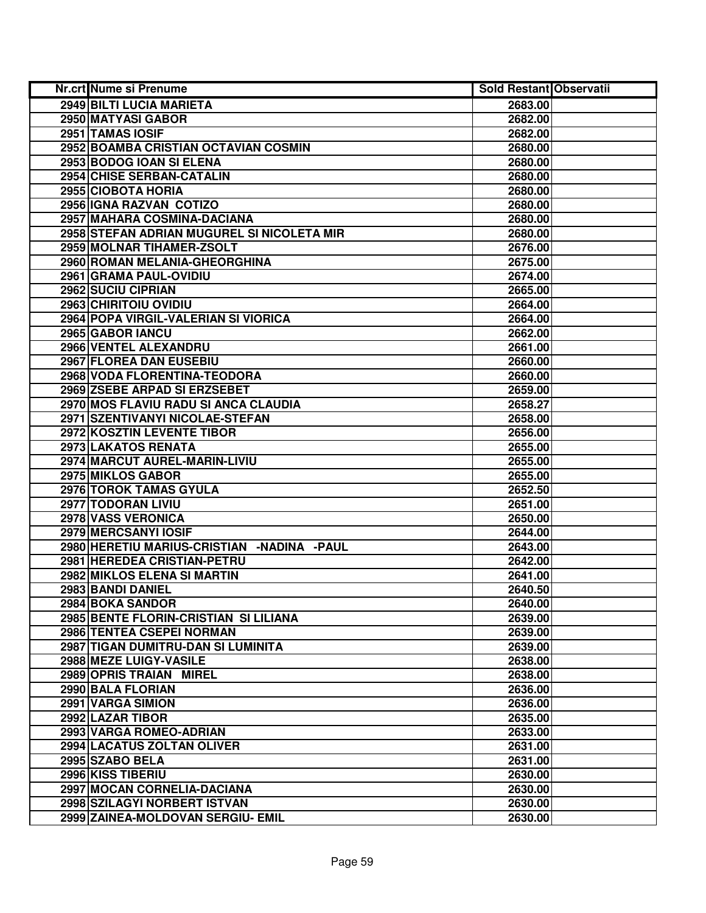| Nr.crt | Nume si Prenume | Sold Restant | Observatii |
|---|---|---|---|
| 2949 | BILTI LUCIA MARIETA | 2683.00 | |
| 2950 | MATYASI GABOR | 2682.00 | |
| 2951 | TAMAS IOSIF | 2682.00 | |
| 2952 | BOAMBA CRISTIAN OCTAVIAN COSMIN | 2680.00 | |
| 2953 | BODOG IOAN SI ELENA | 2680.00 | |
| 2954 | CHISE SERBAN-CATALIN | 2680.00 | |
| 2955 | CIOBOTA HORIA | 2680.00 | |
| 2956 | IGNA RAZVAN COTIZO | 2680.00 | |
| 2957 | MAHARA COSMINA-DACIANA | 2680.00 | |
| 2958 | STEFAN ADRIAN MUGUREL SI NICOLETA MIR | 2680.00 | |
| 2959 | MOLNAR TIHAMER-ZSOLT | 2676.00 | |
| 2960 | ROMAN MELANIA-GHEORGHINA | 2675.00 | |
| 2961 | GRAMA PAUL-OVIDIU | 2674.00 | |
| 2962 | SUCIU CIPRIAN | 2665.00 | |
| 2963 | CHIRITOIU OVIDIU | 2664.00 | |
| 2964 | POPA VIRGIL-VALERIAN SI VIORICA | 2664.00 | |
| 2965 | GABOR IANCU | 2662.00 | |
| 2966 | VENTEL ALEXANDRU | 2661.00 | |
| 2967 | FLOREA DAN EUSEBIU | 2660.00 | |
| 2968 | VODA FLORENTINA-TEODORA | 2660.00 | |
| 2969 | ZSEBE ARPAD SI ERZSEBET | 2659.00 | |
| 2970 | MOS FLAVIU RADU SI ANCA CLAUDIA | 2658.27 | |
| 2971 | SZENTIVANYI NICOLAE-STEFAN | 2658.00 | |
| 2972 | KOSZTIN LEVENTE TIBOR | 2656.00 | |
| 2973 | LAKATOS RENATA | 2655.00 | |
| 2974 | MARCUT AUREL-MARIN-LIVIU | 2655.00 | |
| 2975 | MIKLOS GABOR | 2655.00 | |
| 2976 | TOROK TAMAS GYULA | 2652.50 | |
| 2977 | TODORAN LIVIU | 2651.00 | |
| 2978 | VASS VERONICA | 2650.00 | |
| 2979 | MERCSANYI IOSIF | 2644.00 | |
| 2980 | HERETIU MARIUS-CRISTIAN -NADINA -PAUL | 2643.00 | |
| 2981 | HEREDEA CRISTIAN-PETRU | 2642.00 | |
| 2982 | MIKLOS ELENA SI MARTIN | 2641.00 | |
| 2983 | BANDI DANIEL | 2640.50 | |
| 2984 | BOKA SANDOR | 2640.00 | |
| 2985 | BENTE FLORIN-CRISTIAN SI LILIANA | 2639.00 | |
| 2986 | TENTEA CSEPEI NORMAN | 2639.00 | |
| 2987 | TIGAN DUMITRU-DAN SI LUMINITA | 2639.00 | |
| 2988 | MEZE LUIGY-VASILE | 2638.00 | |
| 2989 | OPRIS TRAIAN MIREL | 2638.00 | |
| 2990 | BALA FLORIAN | 2636.00 | |
| 2991 | VARGA SIMION | 2636.00 | |
| 2992 | LAZAR TIBOR | 2635.00 | |
| 2993 | VARGA ROMEO-ADRIAN | 2633.00 | |
| 2994 | LACATUS ZOLTAN OLIVER | 2631.00 | |
| 2995 | SZABO BELA | 2631.00 | |
| 2996 | KISS TIBERIU | 2630.00 | |
| 2997 | MOCAN CORNELIA-DACIANA | 2630.00 | |
| 2998 | SZILAGYI NORBERT ISTVAN | 2630.00 | |
| 2999 | ZAINEA-MOLDOVAN SERGIU- EMIL | 2630.00 | |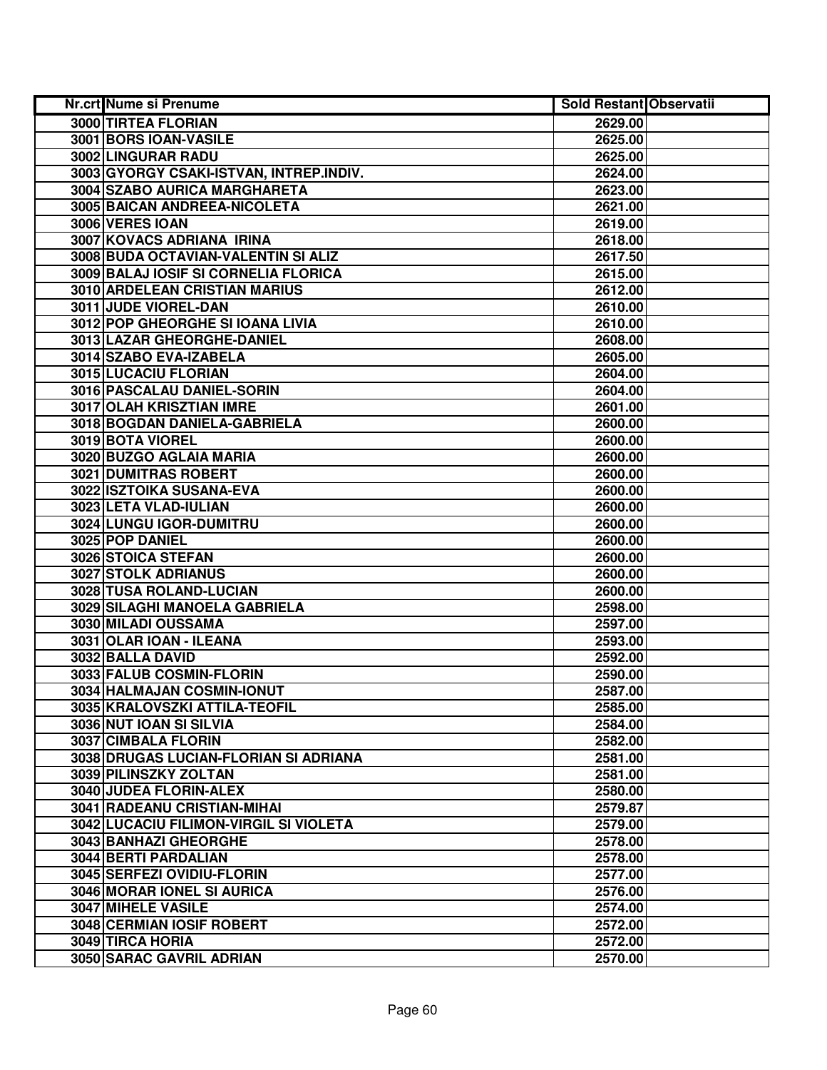| Nr.crt | Nume si Prenume | Sold Restant | Observatii |
|---|---|---|---|
| 3000 | TIRTEA FLORIAN | 2629.00 | |
| 3001 | BORS IOAN-VASILE | 2625.00 | |
| 3002 | LINGURAR RADU | 2625.00 | |
| 3003 | GYORGY CSAKI-ISTVAN, INTREP.INDIV. | 2624.00 | |
| 3004 | SZABO AURICA MARGHARETA | 2623.00 | |
| 3005 | BAICAN ANDREEA-NICOLETA | 2621.00 | |
| 3006 | VERES IOAN | 2619.00 | |
| 3007 | KOVACS ADRIANA IRINA | 2618.00 | |
| 3008 | BUDA OCTAVIAN-VALENTIN SI ALIZ | 2617.50 | |
| 3009 | BALAJ IOSIF SI CORNELIA FLORICA | 2615.00 | |
| 3010 | ARDELEAN CRISTIAN MARIUS | 2612.00 | |
| 3011 | JUDE VIOREL-DAN | 2610.00 | |
| 3012 | POP GHEORGHE SI IOANA LIVIA | 2610.00 | |
| 3013 | LAZAR GHEORGHE-DANIEL | 2608.00 | |
| 3014 | SZABO EVA-IZABELA | 2605.00 | |
| 3015 | LUCACIU FLORIAN | 2604.00 | |
| 3016 | PASCALAU DANIEL-SORIN | 2604.00 | |
| 3017 | OLAH KRISZTIAN IMRE | 2601.00 | |
| 3018 | BOGDAN DANIELA-GABRIELA | 2600.00 | |
| 3019 | BOTA VIOREL | 2600.00 | |
| 3020 | BUZGO AGLAIA MARIA | 2600.00 | |
| 3021 | DUMITRAS ROBERT | 2600.00 | |
| 3022 | ISZTOIKA SUSANA-EVA | 2600.00 | |
| 3023 | LETA VLAD-IULIAN | 2600.00 | |
| 3024 | LUNGU IGOR-DUMITRU | 2600.00 | |
| 3025 | POP DANIEL | 2600.00 | |
| 3026 | STOICA STEFAN | 2600.00 | |
| 3027 | STOLK ADRIANUS | 2600.00 | |
| 3028 | TUSA ROLAND-LUCIAN | 2600.00 | |
| 3029 | SILAGHI MANOELA GABRIELA | 2598.00 | |
| 3030 | MILADI OUSSAMA | 2597.00 | |
| 3031 | OLAR IOAN - ILEANA | 2593.00 | |
| 3032 | BALLA DAVID | 2592.00 | |
| 3033 | FALUB COSMIN-FLORIN | 2590.00 | |
| 3034 | HALMAJAN COSMIN-IONUT | 2587.00 | |
| 3035 | KRALOVSZKI ATTILA-TEOFIL | 2585.00 | |
| 3036 | NUT IOAN SI SILVIA | 2584.00 | |
| 3037 | CIMBALA FLORIN | 2582.00 | |
| 3038 | DRUGAS LUCIAN-FLORIAN SI ADRIANA | 2581.00 | |
| 3039 | PILINSZKY ZOLTAN | 2581.00 | |
| 3040 | JUDEA FLORIN-ALEX | 2580.00 | |
| 3041 | RADEANU CRISTIAN-MIHAI | 2579.87 | |
| 3042 | LUCACIU FILIMON-VIRGIL SI VIOLETA | 2579.00 | |
| 3043 | BANHAZI GHEORGHE | 2578.00 | |
| 3044 | BERTI PARDALIAN | 2578.00 | |
| 3045 | SERFEZI OVIDIU-FLORIN | 2577.00 | |
| 3046 | MORAR IONEL SI AURICA | 2576.00 | |
| 3047 | MIHELE VASILE | 2574.00 | |
| 3048 | CERMIAN IOSIF ROBERT | 2572.00 | |
| 3049 | TIRCA HORIA | 2572.00 | |
| 3050 | SARAC GAVRIL ADRIAN | 2570.00 | |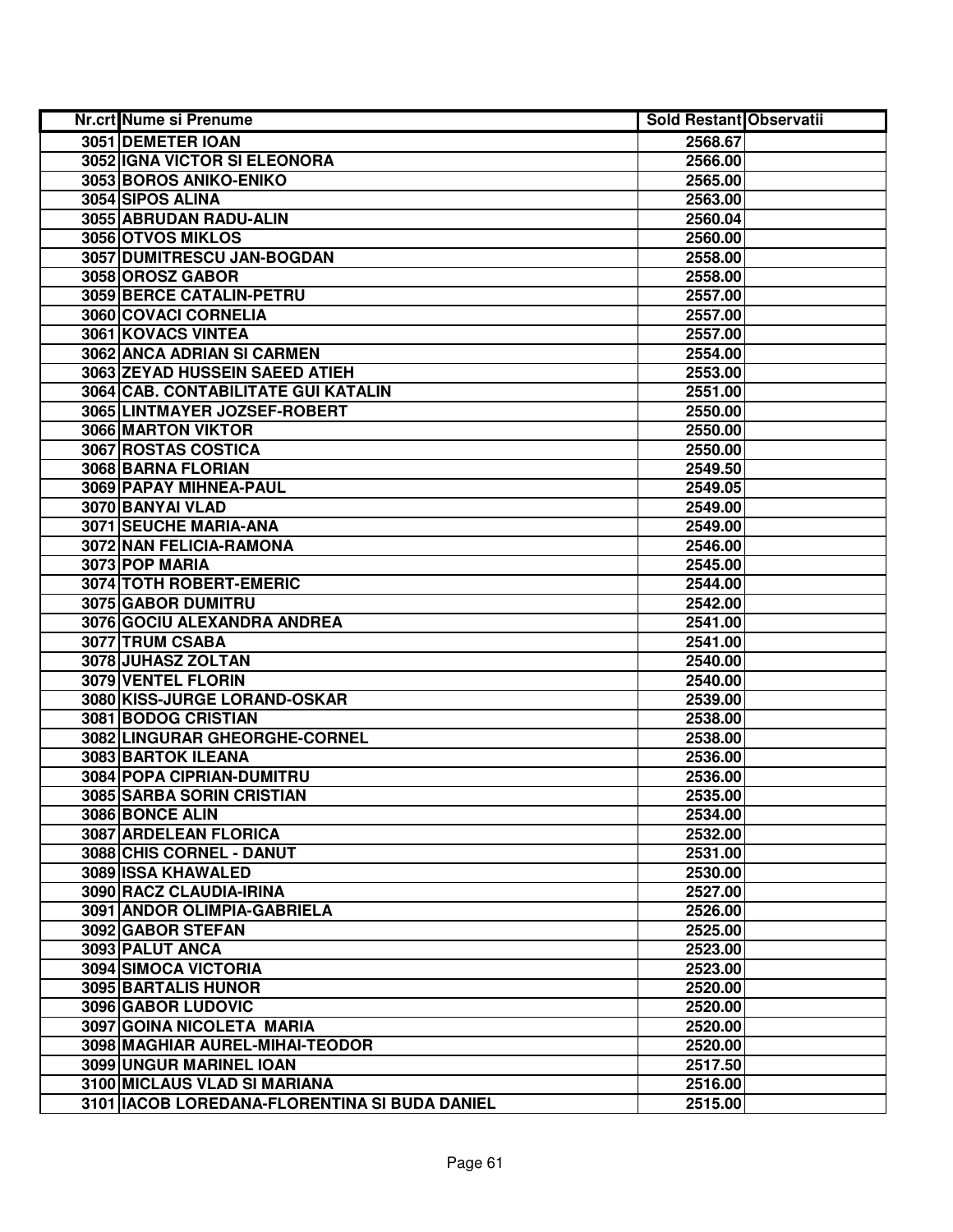| Nr.crt | Nume si Prenume | Sold Restant | Observatii |
|---|---|---|---|
| 3051 | DEMETER IOAN | 2568.67 | |
| 3052 | IGNA VICTOR SI ELEONORA | 2566.00 | |
| 3053 | BOROS ANIKO-ENIKO | 2565.00 | |
| 3054 | SIPOS ALINA | 2563.00 | |
| 3055 | ABRUDAN RADU-ALIN | 2560.04 | |
| 3056 | OTVOS MIKLOS | 2560.00 | |
| 3057 | DUMITRESCU JAN-BOGDAN | 2558.00 | |
| 3058 | OROSZ GABOR | 2558.00 | |
| 3059 | BERCE CATALIN-PETRU | 2557.00 | |
| 3060 | COVACI CORNELIA | 2557.00 | |
| 3061 | KOVACS VINTEA | 2557.00 | |
| 3062 | ANCA ADRIAN SI CARMEN | 2554.00 | |
| 3063 | ZEYAD HUSSEIN SAEED ATIEH | 2553.00 | |
| 3064 | CAB. CONTABILITATE GUI KATALIN | 2551.00 | |
| 3065 | LINTMAYER JOZSEF-ROBERT | 2550.00 | |
| 3066 | MARTON VIKTOR | 2550.00 | |
| 3067 | ROSTAS COSTICA | 2550.00 | |
| 3068 | BARNA FLORIAN | 2549.50 | |
| 3069 | PAPAY MIHNEA-PAUL | 2549.05 | |
| 3070 | BANYAI VLAD | 2549.00 | |
| 3071 | SEUCHE MARIA-ANA | 2549.00 | |
| 3072 | NAN FELICIA-RAMONA | 2546.00 | |
| 3073 | POP MARIA | 2545.00 | |
| 3074 | TOTH ROBERT-EMERIC | 2544.00 | |
| 3075 | GABOR DUMITRU | 2542.00 | |
| 3076 | GOCIU ALEXANDRA ANDREA | 2541.00 | |
| 3077 | TRUM CSABA | 2541.00 | |
| 3078 | JUHASZ ZOLTAN | 2540.00 | |
| 3079 | VENTEL FLORIN | 2540.00 | |
| 3080 | KISS-JURGE LORAND-OSKAR | 2539.00 | |
| 3081 | BODOG CRISTIAN | 2538.00 | |
| 3082 | LINGURAR GHEORGHE-CORNEL | 2538.00 | |
| 3083 | BARTOK ILEANA | 2536.00 | |
| 3084 | POPA CIPRIAN-DUMITRU | 2536.00 | |
| 3085 | SARBA SORIN CRISTIAN | 2535.00 | |
| 3086 | BONCE ALIN | 2534.00 | |
| 3087 | ARDELEAN FLORICA | 2532.00 | |
| 3088 | CHIS CORNEL - DANUT | 2531.00 | |
| 3089 | ISSA KHAWALED | 2530.00 | |
| 3090 | RACZ CLAUDIA-IRINA | 2527.00 | |
| 3091 | ANDOR OLIMPIA-GABRIELA | 2526.00 | |
| 3092 | GABOR STEFAN | 2525.00 | |
| 3093 | PALUT ANCA | 2523.00 | |
| 3094 | SIMOCA VICTORIA | 2523.00 | |
| 3095 | BARTALIS HUNOR | 2520.00 | |
| 3096 | GABOR LUDOVIC | 2520.00 | |
| 3097 | GOINA NICOLETA MARIA | 2520.00 | |
| 3098 | MAGHIAR AUREL-MIHAI-TEODOR | 2520.00 | |
| 3099 | UNGUR MARINEL IOAN | 2517.50 | |
| 3100 | MICLAUS VLAD SI MARIANA | 2516.00 | |
| 3101 | IACOB LOREDANA-FLORENTINA SI BUDA DANIEL | 2515.00 | |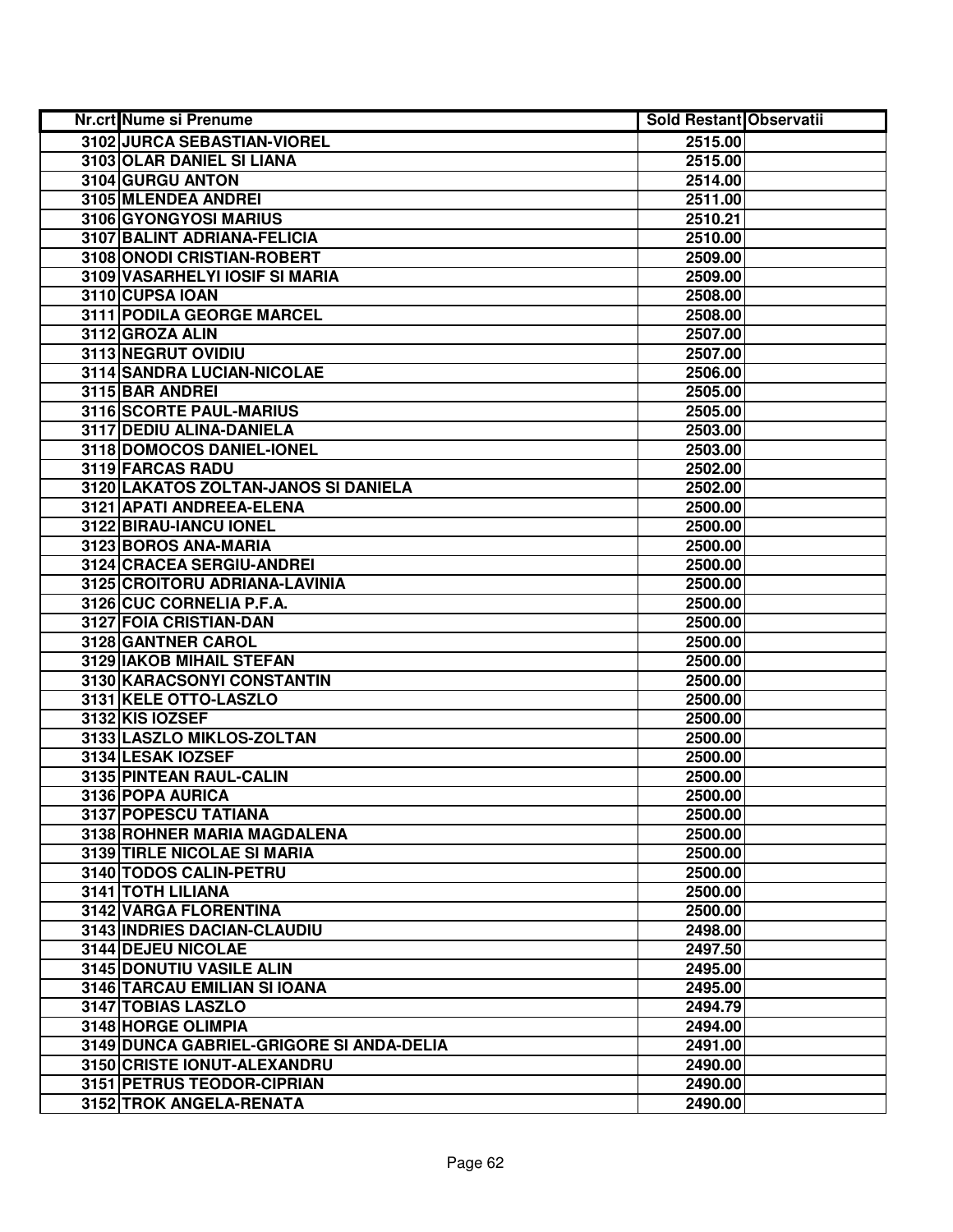| Nr.crt | Nume si Prenume | Sold Restant | Observatii |
|---|---|---|---|
| 3102 | JURCA SEBASTIAN-VIOREL | 2515.00 | |
| 3103 | OLAR DANIEL SI LIANA | 2515.00 | |
| 3104 | GURGU ANTON | 2514.00 | |
| 3105 | MLENDEA ANDREI | 2511.00 | |
| 3106 | GYONGYOSI MARIUS | 2510.21 | |
| 3107 | BALINT ADRIANA-FELICIA | 2510.00 | |
| 3108 | ONODI CRISTIAN-ROBERT | 2509.00 | |
| 3109 | VASARHELYI IOSIF SI MARIA | 2509.00 | |
| 3110 | CUPSA IOAN | 2508.00 | |
| 3111 | PODILA GEORGE MARCEL | 2508.00 | |
| 3112 | GROZA ALIN | 2507.00 | |
| 3113 | NEGRUT OVIDIU | 2507.00 | |
| 3114 | SANDRA LUCIAN-NICOLAE | 2506.00 | |
| 3115 | BAR ANDREI | 2505.00 | |
| 3116 | SCORTE PAUL-MARIUS | 2505.00 | |
| 3117 | DEDIU ALINA-DANIELA | 2503.00 | |
| 3118 | DOMOCOS DANIEL-IONEL | 2503.00 | |
| 3119 | FARCAS RADU | 2502.00 | |
| 3120 | LAKATOS ZOLTAN-JANOS SI DANIELA | 2502.00 | |
| 3121 | APATI ANDREEA-ELENA | 2500.00 | |
| 3122 | BIRAU-IANCU IONEL | 2500.00 | |
| 3123 | BOROS ANA-MARIA | 2500.00 | |
| 3124 | CRACEA SERGIU-ANDREI | 2500.00 | |
| 3125 | CROITORU ADRIANA-LAVINIA | 2500.00 | |
| 3126 | CUC CORNELIA P.F.A. | 2500.00 | |
| 3127 | FOIA CRISTIAN-DAN | 2500.00 | |
| 3128 | GANTNER CAROL | 2500.00 | |
| 3129 | IAKOB MIHAIL STEFAN | 2500.00 | |
| 3130 | KARACSONYI CONSTANTIN | 2500.00 | |
| 3131 | KELE OTTO-LASZLO | 2500.00 | |
| 3132 | KIS IOZSEF | 2500.00 | |
| 3133 | LASZLO MIKLOS-ZOLTAN | 2500.00 | |
| 3134 | LESAK IOZSEF | 2500.00 | |
| 3135 | PINTEAN RAUL-CALIN | 2500.00 | |
| 3136 | POPA AURICA | 2500.00 | |
| 3137 | POPESCU TATIANA | 2500.00 | |
| 3138 | ROHNER MARIA MAGDALENA | 2500.00 | |
| 3139 | TIRLE NICOLAE SI MARIA | 2500.00 | |
| 3140 | TODOS CALIN-PETRU | 2500.00 | |
| 3141 | TOTH LILIANA | 2500.00 | |
| 3142 | VARGA FLORENTINA | 2500.00 | |
| 3143 | INDRIES DACIAN-CLAUDIU | 2498.00 | |
| 3144 | DEJEU NICOLAE | 2497.50 | |
| 3145 | DONUTIU VASILE ALIN | 2495.00 | |
| 3146 | TARCAU EMILIAN SI IOANA | 2495.00 | |
| 3147 | TOBIAS LASZLO | 2494.79 | |
| 3148 | HORGE OLIMPIA | 2494.00 | |
| 3149 | DUNCA GABRIEL-GRIGORE SI ANDA-DELIA | 2491.00 | |
| 3150 | CRISTE IONUT-ALEXANDRU | 2490.00 | |
| 3151 | PETRUS TEODOR-CIPRIAN | 2490.00 | |
| 3152 | TROK ANGELA-RENATA | 2490.00 | |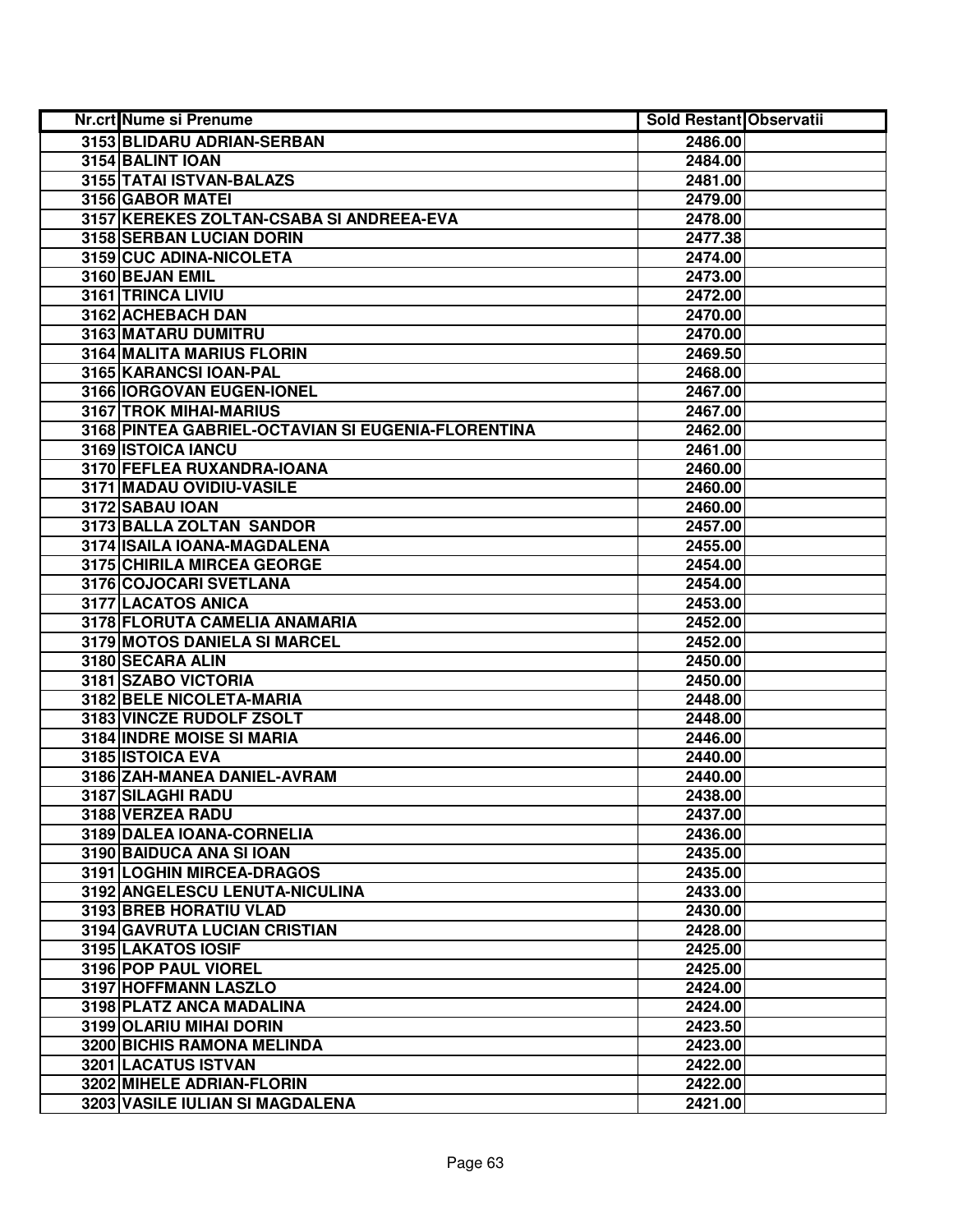| Nr.crt | Nume si Prenume | Sold Restant | Observatii |
|---|---|---|---|
| 3153 | BLIDARU ADRIAN-SERBAN | 2486.00 | |
| 3154 | BALINT IOAN | 2484.00 | |
| 3155 | TATAI ISTVAN-BALAZS | 2481.00 | |
| 3156 | GABOR MATEI | 2479.00 | |
| 3157 | KEREKES ZOLTAN-CSABA SI ANDREEA-EVA | 2478.00 | |
| 3158 | SERBAN LUCIAN DORIN | 2477.38 | |
| 3159 | CUC ADINA-NICOLETA | 2474.00 | |
| 3160 | BEJAN EMIL | 2473.00 | |
| 3161 | TRINCA LIVIU | 2472.00 | |
| 3162 | ACHEBACH DAN | 2470.00 | |
| 3163 | MATARU DUMITRU | 2470.00 | |
| 3164 | MALITA MARIUS FLORIN | 2469.50 | |
| 3165 | KARANCSI IOAN-PAL | 2468.00 | |
| 3166 | IORGOVAN EUGEN-IONEL | 2467.00 | |
| 3167 | TROK MIHAI-MARIUS | 2467.00 | |
| 3168 | PINTEA GABRIEL-OCTAVIAN SI EUGENIA-FLORENTINA | 2462.00 | |
| 3169 | ISTOICA IANCU | 2461.00 | |
| 3170 | FEFLEA RUXANDRA-IOANA | 2460.00 | |
| 3171 | MADAU OVIDIU-VASILE | 2460.00 | |
| 3172 | SABAU IOAN | 2460.00 | |
| 3173 | BALLA ZOLTAN SANDOR | 2457.00 | |
| 3174 | ISAILA IOANA-MAGDALENA | 2455.00 | |
| 3175 | CHIRILA MIRCEA GEORGE | 2454.00 | |
| 3176 | COJOCARI SVETLANA | 2454.00 | |
| 3177 | LACATOS ANICA | 2453.00 | |
| 3178 | FLORUTA CAMELIA ANAMARIA | 2452.00 | |
| 3179 | MOTOS DANIELA SI MARCEL | 2452.00 | |
| 3180 | SECARA ALIN | 2450.00 | |
| 3181 | SZABO VICTORIA | 2450.00 | |
| 3182 | BELE NICOLETA-MARIA | 2448.00 | |
| 3183 | VINCZE RUDOLF ZSOLT | 2448.00 | |
| 3184 | INDRE MOISE SI MARIA | 2446.00 | |
| 3185 | ISTOICA EVA | 2440.00 | |
| 3186 | ZAH-MANEA DANIEL-AVRAM | 2440.00 | |
| 3187 | SILAGHI RADU | 2438.00 | |
| 3188 | VERZEA RADU | 2437.00 | |
| 3189 | DALEA IOANA-CORNELIA | 2436.00 | |
| 3190 | BAIDUCA ANA SI IOAN | 2435.00 | |
| 3191 | LOGHIN MIRCEA-DRAGOS | 2435.00 | |
| 3192 | ANGELESCU LENUTA-NICULINA | 2433.00 | |
| 3193 | BREB HORATIU VLAD | 2430.00 | |
| 3194 | GAVRUTA LUCIAN CRISTIAN | 2428.00 | |
| 3195 | LAKATOS IOSIF | 2425.00 | |
| 3196 | POP PAUL VIOREL | 2425.00 | |
| 3197 | HOFFMANN LASZLO | 2424.00 | |
| 3198 | PLATZ ANCA MADALINA | 2424.00 | |
| 3199 | OLARIU MIHAI DORIN | 2423.50 | |
| 3200 | BICHIS RAMONA MELINDA | 2423.00 | |
| 3201 | LACATUS ISTVAN | 2422.00 | |
| 3202 | MIHELE ADRIAN-FLORIN | 2422.00 | |
| 3203 | VASILE IULIAN SI MAGDALENA | 2421.00 | |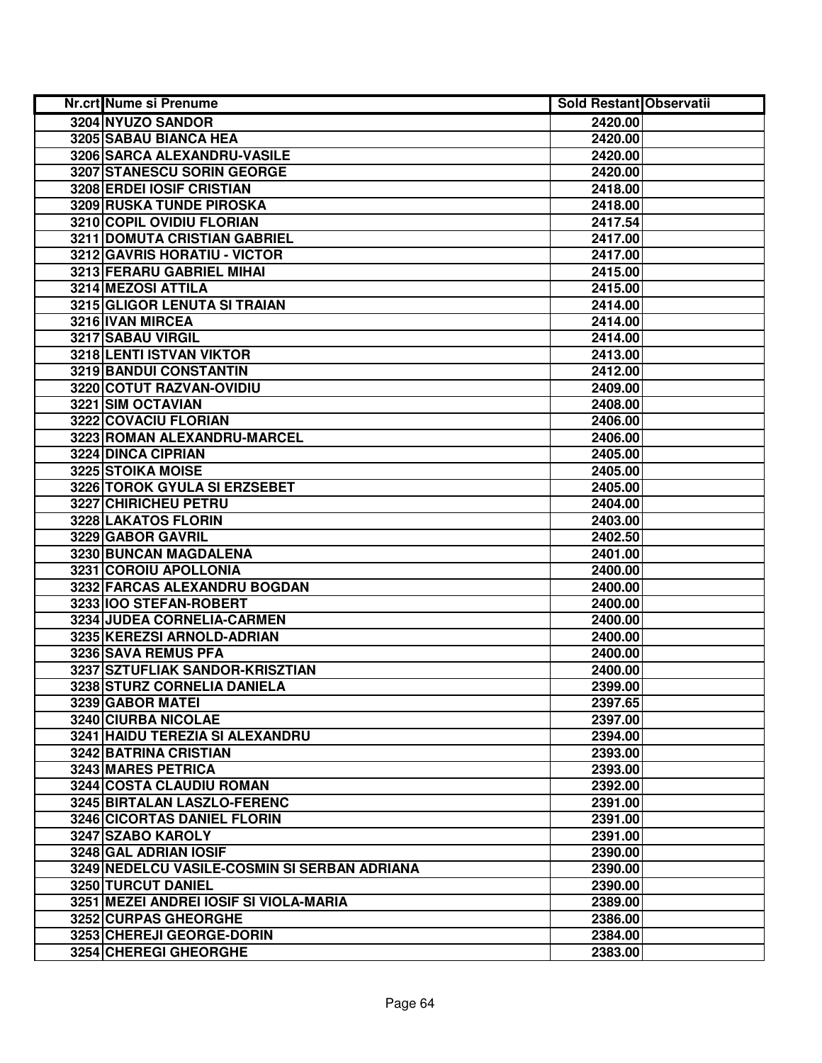| Nr.crt | Nume si Prenume | Sold Restant | Observatii |
|---|---|---|---|
| 3204 | NYUZO SANDOR | 2420.00 | |
| 3205 | SABAU BIANCA HEA | 2420.00 | |
| 3206 | SARCA ALEXANDRU-VASILE | 2420.00 | |
| 3207 | STANESCU SORIN GEORGE | 2420.00 | |
| 3208 | ERDEI IOSIF CRISTIAN | 2418.00 | |
| 3209 | RUSKA TUNDE PIROSKA | 2418.00 | |
| 3210 | COPIL OVIDIU FLORIAN | 2417.54 | |
| 3211 | DOMUTA CRISTIAN GABRIEL | 2417.00 | |
| 3212 | GAVRIS HORATIU - VICTOR | 2417.00 | |
| 3213 | FERARU GABRIEL MIHAI | 2415.00 | |
| 3214 | MEZOSI ATTILA | 2415.00 | |
| 3215 | GLIGOR LENUTA SI TRAIAN | 2414.00 | |
| 3216 | IVAN MIRCEA | 2414.00 | |
| 3217 | SABAU VIRGIL | 2414.00 | |
| 3218 | LENTI ISTVAN VIKTOR | 2413.00 | |
| 3219 | BANDUI CONSTANTIN | 2412.00 | |
| 3220 | COTUT RAZVAN-OVIDIU | 2409.00 | |
| 3221 | SIM OCTAVIAN | 2408.00 | |
| 3222 | COVACIU FLORIAN | 2406.00 | |
| 3223 | ROMAN ALEXANDRU-MARCEL | 2406.00 | |
| 3224 | DINCA CIPRIAN | 2405.00 | |
| 3225 | STOIKA MOISE | 2405.00 | |
| 3226 | TOROK GYULA SI ERZSEBET | 2405.00 | |
| 3227 | CHIRICHEU PETRU | 2404.00 | |
| 3228 | LAKATOS FLORIN | 2403.00 | |
| 3229 | GABOR GAVRIL | 2402.50 | |
| 3230 | BUNCAN MAGDALENA | 2401.00 | |
| 3231 | COROIU APOLLONIA | 2400.00 | |
| 3232 | FARCAS ALEXANDRU BOGDAN | 2400.00 | |
| 3233 | IOO STEFAN-ROBERT | 2400.00 | |
| 3234 | JUDEA CORNELIA-CARMEN | 2400.00 | |
| 3235 | KEREZSI ARNOLD-ADRIAN | 2400.00 | |
| 3236 | SAVA REMUS PFA | 2400.00 | |
| 3237 | SZTUFLIAK SANDOR-KRISZTIAN | 2400.00 | |
| 3238 | STURZ CORNELIA DANIELA | 2399.00 | |
| 3239 | GABOR MATEI | 2397.65 | |
| 3240 | CIURBA NICOLAE | 2397.00 | |
| 3241 | HAIDU TEREZIA SI ALEXANDRU | 2394.00 | |
| 3242 | BATRINA CRISTIAN | 2393.00 | |
| 3243 | MARES PETRICA | 2393.00 | |
| 3244 | COSTA CLAUDIU ROMAN | 2392.00 | |
| 3245 | BIRTALAN LASZLO-FERENC | 2391.00 | |
| 3246 | CICORTAS DANIEL FLORIN | 2391.00 | |
| 3247 | SZABO KAROLY | 2391.00 | |
| 3248 | GAL ADRIAN IOSIF | 2390.00 | |
| 3249 | NEDELCU VASILE-COSMIN SI SERBAN ADRIANA | 2390.00 | |
| 3250 | TURCUT DANIEL | 2390.00 | |
| 3251 | MEZEI ANDREI IOSIF SI VIOLA-MARIA | 2389.00 | |
| 3252 | CURPAS GHEORGHE | 2386.00 | |
| 3253 | CHEREJI GEORGE-DORIN | 2384.00 | |
| 3254 | CHEREGI GHEORGHE | 2383.00 | |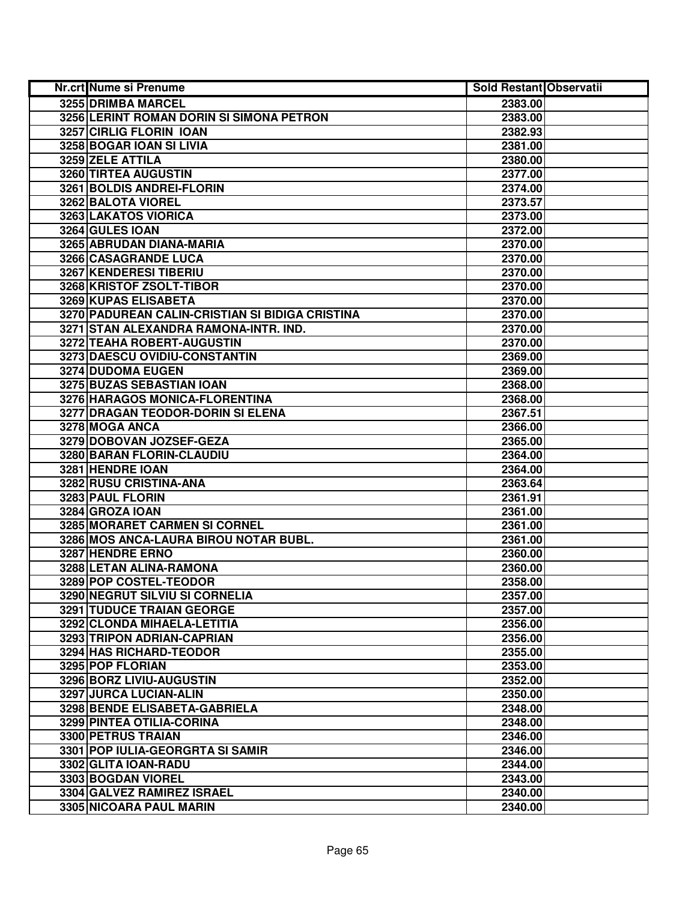| Nr.crt | Nume si Prenume | Sold Restant | Observatii |
|---|---|---|---|
| 3255 | DRIMBA MARCEL | 2383.00 | |
| 3256 | LERINT ROMAN DORIN SI SIMONA PETRON | 2383.00 | |
| 3257 | CIRLIG FLORIN IOAN | 2382.93 | |
| 3258 | BOGAR IOAN SI LIVIA | 2381.00 | |
| 3259 | ZELE ATTILA | 2380.00 | |
| 3260 | TIRTEA AUGUSTIN | 2377.00 | |
| 3261 | BOLDIS ANDREI-FLORIN | 2374.00 | |
| 3262 | BALOTA VIOREL | 2373.57 | |
| 3263 | LAKATOS VIORICA | 2373.00 | |
| 3264 | GULES IOAN | 2372.00 | |
| 3265 | ABRUDAN DIANA-MARIA | 2370.00 | |
| 3266 | CASAGRANDE LUCA | 2370.00 | |
| 3267 | KENDERESI TIBERIU | 2370.00 | |
| 3268 | KRISTOF ZSOLT-TIBOR | 2370.00 | |
| 3269 | KUPAS ELISABETA | 2370.00 | |
| 3270 | PADUREAN CALIN-CRISTIAN SI BIDIGA CRISTINA | 2370.00 | |
| 3271 | STAN ALEXANDRA RAMONA-INTR. IND. | 2370.00 | |
| 3272 | TEAHA ROBERT-AUGUSTIN | 2370.00 | |
| 3273 | DAESCU OVIDIU-CONSTANTIN | 2369.00 | |
| 3274 | DUDOMA EUGEN | 2369.00 | |
| 3275 | BUZAS SEBASTIAN IOAN | 2368.00 | |
| 3276 | HARAGOS MONICA-FLORENTINA | 2368.00 | |
| 3277 | DRAGAN TEODOR-DORIN SI ELENA | 2367.51 | |
| 3278 | MOGA ANCA | 2366.00 | |
| 3279 | DOBOVAN JOZSEF-GEZA | 2365.00 | |
| 3280 | BARAN FLORIN-CLAUDIU | 2364.00 | |
| 3281 | HENDRE IOAN | 2364.00 | |
| 3282 | RUSU CRISTINA-ANA | 2363.64 | |
| 3283 | PAUL FLORIN | 2361.91 | |
| 3284 | GROZA IOAN | 2361.00 | |
| 3285 | MORARET CARMEN SI CORNEL | 2361.00 | |
| 3286 | MOS ANCA-LAURA BIROU NOTAR BUBL. | 2361.00 | |
| 3287 | HENDRE ERNO | 2360.00 | |
| 3288 | LETAN ALINA-RAMONA | 2360.00 | |
| 3289 | POP COSTEL-TEODOR | 2358.00 | |
| 3290 | NEGRUT SILVIU SI CORNELIA | 2357.00 | |
| 3291 | TUDUCE TRAIAN GEORGE | 2357.00 | |
| 3292 | CLONDA MIHAELA-LETITIA | 2356.00 | |
| 3293 | TRIPON ADRIAN-CAPRIAN | 2356.00 | |
| 3294 | HAS RICHARD-TEODOR | 2355.00 | |
| 3295 | POP FLORIAN | 2353.00 | |
| 3296 | BORZ LIVIU-AUGUSTIN | 2352.00 | |
| 3297 | JURCA LUCIAN-ALIN | 2350.00 | |
| 3298 | BENDE ELISABETA-GABRIELA | 2348.00 | |
| 3299 | PINTEA OTILIA-CORINA | 2348.00 | |
| 3300 | PETRUS TRAIAN | 2346.00 | |
| 3301 | POP IULIA-GEORGRTA SI SAMIR | 2346.00 | |
| 3302 | GLITA IOAN-RADU | 2344.00 | |
| 3303 | BOGDAN VIOREL | 2343.00 | |
| 3304 | GALVEZ RAMIREZ ISRAEL | 2340.00 | |
| 3305 | NICOARA PAUL MARIN | 2340.00 | |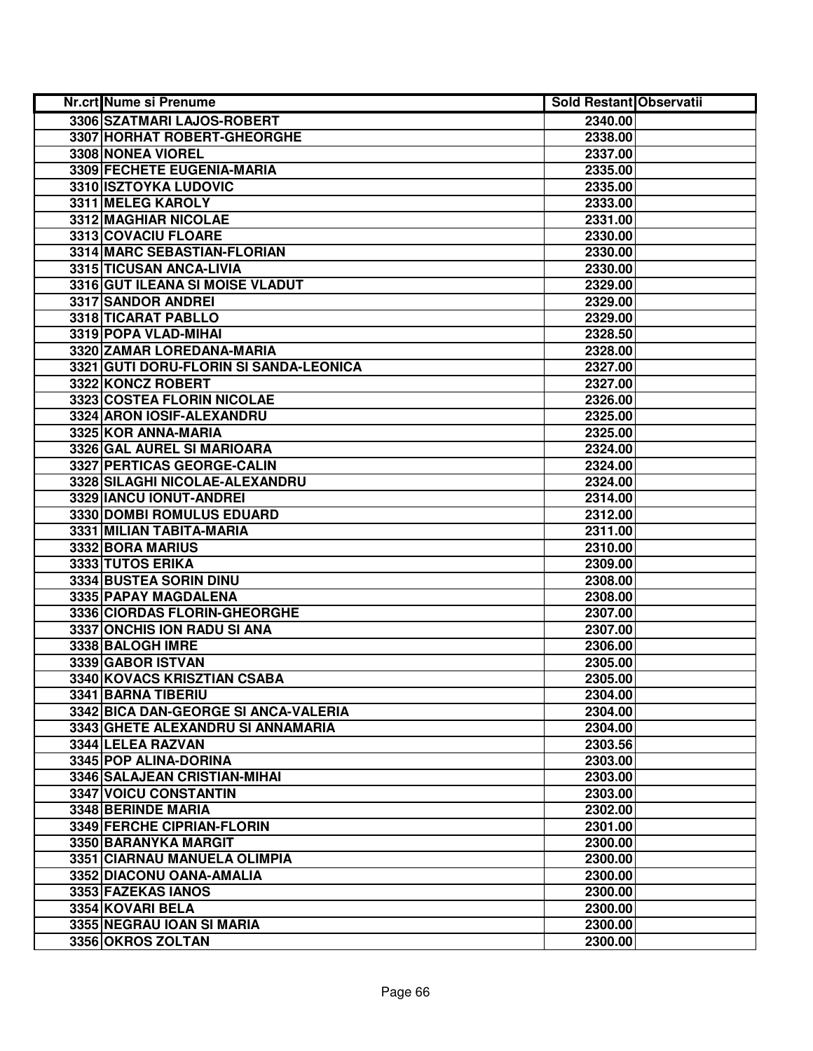| Nr.crt | Nume si Prenume | Sold Restant | Observatii |
|---|---|---|---|
| 3306 | SZATMARI LAJOS-ROBERT | 2340.00 | |
| 3307 | HORHAT ROBERT-GHEORGHE | 2338.00 | |
| 3308 | NONEA VIOREL | 2337.00 | |
| 3309 | FECHETE EUGENIA-MARIA | 2335.00 | |
| 3310 | ISZTOYKA LUDOVIC | 2335.00 | |
| 3311 | MELEG KAROLY | 2333.00 | |
| 3312 | MAGHIAR NICOLAE | 2331.00 | |
| 3313 | COVACIU FLOARE | 2330.00 | |
| 3314 | MARC SEBASTIAN-FLORIAN | 2330.00 | |
| 3315 | TICUSAN ANCA-LIVIA | 2330.00 | |
| 3316 | GUT ILEANA SI MOISE VLADUT | 2329.00 | |
| 3317 | SANDOR ANDREI | 2329.00 | |
| 3318 | TICARAT PABLLO | 2329.00 | |
| 3319 | POPA VLAD-MIHAI | 2328.50 | |
| 3320 | ZAMAR LOREDANA-MARIA | 2328.00 | |
| 3321 | GUTI DORU-FLORIN SI SANDA-LEONICA | 2327.00 | |
| 3322 | KONCZ ROBERT | 2327.00 | |
| 3323 | COSTEA FLORIN NICOLAE | 2326.00 | |
| 3324 | ARON IOSIF-ALEXANDRU | 2325.00 | |
| 3325 | KOR ANNA-MARIA | 2325.00 | |
| 3326 | GAL AUREL SI MARIOARA | 2324.00 | |
| 3327 | PERTICAS GEORGE-CALIN | 2324.00 | |
| 3328 | SILAGHI NICOLAE-ALEXANDRU | 2324.00 | |
| 3329 | IANCU IONUT-ANDREI | 2314.00 | |
| 3330 | DOMBI ROMULUS EDUARD | 2312.00 | |
| 3331 | MILIAN TABITA-MARIA | 2311.00 | |
| 3332 | BORA MARIUS | 2310.00 | |
| 3333 | TUTOS ERIKA | 2309.00 | |
| 3334 | BUSTEA SORIN DINU | 2308.00 | |
| 3335 | PAPAY MAGDALENA | 2308.00 | |
| 3336 | CIORDAS FLORIN-GHEORGHE | 2307.00 | |
| 3337 | ONCHIS ION RADU SI ANA | 2307.00 | |
| 3338 | BALOGH IMRE | 2306.00 | |
| 3339 | GABOR ISTVAN | 2305.00 | |
| 3340 | KOVACS KRISZTIAN CSABA | 2305.00 | |
| 3341 | BARNA TIBERIU | 2304.00 | |
| 3342 | BICA DAN-GEORGE SI ANCA-VALERIA | 2304.00 | |
| 3343 | GHETE ALEXANDRU SI ANNAMARIA | 2304.00 | |
| 3344 | LELEA RAZVAN | 2303.56 | |
| 3345 | POP ALINA-DORINA | 2303.00 | |
| 3346 | SALAJEAN CRISTIAN-MIHAI | 2303.00 | |
| 3347 | VOICU CONSTANTIN | 2303.00 | |
| 3348 | BERINDE MARIA | 2302.00 | |
| 3349 | FERCHE CIPRIAN-FLORIN | 2301.00 | |
| 3350 | BARANYKA MARGIT | 2300.00 | |
| 3351 | CIARNAU MANUELA OLIMPIA | 2300.00 | |
| 3352 | DIACONU OANA-AMALIA | 2300.00 | |
| 3353 | FAZEKAS IANOS | 2300.00 | |
| 3354 | KOVARI BELA | 2300.00 | |
| 3355 | NEGRAU IOAN SI MARIA | 2300.00 | |
| 3356 | OKROS ZOLTAN | 2300.00 | |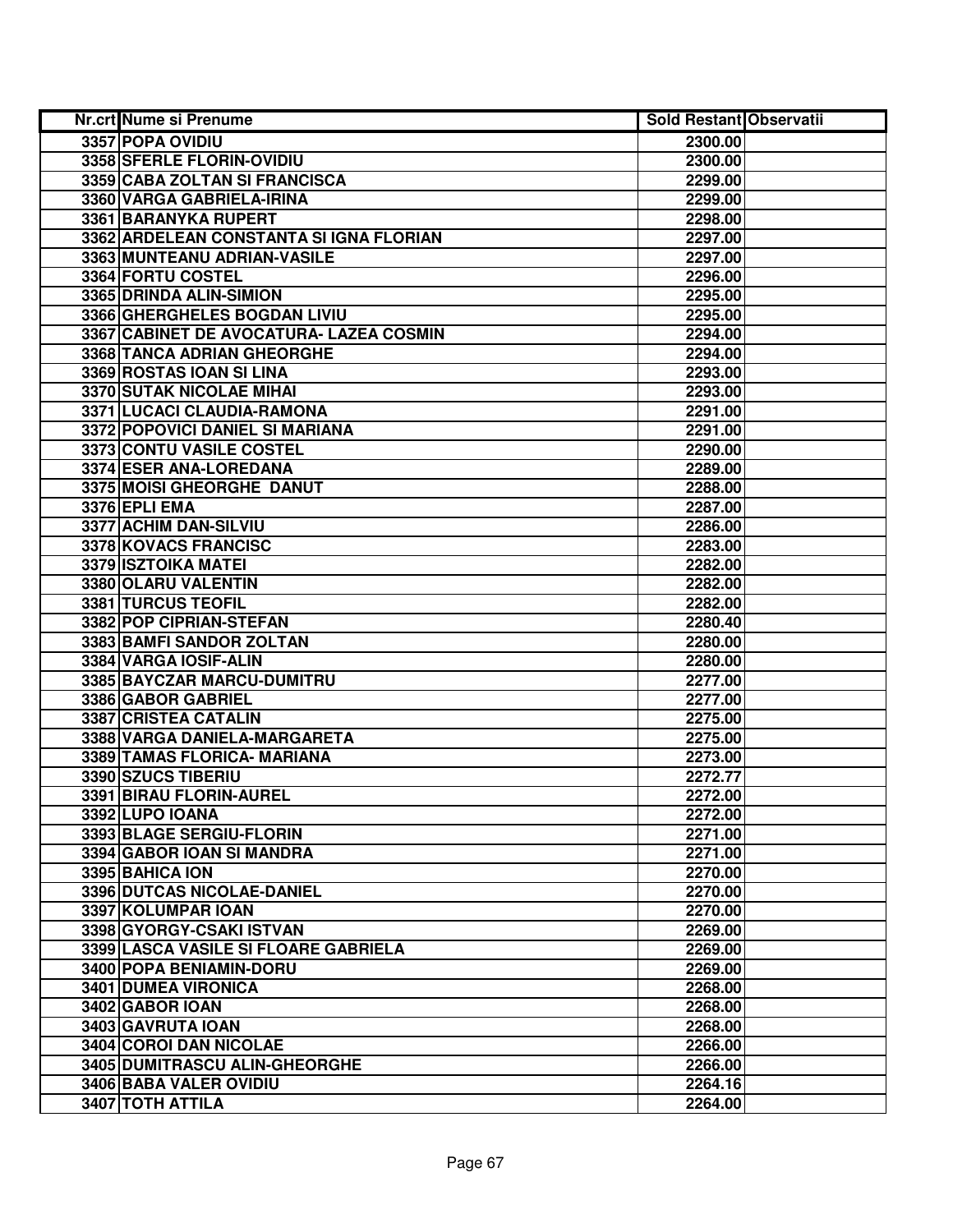| Nr.crt | Nume si Prenume | Sold Restant | Observatii |
|---|---|---|---|
| 3357 | POPA OVIDIU | 2300.00 | |
| 3358 | SFERLE FLORIN-OVIDIU | 2300.00 | |
| 3359 | CABA ZOLTAN SI FRANCISCA | 2299.00 | |
| 3360 | VARGA GABRIELA-IRINA | 2299.00 | |
| 3361 | BARANYKA RUPERT | 2298.00 | |
| 3362 | ARDELEAN CONSTANTA SI IGNA FLORIAN | 2297.00 | |
| 3363 | MUNTEANU ADRIAN-VASILE | 2297.00 | |
| 3364 | FORTU COSTEL | 2296.00 | |
| 3365 | DRINDA ALIN-SIMION | 2295.00 | |
| 3366 | GHERGHELES BOGDAN LIVIU | 2295.00 | |
| 3367 | CABINET DE AVOCATURA- LAZEA COSMIN | 2294.00 | |
| 3368 | TANCA ADRIAN GHEORGHE | 2294.00 | |
| 3369 | ROSTAS IOAN SI LINA | 2293.00 | |
| 3370 | SUTAK NICOLAE MIHAI | 2293.00 | |
| 3371 | LUCACI CLAUDIA-RAMONA | 2291.00 | |
| 3372 | POPOVICI DANIEL SI MARIANA | 2291.00 | |
| 3373 | CONTU VASILE COSTEL | 2290.00 | |
| 3374 | ESER ANA-LOREDANA | 2289.00 | |
| 3375 | MOISI GHEORGHE  DANUT | 2288.00 | |
| 3376 | EPLI EMA | 2287.00 | |
| 3377 | ACHIM DAN-SILVIU | 2286.00 | |
| 3378 | KOVACS FRANCISC | 2283.00 | |
| 3379 | ISZTOIKA MATEI | 2282.00 | |
| 3380 | OLARU VALENTIN | 2282.00 | |
| 3381 | TURCUS TEOFIL | 2282.00 | |
| 3382 | POP CIPRIAN-STEFAN | 2280.40 | |
| 3383 | BAMFI SANDOR ZOLTAN | 2280.00 | |
| 3384 | VARGA IOSIF-ALIN | 2280.00 | |
| 3385 | BAYCZAR MARCU-DUMITRU | 2277.00 | |
| 3386 | GABOR GABRIEL | 2277.00 | |
| 3387 | CRISTEA CATALIN | 2275.00 | |
| 3388 | VARGA DANIELA-MARGARETA | 2275.00 | |
| 3389 | TAMAS FLORICA- MARIANA | 2273.00 | |
| 3390 | SZUCS TIBERIU | 2272.77 | |
| 3391 | BIRAU FLORIN-AUREL | 2272.00 | |
| 3392 | LUPO IOANA | 2272.00 | |
| 3393 | BLAGE SERGIU-FLORIN | 2271.00 | |
| 3394 | GABOR IOAN SI MANDRA | 2271.00 | |
| 3395 | BAHICA ION | 2270.00 | |
| 3396 | DUTCAS NICOLAE-DANIEL | 2270.00 | |
| 3397 | KOLUMPAR IOAN | 2270.00 | |
| 3398 | GYORGY-CSAKI ISTVAN | 2269.00 | |
| 3399 | LASCA VASILE SI FLOARE GABRIELA | 2269.00 | |
| 3400 | POPA BENIAMIN-DORU | 2269.00 | |
| 3401 | DUMEA VIRONICA | 2268.00 | |
| 3402 | GABOR IOAN | 2268.00 | |
| 3403 | GAVRUTA IOAN | 2268.00 | |
| 3404 | COROI DAN NICOLAE | 2266.00 | |
| 3405 | DUMITRASCU ALIN-GHEORGHE | 2266.00 | |
| 3406 | BABA VALER OVIDIU | 2264.16 | |
| 3407 | TOTH ATTILA | 2264.00 | |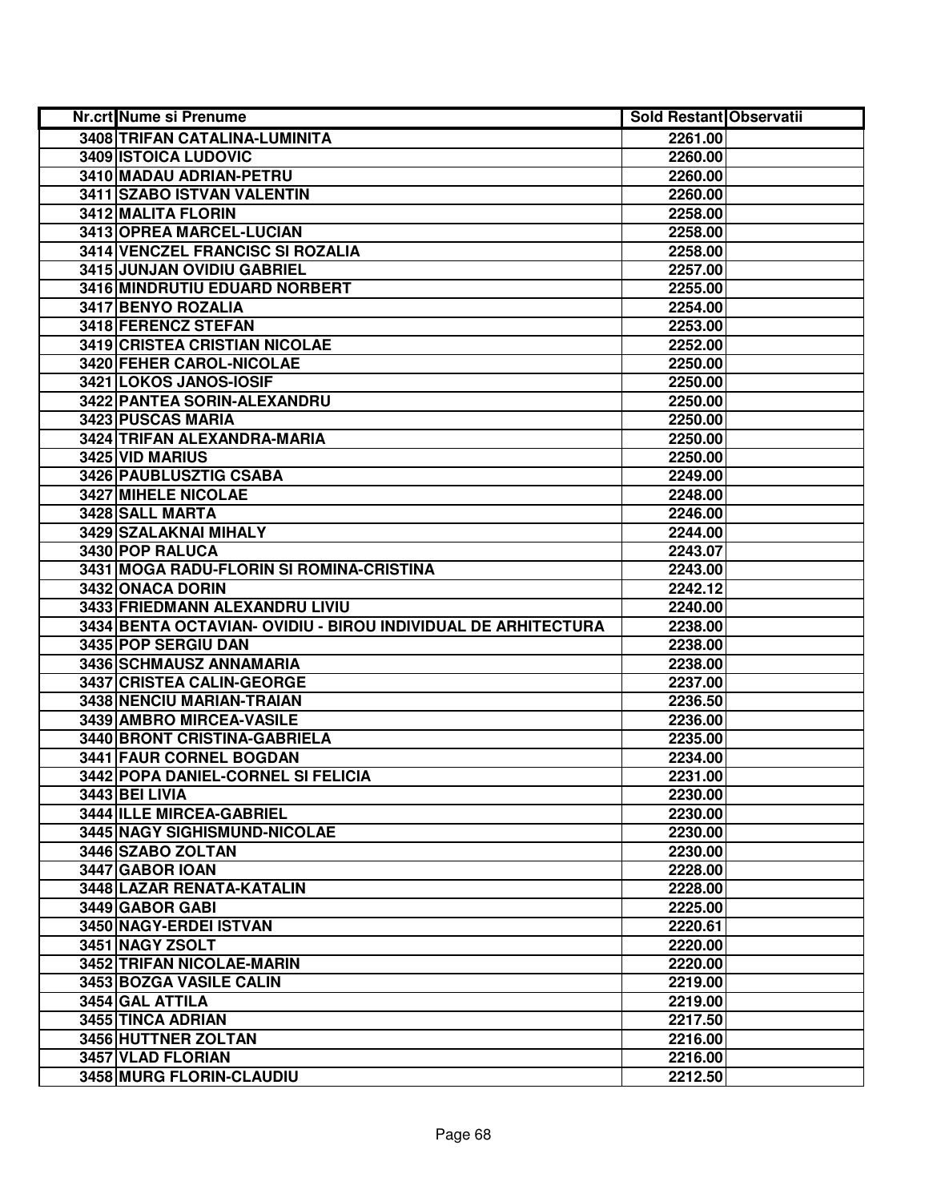| Nr.crt | Nume si Prenume | Sold Restant | Observatii |
|---|---|---|---|
| 3408 | TRIFAN CATALINA-LUMINITA | 2261.00 | |
| 3409 | ISTOICA LUDOVIC | 2260.00 | |
| 3410 | MADAU ADRIAN-PETRU | 2260.00 | |
| 3411 | SZABO ISTVAN VALENTIN | 2260.00 | |
| 3412 | MALITA FLORIN | 2258.00 | |
| 3413 | OPREA MARCEL-LUCIAN | 2258.00 | |
| 3414 | VENCZEL FRANCISC SI ROZALIA | 2258.00 | |
| 3415 | JUNJAN OVIDIU GABRIEL | 2257.00 | |
| 3416 | MINDRUTIU EDUARD NORBERT | 2255.00 | |
| 3417 | BENYO ROZALIA | 2254.00 | |
| 3418 | FERENCZ STEFAN | 2253.00 | |
| 3419 | CRISTEA CRISTIAN NICOLAE | 2252.00 | |
| 3420 | FEHER CAROL-NICOLAE | 2250.00 | |
| 3421 | LOKOS JANOS-IOSIF | 2250.00 | |
| 3422 | PANTEA SORIN-ALEXANDRU | 2250.00 | |
| 3423 | PUSCAS MARIA | 2250.00 | |
| 3424 | TRIFAN ALEXANDRA-MARIA | 2250.00 | |
| 3425 | VID MARIUS | 2250.00 | |
| 3426 | PAUBLUSZTIG CSABA | 2249.00 | |
| 3427 | MIHELE NICOLAE | 2248.00 | |
| 3428 | SALL MARTA | 2246.00 | |
| 3429 | SZALAKNAI MIHALY | 2244.00 | |
| 3430 | POP RALUCA | 2243.07 | |
| 3431 | MOGA RADU-FLORIN SI ROMINA-CRISTINA | 2243.00 | |
| 3432 | ONACA DORIN | 2242.12 | |
| 3433 | FRIEDMANN ALEXANDRU LIVIU | 2240.00 | |
| 3434 | BENTA OCTAVIAN- OVIDIU - BIROU INDIVIDUAL DE ARHITECTURA | 2238.00 | |
| 3435 | POP SERGIU DAN | 2238.00 | |
| 3436 | SCHMAUSZ ANNAMARIA | 2238.00 | |
| 3437 | CRISTEA CALIN-GEORGE | 2237.00 | |
| 3438 | NENCIU MARIAN-TRAIAN | 2236.50 | |
| 3439 | AMBRO MIRCEA-VASILE | 2236.00 | |
| 3440 | BRONT CRISTINA-GABRIELA | 2235.00 | |
| 3441 | FAUR CORNEL BOGDAN | 2234.00 | |
| 3442 | POPA DANIEL-CORNEL SI FELICIA | 2231.00 | |
| 3443 | BEI LIVIA | 2230.00 | |
| 3444 | ILLE MIRCEA-GABRIEL | 2230.00 | |
| 3445 | NAGY SIGHISMUND-NICOLAE | 2230.00 | |
| 3446 | SZABO ZOLTAN | 2230.00 | |
| 3447 | GABOR IOAN | 2228.00 | |
| 3448 | LAZAR RENATA-KATALIN | 2228.00 | |
| 3449 | GABOR GABI | 2225.00 | |
| 3450 | NAGY-ERDEI ISTVAN | 2220.61 | |
| 3451 | NAGY ZSOLT | 2220.00 | |
| 3452 | TRIFAN NICOLAE-MARIN | 2220.00 | |
| 3453 | BOZGA VASILE CALIN | 2219.00 | |
| 3454 | GAL ATTILA | 2219.00 | |
| 3455 | TINCA ADRIAN | 2217.50 | |
| 3456 | HUTTNER ZOLTAN | 2216.00 | |
| 3457 | VLAD FLORIAN | 2216.00 | |
| 3458 | MURG FLORIN-CLAUDIU | 2212.50 | |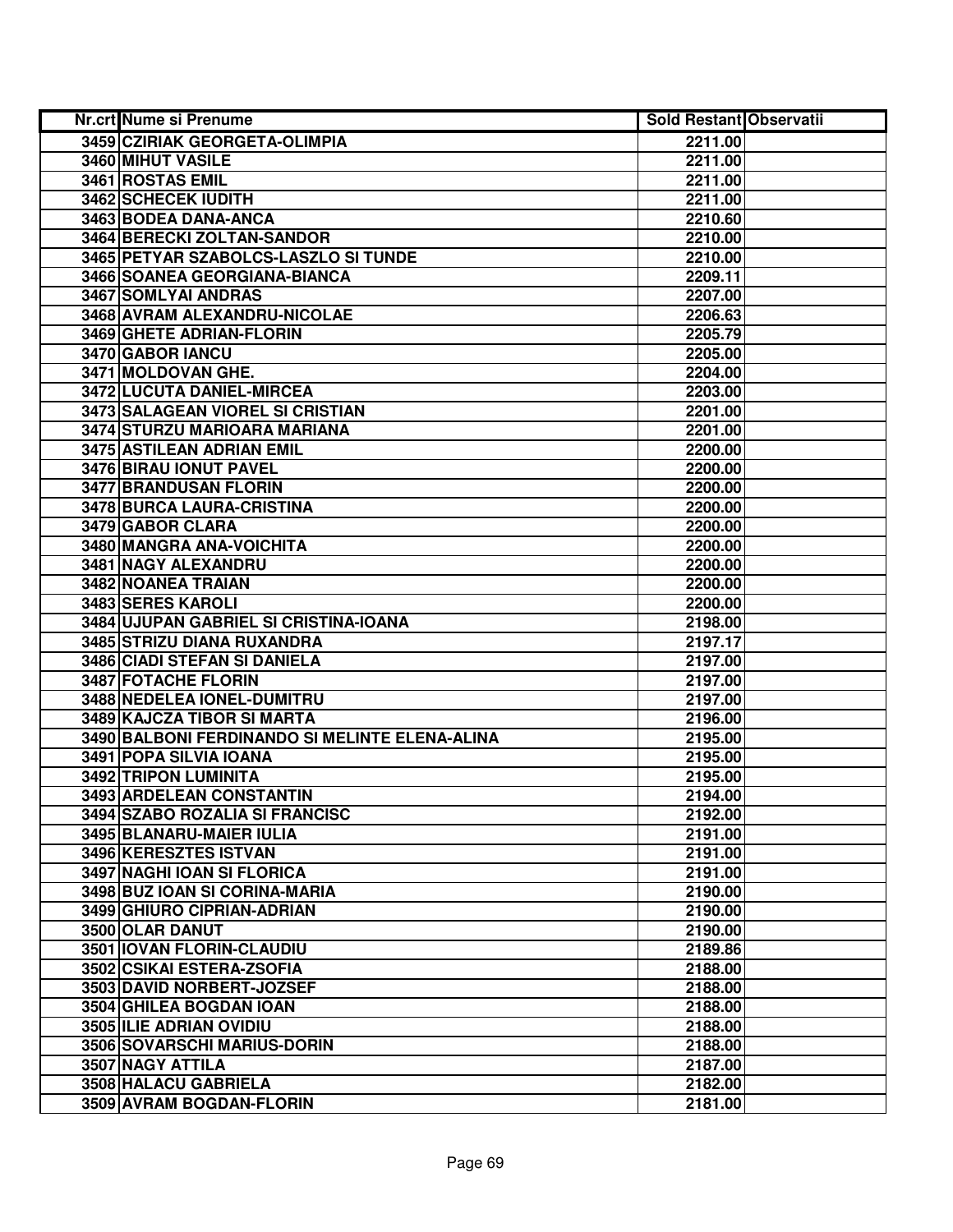| Nr.crt | Nume si Prenume | Sold Restant | Observatii |
|---|---|---|---|
| 3459 | CZIRIAK GEORGETA-OLIMPIA | 2211.00 | |
| 3460 | MIHUT VASILE | 2211.00 | |
| 3461 | ROSTAS EMIL | 2211.00 | |
| 3462 | SCHECEK IUDITH | 2211.00 | |
| 3463 | BODEA DANA-ANCA | 2210.60 | |
| 3464 | BERECKI ZOLTAN-SANDOR | 2210.00 | |
| 3465 | PETYAR SZABOLCS-LASZLO SI TUNDE | 2210.00 | |
| 3466 | SOANEA GEORGIANA-BIANCA | 2209.11 | |
| 3467 | SOMLYAI ANDRAS | 2207.00 | |
| 3468 | AVRAM ALEXANDRU-NICOLAE | 2206.63 | |
| 3469 | GHETE ADRIAN-FLORIN | 2205.79 | |
| 3470 | GABOR IANCU | 2205.00 | |
| 3471 | MOLDOVAN GHE. | 2204.00 | |
| 3472 | LUCUTA DANIEL-MIRCEA | 2203.00 | |
| 3473 | SALAGEAN VIOREL SI CRISTIAN | 2201.00 | |
| 3474 | STURZU MARIOARA MARIANA | 2201.00 | |
| 3475 | ASTILEAN ADRIAN EMIL | 2200.00 | |
| 3476 | BIRAU IONUT PAVEL | 2200.00 | |
| 3477 | BRANDUSAN FLORIN | 2200.00 | |
| 3478 | BURCA LAURA-CRISTINA | 2200.00 | |
| 3479 | GABOR CLARA | 2200.00 | |
| 3480 | MANGRA ANA-VOICHITA | 2200.00 | |
| 3481 | NAGY ALEXANDRU | 2200.00 | |
| 3482 | NOANEA TRAIAN | 2200.00 | |
| 3483 | SERES KAROLI | 2200.00 | |
| 3484 | UJUPAN GABRIEL SI CRISTINA-IOANA | 2198.00 | |
| 3485 | STRIZU DIANA RUXANDRA | 2197.17 | |
| 3486 | CIADI STEFAN SI DANIELA | 2197.00 | |
| 3487 | FOTACHE FLORIN | 2197.00 | |
| 3488 | NEDELEA IONEL-DUMITRU | 2197.00 | |
| 3489 | KAJCZA TIBOR SI MARTA | 2196.00 | |
| 3490 | BALBONI FERDINANDO SI MELINTE ELENA-ALINA | 2195.00 | |
| 3491 | POPA SILVIA IOANA | 2195.00 | |
| 3492 | TRIPON LUMINITA | 2195.00 | |
| 3493 | ARDELEAN CONSTANTIN | 2194.00 | |
| 3494 | SZABO ROZALIA SI FRANCISC | 2192.00 | |
| 3495 | BLANARU-MAIER IULIA | 2191.00 | |
| 3496 | KERESZTES ISTVAN | 2191.00 | |
| 3497 | NAGHI IOAN SI FLORICA | 2191.00 | |
| 3498 | BUZ IOAN SI CORINA-MARIA | 2190.00 | |
| 3499 | GHIURO CIPRIAN-ADRIAN | 2190.00 | |
| 3500 | OLAR DANUT | 2190.00 | |
| 3501 | IOVAN FLORIN-CLAUDIU | 2189.86 | |
| 3502 | CSIKAI ESTERA-ZSOFIA | 2188.00 | |
| 3503 | DAVID NORBERT-JOZSEF | 2188.00 | |
| 3504 | GHILEA BOGDAN IOAN | 2188.00 | |
| 3505 | ILIE ADRIAN OVIDIU | 2188.00 | |
| 3506 | SOVARSCHI MARIUS-DORIN | 2188.00 | |
| 3507 | NAGY ATTILA | 2187.00 | |
| 3508 | HALACU GABRIELA | 2182.00 | |
| 3509 | AVRAM BOGDAN-FLORIN | 2181.00 | |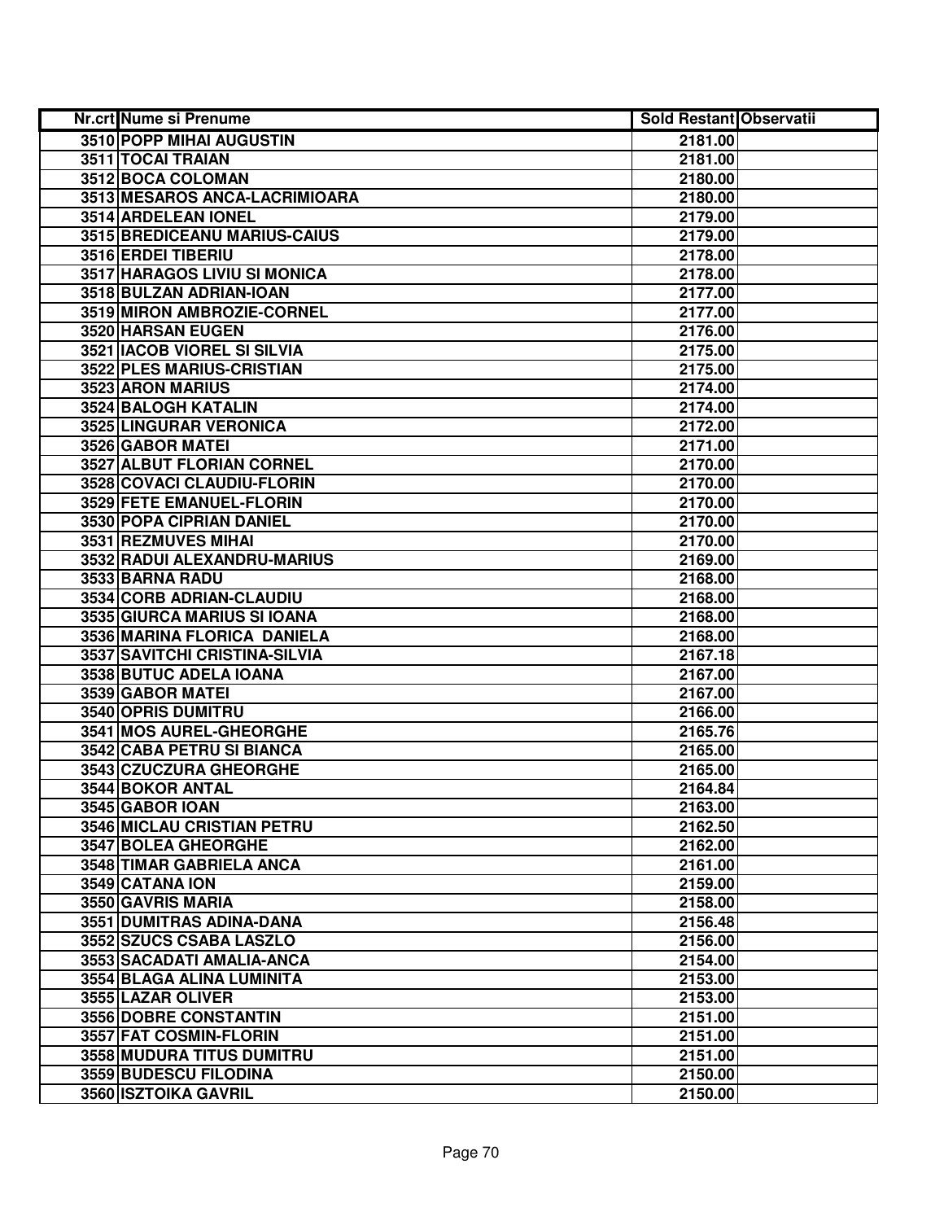| Nr.crt | Nume si Prenume | Sold Restant | Observatii |
|---|---|---|---|
| 3510 | POPP MIHAI AUGUSTIN | 2181.00 | |
| 3511 | TOCAI TRAIAN | 2181.00 | |
| 3512 | BOCA COLOMAN | 2180.00 | |
| 3513 | MESAROS ANCA-LACRIMIOARA | 2180.00 | |
| 3514 | ARDELEAN IONEL | 2179.00 | |
| 3515 | BREDICEANU MARIUS-CAIUS | 2179.00 | |
| 3516 | ERDEI TIBERIU | 2178.00 | |
| 3517 | HARAGOS LIVIU SI MONICA | 2178.00 | |
| 3518 | BULZAN ADRIAN-IOAN | 2177.00 | |
| 3519 | MIRON AMBROZIE-CORNEL | 2177.00 | |
| 3520 | HARSAN EUGEN | 2176.00 | |
| 3521 | IACOB VIOREL SI SILVIA | 2175.00 | |
| 3522 | PLES MARIUS-CRISTIAN | 2175.00 | |
| 3523 | ARON MARIUS | 2174.00 | |
| 3524 | BALOGH KATALIN | 2174.00 | |
| 3525 | LINGURAR VERONICA | 2172.00 | |
| 3526 | GABOR MATEI | 2171.00 | |
| 3527 | ALBUT FLORIAN CORNEL | 2170.00 | |
| 3528 | COVACI CLAUDIU-FLORIN | 2170.00 | |
| 3529 | FETE EMANUEL-FLORIN | 2170.00 | |
| 3530 | POPA CIPRIAN DANIEL | 2170.00 | |
| 3531 | REZMUVES MIHAI | 2170.00 | |
| 3532 | RADUI ALEXANDRU-MARIUS | 2169.00 | |
| 3533 | BARNA RADU | 2168.00 | |
| 3534 | CORB ADRIAN-CLAUDIU | 2168.00 | |
| 3535 | GIURCA MARIUS SI IOANA | 2168.00 | |
| 3536 | MARINA FLORICA DANIELA | 2168.00 | |
| 3537 | SAVITCHI CRISTINA-SILVIA | 2167.18 | |
| 3538 | BUTUC ADELA IOANA | 2167.00 | |
| 3539 | GABOR MATEI | 2167.00 | |
| 3540 | OPRIS DUMITRU | 2166.00 | |
| 3541 | MOS AUREL-GHEORGHE | 2165.76 | |
| 3542 | CABA PETRU SI BIANCA | 2165.00 | |
| 3543 | CZUCZURA GHEORGHE | 2165.00 | |
| 3544 | BOKOR ANTAL | 2164.84 | |
| 3545 | GABOR IOAN | 2163.00 | |
| 3546 | MICLAU CRISTIAN PETRU | 2162.50 | |
| 3547 | BOLEA GHEORGHE | 2162.00 | |
| 3548 | TIMAR GABRIELA ANCA | 2161.00 | |
| 3549 | CATANA ION | 2159.00 | |
| 3550 | GAVRIS MARIA | 2158.00 | |
| 3551 | DUMITRAS ADINA-DANA | 2156.48 | |
| 3552 | SZUCS CSABA LASZLO | 2156.00 | |
| 3553 | SACADATI AMALIA-ANCA | 2154.00 | |
| 3554 | BLAGA ALINA LUMINITA | 2153.00 | |
| 3555 | LAZAR OLIVER | 2153.00 | |
| 3556 | DOBRE CONSTANTIN | 2151.00 | |
| 3557 | FAT COSMIN-FLORIN | 2151.00 | |
| 3558 | MUDURA TITUS DUMITRU | 2151.00 | |
| 3559 | BUDESCU FILODINA | 2150.00 | |
| 3560 | ISZTOIKA GAVRIL | 2150.00 | |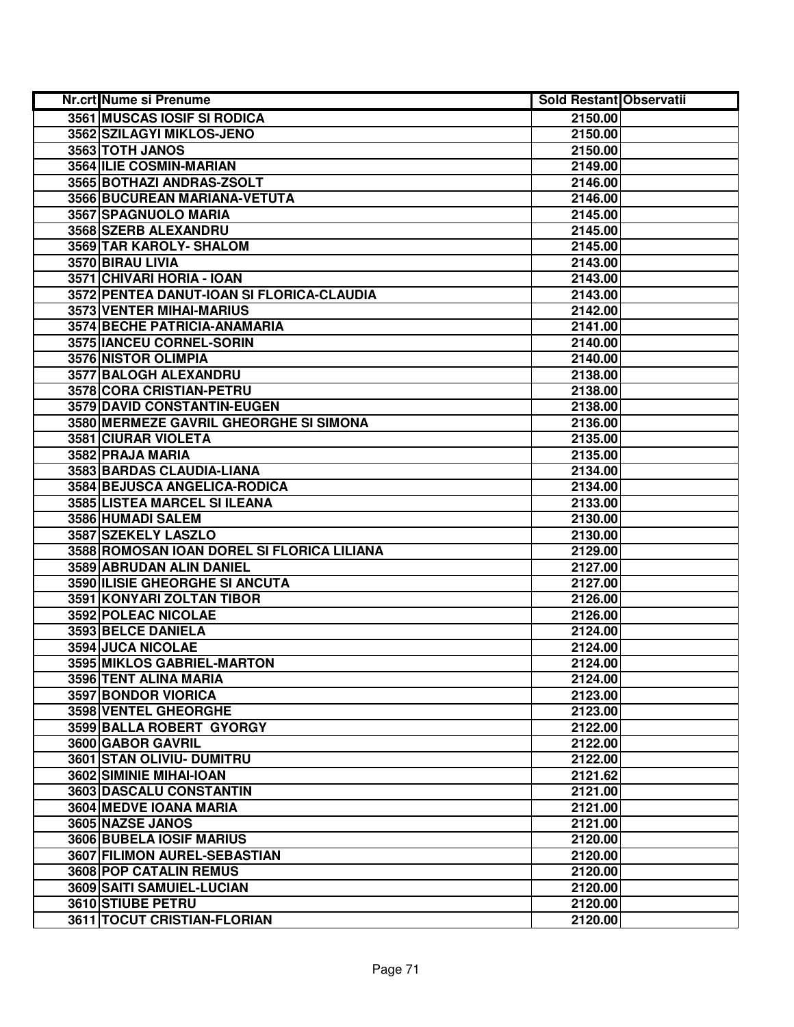| Nr.crt | Nume si Prenume | Sold Restant | Observatii |
|---|---|---|---|
| 3561 | MUSCAS IOSIF SI RODICA | 2150.00 | |
| 3562 | SZILAGYI MIKLOS-JENO | 2150.00 | |
| 3563 | TOTH JANOS | 2150.00 | |
| 3564 | ILIE COSMIN-MARIAN | 2149.00 | |
| 3565 | BOTHAZI ANDRAS-ZSOLT | 2146.00 | |
| 3566 | BUCUREAN MARIANA-VETUTA | 2146.00 | |
| 3567 | SPAGNUOLO MARIA | 2145.00 | |
| 3568 | SZERB ALEXANDRU | 2145.00 | |
| 3569 | TAR KAROLY- SHALOM | 2145.00 | |
| 3570 | BIRAU LIVIA | 2143.00 | |
| 3571 | CHIVARI HORIA - IOAN | 2143.00 | |
| 3572 | PENTEA DANUT-IOAN SI FLORICA-CLAUDIA | 2143.00 | |
| 3573 | VENTER MIHAI-MARIUS | 2142.00 | |
| 3574 | BECHE PATRICIA-ANAMARIA | 2141.00 | |
| 3575 | IANCEU CORNEL-SORIN | 2140.00 | |
| 3576 | NISTOR OLIMPIA | 2140.00 | |
| 3577 | BALOGH ALEXANDRU | 2138.00 | |
| 3578 | CORA CRISTIAN-PETRU | 2138.00 | |
| 3579 | DAVID CONSTANTIN-EUGEN | 2138.00 | |
| 3580 | MERMEZE GAVRIL GHEORGHE SI SIMONA | 2136.00 | |
| 3581 | CIURAR VIOLETA | 2135.00 | |
| 3582 | PRAJA MARIA | 2135.00 | |
| 3583 | BARDAS CLAUDIA-LIANA | 2134.00 | |
| 3584 | BEJUSCA ANGELICA-RODICA | 2134.00 | |
| 3585 | LISTEA MARCEL SI ILEANA | 2133.00 | |
| 3586 | HUMADI SALEM | 2130.00 | |
| 3587 | SZEKELY LASZLO | 2130.00 | |
| 3588 | ROMOSAN IOAN DOREL SI FLORICA LILIANA | 2129.00 | |
| 3589 | ABRUDAN ALIN DANIEL | 2127.00 | |
| 3590 | ILISIE GHEORGHE SI ANCUTA | 2127.00 | |
| 3591 | KONYARI ZOLTAN TIBOR | 2126.00 | |
| 3592 | POLEAC NICOLAE | 2126.00 | |
| 3593 | BELCE DANIELA | 2124.00 | |
| 3594 | JUCA NICOLAE | 2124.00 | |
| 3595 | MIKLOS GABRIEL-MARTON | 2124.00 | |
| 3596 | TENT ALINA MARIA | 2124.00 | |
| 3597 | BONDOR VIORICA | 2123.00 | |
| 3598 | VENTEL GHEORGHE | 2123.00 | |
| 3599 | BALLA ROBERT GYORGY | 2122.00 | |
| 3600 | GABOR GAVRIL | 2122.00 | |
| 3601 | STAN OLIVIU- DUMITRU | 2122.00 | |
| 3602 | SIMINIE MIHAI-IOAN | 2121.62 | |
| 3603 | DASCALU CONSTANTIN | 2121.00 | |
| 3604 | MEDVE IOANA MARIA | 2121.00 | |
| 3605 | NAZSE JANOS | 2121.00 | |
| 3606 | BUBELA IOSIF MARIUS | 2120.00 | |
| 3607 | FILIMON AUREL-SEBASTIAN | 2120.00 | |
| 3608 | POP CATALIN REMUS | 2120.00 | |
| 3609 | SAITI SAMUIEL-LUCIAN | 2120.00 | |
| 3610 | STIUBE PETRU | 2120.00 | |
| 3611 | TOCUT CRISTIAN-FLORIAN | 2120.00 | |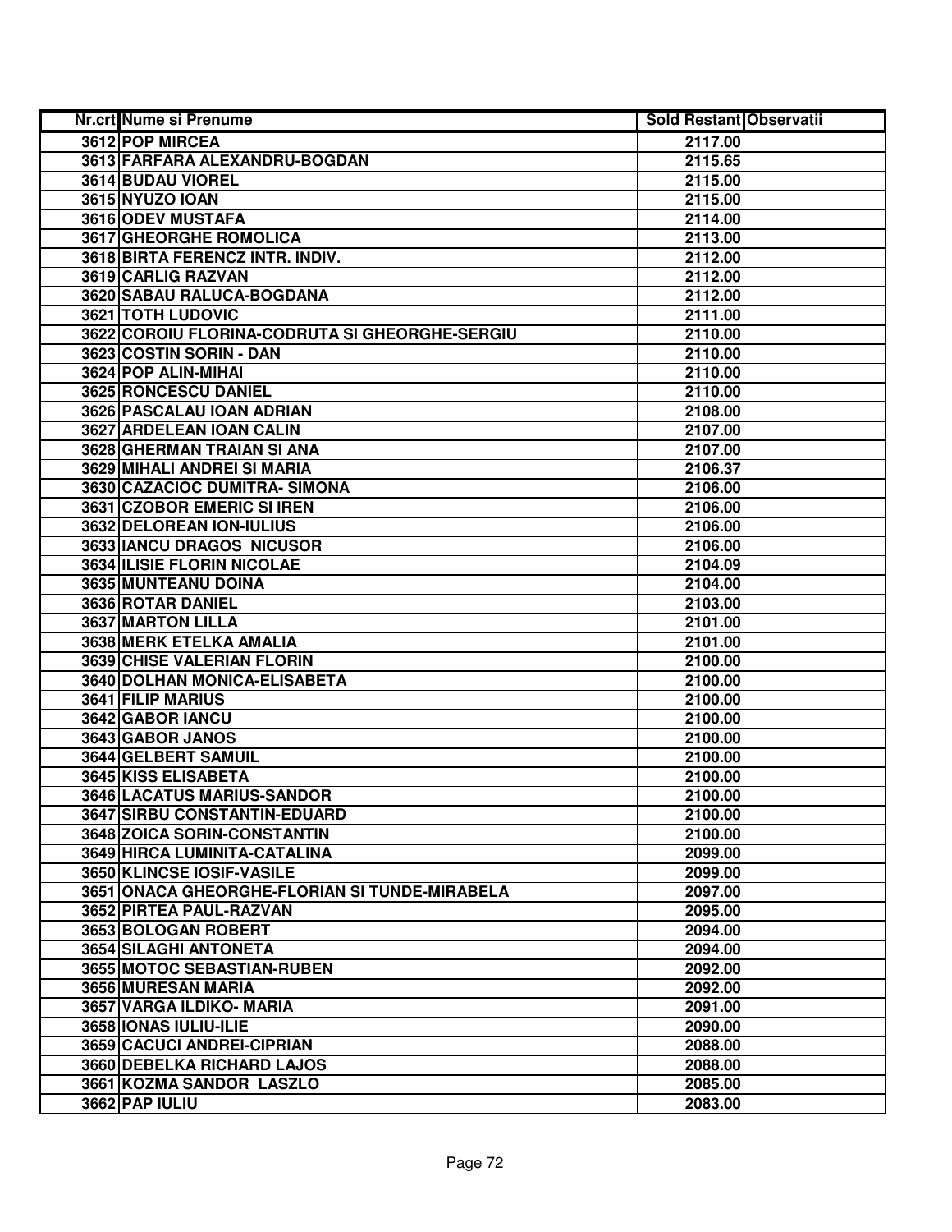| Nr.crt | Nume si Prenume | Sold Restant | Observatii |
|---|---|---|---|
| 3612 | POP MIRCEA | 2117.00 | |
| 3613 | FARFARA ALEXANDRU-BOGDAN | 2115.65 | |
| 3614 | BUDAU VIOREL | 2115.00 | |
| 3615 | NYUZO IOAN | 2115.00 | |
| 3616 | ODEV MUSTAFA | 2114.00 | |
| 3617 | GHEORGHE ROMOLICA | 2113.00 | |
| 3618 | BIRTA FERENCZ INTR. INDIV. | 2112.00 | |
| 3619 | CARLIG RAZVAN | 2112.00 | |
| 3620 | SABAU RALUCA-BOGDANA | 2112.00 | |
| 3621 | TOTH LUDOVIC | 2111.00 | |
| 3622 | COROIU FLORINA-CODRUTA SI GHEORGHE-SERGIU | 2110.00 | |
| 3623 | COSTIN SORIN - DAN | 2110.00 | |
| 3624 | POP ALIN-MIHAI | 2110.00 | |
| 3625 | RONCESCU DANIEL | 2110.00 | |
| 3626 | PASCALAU IOAN ADRIAN | 2108.00 | |
| 3627 | ARDELEAN IOAN CALIN | 2107.00 | |
| 3628 | GHERMAN TRAIAN SI ANA | 2107.00 | |
| 3629 | MIHALI ANDREI SI MARIA | 2106.37 | |
| 3630 | CAZACIOC DUMITRA- SIMONA | 2106.00 | |
| 3631 | CZOBOR EMERIC SI IREN | 2106.00 | |
| 3632 | DELOREAN ION-IULIUS | 2106.00 | |
| 3633 | IANCU DRAGOS NICUSOR | 2106.00 | |
| 3634 | ILISIE FLORIN NICOLAE | 2104.09 | |
| 3635 | MUNTEANU DOINA | 2104.00 | |
| 3636 | ROTAR DANIEL | 2103.00 | |
| 3637 | MARTON LILLA | 2101.00 | |
| 3638 | MERK ETELKA AMALIA | 2101.00 | |
| 3639 | CHISE VALERIAN FLORIN | 2100.00 | |
| 3640 | DOLHAN MONICA-ELISABETA | 2100.00 | |
| 3641 | FILIP MARIUS | 2100.00 | |
| 3642 | GABOR IANCU | 2100.00 | |
| 3643 | GABOR JANOS | 2100.00 | |
| 3644 | GELBERT SAMUIL | 2100.00 | |
| 3645 | KISS ELISABETA | 2100.00 | |
| 3646 | LACATUS MARIUS-SANDOR | 2100.00 | |
| 3647 | SIRBU CONSTANTIN-EDUARD | 2100.00 | |
| 3648 | ZOICA SORIN-CONSTANTIN | 2100.00 | |
| 3649 | HIRCA LUMINITA-CATALINA | 2099.00 | |
| 3650 | KLINCSE IOSIF-VASILE | 2099.00 | |
| 3651 | ONACA GHEORGHE-FLORIAN SI TUNDE-MIRABELA | 2097.00 | |
| 3652 | PIRTEA PAUL-RAZVAN | 2095.00 | |
| 3653 | BOLOGAN ROBERT | 2094.00 | |
| 3654 | SILAGHI ANTONETA | 2094.00 | |
| 3655 | MOTOC SEBASTIAN-RUBEN | 2092.00 | |
| 3656 | MURESAN MARIA | 2092.00 | |
| 3657 | VARGA ILDIKO- MARIA | 2091.00 | |
| 3658 | IONAS IULIU-ILIE | 2090.00 | |
| 3659 | CACUCI ANDREI-CIPRIAN | 2088.00 | |
| 3660 | DEBELKA RICHARD LAJOS | 2088.00 | |
| 3661 | KOZMA SANDOR LASZLO | 2085.00 | |
| 3662 | PAP IULIU | 2083.00 | |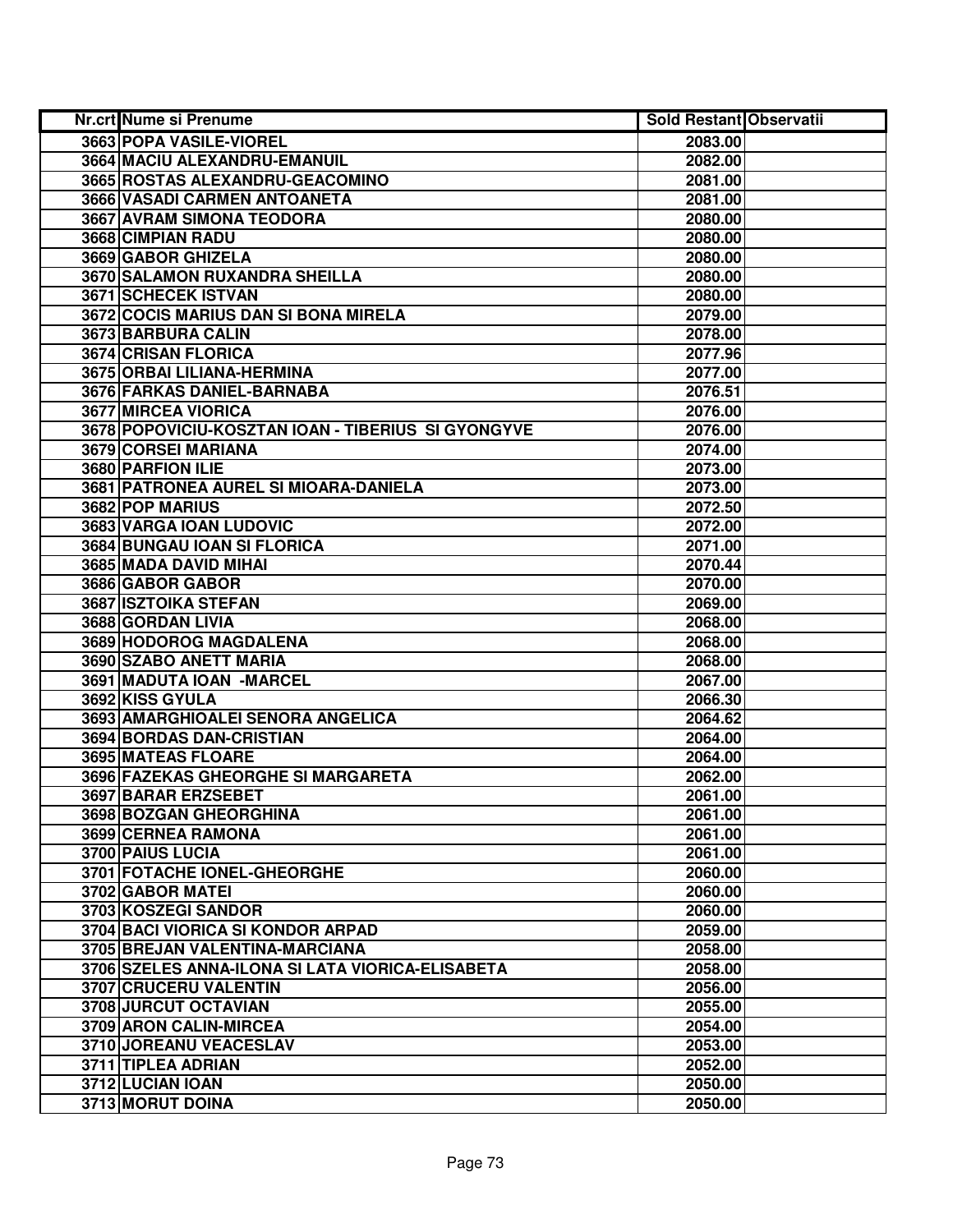| Nr.crt | Nume si Prenume | Sold Restant | Observatii |
|---|---|---|---|
| 3663 | POPA VASILE-VIOREL | 2083.00 | |
| 3664 | MACIU ALEXANDRU-EMANUIL | 2082.00 | |
| 3665 | ROSTAS ALEXANDRU-GEACOMINO | 2081.00 | |
| 3666 | VASADI CARMEN ANTOANETA | 2081.00 | |
| 3667 | AVRAM SIMONA TEODORA | 2080.00 | |
| 3668 | CIMPIAN RADU | 2080.00 | |
| 3669 | GABOR GHIZELA | 2080.00 | |
| 3670 | SALAMON RUXANDRA SHEILLA | 2080.00 | |
| 3671 | SCHECEK ISTVAN | 2080.00 | |
| 3672 | COCIS MARIUS DAN SI BONA MIRELA | 2079.00 | |
| 3673 | BARBURA CALIN | 2078.00 | |
| 3674 | CRISAN FLORICA | 2077.96 | |
| 3675 | ORBAI LILIANA-HERMINA | 2077.00 | |
| 3676 | FARKAS DANIEL-BARNABA | 2076.51 | |
| 3677 | MIRCEA VIORICA | 2076.00 | |
| 3678 | POPOVICIU-KOSZTAN IOAN - TIBERIUS SI GYONGYVE | 2076.00 | |
| 3679 | CORSEI MARIANA | 2074.00 | |
| 3680 | PARFION ILIE | 2073.00 | |
| 3681 | PATRONEA AUREL SI MIOARA-DANIELA | 2073.00 | |
| 3682 | POP MARIUS | 2072.50 | |
| 3683 | VARGA IOAN LUDOVIC | 2072.00 | |
| 3684 | BUNGAU IOAN SI FLORICA | 2071.00 | |
| 3685 | MADA DAVID MIHAI | 2070.44 | |
| 3686 | GABOR GABOR | 2070.00 | |
| 3687 | ISZTOIKA STEFAN | 2069.00 | |
| 3688 | GORDAN LIVIA | 2068.00 | |
| 3689 | HODOROG MAGDALENA | 2068.00 | |
| 3690 | SZABO ANETT MARIA | 2068.00 | |
| 3691 | MADUTA IOAN -MARCEL | 2067.00 | |
| 3692 | KISS GYULA | 2066.30 | |
| 3693 | AMARGHIOALEI SENORA ANGELICA | 2064.62 | |
| 3694 | BORDAS DAN-CRISTIAN | 2064.00 | |
| 3695 | MATEAS FLOARE | 2064.00 | |
| 3696 | FAZEKAS GHEORGHE SI MARGARETA | 2062.00 | |
| 3697 | BARAR ERZSEBET | 2061.00 | |
| 3698 | BOZGAN GHEORGHINA | 2061.00 | |
| 3699 | CERNEA RAMONA | 2061.00 | |
| 3700 | PAIUS LUCIA | 2061.00 | |
| 3701 | FOTACHE IONEL-GHEORGHE | 2060.00 | |
| 3702 | GABOR MATEI | 2060.00 | |
| 3703 | KOSZEGI SANDOR | 2060.00 | |
| 3704 | BACI VIORICA SI KONDOR ARPAD | 2059.00 | |
| 3705 | BREJAN VALENTINA-MARCIANA | 2058.00 | |
| 3706 | SZELES ANNA-ILONA SI LATA VIORICA-ELISABETA | 2058.00 | |
| 3707 | CRUCERU VALENTIN | 2056.00 | |
| 3708 | JURCUT OCTAVIAN | 2055.00 | |
| 3709 | ARON CALIN-MIRCEA | 2054.00 | |
| 3710 | JOREANU VEACESLAV | 2053.00 | |
| 3711 | TIPLEA ADRIAN | 2052.00 | |
| 3712 | LUCIAN IOAN | 2050.00 | |
| 3713 | MORUT DOINA | 2050.00 | |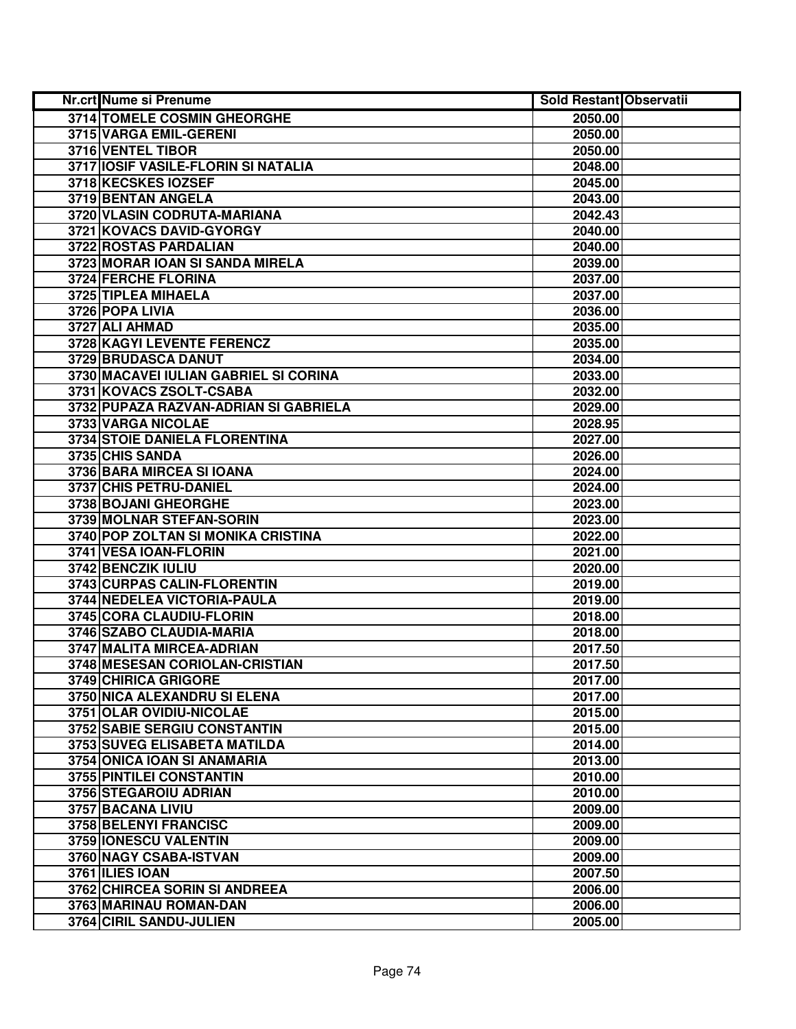| Nr.crt | Nume si Prenume | Sold Restant | Observatii |
|---|---|---|---|
| 3714 | TOMELE COSMIN GHEORGHE | 2050.00 | |
| 3715 | VARGA EMIL-GERENI | 2050.00 | |
| 3716 | VENTEL TIBOR | 2050.00 | |
| 3717 | IOSIF VASILE-FLORIN SI NATALIA | 2048.00 | |
| 3718 | KECSKES IOZSEF | 2045.00 | |
| 3719 | BENTAN ANGELA | 2043.00 | |
| 3720 | VLASIN CODRUTA-MARIANA | 2042.43 | |
| 3721 | KOVACS DAVID-GYORGY | 2040.00 | |
| 3722 | ROSTAS PARDALIAN | 2040.00 | |
| 3723 | MORAR IOAN SI SANDA MIRELA | 2039.00 | |
| 3724 | FERCHE FLORINA | 2037.00 | |
| 3725 | TIPLEA MIHAELA | 2037.00 | |
| 3726 | POPA LIVIA | 2036.00 | |
| 3727 | ALI AHMAD | 2035.00 | |
| 3728 | KAGYI LEVENTE FERENCZ | 2035.00 | |
| 3729 | BRUDASCA DANUT | 2034.00 | |
| 3730 | MACAVEI IULIAN GABRIEL SI CORINA | 2033.00 | |
| 3731 | KOVACS ZSOLT-CSABA | 2032.00 | |
| 3732 | PUPAZA RAZVAN-ADRIAN SI GABRIELA | 2029.00 | |
| 3733 | VARGA NICOLAE | 2028.95 | |
| 3734 | STOIE DANIELA FLORENTINA | 2027.00 | |
| 3735 | CHIS SANDA | 2026.00 | |
| 3736 | BARA MIRCEA SI IOANA | 2024.00 | |
| 3737 | CHIS PETRU-DANIEL | 2024.00 | |
| 3738 | BOJANI GHEORGHE | 2023.00 | |
| 3739 | MOLNAR STEFAN-SORIN | 2023.00 | |
| 3740 | POP ZOLTAN SI MONIKA CRISTINA | 2022.00 | |
| 3741 | VESA IOAN-FLORIN | 2021.00 | |
| 3742 | BENCZIK IULIU | 2020.00 | |
| 3743 | CURPAS CALIN-FLORENTIN | 2019.00 | |
| 3744 | NEDELEA VICTORIA-PAULA | 2019.00 | |
| 3745 | CORA CLAUDIU-FLORIN | 2018.00 | |
| 3746 | SZABO CLAUDIA-MARIA | 2018.00 | |
| 3747 | MALITA MIRCEA-ADRIAN | 2017.50 | |
| 3748 | MESESAN CORIOLAN-CRISTIAN | 2017.50 | |
| 3749 | CHIRICA GRIGORE | 2017.00 | |
| 3750 | NICA ALEXANDRU SI ELENA | 2017.00 | |
| 3751 | OLAR OVIDIU-NICOLAE | 2015.00 | |
| 3752 | SABIE SERGIU CONSTANTIN | 2015.00 | |
| 3753 | SUVEG ELISABETA MATILDA | 2014.00 | |
| 3754 | ONICA IOAN SI ANAMARIA | 2013.00 | |
| 3755 | PINTILEI CONSTANTIN | 2010.00 | |
| 3756 | STEGAROIU ADRIAN | 2010.00 | |
| 3757 | BACANA LIVIU | 2009.00 | |
| 3758 | BELENYI FRANCISC | 2009.00 | |
| 3759 | IONESCU VALENTIN | 2009.00 | |
| 3760 | NAGY CSABA-ISTVAN | 2009.00 | |
| 3761 | ILIES IOAN | 2007.50 | |
| 3762 | CHIRCEA SORIN SI ANDREEA | 2006.00 | |
| 3763 | MARINAU ROMAN-DAN | 2006.00 | |
| 3764 | CIRIL SANDU-JULIEN | 2005.00 | |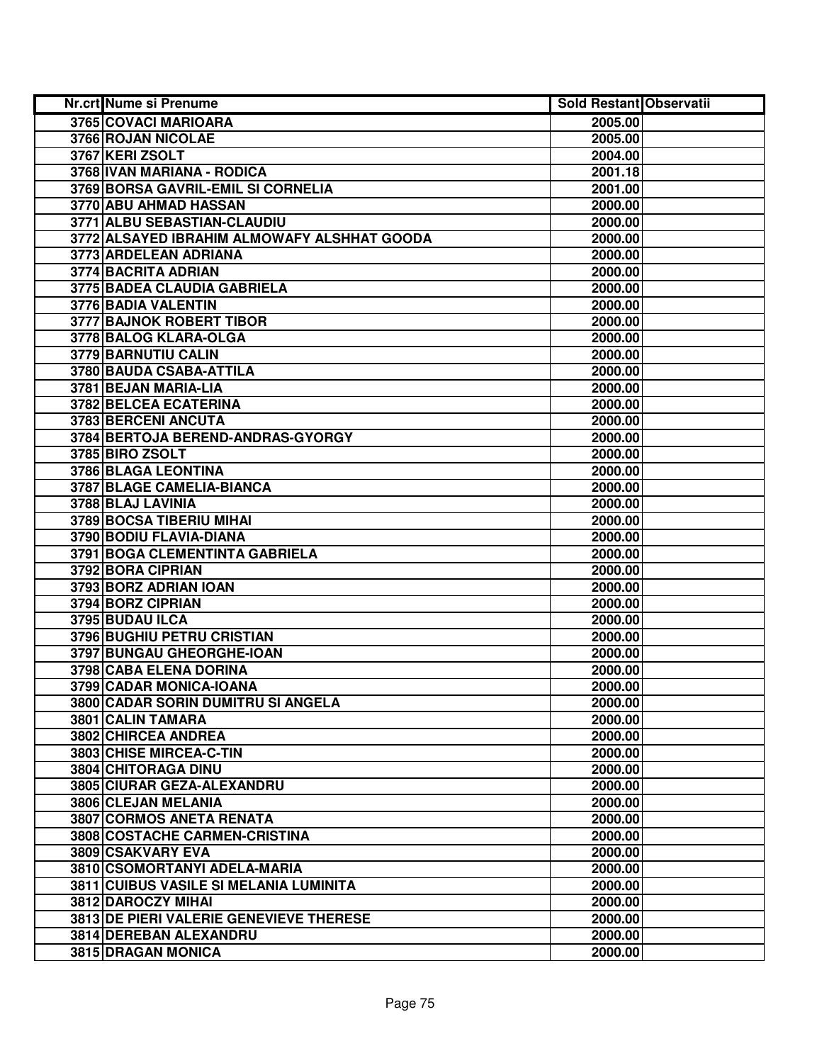| Nr.crt | Nume si Prenume | Sold Restant | Observatii |
|---|---|---|---|
| 3765 | COVACI MARIOARA | 2005.00 | |
| 3766 | ROJAN NICOLAE | 2005.00 | |
| 3767 | KERI ZSOLT | 2004.00 | |
| 3768 | IVAN MARIANA - RODICA | 2001.18 | |
| 3769 | BORSA GAVRIL-EMIL SI CORNELIA | 2001.00 | |
| 3770 | ABU AHMAD HASSAN | 2000.00 | |
| 3771 | ALBU SEBASTIAN-CLAUDIU | 2000.00 | |
| 3772 | ALSAYED IBRAHIM ALMOWAFY ALSHHAT GOODA | 2000.00 | |
| 3773 | ARDELEAN ADRIANA | 2000.00 | |
| 3774 | BACRITA ADRIAN | 2000.00 | |
| 3775 | BADEA CLAUDIA GABRIELA | 2000.00 | |
| 3776 | BADIA VALENTIN | 2000.00 | |
| 3777 | BAJNOK ROBERT TIBOR | 2000.00 | |
| 3778 | BALOG KLARA-OLGA | 2000.00 | |
| 3779 | BARNUTIU CALIN | 2000.00 | |
| 3780 | BAUDA CSABA-ATTILA | 2000.00 | |
| 3781 | BEJAN MARIA-LIA | 2000.00 | |
| 3782 | BELCEA ECATERINA | 2000.00 | |
| 3783 | BERCENI ANCUTA | 2000.00 | |
| 3784 | BERTOJA BEREND-ANDRAS-GYORGY | 2000.00 | |
| 3785 | BIRO ZSOLT | 2000.00 | |
| 3786 | BLAGA LEONTINA | 2000.00 | |
| 3787 | BLAGE CAMELIA-BIANCA | 2000.00 | |
| 3788 | BLAJ LAVINIA | 2000.00 | |
| 3789 | BOCSA TIBERIU MIHAI | 2000.00 | |
| 3790 | BODIU FLAVIA-DIANA | 2000.00 | |
| 3791 | BOGA CLEMENTINTA GABRIELA | 2000.00 | |
| 3792 | BORA CIPRIAN | 2000.00 | |
| 3793 | BORZ ADRIAN IOAN | 2000.00 | |
| 3794 | BORZ CIPRIAN | 2000.00 | |
| 3795 | BUDAU ILCA | 2000.00 | |
| 3796 | BUGHIU PETRU CRISTIAN | 2000.00 | |
| 3797 | BUNGAU GHEORGHE-IOAN | 2000.00 | |
| 3798 | CABA ELENA DORINA | 2000.00 | |
| 3799 | CADAR MONICA-IOANA | 2000.00 | |
| 3800 | CADAR SORIN DUMITRU SI ANGELA | 2000.00 | |
| 3801 | CALIN TAMARA | 2000.00 | |
| 3802 | CHIRCEA ANDREA | 2000.00 | |
| 3803 | CHISE MIRCEA-C-TIN | 2000.00 | |
| 3804 | CHITORAGA DINU | 2000.00 | |
| 3805 | CIURAR GEZA-ALEXANDRU | 2000.00 | |
| 3806 | CLEJAN MELANIA | 2000.00 | |
| 3807 | CORMOS ANETA RENATA | 2000.00 | |
| 3808 | COSTACHE CARMEN-CRISTINA | 2000.00 | |
| 3809 | CSAKVARY EVA | 2000.00 | |
| 3810 | CSOMORTANYI ADELA-MARIA | 2000.00 | |
| 3811 | CUIBUS VASILE SI MELANIA LUMINITA | 2000.00 | |
| 3812 | DAROCZY MIHAI | 2000.00 | |
| 3813 | DE PIERI VALERIE GENEVIEVE THERESE | 2000.00 | |
| 3814 | DEREBAN ALEXANDRU | 2000.00 | |
| 3815 | DRAGAN MONICA | 2000.00 | |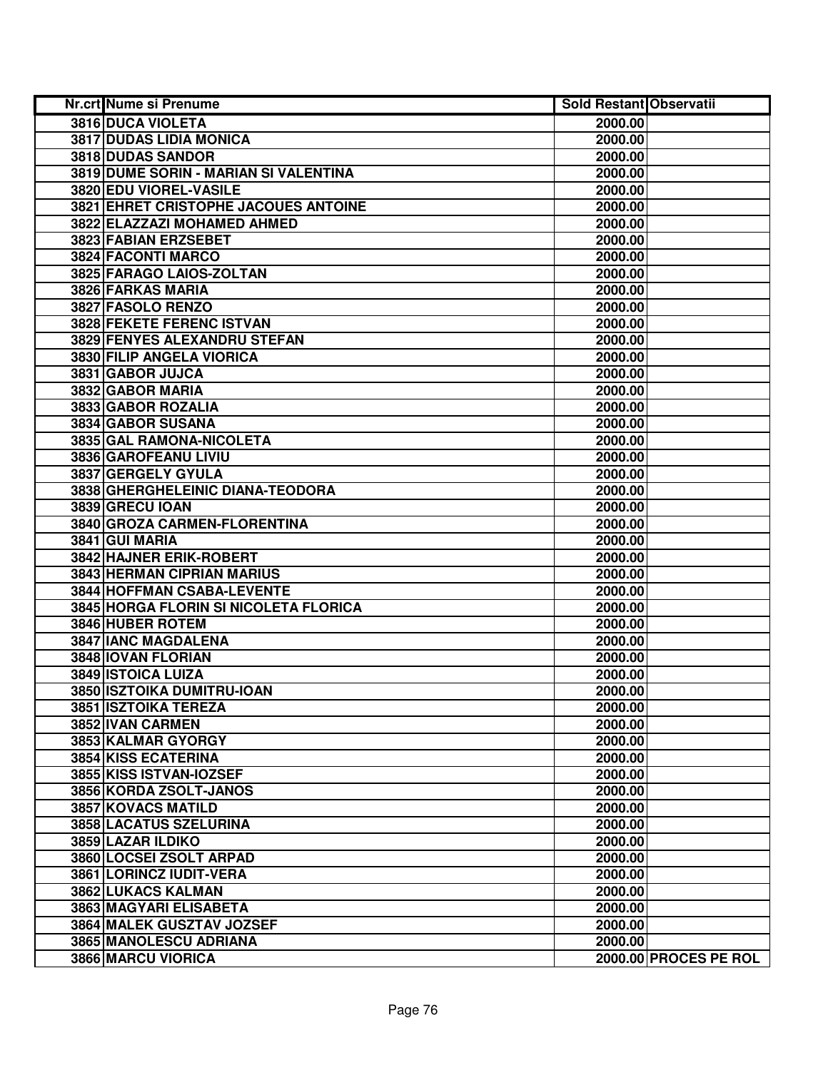| Nr.crt | Nume si Prenume | Sold Restant | Observatii |
|---|---|---|---|
| 3816 | DUCA VIOLETA | 2000.00 | |
| 3817 | DUDAS LIDIA MONICA | 2000.00 | |
| 3818 | DUDAS SANDOR | 2000.00 | |
| 3819 | DUME SORIN - MARIAN SI VALENTINA | 2000.00 | |
| 3820 | EDU VIOREL-VASILE | 2000.00 | |
| 3821 | EHRET CRISTOPHE JACOUES ANTOINE | 2000.00 | |
| 3822 | ELAZZAZI MOHAMED AHMED | 2000.00 | |
| 3823 | FABIAN ERZSEBET | 2000.00 | |
| 3824 | FACONTI MARCO | 2000.00 | |
| 3825 | FARAGO LAIOS-ZOLTAN | 2000.00 | |
| 3826 | FARKAS MARIA | 2000.00 | |
| 3827 | FASOLO RENZO | 2000.00 | |
| 3828 | FEKETE FERENC ISTVAN | 2000.00 | |
| 3829 | FENYES ALEXANDRU STEFAN | 2000.00 | |
| 3830 | FILIP ANGELA VIORICA | 2000.00 | |
| 3831 | GABOR JUJCA | 2000.00 | |
| 3832 | GABOR MARIA | 2000.00 | |
| 3833 | GABOR ROZALIA | 2000.00 | |
| 3834 | GABOR SUSANA | 2000.00 | |
| 3835 | GAL RAMONA-NICOLETA | 2000.00 | |
| 3836 | GAROFEANU LIVIU | 2000.00 | |
| 3837 | GERGELY GYULA | 2000.00 | |
| 3838 | GHERGHELEINIC DIANA-TEODORA | 2000.00 | |
| 3839 | GRECU IOAN | 2000.00 | |
| 3840 | GROZA CARMEN-FLORENTINA | 2000.00 | |
| 3841 | GUI MARIA | 2000.00 | |
| 3842 | HAJNER ERIK-ROBERT | 2000.00 | |
| 3843 | HERMAN CIPRIAN MARIUS | 2000.00 | |
| 3844 | HOFFMAN CSABA-LEVENTE | 2000.00 | |
| 3845 | HORGA FLORIN SI NICOLETA FLORICA | 2000.00 | |
| 3846 | HUBER ROTEM | 2000.00 | |
| 3847 | IANC MAGDALENA | 2000.00 | |
| 3848 | IOVAN FLORIAN | 2000.00 | |
| 3849 | ISTOICA LUIZA | 2000.00 | |
| 3850 | ISZTOIKA DUMITRU-IOAN | 2000.00 | |
| 3851 | ISZTOIKA TEREZA | 2000.00 | |
| 3852 | IVAN CARMEN | 2000.00 | |
| 3853 | KALMAR GYORGY | 2000.00 | |
| 3854 | KISS ECATERINA | 2000.00 | |
| 3855 | KISS ISTVAN-IOZSEF | 2000.00 | |
| 3856 | KORDA ZSOLT-JANOS | 2000.00 | |
| 3857 | KOVACS MATILD | 2000.00 | |
| 3858 | LACATUS SZELURINA | 2000.00 | |
| 3859 | LAZAR ILDIKO | 2000.00 | |
| 3860 | LOCSEI ZSOLT ARPAD | 2000.00 | |
| 3861 | LORINCZ IUDIT-VERA | 2000.00 | |
| 3862 | LUKACS KALMAN | 2000.00 | |
| 3863 | MAGYARI ELISABETA | 2000.00 | |
| 3864 | MALEK GUSZTAV JOZSEF | 2000.00 | |
| 3865 | MANOLESCU ADRIANA | 2000.00 | |
| 3866 | MARCU VIORICA | 2000.00 | PROCES PE ROL |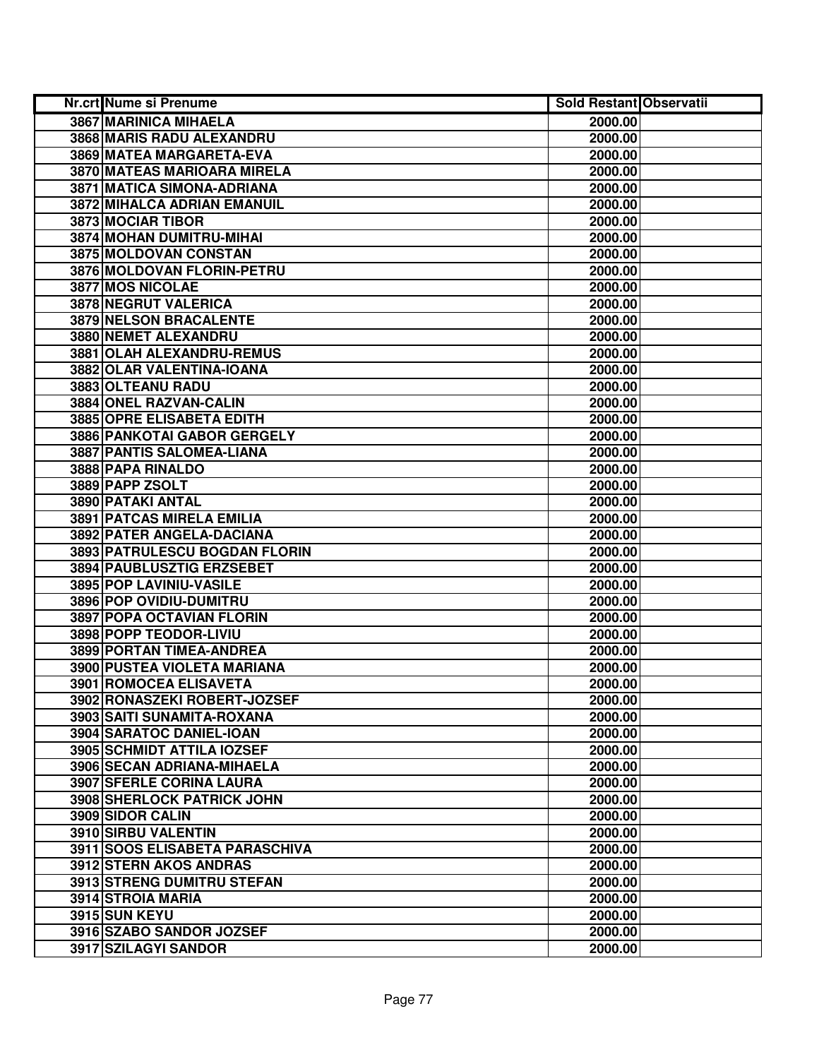| Nr.crt | Nume si Prenume | Sold Restant | Observatii |
|---|---|---|---|
| 3867 | MARINICA MIHAELA | 2000.00 | |
| 3868 | MARIS RADU ALEXANDRU | 2000.00 | |
| 3869 | MATEA MARGARETA-EVA | 2000.00 | |
| 3870 | MATEAS MARIOARA MIRELA | 2000.00 | |
| 3871 | MATICA SIMONA-ADRIANA | 2000.00 | |
| 3872 | MIHALCA ADRIAN EMANUIL | 2000.00 | |
| 3873 | MOCIAR TIBOR | 2000.00 | |
| 3874 | MOHAN DUMITRU-MIHAI | 2000.00 | |
| 3875 | MOLDOVAN CONSTAN | 2000.00 | |
| 3876 | MOLDOVAN FLORIN-PETRU | 2000.00 | |
| 3877 | MOS NICOLAE | 2000.00 | |
| 3878 | NEGRUT VALERICA | 2000.00 | |
| 3879 | NELSON BRACALENTE | 2000.00 | |
| 3880 | NEMET ALEXANDRU | 2000.00 | |
| 3881 | OLAH ALEXANDRU-REMUS | 2000.00 | |
| 3882 | OLAR VALENTINA-IOANA | 2000.00 | |
| 3883 | OLTEANU RADU | 2000.00 | |
| 3884 | ONEL RAZVAN-CALIN | 2000.00 | |
| 3885 | OPRE ELISABETA EDITH | 2000.00 | |
| 3886 | PANKOTAI GABOR GERGELY | 2000.00 | |
| 3887 | PANTIS SALOMEA-LIANA | 2000.00 | |
| 3888 | PAPA RINALDO | 2000.00 | |
| 3889 | PAPP ZSOLT | 2000.00 | |
| 3890 | PATAKI ANTAL | 2000.00 | |
| 3891 | PATCAS MIRELA EMILIA | 2000.00 | |
| 3892 | PATER ANGELA-DACIANA | 2000.00 | |
| 3893 | PATRULESCU BOGDAN FLORIN | 2000.00 | |
| 3894 | PAUBLUSZTIG ERZSEBET | 2000.00 | |
| 3895 | POP LAVINIU-VASILE | 2000.00 | |
| 3896 | POP OVIDIU-DUMITRU | 2000.00 | |
| 3897 | POPA OCTAVIAN FLORIN | 2000.00 | |
| 3898 | POPP TEODOR-LIVIU | 2000.00 | |
| 3899 | PORTAN TIMEA-ANDREA | 2000.00 | |
| 3900 | PUSTEA VIOLETA MARIANA | 2000.00 | |
| 3901 | ROMOCEA ELISAVETA | 2000.00 | |
| 3902 | RONASZEKI ROBERT-JOZSEF | 2000.00 | |
| 3903 | SAITI SUNAMITA-ROXANA | 2000.00 | |
| 3904 | SARATOC DANIEL-IOAN | 2000.00 | |
| 3905 | SCHMIDT ATTILA IOZSEF | 2000.00 | |
| 3906 | SECAN ADRIANA-MIHAELA | 2000.00 | |
| 3907 | SFERLE CORINA LAURA | 2000.00 | |
| 3908 | SHERLOCK PATRICK JOHN | 2000.00 | |
| 3909 | SIDOR CALIN | 2000.00 | |
| 3910 | SIRBU VALENTIN | 2000.00 | |
| 3911 | SOOS ELISABETA PARASCHIVA | 2000.00 | |
| 3912 | STERN AKOS ANDRAS | 2000.00 | |
| 3913 | STRENG DUMITRU STEFAN | 2000.00 | |
| 3914 | STROIA MARIA | 2000.00 | |
| 3915 | SUN KEYU | 2000.00 | |
| 3916 | SZABO SANDOR JOZSEF | 2000.00 | |
| 3917 | SZILAGYI SANDOR | 2000.00 | |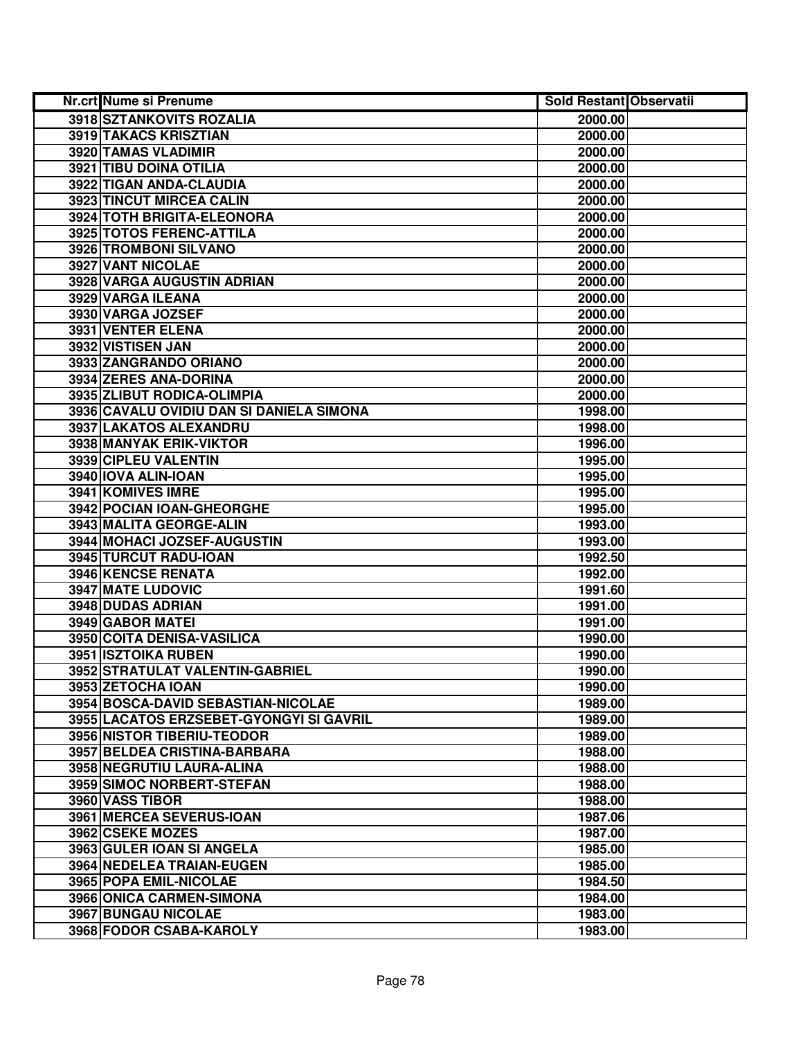| Nr.crt | Nume si Prenume | Sold Restant | Observatii |
|---|---|---|---|
| 3918 | SZTANKOVITS ROZALIA | 2000.00 | |
| 3919 | TAKACS KRISZTIAN | 2000.00 | |
| 3920 | TAMAS VLADIMIR | 2000.00 | |
| 3921 | TIBU DOINA OTILIA | 2000.00 | |
| 3922 | TIGAN ANDA-CLAUDIA | 2000.00 | |
| 3923 | TINCUT MIRCEA CALIN | 2000.00 | |
| 3924 | TOTH BRIGITA-ELEONORA | 2000.00 | |
| 3925 | TOTOS FERENC-ATTILA | 2000.00 | |
| 3926 | TROMBONI SILVANO | 2000.00 | |
| 3927 | VANT NICOLAE | 2000.00 | |
| 3928 | VARGA AUGUSTIN ADRIAN | 2000.00 | |
| 3929 | VARGA ILEANA | 2000.00 | |
| 3930 | VARGA JOZSEF | 2000.00 | |
| 3931 | VENTER ELENA | 2000.00 | |
| 3932 | VISTISEN JAN | 2000.00 | |
| 3933 | ZANGRANDO ORIANO | 2000.00 | |
| 3934 | ZERES ANA-DORINA | 2000.00 | |
| 3935 | ZLIBUT RODICA-OLIMPIA | 2000.00 | |
| 3936 | CAVALU OVIDIU DAN SI DANIELA SIMONA | 1998.00 | |
| 3937 | LAKATOS ALEXANDRU | 1998.00 | |
| 3938 | MANYAK ERIK-VIKTOR | 1996.00 | |
| 3939 | CIPLEU VALENTIN | 1995.00 | |
| 3940 | IOVA ALIN-IOAN | 1995.00 | |
| 3941 | KOMIVES IMRE | 1995.00 | |
| 3942 | POCIAN IOAN-GHEORGHE | 1995.00 | |
| 3943 | MALITA GEORGE-ALIN | 1993.00 | |
| 3944 | MOHACI JOZSEF-AUGUSTIN | 1993.00 | |
| 3945 | TURCUT RADU-IOAN | 1992.50 | |
| 3946 | KENCSE RENATA | 1992.00 | |
| 3947 | MATE LUDOVIC | 1991.60 | |
| 3948 | DUDAS ADRIAN | 1991.00 | |
| 3949 | GABOR MATEI | 1991.00 | |
| 3950 | COITA DENISA-VASILICA | 1990.00 | |
| 3951 | ISZTOIKA RUBEN | 1990.00 | |
| 3952 | STRATULAT VALENTIN-GABRIEL | 1990.00 | |
| 3953 | ZETOCHA IOAN | 1990.00 | |
| 3954 | BOSCA-DAVID SEBASTIAN-NICOLAE | 1989.00 | |
| 3955 | LACATOS ERZSEBET-GYONGYI SI GAVRIL | 1989.00 | |
| 3956 | NISTOR TIBERIU-TEODOR | 1989.00 | |
| 3957 | BELDEA CRISTINA-BARBARA | 1988.00 | |
| 3958 | NEGRUTIU LAURA-ALINA | 1988.00 | |
| 3959 | SIMOC NORBERT-STEFAN | 1988.00 | |
| 3960 | VASS TIBOR | 1988.00 | |
| 3961 | MERCEA SEVERUS-IOAN | 1987.06 | |
| 3962 | CSEKE MOZES | 1987.00 | |
| 3963 | GULER IOAN SI ANGELA | 1985.00 | |
| 3964 | NEDELEA TRAIAN-EUGEN | 1985.00 | |
| 3965 | POPA EMIL-NICOLAE | 1984.50 | |
| 3966 | ONICA CARMEN-SIMONA | 1984.00 | |
| 3967 | BUNGAU NICOLAE | 1983.00 | |
| 3968 | FODOR CSABA-KAROLY | 1983.00 | |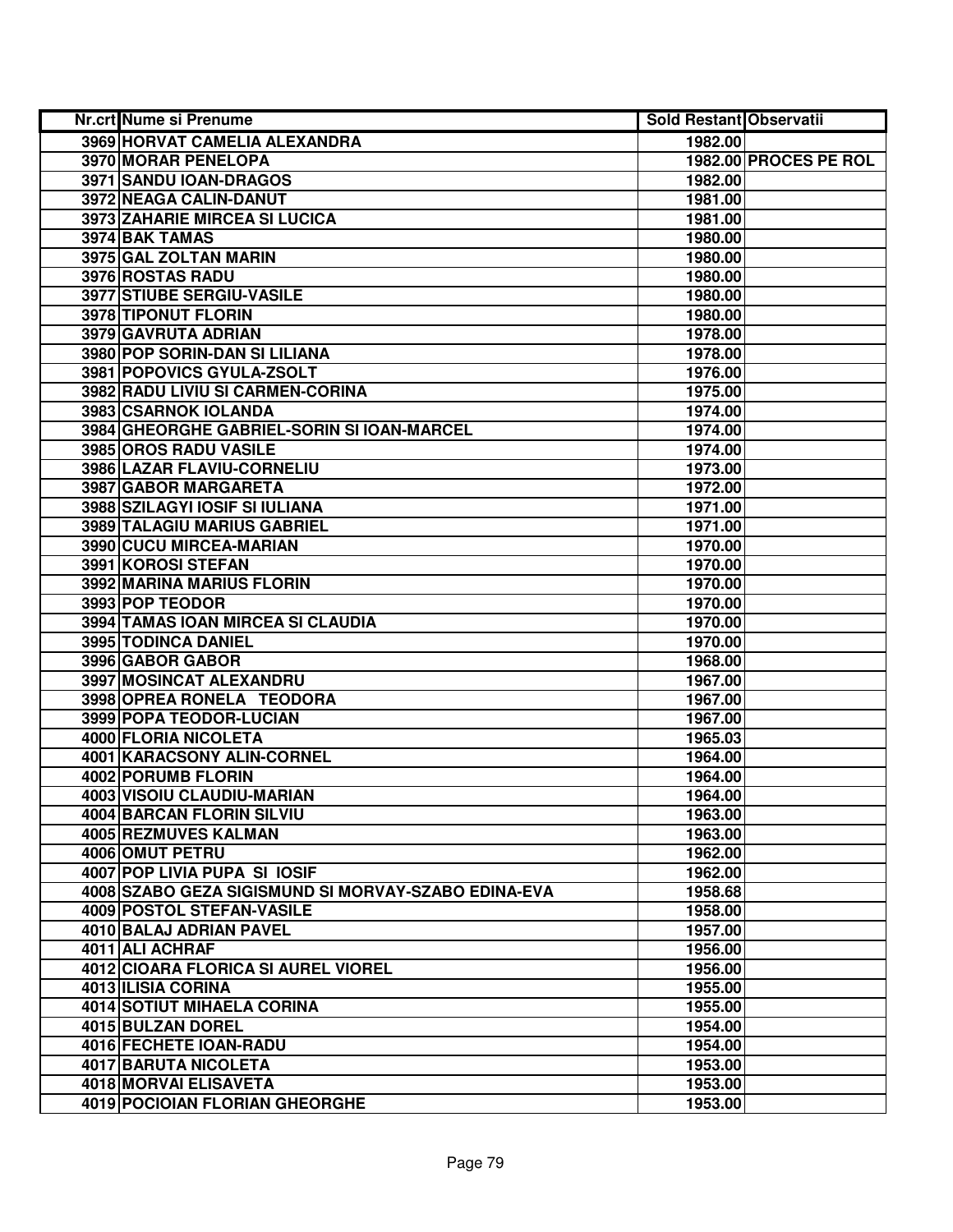| Nr.crt | Nume si Prenume | Sold Restant | Observatii |
|---|---|---|---|
| 3969 | HORVAT CAMELIA ALEXANDRA | 1982.00 | |
| 3970 | MORAR PENELOPA | 1982.00 | PROCES PE ROL |
| 3971 | SANDU IOAN-DRAGOS | 1982.00 | |
| 3972 | NEAGA CALIN-DANUT | 1981.00 | |
| 3973 | ZAHARIE MIRCEA SI LUCICA | 1981.00 | |
| 3974 | BAK TAMAS | 1980.00 | |
| 3975 | GAL ZOLTAN MARIN | 1980.00 | |
| 3976 | ROSTAS RADU | 1980.00 | |
| 3977 | STIUBE SERGIU-VASILE | 1980.00 | |
| 3978 | TIPONUT FLORIN | 1980.00 | |
| 3979 | GAVRUTA ADRIAN | 1978.00 | |
| 3980 | POP SORIN-DAN SI LILIANA | 1978.00 | |
| 3981 | POPOVICS GYULA-ZSOLT | 1976.00 | |
| 3982 | RADU LIVIU SI CARMEN-CORINA | 1975.00 | |
| 3983 | CSARNOK IOLANDA | 1974.00 | |
| 3984 | GHEORGHE GABRIEL-SORIN SI IOAN-MARCEL | 1974.00 | |
| 3985 | OROS RADU VASILE | 1974.00 | |
| 3986 | LAZAR FLAVIU-CORNELIU | 1973.00 | |
| 3987 | GABOR MARGARETA | 1972.00 | |
| 3988 | SZILAGYI IOSIF SI IULIANA | 1971.00 | |
| 3989 | TALAGIU MARIUS GABRIEL | 1971.00 | |
| 3990 | CUCU MIRCEA-MARIAN | 1970.00 | |
| 3991 | KOROSI STEFAN | 1970.00 | |
| 3992 | MARINA MARIUS FLORIN | 1970.00 | |
| 3993 | POP TEODOR | 1970.00 | |
| 3994 | TAMAS IOAN MIRCEA SI CLAUDIA | 1970.00 | |
| 3995 | TODINCA DANIEL | 1970.00 | |
| 3996 | GABOR GABOR | 1968.00 | |
| 3997 | MOSINCAT ALEXANDRU | 1967.00 | |
| 3998 | OPREA RONELA TEODORA | 1967.00 | |
| 3999 | POPA TEODOR-LUCIAN | 1967.00 | |
| 4000 | FLORIA NICOLETA | 1965.03 | |
| 4001 | KARACSONY ALIN-CORNEL | 1964.00 | |
| 4002 | PORUMB FLORIN | 1964.00 | |
| 4003 | VISOIU CLAUDIU-MARIAN | 1964.00 | |
| 4004 | BARCAN FLORIN SILVIU | 1963.00 | |
| 4005 | REZMUVES KALMAN | 1963.00 | |
| 4006 | OMUT PETRU | 1962.00 | |
| 4007 | POP LIVIA PUPA SI IOSIF | 1962.00 | |
| 4008 | SZABO GEZA SIGISMUND SI MORVAY-SZABO EDINA-EVA | 1958.68 | |
| 4009 | POSTOL STEFAN-VASILE | 1958.00 | |
| 4010 | BALAJ ADRIAN PAVEL | 1957.00 | |
| 4011 | ALI ACHRAF | 1956.00 | |
| 4012 | CIOARA FLORICA SI AUREL VIOREL | 1956.00 | |
| 4013 | ILISIA CORINA | 1955.00 | |
| 4014 | SOTIUT MIHAELA CORINA | 1955.00 | |
| 4015 | BULZAN DOREL | 1954.00 | |
| 4016 | FECHETE IOAN-RADU | 1954.00 | |
| 4017 | BARUTA NICOLETA | 1953.00 | |
| 4018 | MORVAI ELISAVETA | 1953.00 | |
| 4019 | POCIOIAN FLORIAN GHEORGHE | 1953.00 | |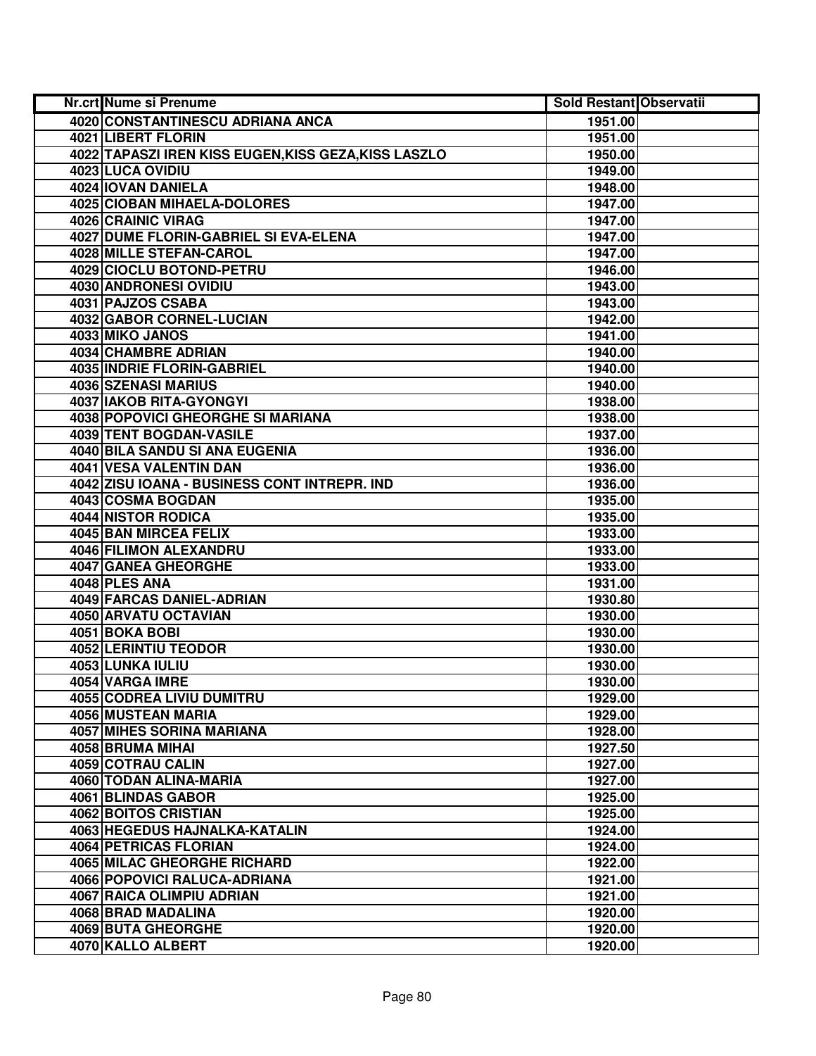| Nr.crt | Nume si Prenume | Sold Restant | Observatii |
|---|---|---|---|
| 4020 | CONSTANTINESCU ADRIANA ANCA | 1951.00 | |
| 4021 | LIBERT FLORIN | 1951.00 | |
| 4022 | TAPASZI IREN KISS EUGEN,KISS GEZA,KISS LASZLO | 1950.00 | |
| 4023 | LUCA OVIDIU | 1949.00 | |
| 4024 | IOVAN DANIELA | 1948.00 | |
| 4025 | CIOBAN MIHAELA-DOLORES | 1947.00 | |
| 4026 | CRAINIC VIRAG | 1947.00 | |
| 4027 | DUME FLORIN-GABRIEL SI EVA-ELENA | 1947.00 | |
| 4028 | MILLE STEFAN-CAROL | 1947.00 | |
| 4029 | CIOCLU BOTOND-PETRU | 1946.00 | |
| 4030 | ANDRONESI OVIDIU | 1943.00 | |
| 4031 | PAJZOS CSABA | 1943.00 | |
| 4032 | GABOR CORNEL-LUCIAN | 1942.00 | |
| 4033 | MIKO JANOS | 1941.00 | |
| 4034 | CHAMBRE ADRIAN | 1940.00 | |
| 4035 | INDRIE FLORIN-GABRIEL | 1940.00 | |
| 4036 | SZENASI MARIUS | 1940.00 | |
| 4037 | IAKOB RITA-GYONGYI | 1938.00 | |
| 4038 | POPOVICI GHEORGHE SI MARIANA | 1938.00 | |
| 4039 | TENT BOGDAN-VASILE | 1937.00 | |
| 4040 | BILA SANDU SI ANA EUGENIA | 1936.00 | |
| 4041 | VESA VALENTIN DAN | 1936.00 | |
| 4042 | ZISU IOANA - BUSINESS CONT INTREPR. IND | 1936.00 | |
| 4043 | COSMA BOGDAN | 1935.00 | |
| 4044 | NISTOR RODICA | 1935.00 | |
| 4045 | BAN MIRCEA FELIX | 1933.00 | |
| 4046 | FILIMON ALEXANDRU | 1933.00 | |
| 4047 | GANEA GHEORGHE | 1933.00 | |
| 4048 | PLES ANA | 1931.00 | |
| 4049 | FARCAS DANIEL-ADRIAN | 1930.80 | |
| 4050 | ARVATU OCTAVIAN | 1930.00 | |
| 4051 | BOKA BOBI | 1930.00 | |
| 4052 | LERINTIU TEODOR | 1930.00 | |
| 4053 | LUNKA IULIU | 1930.00 | |
| 4054 | VARGA IMRE | 1930.00 | |
| 4055 | CODREA LIVIU DUMITRU | 1929.00 | |
| 4056 | MUSTEAN MARIA | 1929.00 | |
| 4057 | MIHES SORINA MARIANA | 1928.00 | |
| 4058 | BRUMA MIHAI | 1927.50 | |
| 4059 | COTRAU CALIN | 1927.00 | |
| 4060 | TODAN ALINA-MARIA | 1927.00 | |
| 4061 | BLINDAS GABOR | 1925.00 | |
| 4062 | BOITOS CRISTIAN | 1925.00 | |
| 4063 | HEGEDUS HAJNALKA-KATALIN | 1924.00 | |
| 4064 | PETRICAS FLORIAN | 1924.00 | |
| 4065 | MILAC GHEORGHE RICHARD | 1922.00 | |
| 4066 | POPOVICI RALUCA-ADRIANA | 1921.00 | |
| 4067 | RAICA OLIMPIU ADRIAN | 1921.00 | |
| 4068 | BRAD MADALINA | 1920.00 | |
| 4069 | BUTA GHEORGHE | 1920.00 | |
| 4070 | KALLO ALBERT | 1920.00 | |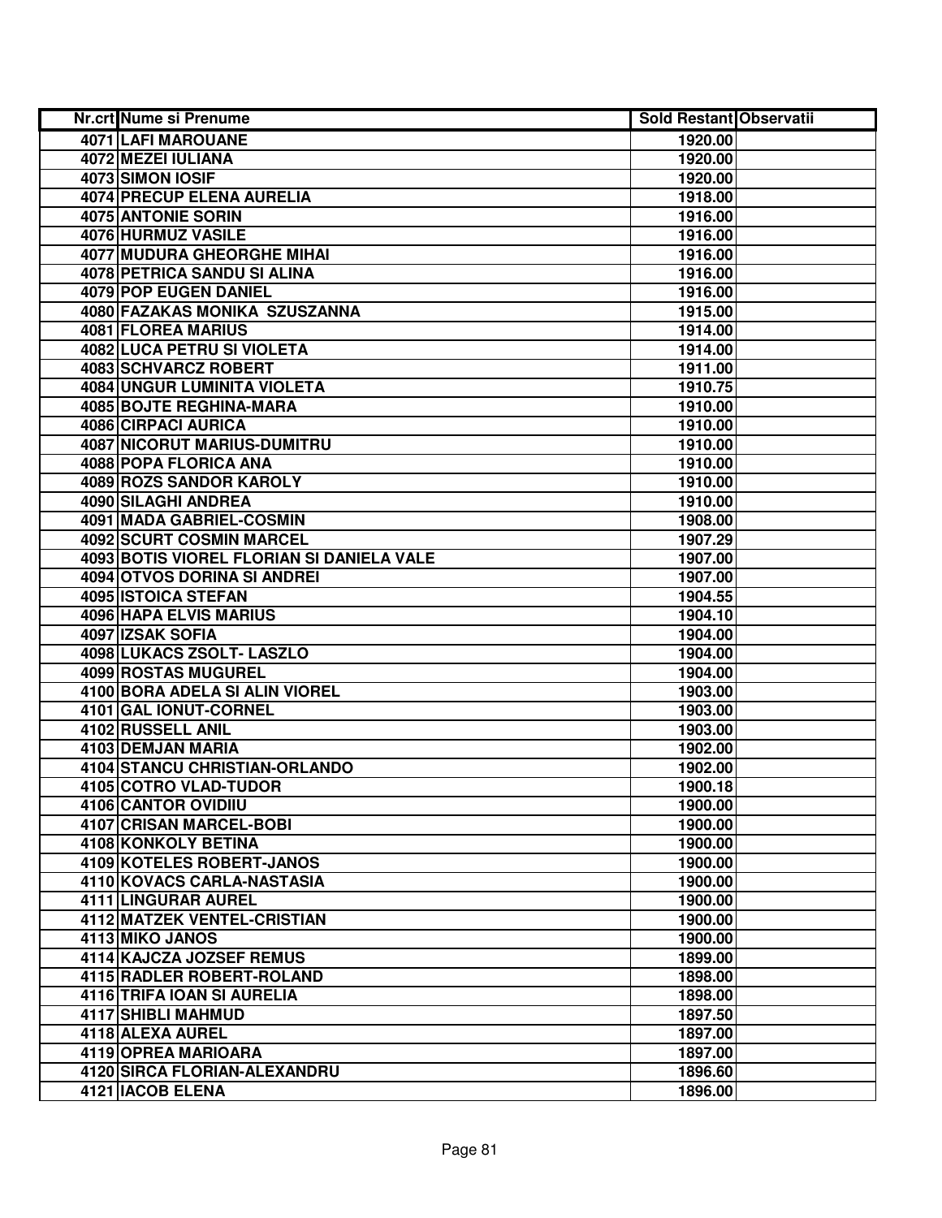| Nr.crt | Nume si Prenume | Sold Restant | Observatii |
| --- | --- | --- | --- |
| 4071 | LAFI MAROUANE | 1920.00 | |
| 4072 | MEZEI IULIANA | 1920.00 | |
| 4073 | SIMON IOSIF | 1920.00 | |
| 4074 | PRECUP ELENA AURELIA | 1918.00 | |
| 4075 | ANTONIE SORIN | 1916.00 | |
| 4076 | HURMUZ VASILE | 1916.00 | |
| 4077 | MUDURA GHEORGHE MIHAI | 1916.00 | |
| 4078 | PETRICA SANDU SI ALINA | 1916.00 | |
| 4079 | POP EUGEN DANIEL | 1916.00 | |
| 4080 | FAZAKAS MONIKA SZUSZANNA | 1915.00 | |
| 4081 | FLOREA MARIUS | 1914.00 | |
| 4082 | LUCA PETRU SI VIOLETA | 1914.00 | |
| 4083 | SCHVARCZ ROBERT | 1911.00 | |
| 4084 | UNGUR LUMINITA VIOLETA | 1910.75 | |
| 4085 | BOJTE REGHINA-MARA | 1910.00 | |
| 4086 | CIRPACI AURICA | 1910.00 | |
| 4087 | NICORUT MARIUS-DUMITRU | 1910.00 | |
| 4088 | POPA FLORICA ANA | 1910.00 | |
| 4089 | ROZS SANDOR KAROLY | 1910.00 | |
| 4090 | SILAGHI ANDREA | 1910.00 | |
| 4091 | MADA GABRIEL-COSMIN | 1908.00 | |
| 4092 | SCURT COSMIN MARCEL | 1907.29 | |
| 4093 | BOTIS VIOREL FLORIAN SI DANIELA VALE | 1907.00 | |
| 4094 | OTVOS DORINA SI ANDREI | 1907.00 | |
| 4095 | ISTOICA STEFAN | 1904.55 | |
| 4096 | HAPA ELVIS MARIUS | 1904.10 | |
| 4097 | IZSAK SOFIA | 1904.00 | |
| 4098 | LUKACS ZSOLT- LASZLO | 1904.00 | |
| 4099 | ROSTAS MUGUREL | 1904.00 | |
| 4100 | BORA ADELA SI ALIN VIOREL | 1903.00 | |
| 4101 | GAL IONUT-CORNEL | 1903.00 | |
| 4102 | RUSSELL ANIL | 1903.00 | |
| 4103 | DEMJAN MARIA | 1902.00 | |
| 4104 | STANCU CHRISTIAN-ORLANDO | 1902.00 | |
| 4105 | COTRO VLAD-TUDOR | 1900.18 | |
| 4106 | CANTOR OVIDIIU | 1900.00 | |
| 4107 | CRISAN MARCEL-BOBI | 1900.00 | |
| 4108 | KONKOLY BETINA | 1900.00 | |
| 4109 | KOTELES ROBERT-JANOS | 1900.00 | |
| 4110 | KOVACS CARLA-NASTASIA | 1900.00 | |
| 4111 | LINGURAR AUREL | 1900.00 | |
| 4112 | MATZEK VENTEL-CRISTIAN | 1900.00 | |
| 4113 | MIKO JANOS | 1900.00 | |
| 4114 | KAJCZA JOZSEF REMUS | 1899.00 | |
| 4115 | RADLER ROBERT-ROLAND | 1898.00 | |
| 4116 | TRIFA IOAN SI AURELIA | 1898.00 | |
| 4117 | SHIBLI MAHMUD | 1897.50 | |
| 4118 | ALEXA AUREL | 1897.00 | |
| 4119 | OPREA MARIOARA | 1897.00 | |
| 4120 | SIRCA FLORIAN-ALEXANDRU | 1896.60 | |
| 4121 | IACOB ELENA | 1896.00 | |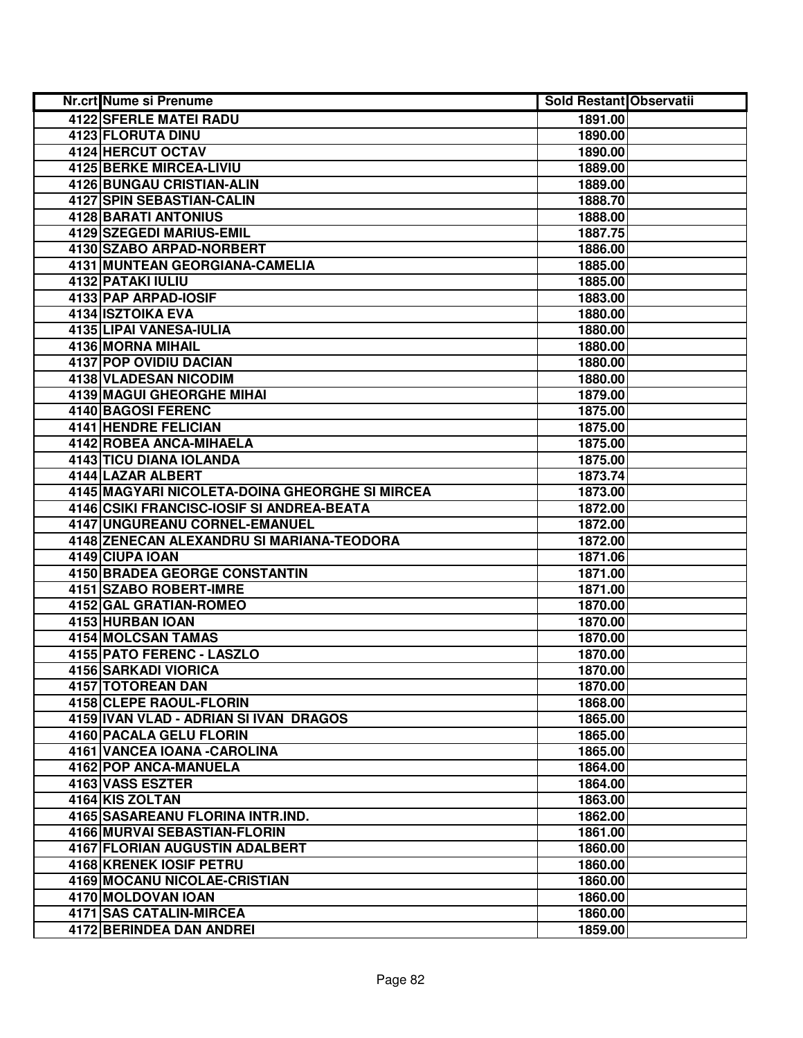| Nr.crt | Nume si Prenume | Sold Restant | Observatii |
|---|---|---|---|
| 4122 | SFERLE MATEI RADU | 1891.00 | |
| 4123 | FLORUTA DINU | 1890.00 | |
| 4124 | HERCUT OCTAV | 1890.00 | |
| 4125 | BERKE MIRCEA-LIVIU | 1889.00 | |
| 4126 | BUNGAU CRISTIAN-ALIN | 1889.00 | |
| 4127 | SPIN SEBASTIAN-CALIN | 1888.70 | |
| 4128 | BARATI ANTONIUS | 1888.00 | |
| 4129 | SZEGEDI MARIUS-EMIL | 1887.75 | |
| 4130 | SZABO ARPAD-NORBERT | 1886.00 | |
| 4131 | MUNTEAN GEORGIANA-CAMELIA | 1885.00 | |
| 4132 | PATAKI IULIU | 1885.00 | |
| 4133 | PAP ARPAD-IOSIF | 1883.00 | |
| 4134 | ISZTOIKA EVA | 1880.00 | |
| 4135 | LIPAI VANESA-IULIA | 1880.00 | |
| 4136 | MORNA MIHAIL | 1880.00 | |
| 4137 | POP OVIDIU DACIAN | 1880.00 | |
| 4138 | VLADESAN NICODIM | 1880.00 | |
| 4139 | MAGUI GHEORGHE MIHAI | 1879.00 | |
| 4140 | BAGOSI FERENC | 1875.00 | |
| 4141 | HENDRE FELICIAN | 1875.00 | |
| 4142 | ROBEA ANCA-MIHAELA | 1875.00 | |
| 4143 | TICU DIANA IOLANDA | 1875.00 | |
| 4144 | LAZAR ALBERT | 1873.74 | |
| 4145 | MAGYARI NICOLETA-DOINA GHEORGHE SI MIRCEA | 1873.00 | |
| 4146 | CSIKI FRANCISC-IOSIF SI ANDREA-BEATA | 1872.00 | |
| 4147 | UNGUREANU CORNEL-EMANUEL | 1872.00 | |
| 4148 | ZENECAN ALEXANDRU SI MARIANA-TEODORA | 1872.00 | |
| 4149 | CIUPA IOAN | 1871.06 | |
| 4150 | BRADEA GEORGE CONSTANTIN | 1871.00 | |
| 4151 | SZABO ROBERT-IMRE | 1871.00 | |
| 4152 | GAL GRATIAN-ROMEO | 1870.00 | |
| 4153 | HURBAN IOAN | 1870.00 | |
| 4154 | MOLCSAN TAMAS | 1870.00 | |
| 4155 | PATO FERENC - LASZLO | 1870.00 | |
| 4156 | SARKADI VIORICA | 1870.00 | |
| 4157 | TOTOREAN DAN | 1870.00 | |
| 4158 | CLEPE RAOUL-FLORIN | 1868.00 | |
| 4159 | IVAN VLAD - ADRIAN SI IVAN DRAGOS | 1865.00 | |
| 4160 | PACALA GELU FLORIN | 1865.00 | |
| 4161 | VANCEA IOANA -CAROLINA | 1865.00 | |
| 4162 | POP ANCA-MANUELA | 1864.00 | |
| 4163 | VASS ESZTER | 1864.00 | |
| 4164 | KIS ZOLTAN | 1863.00 | |
| 4165 | SASAREANU FLORINA INTR.IND. | 1862.00 | |
| 4166 | MURVAI SEBASTIAN-FLORIN | 1861.00 | |
| 4167 | FLORIAN AUGUSTIN ADALBERT | 1860.00 | |
| 4168 | KRENEK IOSIF PETRU | 1860.00 | |
| 4169 | MOCANU NICOLAE-CRISTIAN | 1860.00 | |
| 4170 | MOLDOVAN IOAN | 1860.00 | |
| 4171 | SAS CATALIN-MIRCEA | 1860.00 | |
| 4172 | BERINDEA DAN ANDREI | 1859.00 | |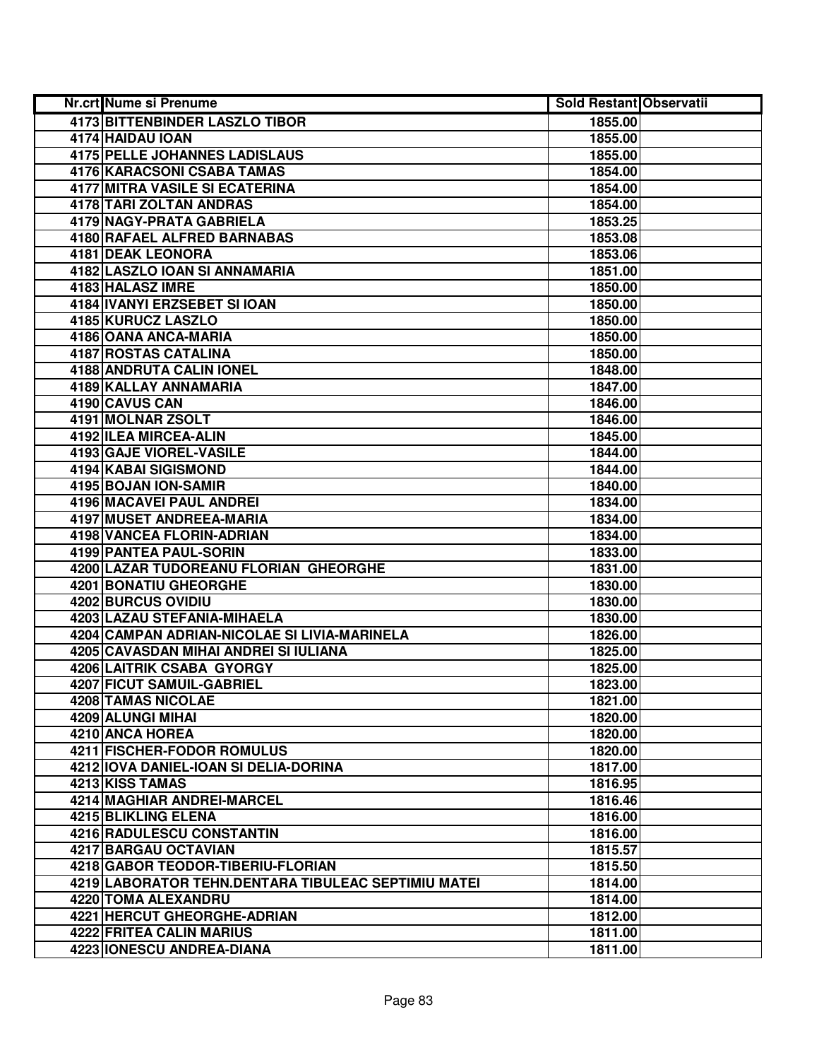| Nr.crt | Nume si Prenume | Sold Restant | Observatii |
|---|---|---|---|
| 4173 | BITTENBINDER LASZLO TIBOR | 1855.00 | |
| 4174 | HAIDAU IOAN | 1855.00 | |
| 4175 | PELLE JOHANNES LADISLAUS | 1855.00 | |
| 4176 | KARACSONI CSABA TAMAS | 1854.00 | |
| 4177 | MITRA VASILE SI ECATERINA | 1854.00 | |
| 4178 | TARI ZOLTAN ANDRAS | 1854.00 | |
| 4179 | NAGY-PRATA GABRIELA | 1853.25 | |
| 4180 | RAFAEL ALFRED BARNABAS | 1853.08 | |
| 4181 | DEAK LEONORA | 1853.06 | |
| 4182 | LASZLO IOAN SI ANNAMARIA | 1851.00 | |
| 4183 | HALASZ IMRE | 1850.00 | |
| 4184 | IVANYI ERZSEBET SI IOAN | 1850.00 | |
| 4185 | KURUCZ LASZLO | 1850.00 | |
| 4186 | OANA ANCA-MARIA | 1850.00 | |
| 4187 | ROSTAS CATALINA | 1850.00 | |
| 4188 | ANDRUTA CALIN IONEL | 1848.00 | |
| 4189 | KALLAY ANNAMARIA | 1847.00 | |
| 4190 | CAVUS CAN | 1846.00 | |
| 4191 | MOLNAR ZSOLT | 1846.00 | |
| 4192 | ILEA MIRCEA-ALIN | 1845.00 | |
| 4193 | GAJE VIOREL-VASILE | 1844.00 | |
| 4194 | KABAI SIGISMOND | 1844.00 | |
| 4195 | BOJAN ION-SAMIR | 1840.00 | |
| 4196 | MACAVEI PAUL ANDREI | 1834.00 | |
| 4197 | MUSET ANDREEA-MARIA | 1834.00 | |
| 4198 | VANCEA FLORIN-ADRIAN | 1834.00 | |
| 4199 | PANTEA PAUL-SORIN | 1833.00 | |
| 4200 | LAZAR TUDOREANU FLORIAN  GHEORGHE | 1831.00 | |
| 4201 | BONATIU GHEORGHE | 1830.00 | |
| 4202 | BURCUS OVIDIU | 1830.00 | |
| 4203 | LAZAU STEFANIA-MIHAELA | 1830.00 | |
| 4204 | CAMPAN ADRIAN-NICOLAE SI LIVIA-MARINELA | 1826.00 | |
| 4205 | CAVASDAN MIHAI ANDREI SI IULIANA | 1825.00 | |
| 4206 | LAITRIK CSABA  GYORGY | 1825.00 | |
| 4207 | FICUT SAMUIL-GABRIEL | 1823.00 | |
| 4208 | TAMAS NICOLAE | 1821.00 | |
| 4209 | ALUNGI MIHAI | 1820.00 | |
| 4210 | ANCA HOREA | 1820.00 | |
| 4211 | FISCHER-FODOR ROMULUS | 1820.00 | |
| 4212 | IOVA DANIEL-IOAN SI DELIA-DORINA | 1817.00 | |
| 4213 | KISS TAMAS | 1816.95 | |
| 4214 | MAGHIAR ANDREI-MARCEL | 1816.46 | |
| 4215 | BLIKLING ELENA | 1816.00 | |
| 4216 | RADULESCU CONSTANTIN | 1816.00 | |
| 4217 | BARGAU OCTAVIAN | 1815.57 | |
| 4218 | GABOR TEODOR-TIBERIU-FLORIAN | 1815.50 | |
| 4219 | LABORATOR TEHN.DENTARA TIBULEAC SEPTIMIU MATEI | 1814.00 | |
| 4220 | TOMA ALEXANDRU | 1814.00 | |
| 4221 | HERCUT GHEORGHE-ADRIAN | 1812.00 | |
| 4222 | FRITEA CALIN MARIUS | 1811.00 | |
| 4223 | IONESCU ANDREA-DIANA | 1811.00 | |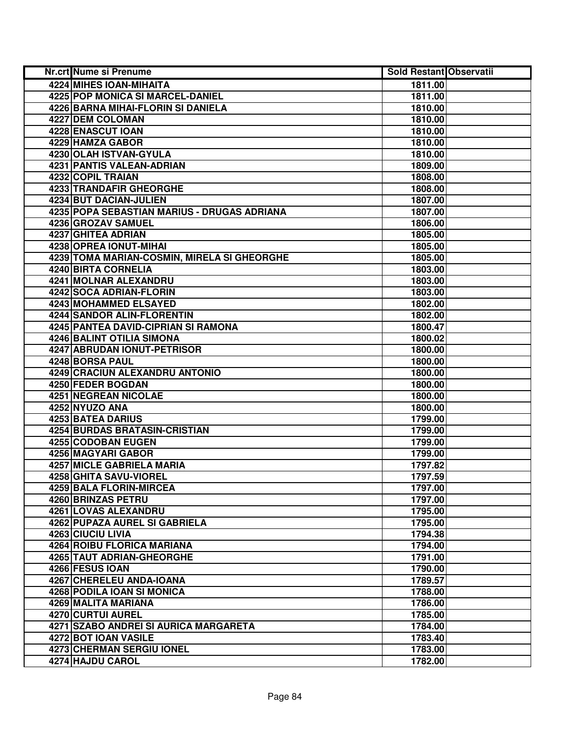| Nr.crt | Nume si Prenume | Sold Restant | Observatii |
|---|---|---|---|
| 4224 | MIHES IOAN-MIHAITA | 1811.00 | |
| 4225 | POP MONICA SI MARCEL-DANIEL | 1811.00 | |
| 4226 | BARNA MIHAI-FLORIN SI DANIELA | 1810.00 | |
| 4227 | DEM COLOMAN | 1810.00 | |
| 4228 | ENASCUT IOAN | 1810.00 | |
| 4229 | HAMZA GABOR | 1810.00 | |
| 4230 | OLAH ISTVAN-GYULA | 1810.00 | |
| 4231 | PANTIS VALEAN-ADRIAN | 1809.00 | |
| 4232 | COPIL TRAIAN | 1808.00 | |
| 4233 | TRANDAFIR GHEORGHE | 1808.00 | |
| 4234 | BUT DACIAN-JULIEN | 1807.00 | |
| 4235 | POPA SEBASTIAN MARIUS - DRUGAS ADRIANA | 1807.00 | |
| 4236 | GROZAV SAMUEL | 1806.00 | |
| 4237 | GHITEA ADRIAN | 1805.00 | |
| 4238 | OPREA IONUT-MIHAI | 1805.00 | |
| 4239 | TOMA MARIAN-COSMIN, MIRELA SI GHEORGHE | 1805.00 | |
| 4240 | BIRTA CORNELIA | 1803.00 | |
| 4241 | MOLNAR ALEXANDRU | 1803.00 | |
| 4242 | SOCA ADRIAN-FLORIN | 1803.00 | |
| 4243 | MOHAMMED ELSAYED | 1802.00 | |
| 4244 | SANDOR ALIN-FLORENTIN | 1802.00 | |
| 4245 | PANTEA DAVID-CIPRIAN SI RAMONA | 1800.47 | |
| 4246 | BALINT OTILIA SIMONA | 1800.02 | |
| 4247 | ABRUDAN IONUT-PETRISOR | 1800.00 | |
| 4248 | BORSA PAUL | 1800.00 | |
| 4249 | CRACIUN ALEXANDRU ANTONIO | 1800.00 | |
| 4250 | FEDER BOGDAN | 1800.00 | |
| 4251 | NEGREAN NICOLAE | 1800.00 | |
| 4252 | NYUZO ANA | 1800.00 | |
| 4253 | BATEA DARIUS | 1799.00 | |
| 4254 | BURDAS BRATASIN-CRISTIAN | 1799.00 | |
| 4255 | CODOBAN EUGEN | 1799.00 | |
| 4256 | MAGYARI GABOR | 1799.00 | |
| 4257 | MICLE GABRIELA MARIA | 1797.82 | |
| 4258 | GHITA SAVU-VIOREL | 1797.59 | |
| 4259 | BALA FLORIN-MIRCEA | 1797.00 | |
| 4260 | BRINZAS PETRU | 1797.00 | |
| 4261 | LOVAS ALEXANDRU | 1795.00 | |
| 4262 | PUPAZA AUREL SI GABRIELA | 1795.00 | |
| 4263 | CIUCIU LIVIA | 1794.38 | |
| 4264 | ROIBU FLORICA MARIANA | 1794.00 | |
| 4265 | TAUT ADRIAN-GHEORGHE | 1791.00 | |
| 4266 | FESUS IOAN | 1790.00 | |
| 4267 | CHERELEU ANDA-IOANA | 1789.57 | |
| 4268 | PODILA IOAN SI MONICA | 1788.00 | |
| 4269 | MALITA MARIANA | 1786.00 | |
| 4270 | CURTUI AUREL | 1785.00 | |
| 4271 | SZABO ANDREI SI AURICA MARGARETA | 1784.00 | |
| 4272 | BOT IOAN VASILE | 1783.40 | |
| 4273 | CHERMAN SERGIU IONEL | 1783.00 | |
| 4274 | HAJDU CAROL | 1782.00 | |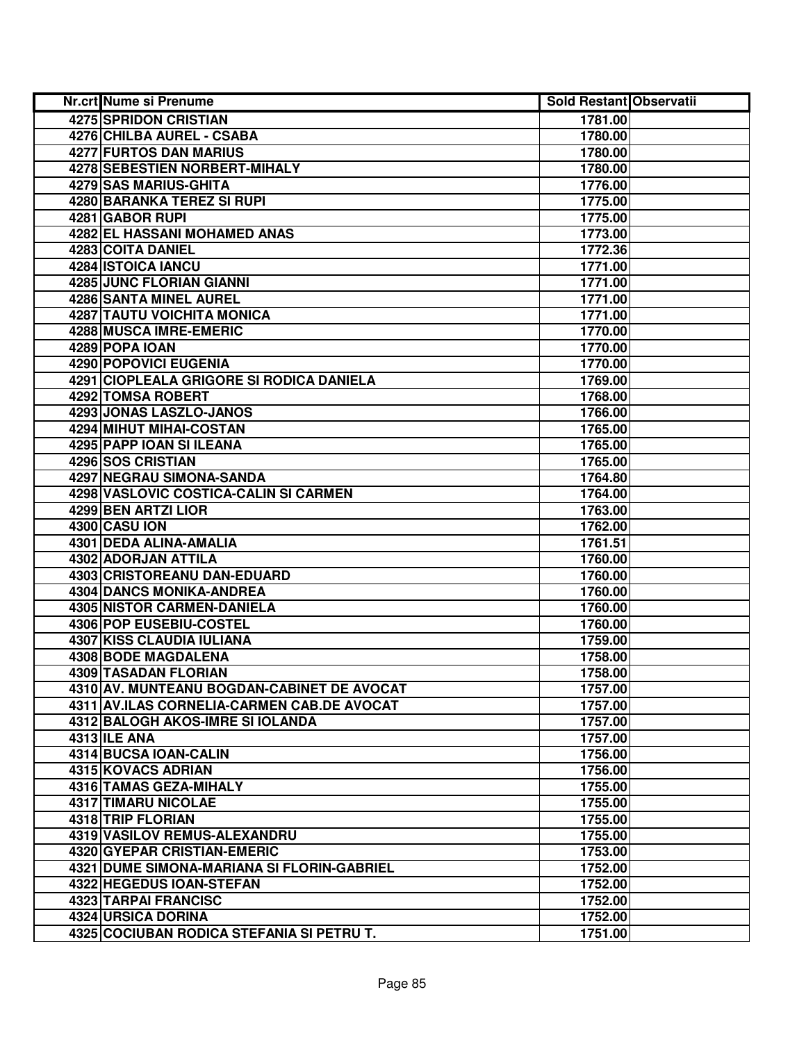| Nr.crt | Nume si Prenume | Sold Restant | Observatii |
|---|---|---|---|
| 4275 | SPRIDON CRISTIAN | 1781.00 | |
| 4276 | CHILBA AUREL - CSABA | 1780.00 | |
| 4277 | FURTOS DAN MARIUS | 1780.00 | |
| 4278 | SEBESTIEN NORBERT-MIHALY | 1780.00 | |
| 4279 | SAS MARIUS-GHITA | 1776.00 | |
| 4280 | BARANKA TEREZ SI RUPI | 1775.00 | |
| 4281 | GABOR RUPI | 1775.00 | |
| 4282 | EL HASSANI MOHAMED ANAS | 1773.00 | |
| 4283 | COITA DANIEL | 1772.36 | |
| 4284 | ISTOICA IANCU | 1771.00 | |
| 4285 | JUNC FLORIAN GIANNI | 1771.00 | |
| 4286 | SANTA MINEL AUREL | 1771.00 | |
| 4287 | TAUTU VOICHITA MONICA | 1771.00 | |
| 4288 | MUSCA IMRE-EMERIC | 1770.00 | |
| 4289 | POPA IOAN | 1770.00 | |
| 4290 | POPOVICI EUGENIA | 1770.00 | |
| 4291 | CIOPLEALA GRIGORE SI RODICA DANIELA | 1769.00 | |
| 4292 | TOMSA ROBERT | 1768.00 | |
| 4293 | JONAS LASZLO-JANOS | 1766.00 | |
| 4294 | MIHUT MIHAI-COSTAN | 1765.00 | |
| 4295 | PAPP IOAN SI ILEANA | 1765.00 | |
| 4296 | SOS CRISTIAN | 1765.00 | |
| 4297 | NEGRAU SIMONA-SANDA | 1764.80 | |
| 4298 | VASLOVIC COSTICA-CALIN SI CARMEN | 1764.00 | |
| 4299 | BEN ARTZI LIOR | 1763.00 | |
| 4300 | CASU ION | 1762.00 | |
| 4301 | DEDA ALINA-AMALIA | 1761.51 | |
| 4302 | ADORJAN ATTILA | 1760.00 | |
| 4303 | CRISTOREANU DAN-EDUARD | 1760.00 | |
| 4304 | DANCS MONIKA-ANDREA | 1760.00 | |
| 4305 | NISTOR CARMEN-DANIELA | 1760.00 | |
| 4306 | POP EUSEBIU-COSTEL | 1760.00 | |
| 4307 | KISS CLAUDIA IULIANA | 1759.00 | |
| 4308 | BODE MAGDALENA | 1758.00 | |
| 4309 | TASADAN FLORIAN | 1758.00 | |
| 4310 | AV. MUNTEANU BOGDAN-CABINET DE AVOCAT | 1757.00 | |
| 4311 | AV.ILAS CORNELIA-CARMEN CAB.DE AVOCAT | 1757.00 | |
| 4312 | BALOGH AKOS-IMRE SI IOLANDA | 1757.00 | |
| 4313 | ILE ANA | 1757.00 | |
| 4314 | BUCSA IOAN-CALIN | 1756.00 | |
| 4315 | KOVACS ADRIAN | 1756.00 | |
| 4316 | TAMAS GEZA-MIHALY | 1755.00 | |
| 4317 | TIMARU NICOLAE | 1755.00 | |
| 4318 | TRIP FLORIAN | 1755.00 | |
| 4319 | VASILOV REMUS-ALEXANDRU | 1755.00 | |
| 4320 | GYEPAR CRISTIAN-EMERIC | 1753.00 | |
| 4321 | DUME SIMONA-MARIANA SI FLORIN-GABRIEL | 1752.00 | |
| 4322 | HEGEDUS IOAN-STEFAN | 1752.00 | |
| 4323 | TARPAI FRANCISC | 1752.00 | |
| 4324 | URSICA DORINA | 1752.00 | |
| 4325 | COCIUBAN RODICA STEFANIA SI PETRU T. | 1751.00 | |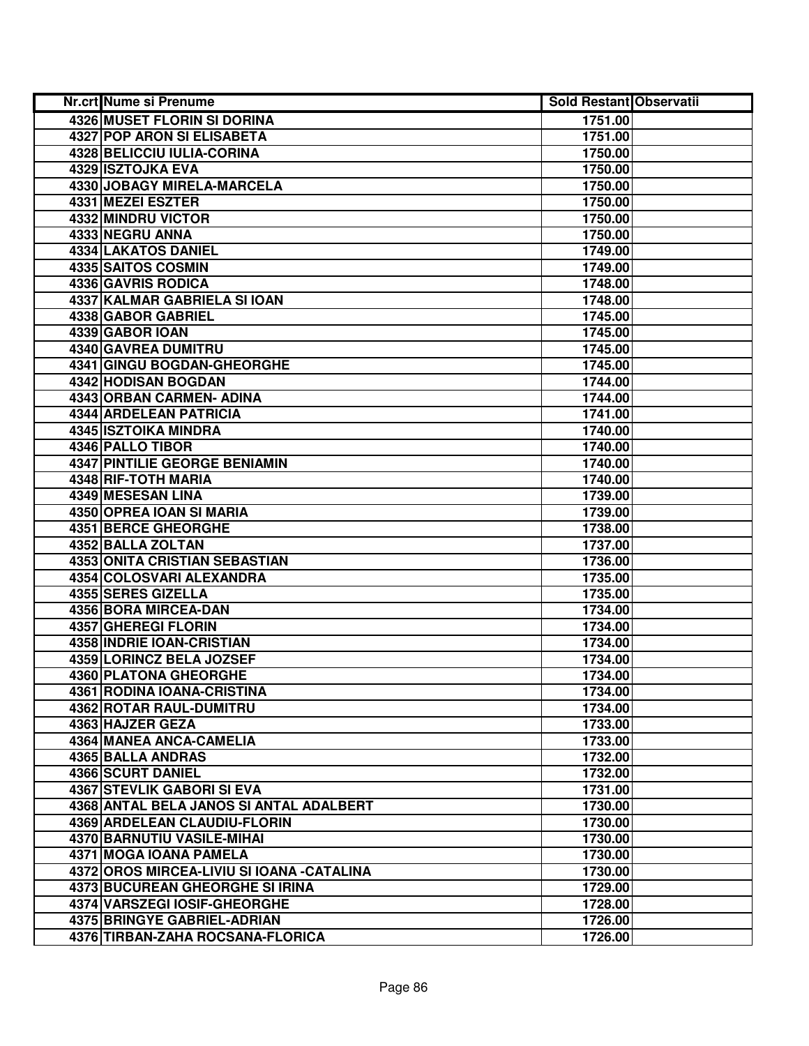| Nr.crt | Nume si Prenume | Sold Restant | Observatii |
|---|---|---|---|
| 4326 | MUSET FLORIN SI DORINA | 1751.00 | |
| 4327 | POP ARON SI ELISABETA | 1751.00 | |
| 4328 | BELICCIU IULIA-CORINA | 1750.00 | |
| 4329 | ISZTOJKA EVA | 1750.00 | |
| 4330 | JOBAGY MIRELA-MARCELA | 1750.00 | |
| 4331 | MEZEI ESZTER | 1750.00 | |
| 4332 | MINDRU VICTOR | 1750.00 | |
| 4333 | NEGRU ANNA | 1750.00 | |
| 4334 | LAKATOS DANIEL | 1749.00 | |
| 4335 | SAITOS COSMIN | 1749.00 | |
| 4336 | GAVRIS RODICA | 1748.00 | |
| 4337 | KALMAR GABRIELA SI IOAN | 1748.00 | |
| 4338 | GABOR GABRIEL | 1745.00 | |
| 4339 | GABOR IOAN | 1745.00 | |
| 4340 | GAVREA DUMITRU | 1745.00 | |
| 4341 | GINGU BOGDAN-GHEORGHE | 1745.00 | |
| 4342 | HODISAN BOGDAN | 1744.00 | |
| 4343 | ORBAN CARMEN- ADINA | 1744.00 | |
| 4344 | ARDELEAN PATRICIA | 1741.00 | |
| 4345 | ISZTOIKA MINDRA | 1740.00 | |
| 4346 | PALLO TIBOR | 1740.00 | |
| 4347 | PINTILIE GEORGE BENIAMIN | 1740.00 | |
| 4348 | RIF-TOTH MARIA | 1740.00 | |
| 4349 | MESESAN LINA | 1739.00 | |
| 4350 | OPREA IOAN SI MARIA | 1739.00 | |
| 4351 | BERCE GHEORGHE | 1738.00 | |
| 4352 | BALLA ZOLTAN | 1737.00 | |
| 4353 | ONITA CRISTIAN SEBASTIAN | 1736.00 | |
| 4354 | COLOSVARI ALEXANDRA | 1735.00 | |
| 4355 | SERES GIZELLA | 1735.00 | |
| 4356 | BORA MIRCEA-DAN | 1734.00 | |
| 4357 | GHEREGI FLORIN | 1734.00 | |
| 4358 | INDRIE IOAN-CRISTIAN | 1734.00 | |
| 4359 | LORINCZ BELA JOZSEF | 1734.00 | |
| 4360 | PLATONA GHEORGHE | 1734.00 | |
| 4361 | RODINA IOANA-CRISTINA | 1734.00 | |
| 4362 | ROTAR RAUL-DUMITRU | 1734.00 | |
| 4363 | HAJZER GEZA | 1733.00 | |
| 4364 | MANEA ANCA-CAMELIA | 1733.00 | |
| 4365 | BALLA ANDRAS | 1732.00 | |
| 4366 | SCURT DANIEL | 1732.00 | |
| 4367 | STEVLIK GABORI SI EVA | 1731.00 | |
| 4368 | ANTAL BELA JANOS SI ANTAL ADALBERT | 1730.00 | |
| 4369 | ARDELEAN CLAUDIU-FLORIN | 1730.00 | |
| 4370 | BARNUTIU VASILE-MIHAI | 1730.00 | |
| 4371 | MOGA IOANA PAMELA | 1730.00 | |
| 4372 | OROS MIRCEA-LIVIU SI IOANA -CATALINA | 1730.00 | |
| 4373 | BUCUREAN GHEORGHE SI IRINA | 1729.00 | |
| 4374 | VARSZEGI IOSIF-GHEORGHE | 1728.00 | |
| 4375 | BRINGYE GABRIEL-ADRIAN | 1726.00 | |
| 4376 | TIRBAN-ZAHA ROCSANA-FLORICA | 1726.00 | |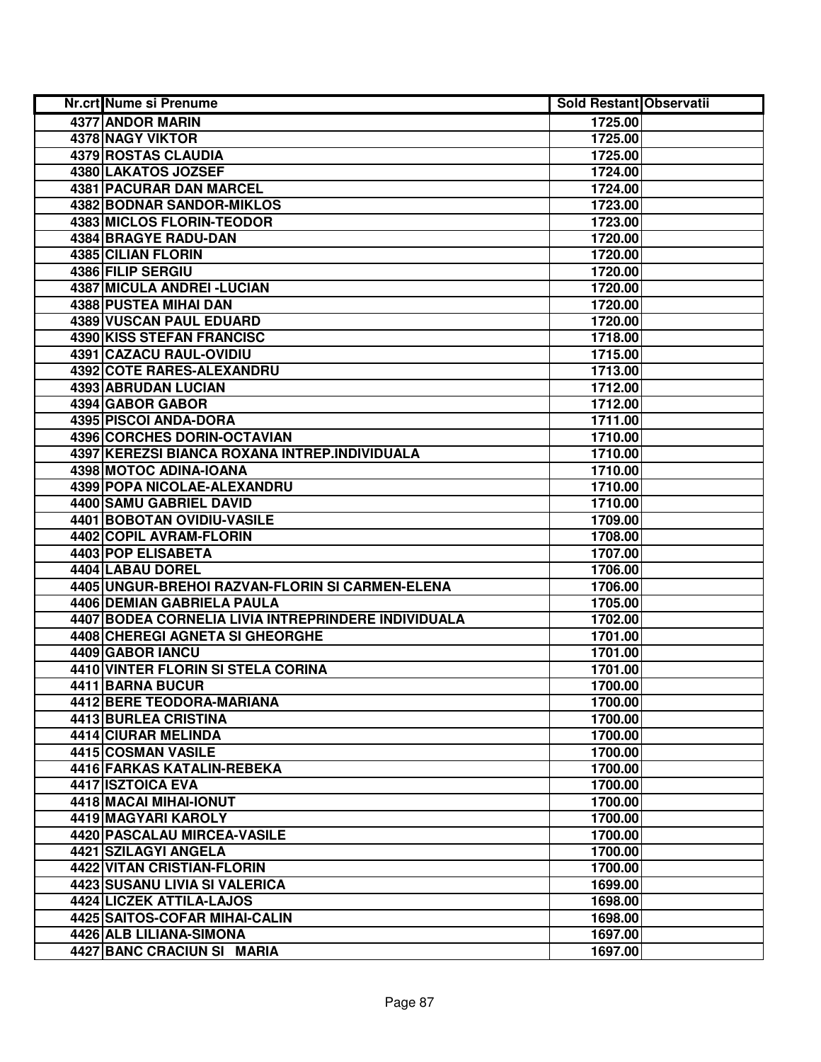| Nr.crt | Nume si Prenume | Sold Restant | Observatii |
|---|---|---|---|
| 4377 | ANDOR MARIN | 1725.00 | |
| 4378 | NAGY VIKTOR | 1725.00 | |
| 4379 | ROSTAS CLAUDIA | 1725.00 | |
| 4380 | LAKATOS JOZSEF | 1724.00 | |
| 4381 | PACURAR DAN MARCEL | 1724.00 | |
| 4382 | BODNAR SANDOR-MIKLOS | 1723.00 | |
| 4383 | MICLOS FLORIN-TEODOR | 1723.00 | |
| 4384 | BRAGYE RADU-DAN | 1720.00 | |
| 4385 | CILIAN FLORIN | 1720.00 | |
| 4386 | FILIP SERGIU | 1720.00 | |
| 4387 | MICULA ANDREI -LUCIAN | 1720.00 | |
| 4388 | PUSTEA MIHAI DAN | 1720.00 | |
| 4389 | VUSCAN PAUL EDUARD | 1720.00 | |
| 4390 | KISS STEFAN FRANCISC | 1718.00 | |
| 4391 | CAZACU RAUL-OVIDIU | 1715.00 | |
| 4392 | COTE RARES-ALEXANDRU | 1713.00 | |
| 4393 | ABRUDAN LUCIAN | 1712.00 | |
| 4394 | GABOR GABOR | 1712.00 | |
| 4395 | PISCOI ANDA-DORA | 1711.00 | |
| 4396 | CORCHES DORIN-OCTAVIAN | 1710.00 | |
| 4397 | KEREZSI BIANCA ROXANA INTREP.INDIVIDUALA | 1710.00 | |
| 4398 | MOTOC ADINA-IOANA | 1710.00 | |
| 4399 | POPA NICOLAE-ALEXANDRU | 1710.00 | |
| 4400 | SAMU GABRIEL DAVID | 1710.00 | |
| 4401 | BOBOTAN OVIDIU-VASILE | 1709.00 | |
| 4402 | COPIL AVRAM-FLORIN | 1708.00 | |
| 4403 | POP ELISABETA | 1707.00 | |
| 4404 | LABAU DOREL | 1706.00 | |
| 4405 | UNGUR-BREHOI RAZVAN-FLORIN SI CARMEN-ELENA | 1706.00 | |
| 4406 | DEMIAN GABRIELA PAULA | 1705.00 | |
| 4407 | BODEA CORNELIA LIVIA INTREPRINDERE INDIVIDUALA | 1702.00 | |
| 4408 | CHEREGI AGNETA SI GHEORGHE | 1701.00 | |
| 4409 | GABOR IANCU | 1701.00 | |
| 4410 | VINTER FLORIN SI STELA CORINA | 1701.00 | |
| 4411 | BARNA BUCUR | 1700.00 | |
| 4412 | BERE TEODORA-MARIANA | 1700.00 | |
| 4413 | BURLEA CRISTINA | 1700.00 | |
| 4414 | CIURAR MELINDA | 1700.00 | |
| 4415 | COSMAN VASILE | 1700.00 | |
| 4416 | FARKAS KATALIN-REBEKA | 1700.00 | |
| 4417 | ISZTOICA EVA | 1700.00 | |
| 4418 | MACAI MIHAI-IONUT | 1700.00 | |
| 4419 | MAGYARI KAROLY | 1700.00 | |
| 4420 | PASCALAU MIRCEA-VASILE | 1700.00 | |
| 4421 | SZILAGYI ANGELA | 1700.00 | |
| 4422 | VITAN CRISTIAN-FLORIN | 1700.00 | |
| 4423 | SUSANU LIVIA SI VALERICA | 1699.00 | |
| 4424 | LICZEK ATTILA-LAJOS | 1698.00 | |
| 4425 | SAITOS-COFAR MIHAI-CALIN | 1698.00 | |
| 4426 | ALB LILIANA-SIMONA | 1697.00 | |
| 4427 | BANC CRACIUN SI MARIA | 1697.00 | |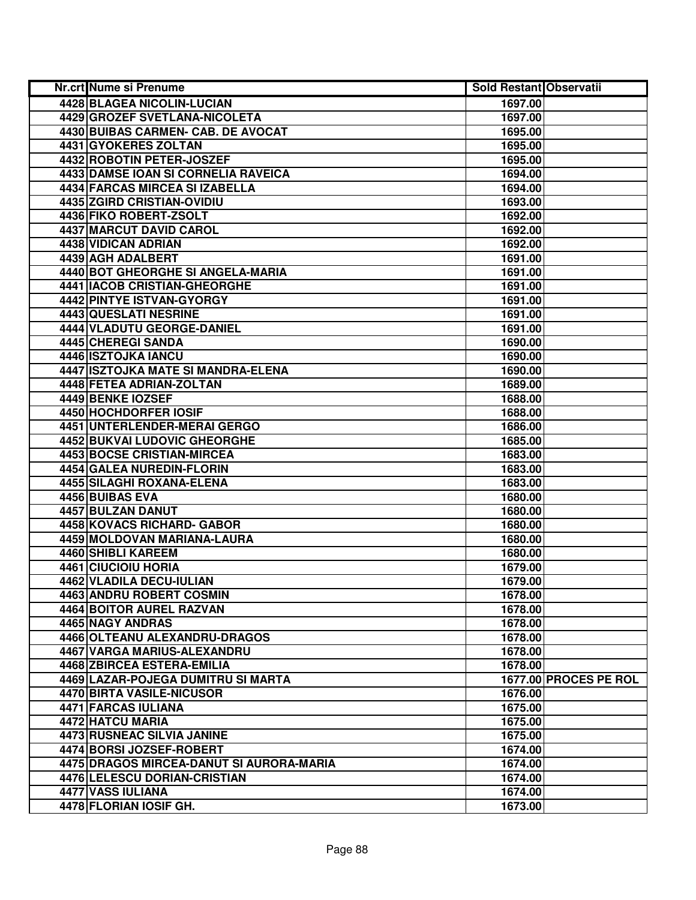| Nr.crt | Nume si Prenume | Sold Restant | Observatii |
|---|---|---|---|
| 4428 | BLAGEA NICOLIN-LUCIAN | 1697.00 | |
| 4429 | GROZEF SVETLANA-NICOLETA | 1697.00 | |
| 4430 | BUIBAS CARMEN- CAB. DE AVOCAT | 1695.00 | |
| 4431 | GYOKERES ZOLTAN | 1695.00 | |
| 4432 | ROBOTIN PETER-JOSZEF | 1695.00 | |
| 4433 | DAMSE IOAN SI CORNELIA RAVEICA | 1694.00 | |
| 4434 | FARCAS MIRCEA SI IZABELLA | 1694.00 | |
| 4435 | ZGIRD CRISTIAN-OVIDIU | 1693.00 | |
| 4436 | FIKO ROBERT-ZSOLT | 1692.00 | |
| 4437 | MARCUT DAVID CAROL | 1692.00 | |
| 4438 | VIDICAN ADRIAN | 1692.00 | |
| 4439 | AGH ADALBERT | 1691.00 | |
| 4440 | BOT GHEORGHE SI ANGELA-MARIA | 1691.00 | |
| 4441 | IACOB CRISTIAN-GHEORGHE | 1691.00 | |
| 4442 | PINTYE ISTVAN-GYORGY | 1691.00 | |
| 4443 | QUESLATI NESRINE | 1691.00 | |
| 4444 | VLADUTU GEORGE-DANIEL | 1691.00 | |
| 4445 | CHEREGI SANDA | 1690.00 | |
| 4446 | ISZTOJKA IANCU | 1690.00 | |
| 4447 | ISZTOJKA MATE SI MANDRA-ELENA | 1690.00 | |
| 4448 | FETEA ADRIAN-ZOLTAN | 1689.00 | |
| 4449 | BENKE IOZSEF | 1688.00 | |
| 4450 | HOCHDORFER IOSIF | 1688.00 | |
| 4451 | UNTERLENDER-MERAI GERGO | 1686.00 | |
| 4452 | BUKVAI LUDOVIC GHEORGHE | 1685.00 | |
| 4453 | BOCSE CRISTIAN-MIRCEA | 1683.00 | |
| 4454 | GALEA NUREDIN-FLORIN | 1683.00 | |
| 4455 | SILAGHI ROXANA-ELENA | 1683.00 | |
| 4456 | BUIBAS EVA | 1680.00 | |
| 4457 | BULZAN DANUT | 1680.00 | |
| 4458 | KOVACS RICHARD- GABOR | 1680.00 | |
| 4459 | MOLDOVAN MARIANA-LAURA | 1680.00 | |
| 4460 | SHIBLI KAREEM | 1680.00 | |
| 4461 | CIUCIOIU HORIA | 1679.00 | |
| 4462 | VLADILA DECU-IULIAN | 1679.00 | |
| 4463 | ANDRU ROBERT COSMIN | 1678.00 | |
| 4464 | BOITOR AUREL RAZVAN | 1678.00 | |
| 4465 | NAGY ANDRAS | 1678.00 | |
| 4466 | OLTEANU ALEXANDRU-DRAGOS | 1678.00 | |
| 4467 | VARGA MARIUS-ALEXANDRU | 1678.00 | |
| 4468 | ZBIRCEA ESTERA-EMILIA | 1678.00 | |
| 4469 | LAZAR-POJEGA DUMITRU SI MARTA | 1677.00 | PROCES PE ROL |
| 4470 | BIRTA VASILE-NICUSOR | 1676.00 | |
| 4471 | FARCAS IULIANA | 1675.00 | |
| 4472 | HATCU MARIA | 1675.00 | |
| 4473 | RUSNEAC SILVIA JANINE | 1675.00 | |
| 4474 | BORSI JOZSEF-ROBERT | 1674.00 | |
| 4475 | DRAGOS MIRCEA-DANUT SI AURORA-MARIA | 1674.00 | |
| 4476 | LELESCU DORIAN-CRISTIAN | 1674.00 | |
| 4477 | VASS IULIANA | 1674.00 | |
| 4478 | FLORIAN IOSIF GH. | 1673.00 | |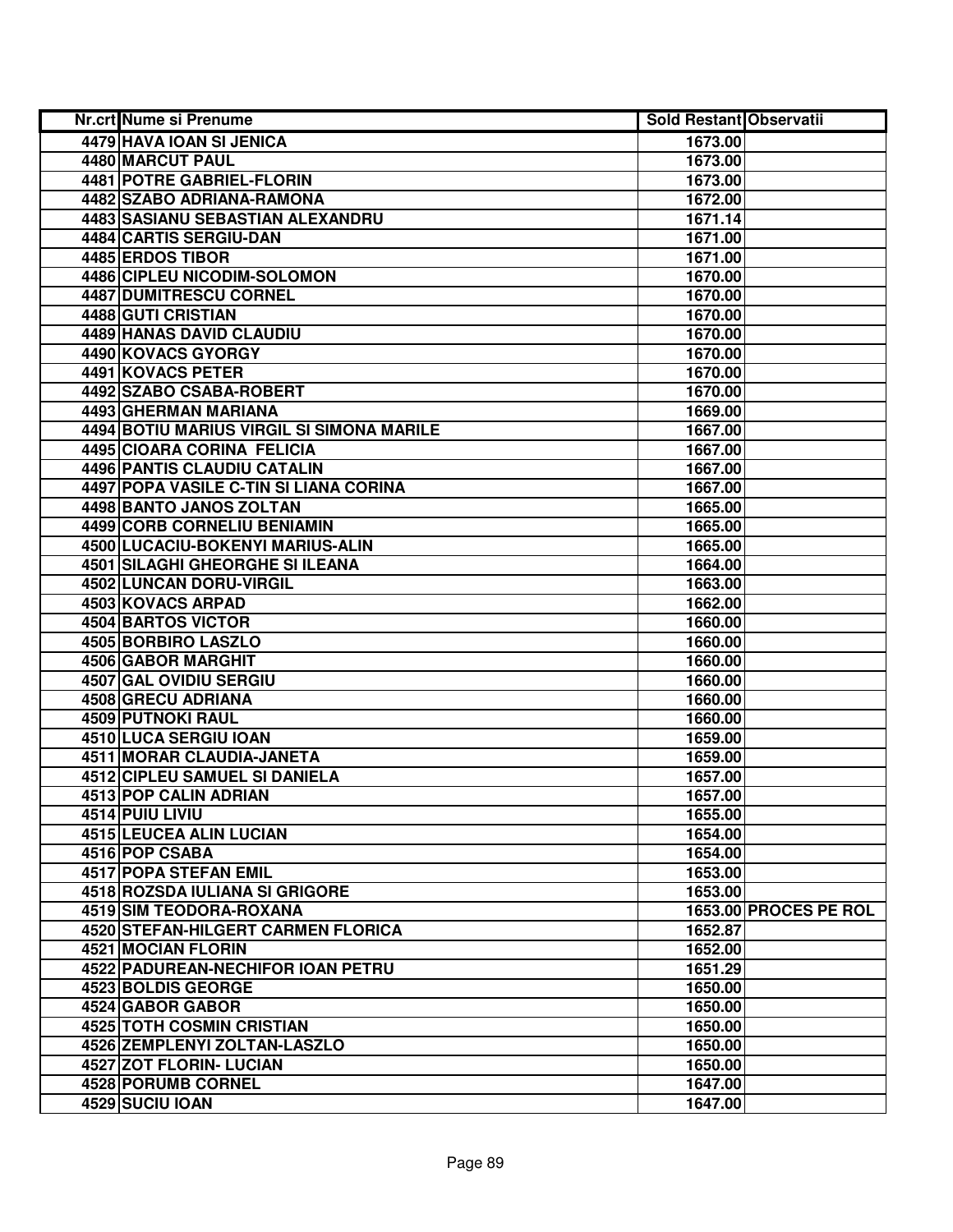| Nr.crt | Nume si Prenume | Sold Restant | Observatii |
|---|---|---|---|
| 4479 | HAVA IOAN SI JENICA | 1673.00 | |
| 4480 | MARCUT PAUL | 1673.00 | |
| 4481 | POTRE GABRIEL-FLORIN | 1673.00 | |
| 4482 | SZABO ADRIANA-RAMONA | 1672.00 | |
| 4483 | SASIANU SEBASTIAN ALEXANDRU | 1671.14 | |
| 4484 | CARTIS SERGIU-DAN | 1671.00 | |
| 4485 | ERDOS TIBOR | 1671.00 | |
| 4486 | CIPLEU NICODIM-SOLOMON | 1670.00 | |
| 4487 | DUMITRESCU CORNEL | 1670.00 | |
| 4488 | GUTI CRISTIAN | 1670.00 | |
| 4489 | HANAS DAVID CLAUDIU | 1670.00 | |
| 4490 | KOVACS GYORGY | 1670.00 | |
| 4491 | KOVACS PETER | 1670.00 | |
| 4492 | SZABO CSABA-ROBERT | 1670.00 | |
| 4493 | GHERMAN MARIANA | 1669.00 | |
| 4494 | BOTIU MARIUS VIRGIL SI SIMONA MARILE | 1667.00 | |
| 4495 | CIOARA CORINA FELICIA | 1667.00 | |
| 4496 | PANTIS CLAUDIU CATALIN | 1667.00 | |
| 4497 | POPA VASILE C-TIN SI LIANA CORINA | 1667.00 | |
| 4498 | BANTO JANOS ZOLTAN | 1665.00 | |
| 4499 | CORB CORNELIU BENIAMIN | 1665.00 | |
| 4500 | LUCACIU-BOKENYI MARIUS-ALIN | 1665.00 | |
| 4501 | SILAGHI GHEORGHE SI ILEANA | 1664.00 | |
| 4502 | LUNCAN DORU-VIRGIL | 1663.00 | |
| 4503 | KOVACS ARPAD | 1662.00 | |
| 4504 | BARTOS VICTOR | 1660.00 | |
| 4505 | BORBIRO LASZLO | 1660.00 | |
| 4506 | GABOR MARGHIT | 1660.00 | |
| 4507 | GAL OVIDIU SERGIU | 1660.00 | |
| 4508 | GRECU ADRIANA | 1660.00 | |
| 4509 | PUTNOKI RAUL | 1660.00 | |
| 4510 | LUCA SERGIU IOAN | 1659.00 | |
| 4511 | MORAR CLAUDIA-JANETA | 1659.00 | |
| 4512 | CIPLEU SAMUEL SI DANIELA | 1657.00 | |
| 4513 | POP CALIN ADRIAN | 1657.00 | |
| 4514 | PUIU LIVIU | 1655.00 | |
| 4515 | LEUCEA ALIN LUCIAN | 1654.00 | |
| 4516 | POP CSABA | 1654.00 | |
| 4517 | POPA STEFAN EMIL | 1653.00 | |
| 4518 | ROZSDA IULIANA SI GRIGORE | 1653.00 | |
| 4519 | SIM TEODORA-ROXANA | 1653.00 | PROCES PE ROL |
| 4520 | STEFAN-HILGERT CARMEN FLORICA | 1652.87 | |
| 4521 | MOCIAN FLORIN | 1652.00 | |
| 4522 | PADUREAN-NECHIFOR IOAN PETRU | 1651.29 | |
| 4523 | BOLDIS GEORGE | 1650.00 | |
| 4524 | GABOR GABOR | 1650.00 | |
| 4525 | TOTH COSMIN CRISTIAN | 1650.00 | |
| 4526 | ZEMPLENYI ZOLTAN-LASZLO | 1650.00 | |
| 4527 | ZOT FLORIN- LUCIAN | 1650.00 | |
| 4528 | PORUMB CORNEL | 1647.00 | |
| 4529 | SUCIU IOAN | 1647.00 | |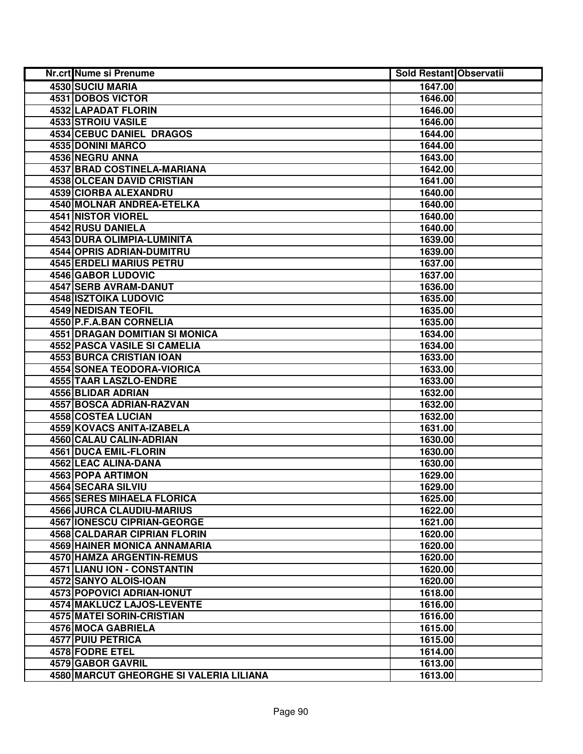| Nr.crt | Nume si Prenume | Sold Restant | Observatii |
| --- | --- | --- | --- |
| 4530 | SUCIU MARIA | 1647.00 | |
| 4531 | DOBOS VICTOR | 1646.00 | |
| 4532 | LAPADAT FLORIN | 1646.00 | |
| 4533 | STROIU VASILE | 1646.00 | |
| 4534 | CEBUC DANIEL DRAGOS | 1644.00 | |
| 4535 | DONINI MARCO | 1644.00 | |
| 4536 | NEGRU ANNA | 1643.00 | |
| 4537 | BRAD COSTINELA-MARIANA | 1642.00 | |
| 4538 | OLCEAN DAVID CRISTIAN | 1641.00 | |
| 4539 | CIORBA ALEXANDRU | 1640.00 | |
| 4540 | MOLNAR ANDREA-ETELKA | 1640.00 | |
| 4541 | NISTOR VIOREL | 1640.00 | |
| 4542 | RUSU DANIELA | 1640.00 | |
| 4543 | DURA OLIMPIA-LUMINITA | 1639.00 | |
| 4544 | OPRIS ADRIAN-DUMITRU | 1639.00 | |
| 4545 | ERDELI MARIUS PETRU | 1637.00 | |
| 4546 | GABOR LUDOVIC | 1637.00 | |
| 4547 | SERB AVRAM-DANUT | 1636.00 | |
| 4548 | ISZTOIKA LUDOVIC | 1635.00 | |
| 4549 | NEDISAN TEOFIL | 1635.00 | |
| 4550 | P.F.A.BAN CORNELIA | 1635.00 | |
| 4551 | DRAGAN DOMITIAN SI MONICA | 1634.00 | |
| 4552 | PASCA VASILE SI CAMELIA | 1634.00 | |
| 4553 | BURCA CRISTIAN IOAN | 1633.00 | |
| 4554 | SONEA TEODORA-VIORICA | 1633.00 | |
| 4555 | TAAR LASZLO-ENDRE | 1633.00 | |
| 4556 | BLIDAR ADRIAN | 1632.00 | |
| 4557 | BOSCA ADRIAN-RAZVAN | 1632.00 | |
| 4558 | COSTEA LUCIAN | 1632.00 | |
| 4559 | KOVACS ANITA-IZABELA | 1631.00 | |
| 4560 | CALAU CALIN-ADRIAN | 1630.00 | |
| 4561 | DUCA EMIL-FLORIN | 1630.00 | |
| 4562 | LEAC ALINA-DANA | 1630.00 | |
| 4563 | POPA ARTIMON | 1629.00 | |
| 4564 | SECARA SILVIU | 1629.00 | |
| 4565 | SERES MIHAELA FLORICA | 1625.00 | |
| 4566 | JURCA CLAUDIU-MARIUS | 1622.00 | |
| 4567 | IONESCU CIPRIAN-GEORGE | 1621.00 | |
| 4568 | CALDARAR CIPRIAN FLORIN | 1620.00 | |
| 4569 | HAINER MONICA ANNAMARIA | 1620.00 | |
| 4570 | HAMZA ARGENTIN-REMUS | 1620.00 | |
| 4571 | LIANU ION - CONSTANTIN | 1620.00 | |
| 4572 | SANYO ALOIS-IOAN | 1620.00 | |
| 4573 | POPOVICI ADRIAN-IONUT | 1618.00 | |
| 4574 | MAKLUCZ LAJOS-LEVENTE | 1616.00 | |
| 4575 | MATEI SORIN-CRISTIAN | 1616.00 | |
| 4576 | MOCA GABRIELA | 1615.00 | |
| 4577 | PUIU PETRICA | 1615.00 | |
| 4578 | FODRE ETEL | 1614.00 | |
| 4579 | GABOR GAVRIL | 1613.00 | |
| 4580 | MARCUT GHEORGHE SI VALERIA LILIANA | 1613.00 | |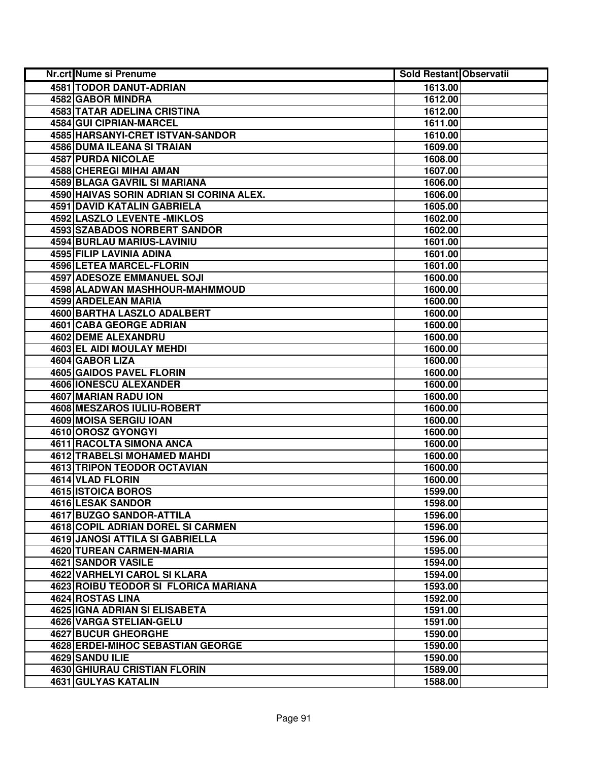| Nr.crt | Nume si Prenume | Sold Restant | Observatii |
|---|---|---|---|
| 4581 | TODOR DANUT-ADRIAN | 1613.00 | |
| 4582 | GABOR MINDRA | 1612.00 | |
| 4583 | TATAR ADELINA CRISTINA | 1612.00 | |
| 4584 | GUI CIPRIAN-MARCEL | 1611.00 | |
| 4585 | HARSANYI-CRET ISTVAN-SANDOR | 1610.00 | |
| 4586 | DUMA ILEANA SI TRAIAN | 1609.00 | |
| 4587 | PURDA NICOLAE | 1608.00 | |
| 4588 | CHEREGI MIHAI AMAN | 1607.00 | |
| 4589 | BLAGA GAVRIL SI MARIANA | 1606.00 | |
| 4590 | HAIVAS SORIN ADRIAN SI CORINA ALEX. | 1606.00 | |
| 4591 | DAVID KATALIN GABRIELA | 1605.00 | |
| 4592 | LASZLO LEVENTE -MIKLOS | 1602.00 | |
| 4593 | SZABADOS NORBERT SANDOR | 1602.00 | |
| 4594 | BURLAU MARIUS-LAVINIU | 1601.00 | |
| 4595 | FILIP LAVINIA ADINA | 1601.00 | |
| 4596 | LETEA MARCEL-FLORIN | 1601.00 | |
| 4597 | ADESOZE EMMANUEL SOJI | 1600.00 | |
| 4598 | ALADWAN MASHHOUR-MAHMMOUD | 1600.00 | |
| 4599 | ARDELEAN MARIA | 1600.00 | |
| 4600 | BARTHA LASZLO ADALBERT | 1600.00 | |
| 4601 | CABA GEORGE ADRIAN | 1600.00 | |
| 4602 | DEME ALEXANDRU | 1600.00 | |
| 4603 | EL AIDI MOULAY MEHDI | 1600.00 | |
| 4604 | GABOR LIZA | 1600.00 | |
| 4605 | GAIDOS PAVEL FLORIN | 1600.00 | |
| 4606 | IONESCU ALEXANDER | 1600.00 | |
| 4607 | MARIAN RADU ION | 1600.00 | |
| 4608 | MESZAROS IULIU-ROBERT | 1600.00 | |
| 4609 | MOISA SERGIU IOAN | 1600.00 | |
| 4610 | OROSZ GYONGYI | 1600.00 | |
| 4611 | RACOLTA SIMONA ANCA | 1600.00 | |
| 4612 | TRABELSI MOHAMED MAHDI | 1600.00 | |
| 4613 | TRIPON TEODOR OCTAVIAN | 1600.00 | |
| 4614 | VLAD FLORIN | 1600.00 | |
| 4615 | ISTOICA BOROS | 1599.00 | |
| 4616 | LESAK SANDOR | 1598.00 | |
| 4617 | BUZGO SANDOR-ATTILA | 1596.00 | |
| 4618 | COPIL ADRIAN DOREL SI CARMEN | 1596.00 | |
| 4619 | JANOSI ATTILA SI GABRIELLA | 1596.00 | |
| 4620 | TUREAN CARMEN-MARIA | 1595.00 | |
| 4621 | SANDOR VASILE | 1594.00 | |
| 4622 | VARHELYI CAROL SI KLARA | 1594.00 | |
| 4623 | ROIBU TEODOR SI FLORICA MARIANA | 1593.00 | |
| 4624 | ROSTAS LINA | 1592.00 | |
| 4625 | IGNA ADRIAN SI ELISABETA | 1591.00 | |
| 4626 | VARGA STELIAN-GELU | 1591.00 | |
| 4627 | BUCUR GHEORGHE | 1590.00 | |
| 4628 | ERDEI-MIHOC SEBASTIAN GEORGE | 1590.00 | |
| 4629 | SANDU ILIE | 1590.00 | |
| 4630 | GHIURAU CRISTIAN FLORIN | 1589.00 | |
| 4631 | GULYAS KATALIN | 1588.00 | |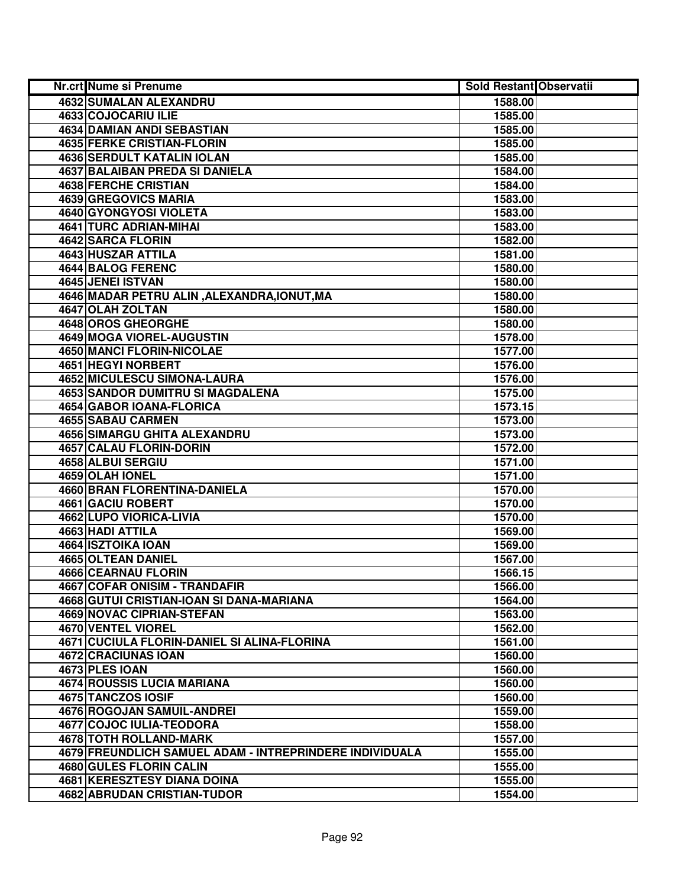| Nr.crt | Nume si Prenume | Sold Restant | Observatii |
|---|---|---|---|
| 4632 | SUMALAN ALEXANDRU | 1588.00 | |
| 4633 | COJOCARIU ILIE | 1585.00 | |
| 4634 | DAMIAN ANDI SEBASTIAN | 1585.00 | |
| 4635 | FERKE CRISTIAN-FLORIN | 1585.00 | |
| 4636 | SERDULT KATALIN IOLAN | 1585.00 | |
| 4637 | BALAIBAN PREDA SI DANIELA | 1584.00 | |
| 4638 | FERCHE CRISTIAN | 1584.00 | |
| 4639 | GREGOVICS MARIA | 1583.00 | |
| 4640 | GYONGYOSI VIOLETA | 1583.00 | |
| 4641 | TURC ADRIAN-MIHAI | 1583.00 | |
| 4642 | SARCA FLORIN | 1582.00 | |
| 4643 | HUSZAR ATTILA | 1581.00 | |
| 4644 | BALOG FERENC | 1580.00 | |
| 4645 | JENEI ISTVAN | 1580.00 | |
| 4646 | MADAR PETRU ALIN ,ALEXANDRA,IONUT,MA | 1580.00 | |
| 4647 | OLAH ZOLTAN | 1580.00 | |
| 4648 | OROS GHEORGHE | 1580.00 | |
| 4649 | MOGA VIOREL-AUGUSTIN | 1578.00 | |
| 4650 | MANCI FLORIN-NICOLAE | 1577.00 | |
| 4651 | HEGYI NORBERT | 1576.00 | |
| 4652 | MICULESCU SIMONA-LAURA | 1576.00 | |
| 4653 | SANDOR DUMITRU SI MAGDALENA | 1575.00 | |
| 4654 | GABOR IOANA-FLORICA | 1573.15 | |
| 4655 | SABAU CARMEN | 1573.00 | |
| 4656 | SIMARGU GHITA ALEXANDRU | 1573.00 | |
| 4657 | CALAU FLORIN-DORIN | 1572.00 | |
| 4658 | ALBUI SERGIU | 1571.00 | |
| 4659 | OLAH IONEL | 1571.00 | |
| 4660 | BRAN FLORENTINA-DANIELA | 1570.00 | |
| 4661 | GACIU ROBERT | 1570.00 | |
| 4662 | LUPO VIORICA-LIVIA | 1570.00 | |
| 4663 | HADI ATTILA | 1569.00 | |
| 4664 | ISZTOIKA IOAN | 1569.00 | |
| 4665 | OLTEAN DANIEL | 1567.00 | |
| 4666 | CEARNAU FLORIN | 1566.15 | |
| 4667 | COFAR ONISIM - TRANDAFIR | 1566.00 | |
| 4668 | GUTUI CRISTIAN-IOAN SI DANA-MARIANA | 1564.00 | |
| 4669 | NOVAC CIPRIAN-STEFAN | 1563.00 | |
| 4670 | VENTEL VIOREL | 1562.00 | |
| 4671 | CUCIULA FLORIN-DANIEL SI ALINA-FLORINA | 1561.00 | |
| 4672 | CRACIUNAS IOAN | 1560.00 | |
| 4673 | PLES IOAN | 1560.00 | |
| 4674 | ROUSSIS LUCIA MARIANA | 1560.00 | |
| 4675 | TANCZOS IOSIF | 1560.00 | |
| 4676 | ROGOJAN SAMUIL-ANDREI | 1559.00 | |
| 4677 | COJOC IULIA-TEODORA | 1558.00 | |
| 4678 | TOTH ROLLAND-MARK | 1557.00 | |
| 4679 | FREUNDLICH SAMUEL ADAM - INTREPRINDERE INDIVIDUALA | 1555.00 | |
| 4680 | GULES FLORIN CALIN | 1555.00 | |
| 4681 | KERESZTESY DIANA DOINA | 1555.00 | |
| 4682 | ABRUDAN CRISTIAN-TUDOR | 1554.00 | |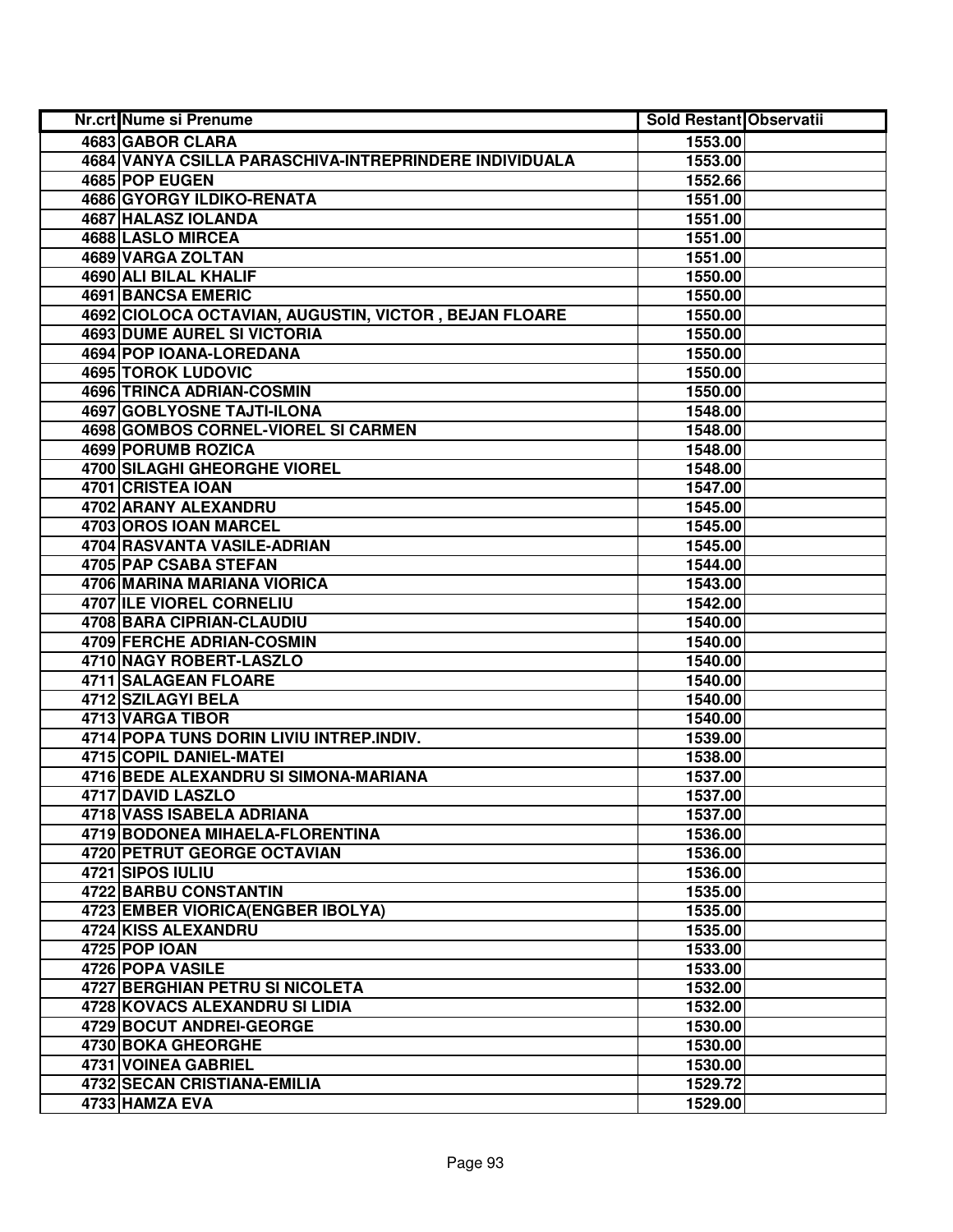| Nr.crt | Nume si Prenume | Sold Restant | Observatii |
|---|---|---|---|
| 4683 | GABOR CLARA | 1553.00 | |
| 4684 | VANYA CSILLA PARASCHIVA-INTREPRINDERE INDIVIDUALA | 1553.00 | |
| 4685 | POP EUGEN | 1552.66 | |
| 4686 | GYORGY ILDIKO-RENATA | 1551.00 | |
| 4687 | HALASZ IOLANDA | 1551.00 | |
| 4688 | LASLO MIRCEA | 1551.00 | |
| 4689 | VARGA ZOLTAN | 1551.00 | |
| 4690 | ALI BILAL KHALIF | 1550.00 | |
| 4691 | BANCSA EMERIC | 1550.00 | |
| 4692 | CIOLOCA OCTAVIAN, AUGUSTIN, VICTOR , BEJAN FLOARE | 1550.00 | |
| 4693 | DUME AUREL SI VICTORIA | 1550.00 | |
| 4694 | POP IOANA-LOREDANA | 1550.00 | |
| 4695 | TOROK LUDOVIC | 1550.00 | |
| 4696 | TRINCA ADRIAN-COSMIN | 1550.00 | |
| 4697 | GOBLYOSNE TAJTI-ILONA | 1548.00 | |
| 4698 | GOMBOS CORNEL-VIOREL SI CARMEN | 1548.00 | |
| 4699 | PORUMB ROZICA | 1548.00 | |
| 4700 | SILAGHI GHEORGHE VIOREL | 1548.00 | |
| 4701 | CRISTEA IOAN | 1547.00 | |
| 4702 | ARANY ALEXANDRU | 1545.00 | |
| 4703 | OROS IOAN MARCEL | 1545.00 | |
| 4704 | RASVANTA VASILE-ADRIAN | 1545.00 | |
| 4705 | PAP CSABA STEFAN | 1544.00 | |
| 4706 | MARINA MARIANA VIORICA | 1543.00 | |
| 4707 | ILE VIOREL CORNELIU | 1542.00 | |
| 4708 | BARA CIPRIAN-CLAUDIU | 1540.00 | |
| 4709 | FERCHE ADRIAN-COSMIN | 1540.00 | |
| 4710 | NAGY ROBERT-LASZLO | 1540.00 | |
| 4711 | SALAGEAN FLOARE | 1540.00 | |
| 4712 | SZILAGYI BELA | 1540.00 | |
| 4713 | VARGA TIBOR | 1540.00 | |
| 4714 | POPA TUNS DORIN LIVIU INTREP.INDIV. | 1539.00 | |
| 4715 | COPIL DANIEL-MATEI | 1538.00 | |
| 4716 | BEDE ALEXANDRU SI SIMONA-MARIANA | 1537.00 | |
| 4717 | DAVID LASZLO | 1537.00 | |
| 4718 | VASS ISABELA ADRIANA | 1537.00 | |
| 4719 | BODONEA MIHAELA-FLORENTINA | 1536.00 | |
| 4720 | PETRUT GEORGE OCTAVIAN | 1536.00 | |
| 4721 | SIPOS IULIU | 1536.00 | |
| 4722 | BARBU CONSTANTIN | 1535.00 | |
| 4723 | EMBER VIORICA(ENGBER IBOLYA) | 1535.00 | |
| 4724 | KISS ALEXANDRU | 1535.00 | |
| 4725 | POP IOAN | 1533.00 | |
| 4726 | POPA VASILE | 1533.00 | |
| 4727 | BERGHIAN PETRU SI NICOLETA | 1532.00 | |
| 4728 | KOVACS ALEXANDRU SI LIDIA | 1532.00 | |
| 4729 | BOCUT ANDREI-GEORGE | 1530.00 | |
| 4730 | BOKA GHEORGHE | 1530.00 | |
| 4731 | VOINEA GABRIEL | 1530.00 | |
| 4732 | SECAN CRISTIANA-EMILIA | 1529.72 | |
| 4733 | HAMZA EVA | 1529.00 | |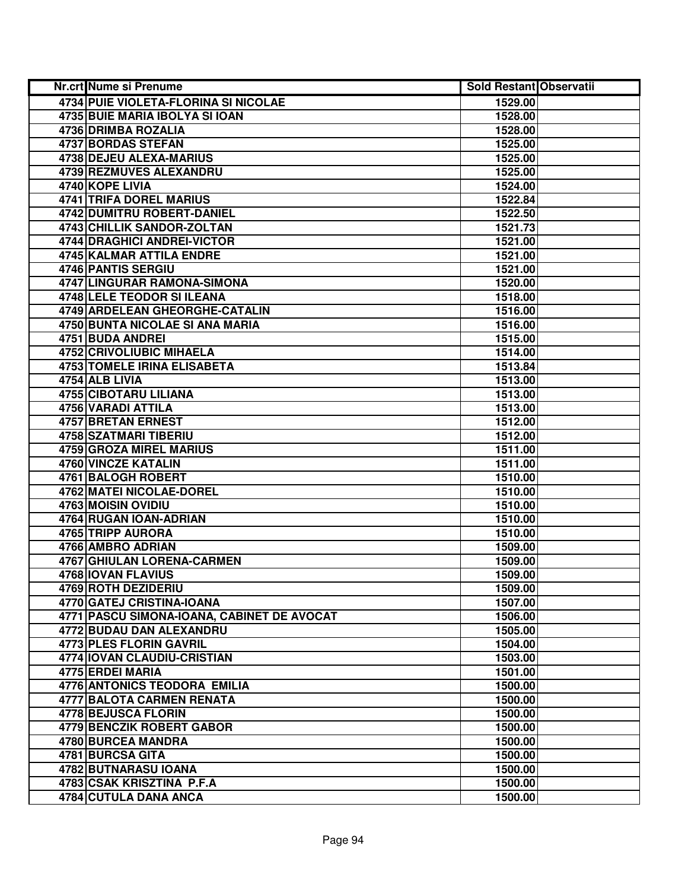| Nr.crt | Nume si Prenume | Sold Restant | Observatii |
|---|---|---|---|
| 4734 | PUIE VIOLETA-FLORINA SI NICOLAE | 1529.00 | |
| 4735 | BUIE MARIA IBOLYA SI IOAN | 1528.00 | |
| 4736 | DRIMBA ROZALIA | 1528.00 | |
| 4737 | BORDAS STEFAN | 1525.00 | |
| 4738 | DEJEU ALEXA-MARIUS | 1525.00 | |
| 4739 | REZMUVES ALEXANDRU | 1525.00 | |
| 4740 | KOPE LIVIA | 1524.00 | |
| 4741 | TRIFA DOREL MARIUS | 1522.84 | |
| 4742 | DUMITRU ROBERT-DANIEL | 1522.50 | |
| 4743 | CHILLIK SANDOR-ZOLTAN | 1521.73 | |
| 4744 | DRAGHICI ANDREI-VICTOR | 1521.00 | |
| 4745 | KALMAR ATTILA ENDRE | 1521.00 | |
| 4746 | PANTIS SERGIU | 1521.00 | |
| 4747 | LINGURAR RAMONA-SIMONA | 1520.00 | |
| 4748 | LELE TEODOR SI ILEANA | 1518.00 | |
| 4749 | ARDELEAN GHEORGHE-CATALIN | 1516.00 | |
| 4750 | BUNTA NICOLAE SI ANA MARIA | 1516.00 | |
| 4751 | BUDA ANDREI | 1515.00 | |
| 4752 | CRIVOLIUBIC MIHAELA | 1514.00 | |
| 4753 | TOMELE IRINA ELISABETA | 1513.84 | |
| 4754 | ALB LIVIA | 1513.00 | |
| 4755 | CIBOTARU LILIANA | 1513.00 | |
| 4756 | VARADI ATTILA | 1513.00 | |
| 4757 | BRETAN ERNEST | 1512.00 | |
| 4758 | SZATMARI TIBERIU | 1512.00 | |
| 4759 | GROZA MIREL MARIUS | 1511.00 | |
| 4760 | VINCZE KATALIN | 1511.00 | |
| 4761 | BALOGH ROBERT | 1510.00 | |
| 4762 | MATEI NICOLAE-DOREL | 1510.00 | |
| 4763 | MOISIN OVIDIU | 1510.00 | |
| 4764 | RUGAN IOAN-ADRIAN | 1510.00 | |
| 4765 | TRIPP AURORA | 1510.00 | |
| 4766 | AMBRO ADRIAN | 1509.00 | |
| 4767 | GHIULAN LORENA-CARMEN | 1509.00 | |
| 4768 | IOVAN FLAVIUS | 1509.00 | |
| 4769 | ROTH DEZIDERIU | 1509.00 | |
| 4770 | GATEJ CRISTINA-IOANA | 1507.00 | |
| 4771 | PASCU SIMONA-IOANA, CABINET DE AVOCAT | 1506.00 | |
| 4772 | BUDAU DAN ALEXANDRU | 1505.00 | |
| 4773 | PLES FLORIN GAVRIL | 1504.00 | |
| 4774 | IOVAN CLAUDIU-CRISTIAN | 1503.00 | |
| 4775 | ERDEI MARIA | 1501.00 | |
| 4776 | ANTONICS TEODORA EMILIA | 1500.00 | |
| 4777 | BALOTA CARMEN RENATA | 1500.00 | |
| 4778 | BEJUSCA FLORIN | 1500.00 | |
| 4779 | BENCZIK ROBERT GABOR | 1500.00 | |
| 4780 | BURCEA MANDRA | 1500.00 | |
| 4781 | BURCSA GITA | 1500.00 | |
| 4782 | BUTNARASU IOANA | 1500.00 | |
| 4783 | CSAK KRISZTINA P.F.A | 1500.00 | |
| 4784 | CUTULA DANA ANCA | 1500.00 | |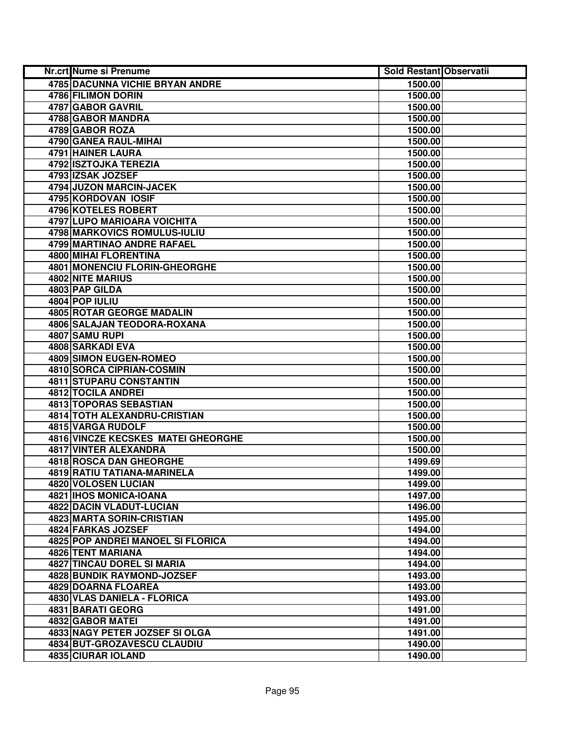| Nr.crt | Nume si Prenume | Sold Restant | Observatii |
|---|---|---|---|
| 4785 | DACUNNA VICHIE BRYAN ANDRE | 1500.00 | |
| 4786 | FILIMON DORIN | 1500.00 | |
| 4787 | GABOR GAVRIL | 1500.00 | |
| 4788 | GABOR MANDRA | 1500.00 | |
| 4789 | GABOR ROZA | 1500.00 | |
| 4790 | GANEA RAUL-MIHAI | 1500.00 | |
| 4791 | HAINER LAURA | 1500.00 | |
| 4792 | ISZTOJKA TEREZIA | 1500.00 | |
| 4793 | IZSAK JOZSEF | 1500.00 | |
| 4794 | JUZON MARCIN-JACEK | 1500.00 | |
| 4795 | KORDOVAN IOSIF | 1500.00 | |
| 4796 | KOTELES ROBERT | 1500.00 | |
| 4797 | LUPO MARIOARA VOICHITA | 1500.00 | |
| 4798 | MARKOVICS ROMULUS-IULIU | 1500.00 | |
| 4799 | MARTINAO ANDRE RAFAEL | 1500.00 | |
| 4800 | MIHAI FLORENTINA | 1500.00 | |
| 4801 | MONENCIU FLORIN-GHEORGHE | 1500.00 | |
| 4802 | NITE MARIUS | 1500.00 | |
| 4803 | PAP GILDA | 1500.00 | |
| 4804 | POP IULIU | 1500.00 | |
| 4805 | ROTAR GEORGE MADALIN | 1500.00 | |
| 4806 | SALAJAN TEODORA-ROXANA | 1500.00 | |
| 4807 | SAMU RUPI | 1500.00 | |
| 4808 | SARKADI EVA | 1500.00 | |
| 4809 | SIMON EUGEN-ROMEO | 1500.00 | |
| 4810 | SORCA CIPRIAN-COSMIN | 1500.00 | |
| 4811 | STUPARU CONSTANTIN | 1500.00 | |
| 4812 | TOCILA ANDREI | 1500.00 | |
| 4813 | TOPORAS SEBASTIAN | 1500.00 | |
| 4814 | TOTH ALEXANDRU-CRISTIAN | 1500.00 | |
| 4815 | VARGA RUDOLF | 1500.00 | |
| 4816 | VINCZE KECSKES MATEI GHEORGHE | 1500.00 | |
| 4817 | VINTER ALEXANDRA | 1500.00 | |
| 4818 | ROSCA DAN GHEORGHE | 1499.69 | |
| 4819 | RATIU TATIANA-MARINELA | 1499.00 | |
| 4820 | VOLOSEN LUCIAN | 1499.00 | |
| 4821 | IHOS MONICA-IOANA | 1497.00 | |
| 4822 | DACIN VLADUT-LUCIAN | 1496.00 | |
| 4823 | MARTA SORIN-CRISTIAN | 1495.00 | |
| 4824 | FARKAS JOZSEF | 1494.00 | |
| 4825 | POP ANDREI MANOEL SI FLORICA | 1494.00 | |
| 4826 | TENT MARIANA | 1494.00 | |
| 4827 | TINCAU DOREL SI MARIA | 1494.00 | |
| 4828 | BUNDIK RAYMOND-JOZSEF | 1493.00 | |
| 4829 | DOARNA FLOAREA | 1493.00 | |
| 4830 | VLAS DANIELA - FLORICA | 1493.00 | |
| 4831 | BARATI GEORG | 1491.00 | |
| 4832 | GABOR MATEI | 1491.00 | |
| 4833 | NAGY PETER JOZSEF SI OLGA | 1491.00 | |
| 4834 | BUT-GROZAVESCU CLAUDIU | 1490.00 | |
| 4835 | CIURAR IOLAND | 1490.00 | |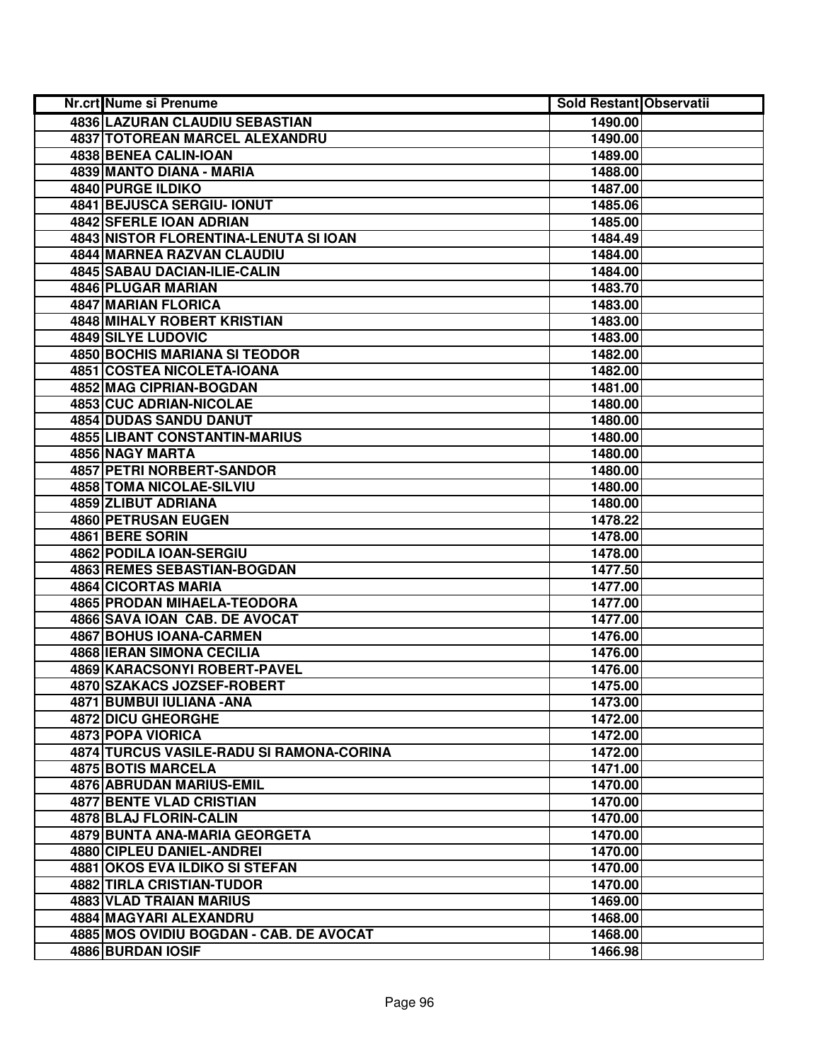| Nr.crt | Nume si Prenume | Sold Restant | Observatii |
|---|---|---|---|
| 4836 | LAZURAN CLAUDIU SEBASTIAN | 1490.00 | |
| 4837 | TOTOREAN MARCEL ALEXANDRU | 1490.00 | |
| 4838 | BENEA CALIN-IOAN | 1489.00 | |
| 4839 | MANTO DIANA - MARIA | 1488.00 | |
| 4840 | PURGE ILDIKO | 1487.00 | |
| 4841 | BEJUSCA SERGIU- IONUT | 1485.06 | |
| 4842 | SFERLE IOAN ADRIAN | 1485.00 | |
| 4843 | NISTOR FLORENTINA-LENUTA SI IOAN | 1484.49 | |
| 4844 | MARNEA RAZVAN CLAUDIU | 1484.00 | |
| 4845 | SABAU DACIAN-ILIE-CALIN | 1484.00 | |
| 4846 | PLUGAR MARIAN | 1483.70 | |
| 4847 | MARIAN FLORICA | 1483.00 | |
| 4848 | MIHALY ROBERT KRISTIAN | 1483.00 | |
| 4849 | SILYE LUDOVIC | 1483.00 | |
| 4850 | BOCHIS MARIANA SI TEODOR | 1482.00 | |
| 4851 | COSTEA NICOLETA-IOANA | 1482.00 | |
| 4852 | MAG CIPRIAN-BOGDAN | 1481.00 | |
| 4853 | CUC ADRIAN-NICOLAE | 1480.00 | |
| 4854 | DUDAS SANDU DANUT | 1480.00 | |
| 4855 | LIBANT CONSTANTIN-MARIUS | 1480.00 | |
| 4856 | NAGY MARTA | 1480.00 | |
| 4857 | PETRI NORBERT-SANDOR | 1480.00 | |
| 4858 | TOMA NICOLAE-SILVIU | 1480.00 | |
| 4859 | ZLIBUT ADRIANA | 1480.00 | |
| 4860 | PETRUSAN EUGEN | 1478.22 | |
| 4861 | BERE SORIN | 1478.00 | |
| 4862 | PODILA IOAN-SERGIU | 1478.00 | |
| 4863 | REMES SEBASTIAN-BOGDAN | 1477.50 | |
| 4864 | CICORTAS MARIA | 1477.00 | |
| 4865 | PRODAN MIHAELA-TEODORA | 1477.00 | |
| 4866 | SAVA IOAN CAB. DE AVOCAT | 1477.00 | |
| 4867 | BOHUS IOANA-CARMEN | 1476.00 | |
| 4868 | IERAN SIMONA CECILIA | 1476.00 | |
| 4869 | KARACSONYI ROBERT-PAVEL | 1476.00 | |
| 4870 | SZAKACS JOZSEF-ROBERT | 1475.00 | |
| 4871 | BUMBUI IULIANA -ANA | 1473.00 | |
| 4872 | DICU GHEORGHE | 1472.00 | |
| 4873 | POPA VIORICA | 1472.00 | |
| 4874 | TURCUS VASILE-RADU SI RAMONA-CORINA | 1472.00 | |
| 4875 | BOTIS MARCELA | 1471.00 | |
| 4876 | ABRUDAN MARIUS-EMIL | 1470.00 | |
| 4877 | BENTE VLAD CRISTIAN | 1470.00 | |
| 4878 | BLAJ FLORIN-CALIN | 1470.00 | |
| 4879 | BUNTA ANA-MARIA GEORGETA | 1470.00 | |
| 4880 | CIPLEU DANIEL-ANDREI | 1470.00 | |
| 4881 | OKOS EVA ILDIKO SI STEFAN | 1470.00 | |
| 4882 | TIRLA CRISTIAN-TUDOR | 1470.00 | |
| 4883 | VLAD TRAIAN MARIUS | 1469.00 | |
| 4884 | MAGYARI ALEXANDRU | 1468.00 | |
| 4885 | MOS OVIDIU BOGDAN - CAB. DE AVOCAT | 1468.00 | |
| 4886 | BURDAN IOSIF | 1466.98 | |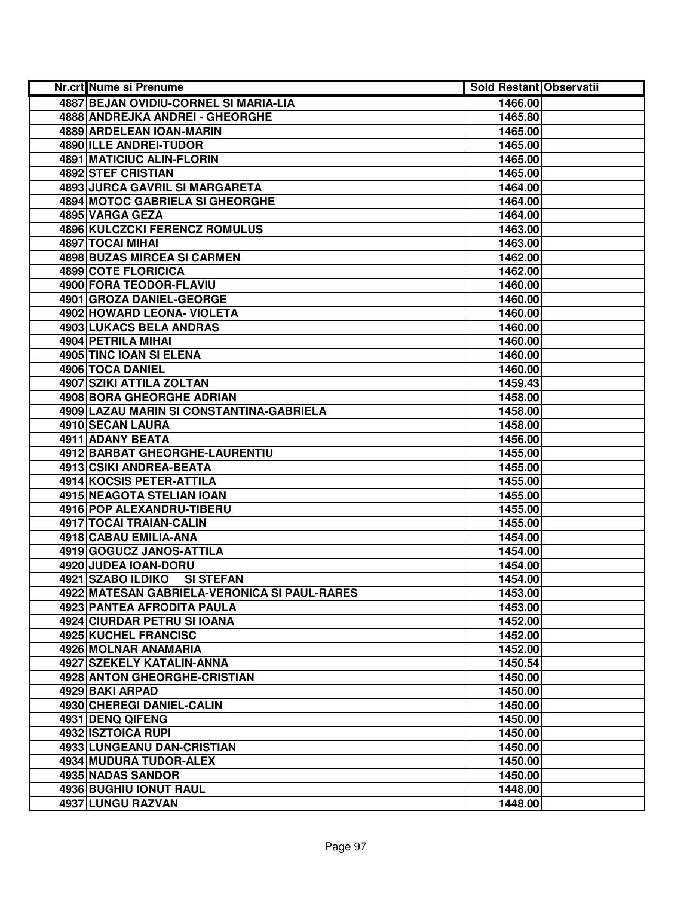| Nr.crt | Nume si Prenume | Sold Restant | Observatii |
|---|---|---|---|
| 4887 | BEJAN OVIDIU-CORNEL SI MARIA-LIA | 1466.00 | |
| 4888 | ANDREJKA ANDREI - GHEORGHE | 1465.80 | |
| 4889 | ARDELEAN IOAN-MARIN | 1465.00 | |
| 4890 | ILLE ANDREI-TUDOR | 1465.00 | |
| 4891 | MATICIUC ALIN-FLORIN | 1465.00 | |
| 4892 | STEF CRISTIAN | 1465.00 | |
| 4893 | JURCA GAVRIL SI MARGARETA | 1464.00 | |
| 4894 | MOTOC GABRIELA SI GHEORGHE | 1464.00 | |
| 4895 | VARGA GEZA | 1464.00 | |
| 4896 | KULCZCKI FERENCZ ROMULUS | 1463.00 | |
| 4897 | TOCAI MIHAI | 1463.00 | |
| 4898 | BUZAS MIRCEA SI CARMEN | 1462.00 | |
| 4899 | COTE FLORICICA | 1462.00 | |
| 4900 | FORA TEODOR-FLAVIU | 1460.00 | |
| 4901 | GROZA DANIEL-GEORGE | 1460.00 | |
| 4902 | HOWARD LEONA- VIOLETA | 1460.00 | |
| 4903 | LUKACS BELA ANDRAS | 1460.00 | |
| 4904 | PETRILA MIHAI | 1460.00 | |
| 4905 | TINC IOAN SI ELENA | 1460.00 | |
| 4906 | TOCA DANIEL | 1460.00 | |
| 4907 | SZIKI ATTILA ZOLTAN | 1459.43 | |
| 4908 | BORA GHEORGHE ADRIAN | 1458.00 | |
| 4909 | LAZAU MARIN SI CONSTANTINA-GABRIELA | 1458.00 | |
| 4910 | SECAN LAURA | 1458.00 | |
| 4911 | ADANY BEATA | 1456.00 | |
| 4912 | BARBAT GHEORGHE-LAURENTIU | 1455.00 | |
| 4913 | CSIKI ANDREA-BEATA | 1455.00 | |
| 4914 | KOCSIS PETER-ATTILA | 1455.00 | |
| 4915 | NEAGOTA STELIAN IOAN | 1455.00 | |
| 4916 | POP ALEXANDRU-TIBERU | 1455.00 | |
| 4917 | TOCAI TRAIAN-CALIN | 1455.00 | |
| 4918 | CABAU EMILIA-ANA | 1454.00 | |
| 4919 | GOGUCZ JANOS-ATTILA | 1454.00 | |
| 4920 | JUDEA IOAN-DORU | 1454.00 | |
| 4921 | SZABO ILDIKO SI STEFAN | 1454.00 | |
| 4922 | MATESAN GABRIELA-VERONICA SI PAUL-RARES | 1453.00 | |
| 4923 | PANTEA AFRODITA PAULA | 1453.00 | |
| 4924 | CIURDAR PETRU SI IOANA | 1452.00 | |
| 4925 | KUCHEL FRANCISC | 1452.00 | |
| 4926 | MOLNAR ANAMARIA | 1452.00 | |
| 4927 | SZEKELY KATALIN-ANNA | 1450.54 | |
| 4928 | ANTON GHEORGHE-CRISTIAN | 1450.00 | |
| 4929 | BAKI ARPAD | 1450.00 | |
| 4930 | CHEREGI DANIEL-CALIN | 1450.00 | |
| 4931 | DENQ QIFENG | 1450.00 | |
| 4932 | ISZTOICA RUPI | 1450.00 | |
| 4933 | LUNGEANU DAN-CRISTIAN | 1450.00 | |
| 4934 | MUDURA TUDOR-ALEX | 1450.00 | |
| 4935 | NADAS SANDOR | 1450.00 | |
| 4936 | BUGHIU IONUT RAUL | 1448.00 | |
| 4937 | LUNGU RAZVAN | 1448.00 | |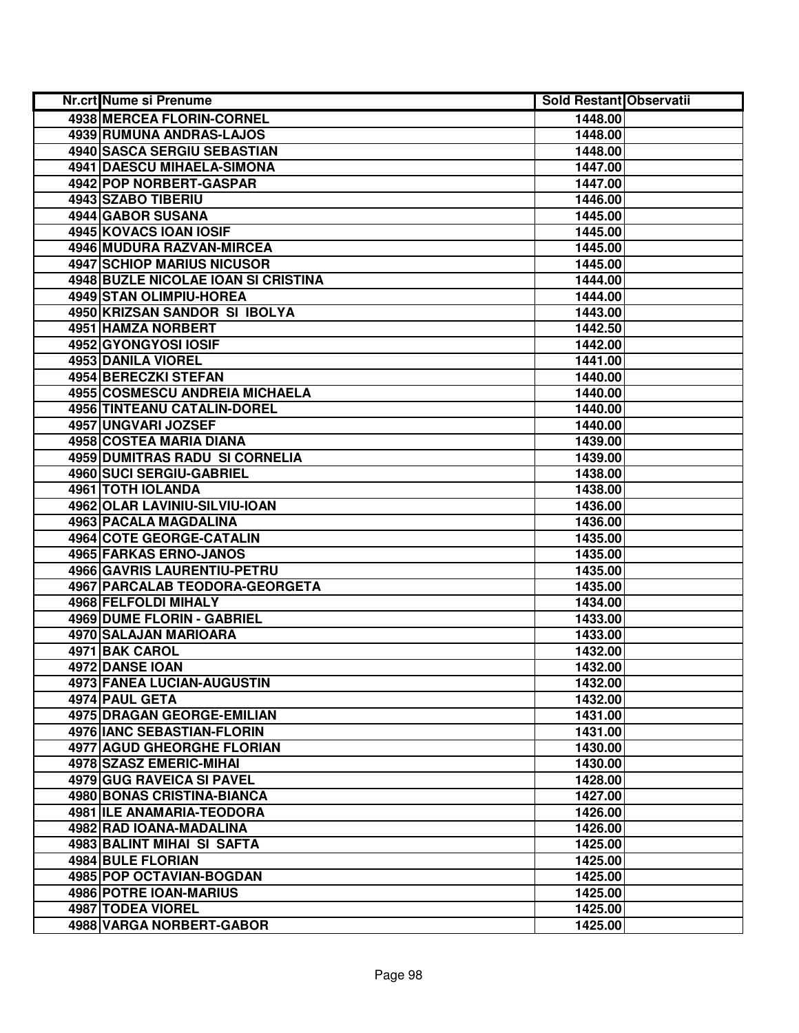| Nr.crt | Nume si Prenume | Sold Restant | Observatii |
|---|---|---|---|
| 4938 | MERCEA FLORIN-CORNEL | 1448.00 | |
| 4939 | RUMUNA ANDRAS-LAJOS | 1448.00 | |
| 4940 | SASCA SERGIU SEBASTIAN | 1448.00 | |
| 4941 | DAESCU MIHAELA-SIMONA | 1447.00 | |
| 4942 | POP NORBERT-GASPAR | 1447.00 | |
| 4943 | SZABO TIBERIU | 1446.00 | |
| 4944 | GABOR SUSANA | 1445.00 | |
| 4945 | KOVACS IOAN IOSIF | 1445.00 | |
| 4946 | MUDURA RAZVAN-MIRCEA | 1445.00 | |
| 4947 | SCHIOP MARIUS NICUSOR | 1445.00 | |
| 4948 | BUZLE NICOLAE IOAN SI CRISTINA | 1444.00 | |
| 4949 | STAN OLIMPIU-HOREA | 1444.00 | |
| 4950 | KRIZSAN SANDOR SI IBOLYA | 1443.00 | |
| 4951 | HAMZA NORBERT | 1442.50 | |
| 4952 | GYONGYOSI IOSIF | 1442.00 | |
| 4953 | DANILA VIOREL | 1441.00 | |
| 4954 | BERECZKI STEFAN | 1440.00 | |
| 4955 | COSMESCU ANDREIA MICHAELA | 1440.00 | |
| 4956 | TINTEANU CATALIN-DOREL | 1440.00 | |
| 4957 | UNGVARI JOZSEF | 1440.00 | |
| 4958 | COSTEA MARIA DIANA | 1439.00 | |
| 4959 | DUMITRAS RADU SI CORNELIA | 1439.00 | |
| 4960 | SUCI SERGIU-GABRIEL | 1438.00 | |
| 4961 | TOTH IOLANDA | 1438.00 | |
| 4962 | OLAR LAVINIU-SILVIU-IOAN | 1436.00 | |
| 4963 | PACALA MAGDALINA | 1436.00 | |
| 4964 | COTE GEORGE-CATALIN | 1435.00 | |
| 4965 | FARKAS ERNO-JANOS | 1435.00 | |
| 4966 | GAVRIS LAURENTIU-PETRU | 1435.00 | |
| 4967 | PARCALAB TEODORA-GEORGETA | 1435.00 | |
| 4968 | FELFOLDI MIHALY | 1434.00 | |
| 4969 | DUME FLORIN - GABRIEL | 1433.00 | |
| 4970 | SALAJAN MARIOARA | 1433.00 | |
| 4971 | BAK CAROL | 1432.00 | |
| 4972 | DANSE IOAN | 1432.00 | |
| 4973 | FANEA LUCIAN-AUGUSTIN | 1432.00 | |
| 4974 | PAUL GETA | 1432.00 | |
| 4975 | DRAGAN GEORGE-EMILIAN | 1431.00 | |
| 4976 | IANC SEBASTIAN-FLORIN | 1431.00 | |
| 4977 | AGUD GHEORGHE FLORIAN | 1430.00 | |
| 4978 | SZASZ EMERIC-MIHAI | 1430.00 | |
| 4979 | GUG RAVEICA SI PAVEL | 1428.00 | |
| 4980 | BONAS CRISTINA-BIANCA | 1427.00 | |
| 4981 | ILE ANAMARIA-TEODORA | 1426.00 | |
| 4982 | RAD IOANA-MADALINA | 1426.00 | |
| 4983 | BALINT MIHAI SI SAFTA | 1425.00 | |
| 4984 | BULE FLORIAN | 1425.00 | |
| 4985 | POP OCTAVIAN-BOGDAN | 1425.00 | |
| 4986 | POTRE IOAN-MARIUS | 1425.00 | |
| 4987 | TODEA VIOREL | 1425.00 | |
| 4988 | VARGA NORBERT-GABOR | 1425.00 | |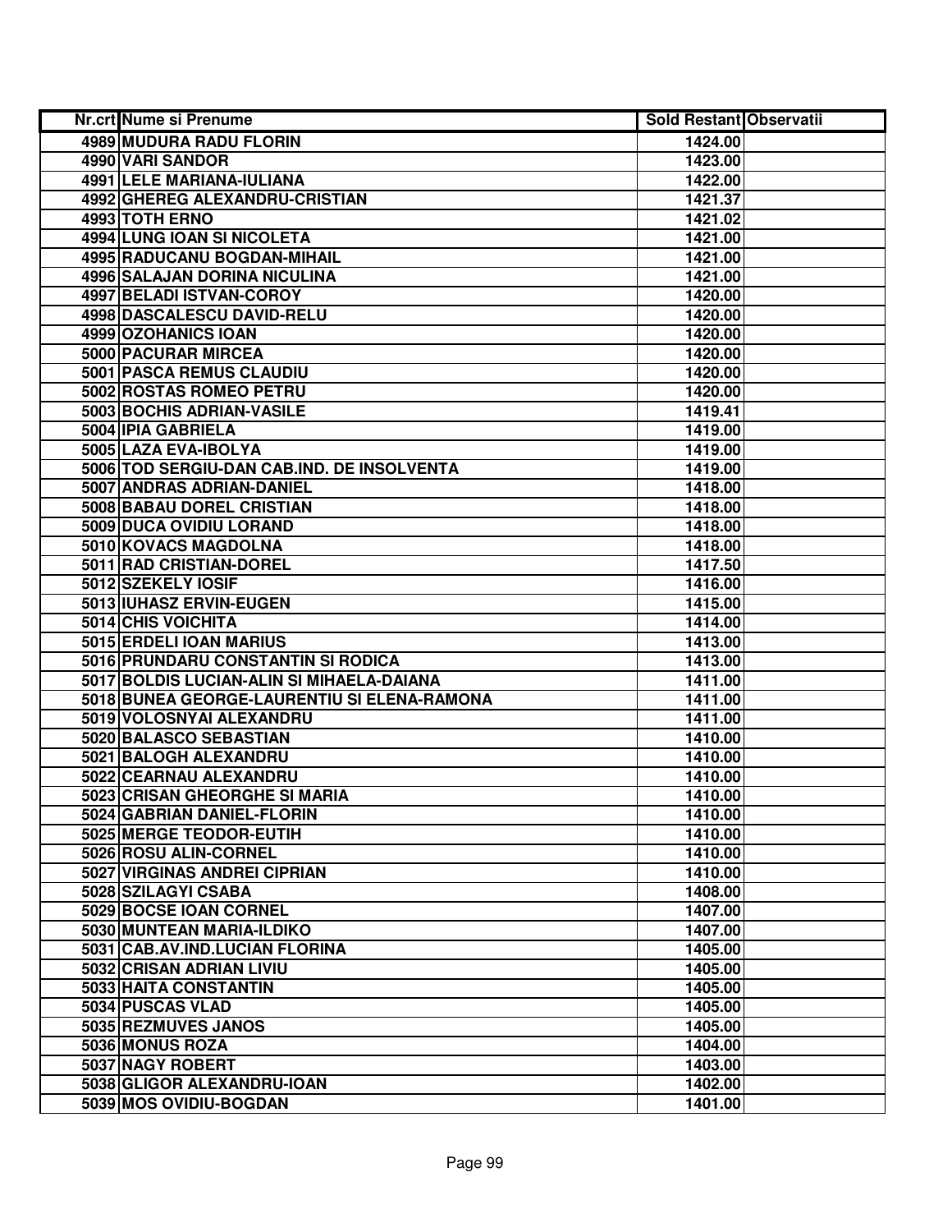| Nr.crt | Nume si Prenume | Sold Restant | Observatii |
|---|---|---|---|
| 4989 | MUDURA RADU FLORIN | 1424.00 | |
| 4990 | VARI SANDOR | 1423.00 | |
| 4991 | LELE MARIANA-IULIANA | 1422.00 | |
| 4992 | GHEREG ALEXANDRU-CRISTIAN | 1421.37 | |
| 4993 | TOTH ERNO | 1421.02 | |
| 4994 | LUNG IOAN SI NICOLETA | 1421.00 | |
| 4995 | RADUCANU BOGDAN-MIHAIL | 1421.00 | |
| 4996 | SALAJAN DORINA NICULINA | 1421.00 | |
| 4997 | BELADI ISTVAN-COROY | 1420.00 | |
| 4998 | DASCALESCU DAVID-RELU | 1420.00 | |
| 4999 | OZOHANICS IOAN | 1420.00 | |
| 5000 | PACURAR MIRCEA | 1420.00 | |
| 5001 | PASCA REMUS CLAUDIU | 1420.00 | |
| 5002 | ROSTAS ROMEO PETRU | 1420.00 | |
| 5003 | BOCHIS ADRIAN-VASILE | 1419.41 | |
| 5004 | IPIA GABRIELA | 1419.00 | |
| 5005 | LAZA EVA-IBOLYA | 1419.00 | |
| 5006 | TOD SERGIU-DAN CAB.IND. DE INSOLVENTA | 1419.00 | |
| 5007 | ANDRAS ADRIAN-DANIEL | 1418.00 | |
| 5008 | BABAU DOREL CRISTIAN | 1418.00 | |
| 5009 | DUCA OVIDIU LORAND | 1418.00 | |
| 5010 | KOVACS MAGDOLNA | 1418.00 | |
| 5011 | RAD CRISTIAN-DOREL | 1417.50 | |
| 5012 | SZEKELY IOSIF | 1416.00 | |
| 5013 | IUHASZ ERVIN-EUGEN | 1415.00 | |
| 5014 | CHIS VOICHITA | 1414.00 | |
| 5015 | ERDELI IOAN MARIUS | 1413.00 | |
| 5016 | PRUNDARU CONSTANTIN SI RODICA | 1413.00 | |
| 5017 | BOLDIS LUCIAN-ALIN SI MIHAELA-DAIANA | 1411.00 | |
| 5018 | BUNEA GEORGE-LAURENTIU SI ELENA-RAMONA | 1411.00 | |
| 5019 | VOLOSNYAI ALEXANDRU | 1411.00 | |
| 5020 | BALASCO SEBASTIAN | 1410.00 | |
| 5021 | BALOGH ALEXANDRU | 1410.00 | |
| 5022 | CEARNAU ALEXANDRU | 1410.00 | |
| 5023 | CRISAN GHEORGHE SI MARIA | 1410.00 | |
| 5024 | GABRIAN DANIEL-FLORIN | 1410.00 | |
| 5025 | MERGE TEODOR-EUTIH | 1410.00 | |
| 5026 | ROSU ALIN-CORNEL | 1410.00 | |
| 5027 | VIRGINAS ANDREI CIPRIAN | 1410.00 | |
| 5028 | SZILAGYI CSABA | 1408.00 | |
| 5029 | BOCSE IOAN CORNEL | 1407.00 | |
| 5030 | MUNTEAN MARIA-ILDIKO | 1407.00 | |
| 5031 | CAB.AV.IND.LUCIAN FLORINA | 1405.00 | |
| 5032 | CRISAN ADRIAN LIVIU | 1405.00 | |
| 5033 | HAITA CONSTANTIN | 1405.00 | |
| 5034 | PUSCAS VLAD | 1405.00 | |
| 5035 | REZMUVES JANOS | 1405.00 | |
| 5036 | MONUS ROZA | 1404.00 | |
| 5037 | NAGY ROBERT | 1403.00 | |
| 5038 | GLIGOR ALEXANDRU-IOAN | 1402.00 | |
| 5039 | MOS OVIDIU-BOGDAN | 1401.00 | |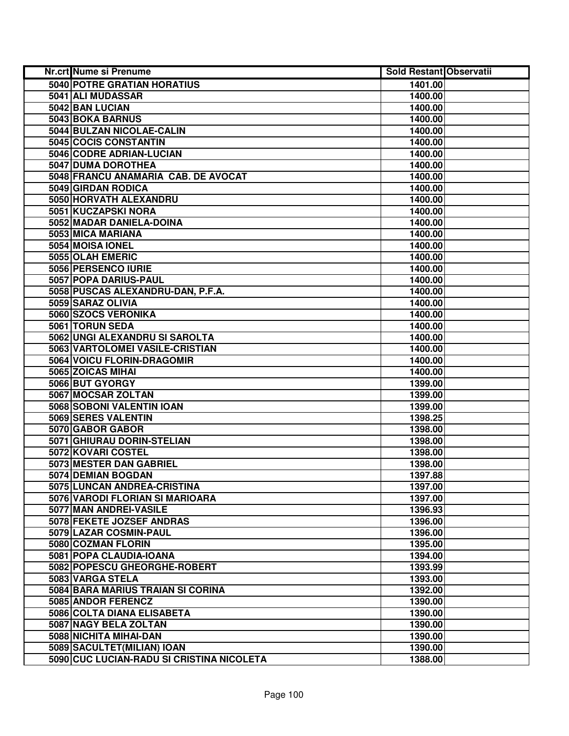| Nr.crt | Nume si Prenume | Sold Restant | Observatii |
|---|---|---|---|
| 5040 | POTRE GRATIAN HORATIUS | 1401.00 | |
| 5041 | ALI MUDASSAR | 1400.00 | |
| 5042 | BAN LUCIAN | 1400.00 | |
| 5043 | BOKA BARNUS | 1400.00 | |
| 5044 | BULZAN NICOLAE-CALIN | 1400.00 | |
| 5045 | COCIS CONSTANTIN | 1400.00 | |
| 5046 | CODRE ADRIAN-LUCIAN | 1400.00 | |
| 5047 | DUMA DOROTHEA | 1400.00 | |
| 5048 | FRANCU ANAMARIA CAB. DE AVOCAT | 1400.00 | |
| 5049 | GIRDAN RODICA | 1400.00 | |
| 5050 | HORVATH ALEXANDRU | 1400.00 | |
| 5051 | KUCZAPSKI NORA | 1400.00 | |
| 5052 | MADAR DANIELA-DOINA | 1400.00 | |
| 5053 | MICA MARIANA | 1400.00 | |
| 5054 | MOISA IONEL | 1400.00 | |
| 5055 | OLAH EMERIC | 1400.00 | |
| 5056 | PERSENCO IURIE | 1400.00 | |
| 5057 | POPA DARIUS-PAUL | 1400.00 | |
| 5058 | PUSCAS ALEXANDRU-DAN, P.F.A. | 1400.00 | |
| 5059 | SARAZ OLIVIA | 1400.00 | |
| 5060 | SZOCS VERONIKA | 1400.00 | |
| 5061 | TORUN SEDA | 1400.00 | |
| 5062 | UNGI ALEXANDRU SI SAROLTA | 1400.00 | |
| 5063 | VARTOLOMEI VASILE-CRISTIAN | 1400.00 | |
| 5064 | VOICU FLORIN-DRAGOMIR | 1400.00 | |
| 5065 | ZOICAS MIHAI | 1400.00 | |
| 5066 | BUT GYORGY | 1399.00 | |
| 5067 | MOCSAR ZOLTAN | 1399.00 | |
| 5068 | SOBONI VALENTIN IOAN | 1399.00 | |
| 5069 | SERES VALENTIN | 1398.25 | |
| 5070 | GABOR GABOR | 1398.00 | |
| 5071 | GHIURAU DORIN-STELIAN | 1398.00 | |
| 5072 | KOVARI COSTEL | 1398.00 | |
| 5073 | MESTER DAN GABRIEL | 1398.00 | |
| 5074 | DEMIAN BOGDAN | 1397.88 | |
| 5075 | LUNCAN ANDREA-CRISTINA | 1397.00 | |
| 5076 | VARODI FLORIAN SI MARIOARA | 1397.00 | |
| 5077 | MAN ANDREI-VASILE | 1396.93 | |
| 5078 | FEKETE JOZSEF ANDRAS | 1396.00 | |
| 5079 | LAZAR COSMIN-PAUL | 1396.00 | |
| 5080 | COZMAN FLORIN | 1395.00 | |
| 5081 | POPA CLAUDIA-IOANA | 1394.00 | |
| 5082 | POPESCU GHEORGHE-ROBERT | 1393.99 | |
| 5083 | VARGA STELA | 1393.00 | |
| 5084 | BARA MARIUS TRAIAN SI CORINA | 1392.00 | |
| 5085 | ANDOR FERENCZ | 1390.00 | |
| 5086 | COLTA DIANA ELISABETA | 1390.00 | |
| 5087 | NAGY BELA ZOLTAN | 1390.00 | |
| 5088 | NICHITA MIHAI-DAN | 1390.00 | |
| 5089 | SACULTET(MILIAN) IOAN | 1390.00 | |
| 5090 | CUC LUCIAN-RADU SI CRISTINA NICOLETA | 1388.00 | |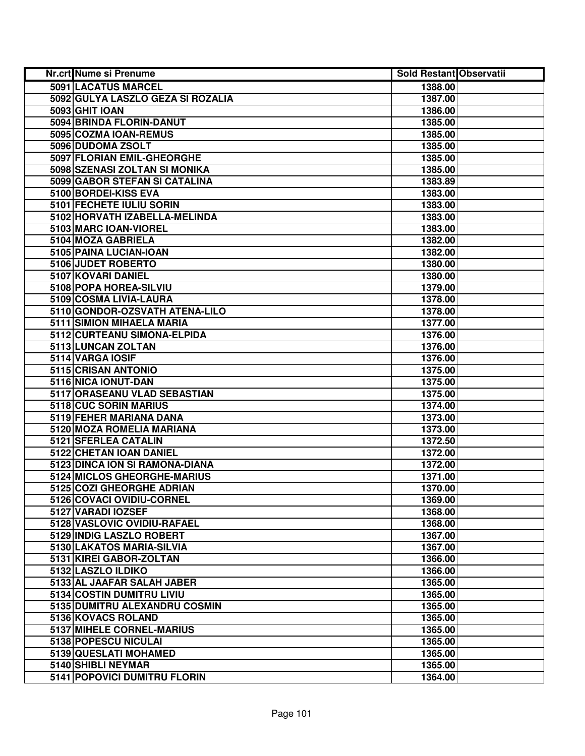| Nr.crt | Nume si Prenume | Sold Restant | Observatii |
|---|---|---|---|
| 5091 | LACATUS MARCEL | 1388.00 | |
| 5092 | GULYA LASZLO GEZA SI ROZALIA | 1387.00 | |
| 5093 | GHIT IOAN | 1386.00 | |
| 5094 | BRINDA FLORIN-DANUT | 1385.00 | |
| 5095 | COZMA IOAN-REMUS | 1385.00 | |
| 5096 | DUDOMA ZSOLT | 1385.00 | |
| 5097 | FLORIAN EMIL-GHEORGHE | 1385.00 | |
| 5098 | SZENASI ZOLTAN SI MONIKA | 1385.00 | |
| 5099 | GABOR STEFAN SI CATALINA | 1383.89 | |
| 5100 | BORDEI-KISS EVA | 1383.00 | |
| 5101 | FECHETE IULIU SORIN | 1383.00 | |
| 5102 | HORVATH IZABELLA-MELINDA | 1383.00 | |
| 5103 | MARC IOAN-VIOREL | 1383.00 | |
| 5104 | MOZA GABRIELA | 1382.00 | |
| 5105 | PAINA LUCIAN-IOAN | 1382.00 | |
| 5106 | JUDET ROBERTO | 1380.00 | |
| 5107 | KOVARI DANIEL | 1380.00 | |
| 5108 | POPA HOREA-SILVIU | 1379.00 | |
| 5109 | COSMA LIVIA-LAURA | 1378.00 | |
| 5110 | GONDOR-OZSVATH ATENA-LILO | 1378.00 | |
| 5111 | SIMION MIHAELA MARIA | 1377.00 | |
| 5112 | CURTEANU SIMONA-ELPIDA | 1376.00 | |
| 5113 | LUNCAN ZOLTAN | 1376.00 | |
| 5114 | VARGA IOSIF | 1376.00 | |
| 5115 | CRISAN ANTONIO | 1375.00 | |
| 5116 | NICA IONUT-DAN | 1375.00 | |
| 5117 | ORASEANU VLAD SEBASTIAN | 1375.00 | |
| 5118 | CUC SORIN MARIUS | 1374.00 | |
| 5119 | FEHER MARIANA DANA | 1373.00 | |
| 5120 | MOZA ROMELIA MARIANA | 1373.00 | |
| 5121 | SFERLEA CATALIN | 1372.50 | |
| 5122 | CHETAN IOAN DANIEL | 1372.00 | |
| 5123 | DINCA ION SI RAMONA-DIANA | 1372.00 | |
| 5124 | MICLOS GHEORGHE-MARIUS | 1371.00 | |
| 5125 | COZI GHEORGHE ADRIAN | 1370.00 | |
| 5126 | COVACI OVIDIU-CORNEL | 1369.00 | |
| 5127 | VARADI IOZSEF | 1368.00 | |
| 5128 | VASLOVIC OVIDIU-RAFAEL | 1368.00 | |
| 5129 | INDIG LASZLO ROBERT | 1367.00 | |
| 5130 | LAKATOS MARIA-SILVIA | 1367.00 | |
| 5131 | KIREI GABOR-ZOLTAN | 1366.00 | |
| 5132 | LASZLO ILDIKO | 1366.00 | |
| 5133 | AL JAAFAR SALAH JABER | 1365.00 | |
| 5134 | COSTIN DUMITRU LIVIU | 1365.00 | |
| 5135 | DUMITRU ALEXANDRU COSMIN | 1365.00 | |
| 5136 | KOVACS ROLAND | 1365.00 | |
| 5137 | MIHELE CORNEL-MARIUS | 1365.00 | |
| 5138 | POPESCU NICULAI | 1365.00 | |
| 5139 | QUESLATI MOHAMED | 1365.00 | |
| 5140 | SHIBLI NEYMAR | 1365.00 | |
| 5141 | POPOVICI DUMITRU FLORIN | 1364.00 | |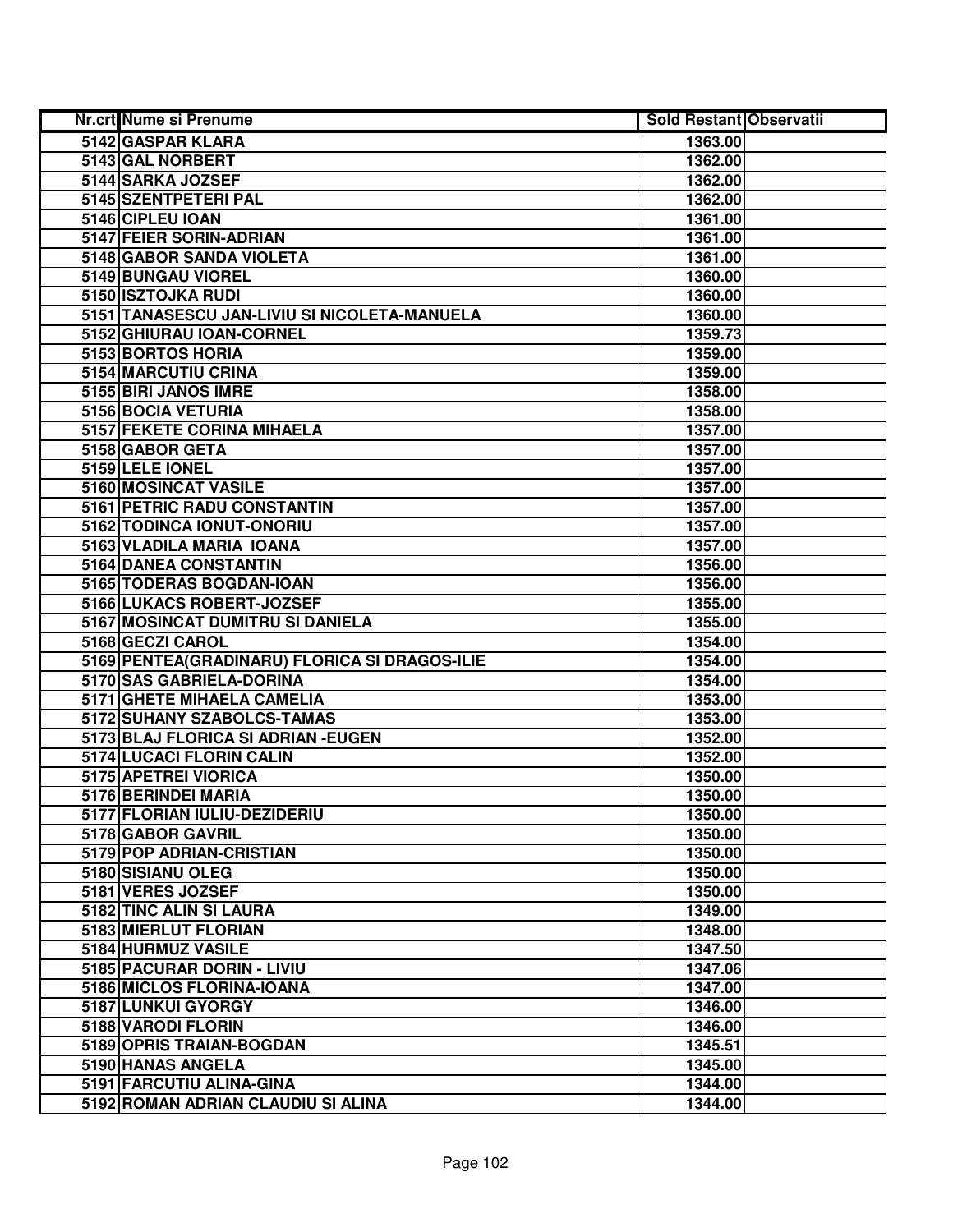| Nr.crt | Nume si Prenume | Sold Restant | Observatii |
|---|---|---|---|
| 5142 | GASPAR KLARA | 1363.00 | |
| 5143 | GAL NORBERT | 1362.00 | |
| 5144 | SARKA JOZSEF | 1362.00 | |
| 5145 | SZENTPETERI PAL | 1362.00 | |
| 5146 | CIPLEU IOAN | 1361.00 | |
| 5147 | FEIER SORIN-ADRIAN | 1361.00 | |
| 5148 | GABOR SANDA VIOLETA | 1361.00 | |
| 5149 | BUNGAU VIOREL | 1360.00 | |
| 5150 | ISZTOJKA RUDI | 1360.00 | |
| 5151 | TANASESCU JAN-LIVIU SI NICOLETA-MANUELA | 1360.00 | |
| 5152 | GHIURAU IOAN-CORNEL | 1359.73 | |
| 5153 | BORTOS HORIA | 1359.00 | |
| 5154 | MARCUTIU CRINA | 1359.00 | |
| 5155 | BIRI JANOS IMRE | 1358.00 | |
| 5156 | BOCIA VETURIA | 1358.00 | |
| 5157 | FEKETE CORINA MIHAELA | 1357.00 | |
| 5158 | GABOR GETA | 1357.00 | |
| 5159 | LELE IONEL | 1357.00 | |
| 5160 | MOSINCAT VASILE | 1357.00 | |
| 5161 | PETRIC RADU CONSTANTIN | 1357.00 | |
| 5162 | TODINCA IONUT-ONORIU | 1357.00 | |
| 5163 | VLADILA MARIA IOANA | 1357.00 | |
| 5164 | DANEA CONSTANTIN | 1356.00 | |
| 5165 | TODERAS BOGDAN-IOAN | 1356.00 | |
| 5166 | LUKACS ROBERT-JOZSEF | 1355.00 | |
| 5167 | MOSINCAT DUMITRU SI DANIELA | 1355.00 | |
| 5168 | GECZI CAROL | 1354.00 | |
| 5169 | PENTEA(GRADINARU) FLORICA SI DRAGOS-ILIE | 1354.00 | |
| 5170 | SAS GABRIELA-DORINA | 1354.00 | |
| 5171 | GHETE MIHAELA CAMELIA | 1353.00 | |
| 5172 | SUHANY SZABOLCS-TAMAS | 1353.00 | |
| 5173 | BLAJ FLORICA SI ADRIAN -EUGEN | 1352.00 | |
| 5174 | LUCACI FLORIN CALIN | 1352.00 | |
| 5175 | APETREI VIORICA | 1350.00 | |
| 5176 | BERINDEI MARIA | 1350.00 | |
| 5177 | FLORIAN IULIU-DEZIDERIU | 1350.00 | |
| 5178 | GABOR GAVRIL | 1350.00 | |
| 5179 | POP ADRIAN-CRISTIAN | 1350.00 | |
| 5180 | SISIANU OLEG | 1350.00 | |
| 5181 | VERES JOZSEF | 1350.00 | |
| 5182 | TINC ALIN SI LAURA | 1349.00 | |
| 5183 | MIERLUT FLORIAN | 1348.00 | |
| 5184 | HURMUZ VASILE | 1347.50 | |
| 5185 | PACURAR DORIN - LIVIU | 1347.06 | |
| 5186 | MICLOS FLORINA-IOANA | 1347.00 | |
| 5187 | LUNKUI GYORGY | 1346.00 | |
| 5188 | VARODI FLORIN | 1346.00 | |
| 5189 | OPRIS TRAIAN-BOGDAN | 1345.51 | |
| 5190 | HANAS ANGELA | 1345.00 | |
| 5191 | FARCUTIU ALINA-GINA | 1344.00 | |
| 5192 | ROMAN ADRIAN CLAUDIU SI ALINA | 1344.00 | |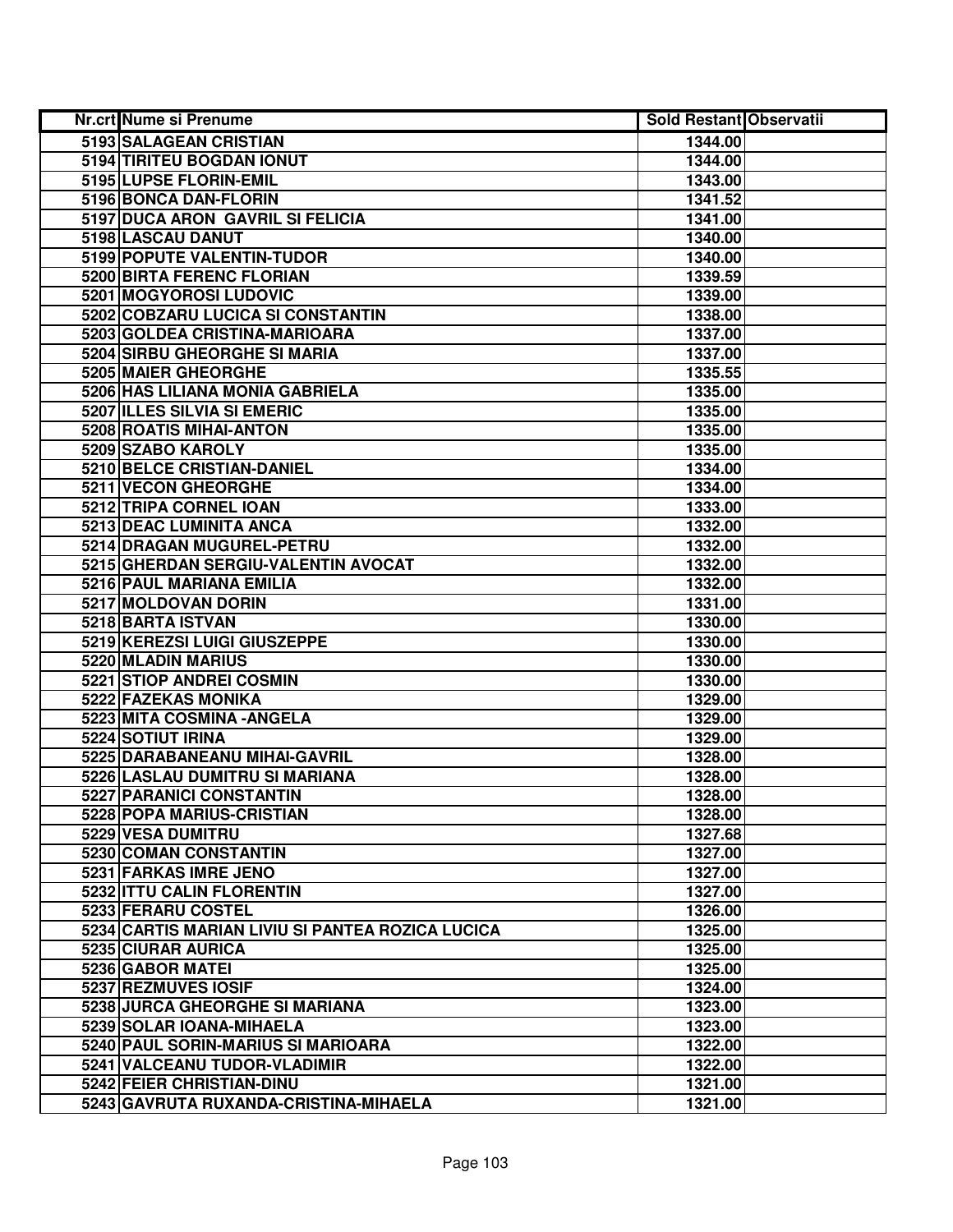| Nr.crt | Nume si Prenume | Sold Restant | Observatii |
|---|---|---|---|
| 5193 | SALAGEAN CRISTIAN | 1344.00 | |
| 5194 | TIRITEU BOGDAN IONUT | 1344.00 | |
| 5195 | LUPSE FLORIN-EMIL | 1343.00 | |
| 5196 | BONCA DAN-FLORIN | 1341.52 | |
| 5197 | DUCA ARON GAVRIL SI FELICIA | 1341.00 | |
| 5198 | LASCAU DANUT | 1340.00 | |
| 5199 | POPUTE VALENTIN-TUDOR | 1340.00 | |
| 5200 | BIRTA FERENC FLORIAN | 1339.59 | |
| 5201 | MOGYOROSI LUDOVIC | 1339.00 | |
| 5202 | COBZARU LUCICA SI CONSTANTIN | 1338.00 | |
| 5203 | GOLDEA CRISTINA-MARIOARA | 1337.00 | |
| 5204 | SIRBU GHEORGHE SI MARIA | 1337.00 | |
| 5205 | MAIER GHEORGHE | 1335.55 | |
| 5206 | HAS LILIANA MONIA GABRIELA | 1335.00 | |
| 5207 | ILLES SILVIA SI EMERIC | 1335.00 | |
| 5208 | ROATIS MIHAI-ANTON | 1335.00 | |
| 5209 | SZABO KAROLY | 1335.00 | |
| 5210 | BELCE CRISTIAN-DANIEL | 1334.00 | |
| 5211 | VECON GHEORGHE | 1334.00 | |
| 5212 | TRIPA CORNEL IOAN | 1333.00 | |
| 5213 | DEAC LUMINITA ANCA | 1332.00 | |
| 5214 | DRAGAN MUGUREL-PETRU | 1332.00 | |
| 5215 | GHERDAN SERGIU-VALENTIN AVOCAT | 1332.00 | |
| 5216 | PAUL MARIANA EMILIA | 1332.00 | |
| 5217 | MOLDOVAN DORIN | 1331.00 | |
| 5218 | BARTA ISTVAN | 1330.00 | |
| 5219 | KEREZSI LUIGI GIUSZEPPE | 1330.00 | |
| 5220 | MLADIN MARIUS | 1330.00 | |
| 5221 | STIOP ANDREI COSMIN | 1330.00 | |
| 5222 | FAZEKAS MONIKA | 1329.00 | |
| 5223 | MITA COSMINA -ANGELA | 1329.00 | |
| 5224 | SOTIUT IRINA | 1329.00 | |
| 5225 | DARABANEANU MIHAI-GAVRIL | 1328.00 | |
| 5226 | LASLAU DUMITRU SI MARIANA | 1328.00 | |
| 5227 | PARANICI CONSTANTIN | 1328.00 | |
| 5228 | POPA MARIUS-CRISTIAN | 1328.00 | |
| 5229 | VESA DUMITRU | 1327.68 | |
| 5230 | COMAN CONSTANTIN | 1327.00 | |
| 5231 | FARKAS IMRE JENO | 1327.00 | |
| 5232 | ITTU CALIN FLORENTIN | 1327.00 | |
| 5233 | FERARU COSTEL | 1326.00 | |
| 5234 | CARTIS MARIAN LIVIU SI PANTEA ROZICA LUCICA | 1325.00 | |
| 5235 | CIURAR AURICA | 1325.00 | |
| 5236 | GABOR MATEI | 1325.00 | |
| 5237 | REZMUVES IOSIF | 1324.00 | |
| 5238 | JURCA GHEORGHE SI MARIANA | 1323.00 | |
| 5239 | SOLAR IOANA-MIHAELA | 1323.00 | |
| 5240 | PAUL SORIN-MARIUS SI MARIOARA | 1322.00 | |
| 5241 | VALCEANU TUDOR-VLADIMIR | 1322.00 | |
| 5242 | FEIER CHRISTIAN-DINU | 1321.00 | |
| 5243 | GAVRUTA RUXANDA-CRISTINA-MIHAELA | 1321.00 | |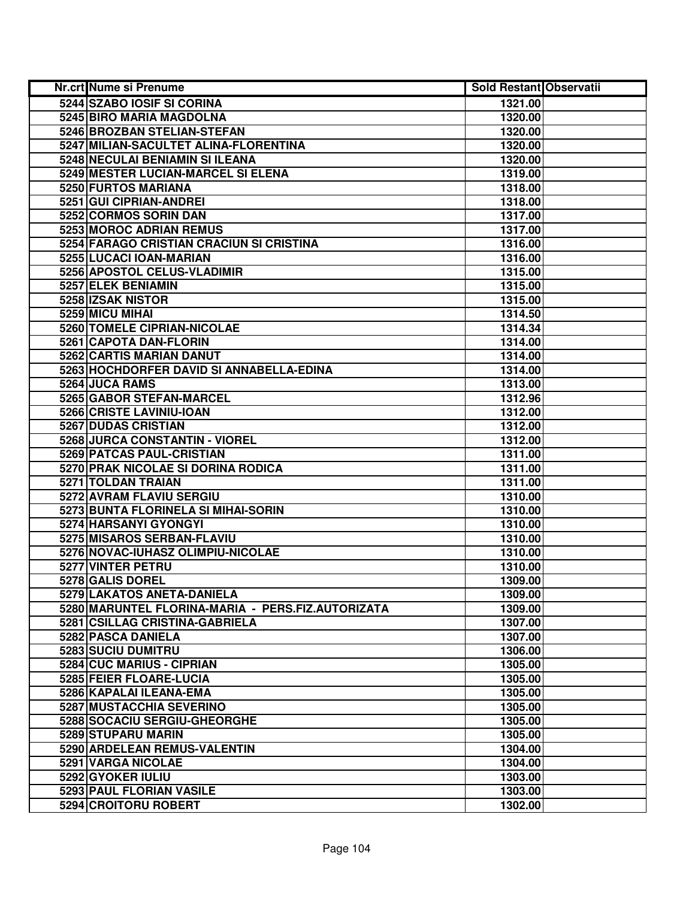| Nr.crt | Nume si Prenume | Sold Restant | Observatii |
|---|---|---|---|
| 5244 | SZABO IOSIF SI CORINA | 1321.00 | |
| 5245 | BIRO MARIA MAGDOLNA | 1320.00 | |
| 5246 | BROZBAN STELIAN-STEFAN | 1320.00 | |
| 5247 | MILIAN-SACULTET ALINA-FLORENTINA | 1320.00 | |
| 5248 | NECULAI BENIAMIN SI ILEANA | 1320.00 | |
| 5249 | MESTER LUCIAN-MARCEL SI ELENA | 1319.00 | |
| 5250 | FURTOS MARIANA | 1318.00 | |
| 5251 | GUI CIPRIAN-ANDREI | 1318.00 | |
| 5252 | CORMOS SORIN DAN | 1317.00 | |
| 5253 | MOROC ADRIAN REMUS | 1317.00 | |
| 5254 | FARAGO CRISTIAN CRACIUN SI CRISTINA | 1316.00 | |
| 5255 | LUCACI IOAN-MARIAN | 1316.00 | |
| 5256 | APOSTOL CELUS-VLADIMIR | 1315.00 | |
| 5257 | ELEK BENIAMIN | 1315.00 | |
| 5258 | IZSAK NISTOR | 1315.00 | |
| 5259 | MICU MIHAI | 1314.50 | |
| 5260 | TOMELE CIPRIAN-NICOLAE | 1314.34 | |
| 5261 | CAPOTA DAN-FLORIN | 1314.00 | |
| 5262 | CARTIS MARIAN DANUT | 1314.00 | |
| 5263 | HOCHDORFER DAVID SI ANNABELLA-EDINA | 1314.00 | |
| 5264 | JUCA RAMS | 1313.00 | |
| 5265 | GABOR STEFAN-MARCEL | 1312.96 | |
| 5266 | CRISTE LAVINIU-IOAN | 1312.00 | |
| 5267 | DUDAS CRISTIAN | 1312.00 | |
| 5268 | JURCA CONSTANTIN - VIOREL | 1312.00 | |
| 5269 | PATCAS PAUL-CRISTIAN | 1311.00 | |
| 5270 | PRAK NICOLAE SI DORINA RODICA | 1311.00 | |
| 5271 | TOLDAN TRAIAN | 1311.00 | |
| 5272 | AVRAM FLAVIU SERGIU | 1310.00 | |
| 5273 | BUNTA FLORINELA SI MIHAI-SORIN | 1310.00 | |
| 5274 | HARSANYI GYONGYI | 1310.00 | |
| 5275 | MISAROS SERBAN-FLAVIU | 1310.00 | |
| 5276 | NOVAC-IUHASZ OLIMPIU-NICOLAE | 1310.00 | |
| 5277 | VINTER PETRU | 1310.00 | |
| 5278 | GALIS DOREL | 1309.00 | |
| 5279 | LAKATOS ANETA-DANIELA | 1309.00 | |
| 5280 | MARUNTEL FLORINA-MARIA - PERS.FIZ.AUTORIZATA | 1309.00 | |
| 5281 | CSILLAG CRISTINA-GABRIELA | 1307.00 | |
| 5282 | PASCA DANIELA | 1307.00 | |
| 5283 | SUCIU DUMITRU | 1306.00 | |
| 5284 | CUC MARIUS - CIPRIAN | 1305.00 | |
| 5285 | FEIER FLOARE-LUCIA | 1305.00 | |
| 5286 | KAPALAI ILEANA-EMA | 1305.00 | |
| 5287 | MUSTACCHIA SEVERINO | 1305.00 | |
| 5288 | SOCACIU SERGIU-GHEORGHE | 1305.00 | |
| 5289 | STUPARU MARIN | 1305.00 | |
| 5290 | ARDELEAN REMUS-VALENTIN | 1304.00 | |
| 5291 | VARGA NICOLAE | 1304.00 | |
| 5292 | GYOKER IULIU | 1303.00 | |
| 5293 | PAUL FLORIAN VASILE | 1303.00 | |
| 5294 | CROITORU ROBERT | 1302.00 | |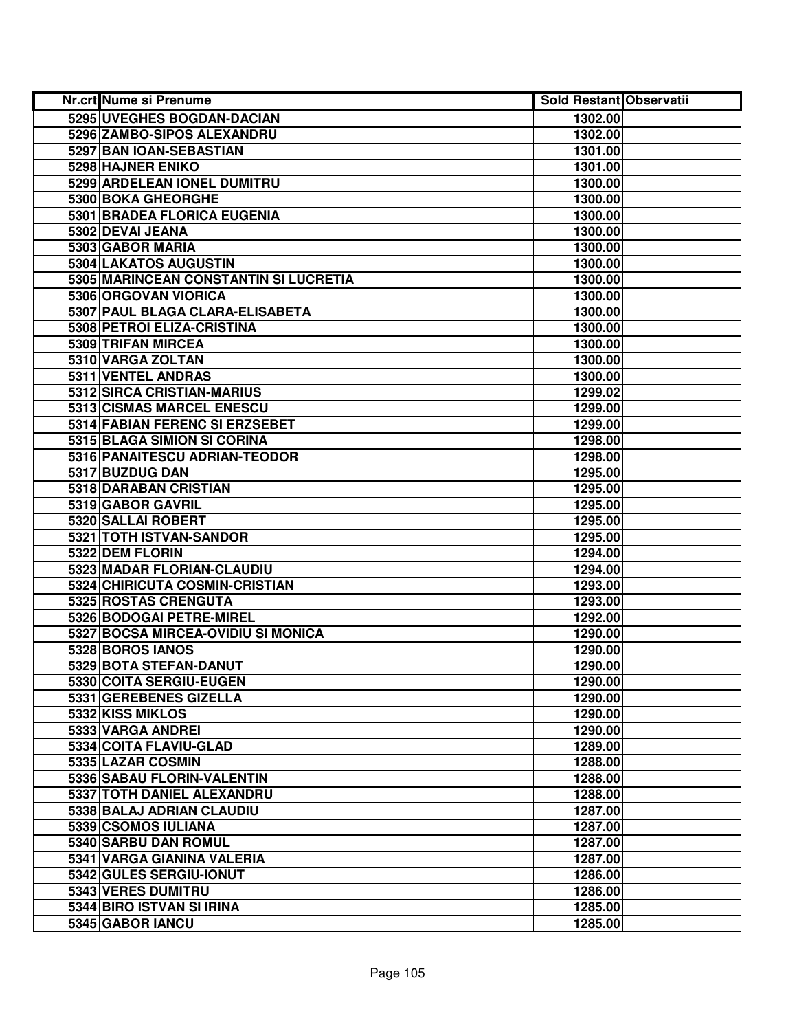| Nr.crt | Nume si Prenume | Sold Restant | Observatii |
|---|---|---|---|
| 5295 | UVEGHES BOGDAN-DACIAN | 1302.00 | |
| 5296 | ZAMBO-SIPOS ALEXANDRU | 1302.00 | |
| 5297 | BAN IOAN-SEBASTIAN | 1301.00 | |
| 5298 | HAJNER ENIKO | 1301.00 | |
| 5299 | ARDELEAN IONEL DUMITRU | 1300.00 | |
| 5300 | BOKA GHEORGHE | 1300.00 | |
| 5301 | BRADEA FLORICA EUGENIA | 1300.00 | |
| 5302 | DEVAI JEANA | 1300.00 | |
| 5303 | GABOR MARIA | 1300.00 | |
| 5304 | LAKATOS AUGUSTIN | 1300.00 | |
| 5305 | MARINCEAN CONSTANTIN SI LUCRETIA | 1300.00 | |
| 5306 | ORGOVAN VIORICA | 1300.00 | |
| 5307 | PAUL BLAGA CLARA-ELISABETA | 1300.00 | |
| 5308 | PETROI ELIZA-CRISTINA | 1300.00 | |
| 5309 | TRIFAN MIRCEA | 1300.00 | |
| 5310 | VARGA ZOLTAN | 1300.00 | |
| 5311 | VENTEL ANDRAS | 1300.00 | |
| 5312 | SIRCA CRISTIAN-MARIUS | 1299.02 | |
| 5313 | CISMAS MARCEL ENESCU | 1299.00 | |
| 5314 | FABIAN FERENC SI ERZSEBET | 1299.00 | |
| 5315 | BLAGA SIMION SI CORINA | 1298.00 | |
| 5316 | PANAITESCU ADRIAN-TEODOR | 1298.00 | |
| 5317 | BUZDUG DAN | 1295.00 | |
| 5318 | DARABAN CRISTIAN | 1295.00 | |
| 5319 | GABOR GAVRIL | 1295.00 | |
| 5320 | SALLAI ROBERT | 1295.00 | |
| 5321 | TOTH ISTVAN-SANDOR | 1295.00 | |
| 5322 | DEM FLORIN | 1294.00 | |
| 5323 | MADAR FLORIAN-CLAUDIU | 1294.00 | |
| 5324 | CHIRICUTA COSMIN-CRISTIAN | 1293.00 | |
| 5325 | ROSTAS CRENGUTA | 1293.00 | |
| 5326 | BODOGAI PETRE-MIREL | 1292.00 | |
| 5327 | BOCSA MIRCEA-OVIDIU SI MONICA | 1290.00 | |
| 5328 | BOROS IANOS | 1290.00 | |
| 5329 | BOTA STEFAN-DANUT | 1290.00 | |
| 5330 | COITA SERGIU-EUGEN | 1290.00 | |
| 5331 | GEREBENES GIZELLA | 1290.00 | |
| 5332 | KISS MIKLOS | 1290.00 | |
| 5333 | VARGA ANDREI | 1290.00 | |
| 5334 | COITA FLAVIU-GLAD | 1289.00 | |
| 5335 | LAZAR COSMIN | 1288.00 | |
| 5336 | SABAU FLORIN-VALENTIN | 1288.00 | |
| 5337 | TOTH DANIEL ALEXANDRU | 1288.00 | |
| 5338 | BALAJ ADRIAN CLAUDIU | 1287.00 | |
| 5339 | CSOMOS IULIANA | 1287.00 | |
| 5340 | SARBU DAN ROMUL | 1287.00 | |
| 5341 | VARGA GIANINA VALERIA | 1287.00 | |
| 5342 | GULES SERGIU-IONUT | 1286.00 | |
| 5343 | VERES DUMITRU | 1286.00 | |
| 5344 | BIRO ISTVAN SI IRINA | 1285.00 | |
| 5345 | GABOR IANCU | 1285.00 | |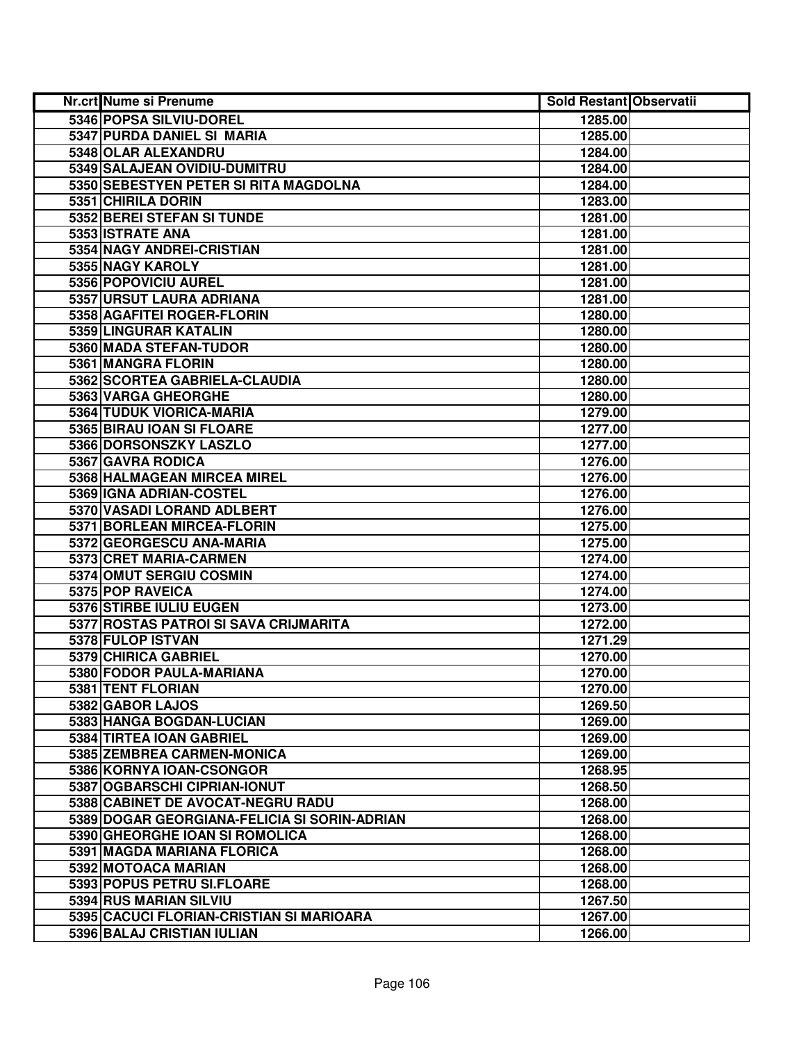| Nr.crt | Nume si Prenume | Sold Restant | Observatii |
|---|---|---|---|
| 5346 | POPSA SILVIU-DOREL | 1285.00 | |
| 5347 | PURDA DANIEL SI MARIA | 1285.00 | |
| 5348 | OLAR ALEXANDRU | 1284.00 | |
| 5349 | SALAJEAN OVIDIU-DUMITRU | 1284.00 | |
| 5350 | SEBESTYEN PETER SI RITA MAGDOLNA | 1284.00 | |
| 5351 | CHIRILA DORIN | 1283.00 | |
| 5352 | BEREI STEFAN SI TUNDE | 1281.00 | |
| 5353 | ISTRATE ANA | 1281.00 | |
| 5354 | NAGY ANDREI-CRISTIAN | 1281.00 | |
| 5355 | NAGY KAROLY | 1281.00 | |
| 5356 | POPOVICIU AUREL | 1281.00 | |
| 5357 | URSUT LAURA ADRIANA | 1281.00 | |
| 5358 | AGAFITEI ROGER-FLORIN | 1280.00 | |
| 5359 | LINGURAR KATALIN | 1280.00 | |
| 5360 | MADA STEFAN-TUDOR | 1280.00 | |
| 5361 | MANGRA FLORIN | 1280.00 | |
| 5362 | SCORTEA GABRIELA-CLAUDIA | 1280.00 | |
| 5363 | VARGA GHEORGHE | 1280.00 | |
| 5364 | TUDUK VIORICA-MARIA | 1279.00 | |
| 5365 | BIRAU IOAN SI FLOARE | 1277.00 | |
| 5366 | DORSONSZKY LASZLO | 1277.00 | |
| 5367 | GAVRA RODICA | 1276.00 | |
| 5368 | HALMAGEAN MIRCEA MIREL | 1276.00 | |
| 5369 | IGNA ADRIAN-COSTEL | 1276.00 | |
| 5370 | VASADI LORAND ADLBERT | 1276.00 | |
| 5371 | BORLEAN MIRCEA-FLORIN | 1275.00 | |
| 5372 | GEORGESCU ANA-MARIA | 1275.00 | |
| 5373 | CRET MARIA-CARMEN | 1274.00 | |
| 5374 | OMUT SERGIU COSMIN | 1274.00 | |
| 5375 | POP RAVEICA | 1274.00 | |
| 5376 | STIRBE IULIU EUGEN | 1273.00 | |
| 5377 | ROSTAS PATROI SI SAVA CRIJMARITA | 1272.00 | |
| 5378 | FULOP ISTVAN | 1271.29 | |
| 5379 | CHIRICA GABRIEL | 1270.00 | |
| 5380 | FODOR PAULA-MARIANA | 1270.00 | |
| 5381 | TENT FLORIAN | 1270.00 | |
| 5382 | GABOR LAJOS | 1269.50 | |
| 5383 | HANGA BOGDAN-LUCIAN | 1269.00 | |
| 5384 | TIRTEA IOAN GABRIEL | 1269.00 | |
| 5385 | ZEMBREA CARMEN-MONICA | 1269.00 | |
| 5386 | KORNYA IOAN-CSONGOR | 1268.95 | |
| 5387 | OGBARSCHI CIPRIAN-IONUT | 1268.50 | |
| 5388 | CABINET DE AVOCAT-NEGRU RADU | 1268.00 | |
| 5389 | DOGAR GEORGIANA-FELICIA SI SORIN-ADRIAN | 1268.00 | |
| 5390 | GHEORGHE IOAN SI ROMOLICA | 1268.00 | |
| 5391 | MAGDA MARIANA FLORICA | 1268.00 | |
| 5392 | MOTOACA MARIAN | 1268.00 | |
| 5393 | POPUS PETRU SI.FLOARE | 1268.00 | |
| 5394 | RUS MARIAN SILVIU | 1267.50 | |
| 5395 | CACUCI FLORIAN-CRISTIAN SI MARIOARA | 1267.00 | |
| 5396 | BALAJ CRISTIAN IULIAN | 1266.00 | |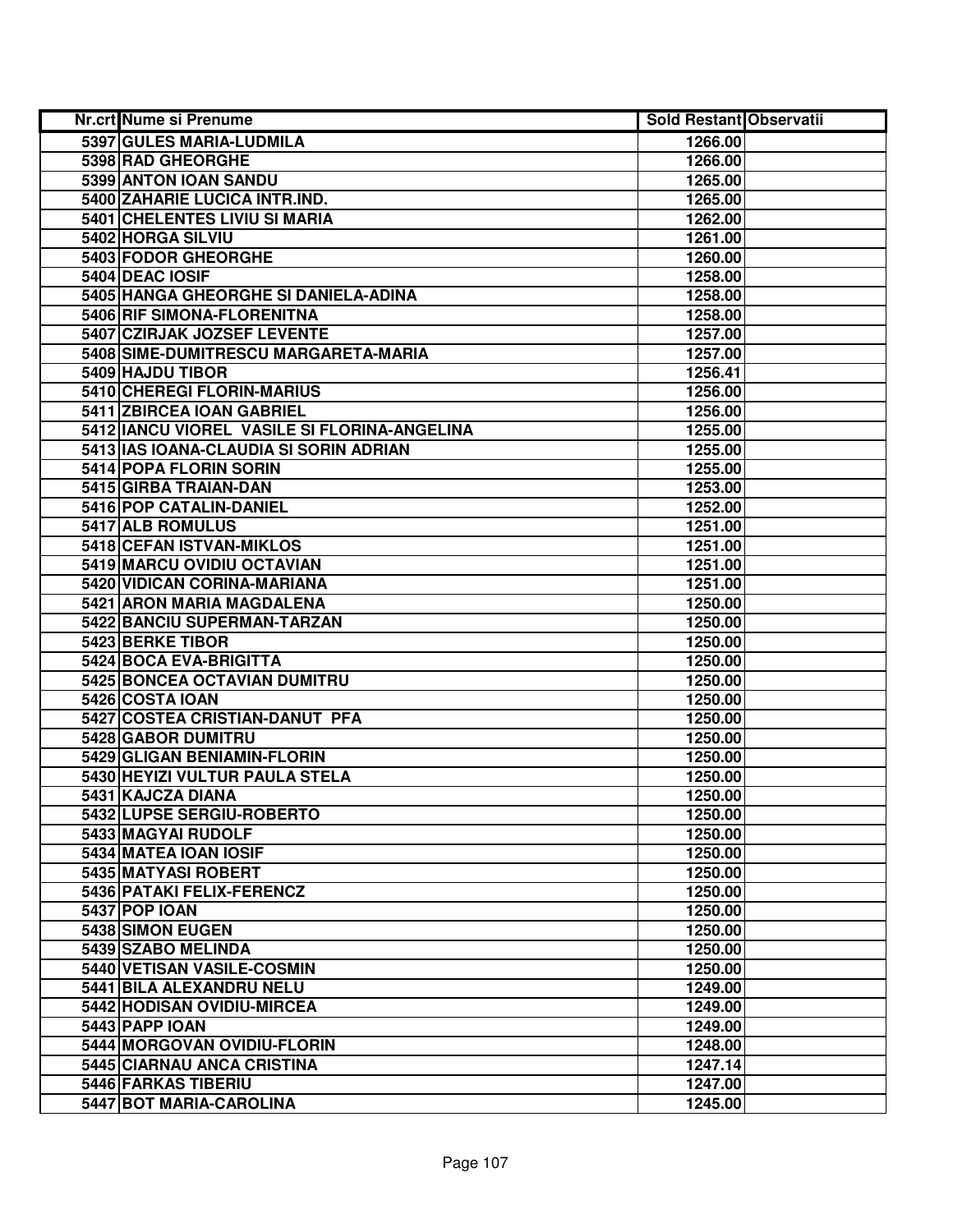| Nr.crt | Nume si Prenume | Sold Restant | Observatii |
|---|---|---|---|
| 5397 | GULES MARIA-LUDMILA | 1266.00 | |
| 5398 | RAD GHEORGHE | 1266.00 | |
| 5399 | ANTON IOAN SANDU | 1265.00 | |
| 5400 | ZAHARIE LUCICA INTR.IND. | 1265.00 | |
| 5401 | CHELENTES LIVIU SI MARIA | 1262.00 | |
| 5402 | HORGA SILVIU | 1261.00 | |
| 5403 | FODOR GHEORGHE | 1260.00 | |
| 5404 | DEAC IOSIF | 1258.00 | |
| 5405 | HANGA GHEORGHE SI DANIELA-ADINA | 1258.00 | |
| 5406 | RIF SIMONA-FLORENITNA | 1258.00 | |
| 5407 | CZIRJAK JOZSEF LEVENTE | 1257.00 | |
| 5408 | SIME-DUMITRESCU MARGARETA-MARIA | 1257.00 | |
| 5409 | HAJDU TIBOR | 1256.41 | |
| 5410 | CHEREGI FLORIN-MARIUS | 1256.00 | |
| 5411 | ZBIRCEA IOAN GABRIEL | 1256.00 | |
| 5412 | IANCU VIOREL VASILE SI FLORINA-ANGELINA | 1255.00 | |
| 5413 | IAS IOANA-CLAUDIA SI SORIN ADRIAN | 1255.00 | |
| 5414 | POPA FLORIN SORIN | 1255.00 | |
| 5415 | GIRBA TRAIAN-DAN | 1253.00 | |
| 5416 | POP CATALIN-DANIEL | 1252.00 | |
| 5417 | ALB ROMULUS | 1251.00 | |
| 5418 | CEFAN ISTVAN-MIKLOS | 1251.00 | |
| 5419 | MARCU OVIDIU OCTAVIAN | 1251.00 | |
| 5420 | VIDICAN CORINA-MARIANA | 1251.00 | |
| 5421 | ARON MARIA MAGDALENA | 1250.00 | |
| 5422 | BANCIU SUPERMAN-TARZAN | 1250.00 | |
| 5423 | BERKE TIBOR | 1250.00 | |
| 5424 | BOCA EVA-BRIGITTA | 1250.00 | |
| 5425 | BONCEA OCTAVIAN DUMITRU | 1250.00 | |
| 5426 | COSTA IOAN | 1250.00 | |
| 5427 | COSTEA CRISTIAN-DANUT PFA | 1250.00 | |
| 5428 | GABOR DUMITRU | 1250.00 | |
| 5429 | GLIGAN BENIAMIN-FLORIN | 1250.00 | |
| 5430 | HEYIZI VULTUR PAULA STELA | 1250.00 | |
| 5431 | KAJCZA DIANA | 1250.00 | |
| 5432 | LUPSE SERGIU-ROBERTO | 1250.00 | |
| 5433 | MAGYAI RUDOLF | 1250.00 | |
| 5434 | MATEA IOAN IOSIF | 1250.00 | |
| 5435 | MATYASI ROBERT | 1250.00 | |
| 5436 | PATAKI FELIX-FERENCZ | 1250.00 | |
| 5437 | POP IOAN | 1250.00 | |
| 5438 | SIMON EUGEN | 1250.00 | |
| 5439 | SZABO MELINDA | 1250.00 | |
| 5440 | VETISAN VASILE-COSMIN | 1250.00 | |
| 5441 | BILA ALEXANDRU NELU | 1249.00 | |
| 5442 | HODISAN OVIDIU-MIRCEA | 1249.00 | |
| 5443 | PAPP IOAN | 1249.00 | |
| 5444 | MORGOVAN OVIDIU-FLORIN | 1248.00 | |
| 5445 | CIARNAU ANCA CRISTINA | 1247.14 | |
| 5446 | FARKAS TIBERIU | 1247.00 | |
| 5447 | BOT MARIA-CAROLINA | 1245.00 | |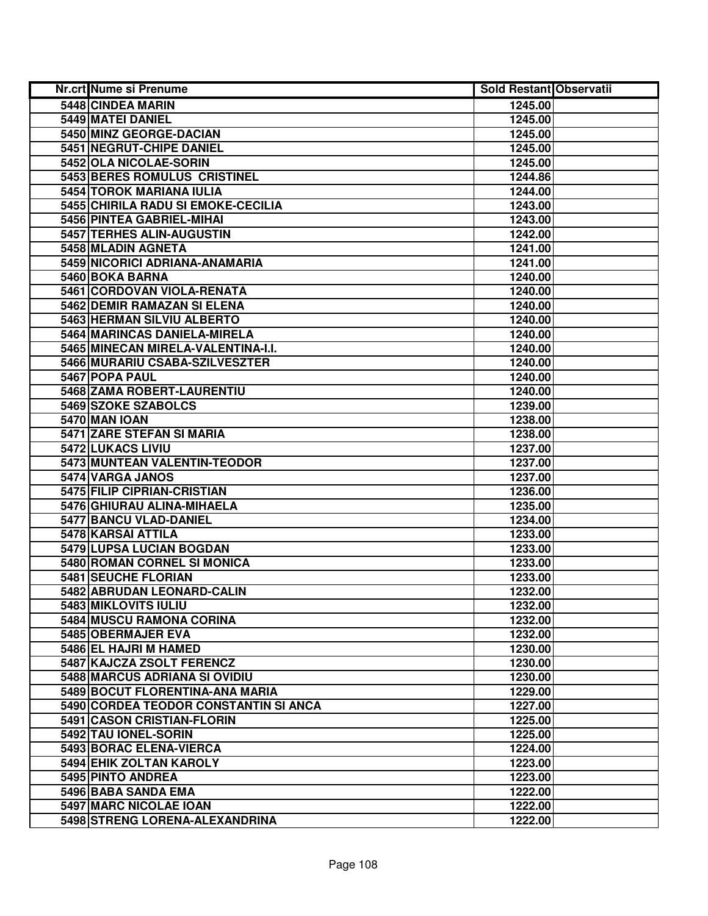| Nr.crt | Nume si Prenume | Sold Restant | Observatii |
|---|---|---|---|
| 5448 | CINDEA MARIN | 1245.00 | |
| 5449 | MATEI DANIEL | 1245.00 | |
| 5450 | MINZ GEORGE-DACIAN | 1245.00 | |
| 5451 | NEGRUT-CHIPE DANIEL | 1245.00 | |
| 5452 | OLA NICOLAE-SORIN | 1245.00 | |
| 5453 | BERES ROMULUS  CRISTINEL | 1244.86 | |
| 5454 | TOROK MARIANA IULIA | 1244.00 | |
| 5455 | CHIRILA RADU SI EMOKE-CECILIA | 1243.00 | |
| 5456 | PINTEA GABRIEL-MIHAI | 1243.00 | |
| 5457 | TERHES ALIN-AUGUSTIN | 1242.00 | |
| 5458 | MLADIN AGNETA | 1241.00 | |
| 5459 | NICORICI ADRIANA-ANAMARIA | 1241.00 | |
| 5460 | BOKA BARNA | 1240.00 | |
| 5461 | CORDOVAN VIOLA-RENATA | 1240.00 | |
| 5462 | DEMIR RAMAZAN SI ELENA | 1240.00 | |
| 5463 | HERMAN SILVIU ALBERTO | 1240.00 | |
| 5464 | MARINCAS DANIELA-MIRELA | 1240.00 | |
| 5465 | MINECAN MIRELA-VALENTINA-I.I. | 1240.00 | |
| 5466 | MURARIU CSABA-SZILVESZTER | 1240.00 | |
| 5467 | POPA PAUL | 1240.00 | |
| 5468 | ZAMA ROBERT-LAURENTIU | 1240.00 | |
| 5469 | SZOKE SZABOLCS | 1239.00 | |
| 5470 | MAN IOAN | 1238.00 | |
| 5471 | ZARE STEFAN SI MARIA | 1238.00 | |
| 5472 | LUKACS LIVIU | 1237.00 | |
| 5473 | MUNTEAN VALENTIN-TEODOR | 1237.00 | |
| 5474 | VARGA JANOS | 1237.00 | |
| 5475 | FILIP CIPRIAN-CRISTIAN | 1236.00 | |
| 5476 | GHIURAU ALINA-MIHAELA | 1235.00 | |
| 5477 | BANCU VLAD-DANIEL | 1234.00 | |
| 5478 | KARSAI ATTILA | 1233.00 | |
| 5479 | LUPSA LUCIAN BOGDAN | 1233.00 | |
| 5480 | ROMAN CORNEL SI MONICA | 1233.00 | |
| 5481 | SEUCHE FLORIAN | 1233.00 | |
| 5482 | ABRUDAN LEONARD-CALIN | 1232.00 | |
| 5483 | MIKLOVITS IULIU | 1232.00 | |
| 5484 | MUSCU RAMONA CORINA | 1232.00 | |
| 5485 | OBERMAJER EVA | 1232.00 | |
| 5486 | EL HAJRI M HAMED | 1230.00 | |
| 5487 | KAJCZA ZSOLT FERENCZ | 1230.00 | |
| 5488 | MARCUS ADRIANA SI OVIDIU | 1230.00 | |
| 5489 | BOCUT FLORENTINA-ANA MARIA | 1229.00 | |
| 5490 | CORDEA TEODOR CONSTANTIN SI ANCA | 1227.00 | |
| 5491 | CASON CRISTIAN-FLORIN | 1225.00 | |
| 5492 | TAU IONEL-SORIN | 1225.00 | |
| 5493 | BORAC ELENA-VIERCA | 1224.00 | |
| 5494 | EHIK ZOLTAN KAROLY | 1223.00 | |
| 5495 | PINTO ANDREA | 1223.00 | |
| 5496 | BABA SANDA EMA | 1222.00 | |
| 5497 | MARC NICOLAE IOAN | 1222.00 | |
| 5498 | STRENG LORENA-ALEXANDRINA | 1222.00 | |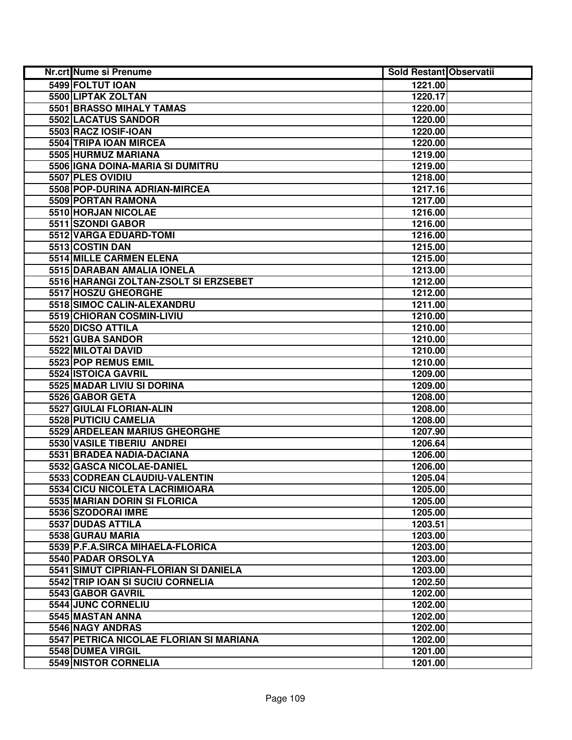| Nr.crt | Nume si Prenume | Sold Restant | Observatii |
|---|---|---|---|
| 5499 | FOLTUT IOAN | 1221.00 | |
| 5500 | LIPTAK ZOLTAN | 1220.17 | |
| 5501 | BRASSO MIHALY TAMAS | 1220.00 | |
| 5502 | LACATUS SANDOR | 1220.00 | |
| 5503 | RACZ IOSIF-IOAN | 1220.00 | |
| 5504 | TRIPA IOAN MIRCEA | 1220.00 | |
| 5505 | HURMUZ MARIANA | 1219.00 | |
| 5506 | IGNA DOINA-MARIA SI DUMITRU | 1219.00 | |
| 5507 | PLES OVIDIU | 1218.00 | |
| 5508 | POP-DURINA ADRIAN-MIRCEA | 1217.16 | |
| 5509 | PORTAN RAMONA | 1217.00 | |
| 5510 | HORJAN NICOLAE | 1216.00 | |
| 5511 | SZONDI GABOR | 1216.00 | |
| 5512 | VARGA EDUARD-TOMI | 1216.00 | |
| 5513 | COSTIN DAN | 1215.00 | |
| 5514 | MILLE CARMEN ELENA | 1215.00 | |
| 5515 | DARABAN AMALIA IONELA | 1213.00 | |
| 5516 | HARANGI ZOLTAN-ZSOLT SI ERZSEBET | 1212.00 | |
| 5517 | HOSZU GHEORGHE | 1212.00 | |
| 5518 | SIMOC CALIN-ALEXANDRU | 1211.00 | |
| 5519 | CHIORAN COSMIN-LIVIU | 1210.00 | |
| 5520 | DICSO ATTILA | 1210.00 | |
| 5521 | GUBA SANDOR | 1210.00 | |
| 5522 | MILOTAI DAVID | 1210.00 | |
| 5523 | POP REMUS EMIL | 1210.00 | |
| 5524 | ISTOICA GAVRIL | 1209.00 | |
| 5525 | MADAR LIVIU SI DORINA | 1209.00 | |
| 5526 | GABOR GETA | 1208.00 | |
| 5527 | GIULAI FLORIAN-ALIN | 1208.00 | |
| 5528 | PUTICIU CAMELIA | 1208.00 | |
| 5529 | ARDELEAN MARIUS GHEORGHE | 1207.90 | |
| 5530 | VASILE TIBERIU ANDREI | 1206.64 | |
| 5531 | BRADEA NADIA-DACIANA | 1206.00 | |
| 5532 | GASCA NICOLAE-DANIEL | 1206.00 | |
| 5533 | CODREAN CLAUDIU-VALENTIN | 1205.04 | |
| 5534 | CICU NICOLETA LACRIMIOARA | 1205.00 | |
| 5535 | MARIAN DORIN SI FLORICA | 1205.00 | |
| 5536 | SZODORAI IMRE | 1205.00 | |
| 5537 | DUDAS ATTILA | 1203.51 | |
| 5538 | GURAU MARIA | 1203.00 | |
| 5539 | P.F.A.SIRCA MIHAELA-FLORICA | 1203.00 | |
| 5540 | PADAR ORSOLYA | 1203.00 | |
| 5541 | SIMUT CIPRIAN-FLORIAN SI DANIELA | 1203.00 | |
| 5542 | TRIP IOAN SI SUCIU CORNELIA | 1202.50 | |
| 5543 | GABOR GAVRIL | 1202.00 | |
| 5544 | JUNC CORNELIU | 1202.00 | |
| 5545 | MASTAN ANNA | 1202.00 | |
| 5546 | NAGY ANDRAS | 1202.00 | |
| 5547 | PETRICA NICOLAE FLORIAN SI MARIANA | 1202.00 | |
| 5548 | DUMEA VIRGIL | 1201.00 | |
| 5549 | NISTOR CORNELIA | 1201.00 | |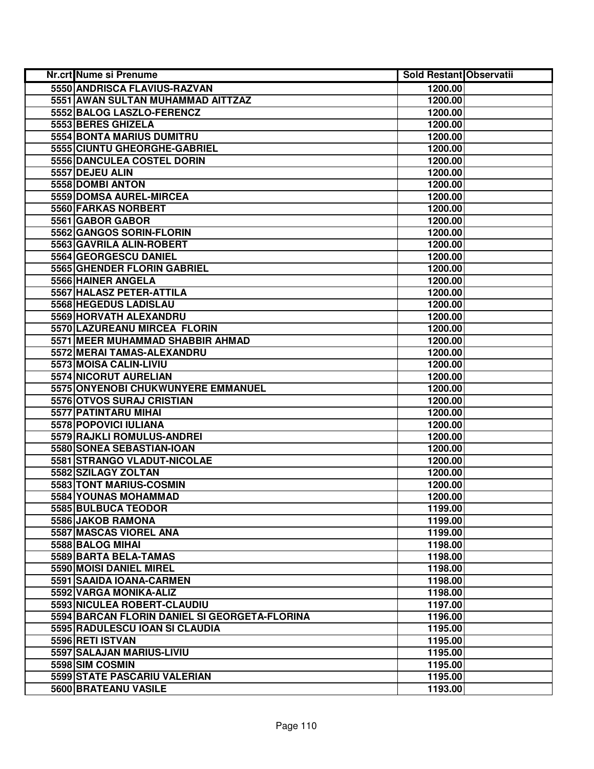| Nr.crt | Nume si Prenume | Sold Restant | Observatii |
|---|---|---|---|
| 5550 | ANDRISCA FLAVIUS-RAZVAN | 1200.00 | |
| 5551 | AWAN SULTAN MUHAMMAD AITTZAZ | 1200.00 | |
| 5552 | BALOG LASZLO-FERENCZ | 1200.00 | |
| 5553 | BERES GHIZELA | 1200.00 | |
| 5554 | BONTA MARIUS DUMITRU | 1200.00 | |
| 5555 | CIUNTU GHEORGHE-GABRIEL | 1200.00 | |
| 5556 | DANCULEA COSTEL DORIN | 1200.00 | |
| 5557 | DEJEU ALIN | 1200.00 | |
| 5558 | DOMBI ANTON | 1200.00 | |
| 5559 | DOMSA AUREL-MIRCEA | 1200.00 | |
| 5560 | FARKAS NORBERT | 1200.00 | |
| 5561 | GABOR GABOR | 1200.00 | |
| 5562 | GANGOS SORIN-FLORIN | 1200.00 | |
| 5563 | GAVRILA ALIN-ROBERT | 1200.00 | |
| 5564 | GEORGESCU DANIEL | 1200.00 | |
| 5565 | GHENDER FLORIN GABRIEL | 1200.00 | |
| 5566 | HAINER ANGELA | 1200.00 | |
| 5567 | HALASZ PETER-ATTILA | 1200.00 | |
| 5568 | HEGEDUS LADISLAU | 1200.00 | |
| 5569 | HORVATH ALEXANDRU | 1200.00 | |
| 5570 | LAZUREANU MIRCEA FLORIN | 1200.00 | |
| 5571 | MEER MUHAMMAD SHABBIR AHMAD | 1200.00 | |
| 5572 | MERAI TAMAS-ALEXANDRU | 1200.00 | |
| 5573 | MOISA CALIN-LIVIU | 1200.00 | |
| 5574 | NICORUT AURELIAN | 1200.00 | |
| 5575 | ONYENOBI CHUKWUNYERE EMMANUEL | 1200.00 | |
| 5576 | OTVOS SURAJ CRISTIAN | 1200.00 | |
| 5577 | PATINTARU MIHAI | 1200.00 | |
| 5578 | POPOVICI IULIANA | 1200.00 | |
| 5579 | RAJKLI ROMULUS-ANDREI | 1200.00 | |
| 5580 | SONEA SEBASTIAN-IOAN | 1200.00 | |
| 5581 | STRANGO VLADUT-NICOLAE | 1200.00 | |
| 5582 | SZILAGY ZOLTAN | 1200.00 | |
| 5583 | TONT MARIUS-COSMIN | 1200.00 | |
| 5584 | YOUNAS MOHAMMAD | 1200.00 | |
| 5585 | BULBUCA TEODOR | 1199.00 | |
| 5586 | JAKOB RAMONA | 1199.00 | |
| 5587 | MASCAS VIOREL ANA | 1199.00 | |
| 5588 | BALOG MIHAI | 1198.00 | |
| 5589 | BARTA BELA-TAMAS | 1198.00 | |
| 5590 | MOISI DANIEL MIREL | 1198.00 | |
| 5591 | SAAIDA IOANA-CARMEN | 1198.00 | |
| 5592 | VARGA MONIKA-ALIZ | 1198.00 | |
| 5593 | NICULEA ROBERT-CLAUDIU | 1197.00 | |
| 5594 | BARCAN FLORIN DANIEL SI GEORGETA-FLORINA | 1196.00 | |
| 5595 | RADULESCU IOAN SI CLAUDIA | 1195.00 | |
| 5596 | RETI ISTVAN | 1195.00 | |
| 5597 | SALAJAN MARIUS-LIVIU | 1195.00 | |
| 5598 | SIM COSMIN | 1195.00 | |
| 5599 | STATE PASCARIU VALERIAN | 1195.00 | |
| 5600 | BRATEANU VASILE | 1193.00 | |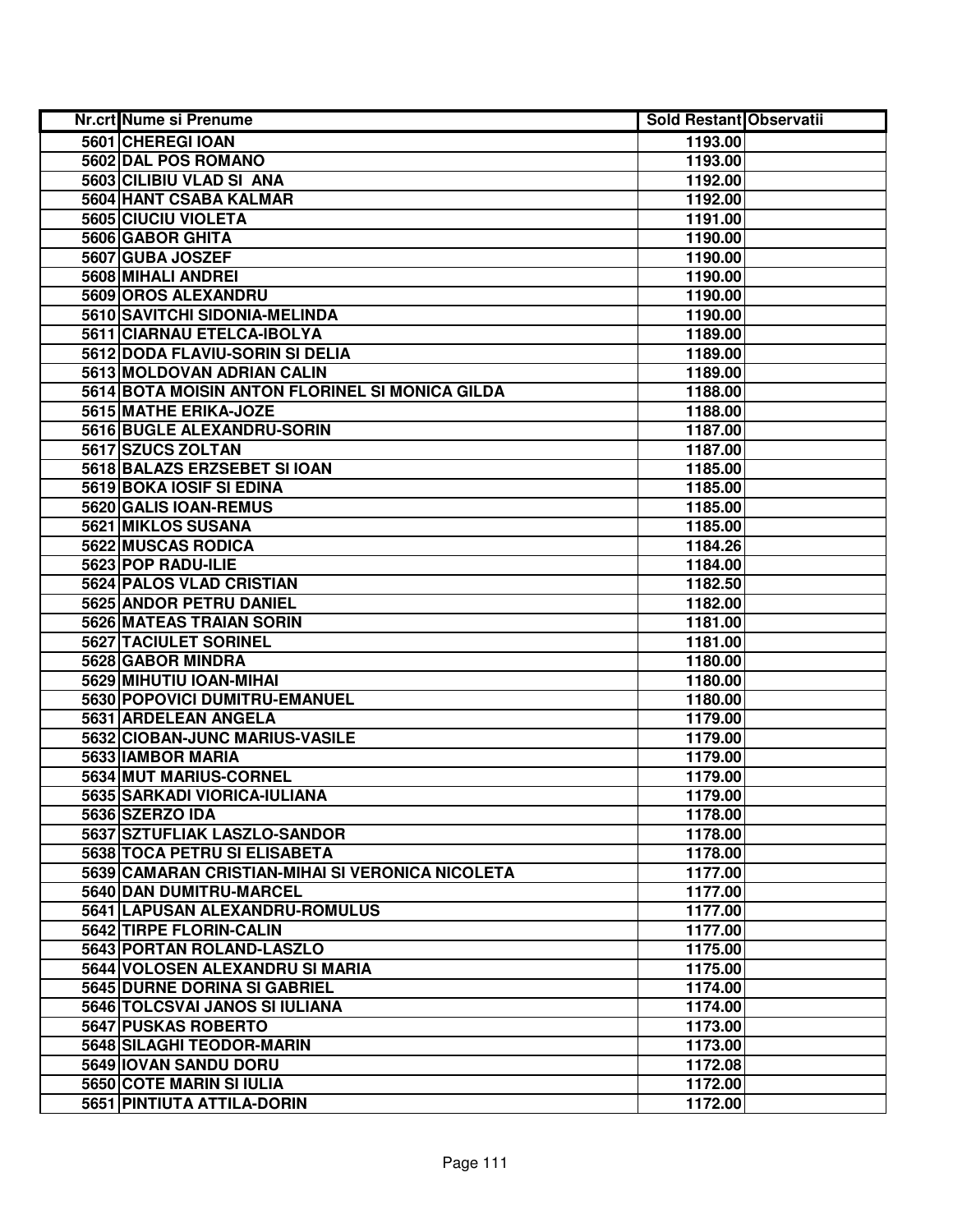| Nr.crt | Nume si Prenume | Sold Restant | Observatii |
|---|---|---|---|
| 5601 | CHEREGI IOAN | 1193.00 | |
| 5602 | DAL POS ROMANO | 1193.00 | |
| 5603 | CILIBIU VLAD SI  ANA | 1192.00 | |
| 5604 | HANT CSABA KALMAR | 1192.00 | |
| 5605 | CIUCIU VIOLETA | 1191.00 | |
| 5606 | GABOR GHITA | 1190.00 | |
| 5607 | GUBA JOSZEF | 1190.00 | |
| 5608 | MIHALI ANDREI | 1190.00 | |
| 5609 | OROS ALEXANDRU | 1190.00 | |
| 5610 | SAVITCHI SIDONIA-MELINDA | 1190.00 | |
| 5611 | CIARNAU ETELCA-IBOLYA | 1189.00 | |
| 5612 | DODA FLAVIU-SORIN SI DELIA | 1189.00 | |
| 5613 | MOLDOVAN ADRIAN CALIN | 1189.00 | |
| 5614 | BOTA MOISIN ANTON FLORINEL SI MONICA GILDA | 1188.00 | |
| 5615 | MATHE ERIKA-JOZE | 1188.00 | |
| 5616 | BUGLE ALEXANDRU-SORIN | 1187.00 | |
| 5617 | SZUCS ZOLTAN | 1187.00 | |
| 5618 | BALAZS ERZSEBET SI IOAN | 1185.00 | |
| 5619 | BOKA IOSIF SI EDINA | 1185.00 | |
| 5620 | GALIS IOAN-REMUS | 1185.00 | |
| 5621 | MIKLOS SUSANA | 1185.00 | |
| 5622 | MUSCAS RODICA | 1184.26 | |
| 5623 | POP RADU-ILIE | 1184.00 | |
| 5624 | PALOS VLAD CRISTIAN | 1182.50 | |
| 5625 | ANDOR PETRU DANIEL | 1182.00 | |
| 5626 | MATEAS TRAIAN SORIN | 1181.00 | |
| 5627 | TACIULET SORINEL | 1181.00 | |
| 5628 | GABOR MINDRA | 1180.00 | |
| 5629 | MIHUTIU IOAN-MIHAI | 1180.00 | |
| 5630 | POPOVICI DUMITRU-EMANUEL | 1180.00 | |
| 5631 | ARDELEAN ANGELA | 1179.00 | |
| 5632 | CIOBAN-JUNC MARIUS-VASILE | 1179.00 | |
| 5633 | IAMBOR MARIA | 1179.00 | |
| 5634 | MUT MARIUS-CORNEL | 1179.00 | |
| 5635 | SARKADI VIORICA-IULIANA | 1179.00 | |
| 5636 | SZERZO IDA | 1178.00 | |
| 5637 | SZTUFLIAK LASZLO-SANDOR | 1178.00 | |
| 5638 | TOCA PETRU SI ELISABETA | 1178.00 | |
| 5639 | CAMARAN CRISTIAN-MIHAI SI VERONICA NICOLETA | 1177.00 | |
| 5640 | DAN DUMITRU-MARCEL | 1177.00 | |
| 5641 | LAPUSAN ALEXANDRU-ROMULUS | 1177.00 | |
| 5642 | TIRPE FLORIN-CALIN | 1177.00 | |
| 5643 | PORTAN ROLAND-LASZLO | 1175.00 | |
| 5644 | VOLOSEN ALEXANDRU SI MARIA | 1175.00 | |
| 5645 | DURNE DORINA SI GABRIEL | 1174.00 | |
| 5646 | TOLCSVAI JANOS SI IULIANA | 1174.00 | |
| 5647 | PUSKAS ROBERTO | 1173.00 | |
| 5648 | SILAGHI TEODOR-MARIN | 1173.00 | |
| 5649 | IOVAN SANDU DORU | 1172.08 | |
| 5650 | COTE MARIN SI IULIA | 1172.00 | |
| 5651 | PINTIUTA ATTILA-DORIN | 1172.00 | |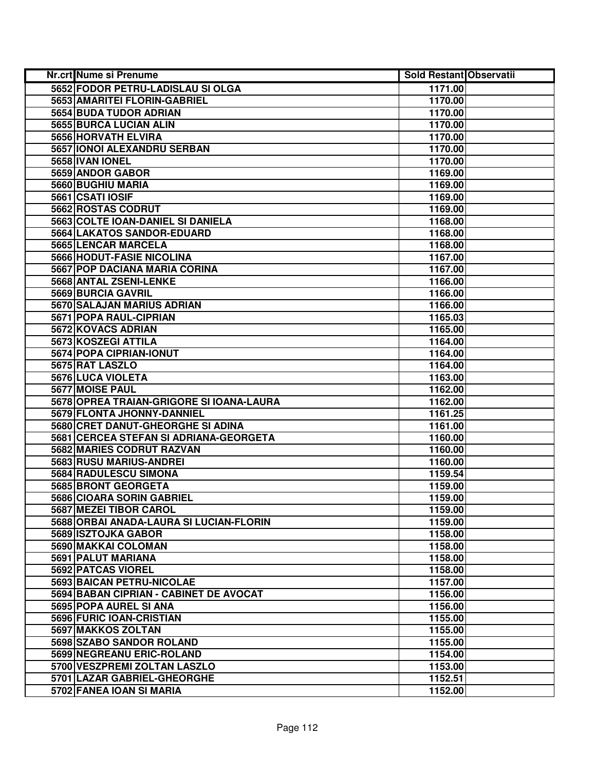| Nr.crt | Nume si Prenume | Sold Restant | Observatii |
| --- | --- | --- | --- |
| 5652 | FODOR PETRU-LADISLAU SI OLGA | 1171.00 | |
| 5653 | AMARITEI FLORIN-GABRIEL | 1170.00 | |
| 5654 | BUDA TUDOR ADRIAN | 1170.00 | |
| 5655 | BURCA LUCIAN ALIN | 1170.00 | |
| 5656 | HORVATH ELVIRA | 1170.00 | |
| 5657 | IONOI ALEXANDRU SERBAN | 1170.00 | |
| 5658 | IVAN IONEL | 1170.00 | |
| 5659 | ANDOR GABOR | 1169.00 | |
| 5660 | BUGHIU MARIA | 1169.00 | |
| 5661 | CSATI IOSIF | 1169.00 | |
| 5662 | ROSTAS CODRUT | 1169.00 | |
| 5663 | COLTE IOAN-DANIEL SI DANIELA | 1168.00 | |
| 5664 | LAKATOS SANDOR-EDUARD | 1168.00 | |
| 5665 | LENCAR MARCELA | 1168.00 | |
| 5666 | HODUT-FASIE NICOLINA | 1167.00 | |
| 5667 | POP DACIANA MARIA CORINA | 1167.00 | |
| 5668 | ANTAL ZSENI-LENKE | 1166.00 | |
| 5669 | BURCIA GAVRIL | 1166.00 | |
| 5670 | SALAJAN MARIUS ADRIAN | 1166.00 | |
| 5671 | POPA RAUL-CIPRIAN | 1165.03 | |
| 5672 | KOVACS ADRIAN | 1165.00 | |
| 5673 | KOSZEGI ATTILA | 1164.00 | |
| 5674 | POPA CIPRIAN-IONUT | 1164.00 | |
| 5675 | RAT LASZLO | 1164.00 | |
| 5676 | LUCA VIOLETA | 1163.00 | |
| 5677 | MOISE PAUL | 1162.00 | |
| 5678 | OPREA TRAIAN-GRIGORE SI IOANA-LAURA | 1162.00 | |
| 5679 | FLONTA JHONNY-DANNIEL | 1161.25 | |
| 5680 | CRET DANUT-GHEORGHE SI ADINA | 1161.00 | |
| 5681 | CERCEA STEFAN SI ADRIANA-GEORGETA | 1160.00 | |
| 5682 | MARIES CODRUT RAZVAN | 1160.00 | |
| 5683 | RUSU MARIUS-ANDREI | 1160.00 | |
| 5684 | RADULESCU SIMONA | 1159.54 | |
| 5685 | BRONT GEORGETA | 1159.00 | |
| 5686 | CIOARA SORIN GABRIEL | 1159.00 | |
| 5687 | MEZEI TIBOR CAROL | 1159.00 | |
| 5688 | ORBAI ANADA-LAURA SI LUCIAN-FLORIN | 1159.00 | |
| 5689 | ISZTOJKA GABOR | 1158.00 | |
| 5690 | MAKKAI COLOMAN | 1158.00 | |
| 5691 | PALUT MARIANA | 1158.00 | |
| 5692 | PATCAS VIOREL | 1158.00 | |
| 5693 | BAICAN PETRU-NICOLAE | 1157.00 | |
| 5694 | BABAN CIPRIAN - CABINET DE AVOCAT | 1156.00 | |
| 5695 | POPA AUREL SI ANA | 1156.00 | |
| 5696 | FURIC IOAN-CRISTIAN | 1155.00 | |
| 5697 | MAKKOS ZOLTAN | 1155.00 | |
| 5698 | SZABO SANDOR ROLAND | 1155.00 | |
| 5699 | NEGREANU ERIC-ROLAND | 1154.00 | |
| 5700 | VESZPREMI ZOLTAN LASZLO | 1153.00 | |
| 5701 | LAZAR GABRIEL-GHEORGHE | 1152.51 | |
| 5702 | FANEA IOAN SI MARIA | 1152.00 | |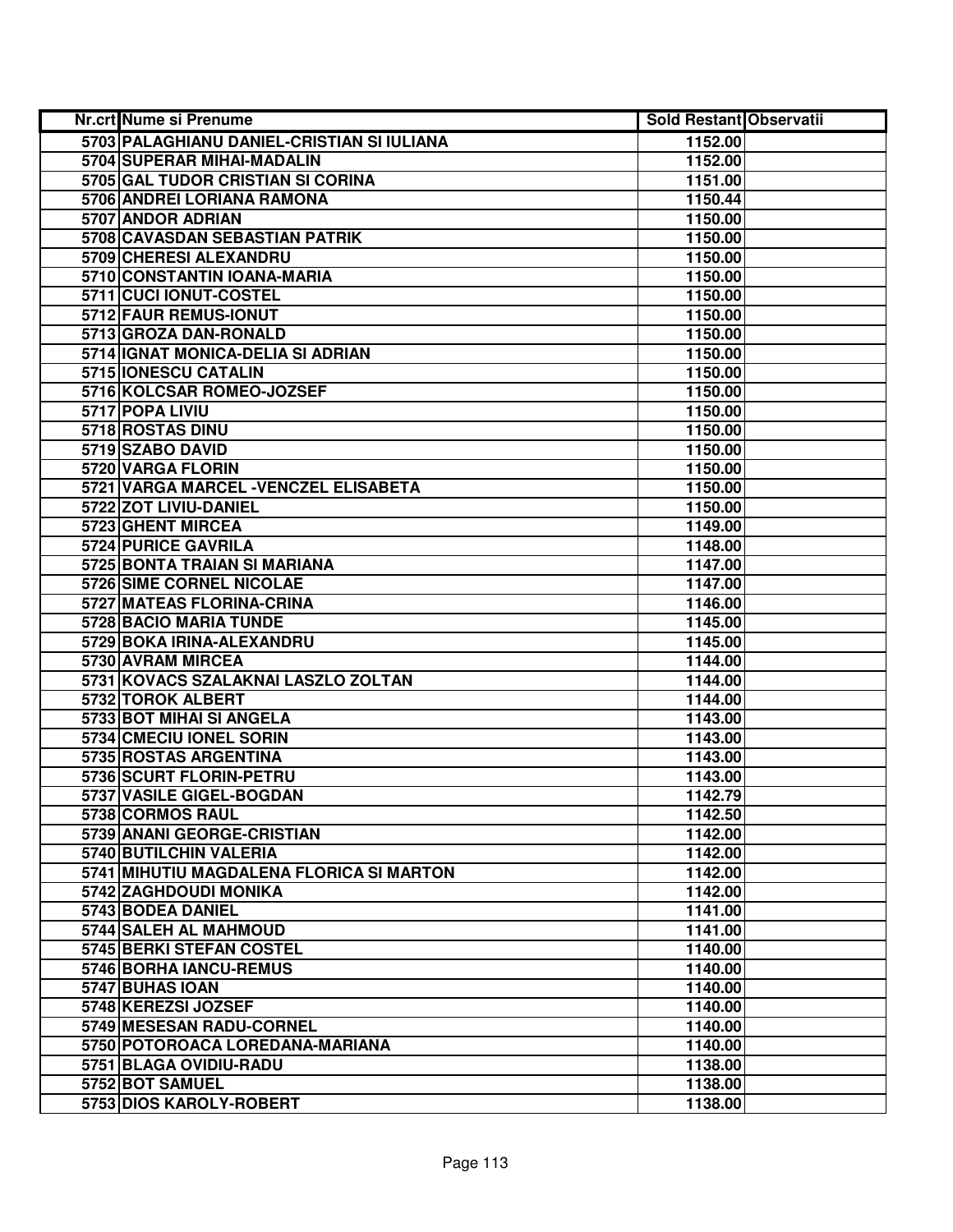| Nr.crt | Nume si Prenume | Sold Restant | Observatii |
|---|---|---|---|
| 5703 | PALAGHIANU DANIEL-CRISTIAN SI IULIANA | 1152.00 | |
| 5704 | SUPERAR MIHAI-MADALIN | 1152.00 | |
| 5705 | GAL TUDOR CRISTIAN SI CORINA | 1151.00 | |
| 5706 | ANDREI LORIANA RAMONA | 1150.44 | |
| 5707 | ANDOR ADRIAN | 1150.00 | |
| 5708 | CAVASDAN SEBASTIAN PATRIK | 1150.00 | |
| 5709 | CHERESI ALEXANDRU | 1150.00 | |
| 5710 | CONSTANTIN IOANA-MARIA | 1150.00 | |
| 5711 | CUCI IONUT-COSTEL | 1150.00 | |
| 5712 | FAUR REMUS-IONUT | 1150.00 | |
| 5713 | GROZA DAN-RONALD | 1150.00 | |
| 5714 | IGNAT MONICA-DELIA SI ADRIAN | 1150.00 | |
| 5715 | IONESCU CATALIN | 1150.00 | |
| 5716 | KOLCSAR ROMEO-JOZSEF | 1150.00 | |
| 5717 | POPA LIVIU | 1150.00 | |
| 5718 | ROSTAS DINU | 1150.00 | |
| 5719 | SZABO DAVID | 1150.00 | |
| 5720 | VARGA FLORIN | 1150.00 | |
| 5721 | VARGA MARCEL -VENCZEL ELISABETA | 1150.00 | |
| 5722 | ZOT LIVIU-DANIEL | 1150.00 | |
| 5723 | GHENT MIRCEA | 1149.00 | |
| 5724 | PURICE GAVRILA | 1148.00 | |
| 5725 | BONTA TRAIAN SI MARIANA | 1147.00 | |
| 5726 | SIME CORNEL NICOLAE | 1147.00 | |
| 5727 | MATEAS FLORINA-CRINA | 1146.00 | |
| 5728 | BACIO MARIA TUNDE | 1145.00 | |
| 5729 | BOKA IRINA-ALEXANDRU | 1145.00 | |
| 5730 | AVRAM MIRCEA | 1144.00 | |
| 5731 | KOVACS SZALAKNAI LASZLO ZOLTAN | 1144.00 | |
| 5732 | TOROK ALBERT | 1144.00 | |
| 5733 | BOT MIHAI SI ANGELA | 1143.00 | |
| 5734 | CMECIU IONEL SORIN | 1143.00 | |
| 5735 | ROSTAS ARGENTINA | 1143.00 | |
| 5736 | SCURT FLORIN-PETRU | 1143.00 | |
| 5737 | VASILE GIGEL-BOGDAN | 1142.79 | |
| 5738 | CORMOS RAUL | 1142.50 | |
| 5739 | ANANI GEORGE-CRISTIAN | 1142.00 | |
| 5740 | BUTILCHIN VALERIA | 1142.00 | |
| 5741 | MIHUTIU MAGDALENA FLORICA SI MARTON | 1142.00 | |
| 5742 | ZAGHDOUDI MONIKA | 1142.00 | |
| 5743 | BODEA DANIEL | 1141.00 | |
| 5744 | SALEH AL MAHMOUD | 1141.00 | |
| 5745 | BERKI STEFAN COSTEL | 1140.00 | |
| 5746 | BORHA IANCU-REMUS | 1140.00 | |
| 5747 | BUHAS IOAN | 1140.00 | |
| 5748 | KEREZSI JOZSEF | 1140.00 | |
| 5749 | MESESAN RADU-CORNEL | 1140.00 | |
| 5750 | POTOROACA LOREDANA-MARIANA | 1140.00 | |
| 5751 | BLAGA OVIDIU-RADU | 1138.00 | |
| 5752 | BOT SAMUEL | 1138.00 | |
| 5753 | DIOS KAROLY-ROBERT | 1138.00 | |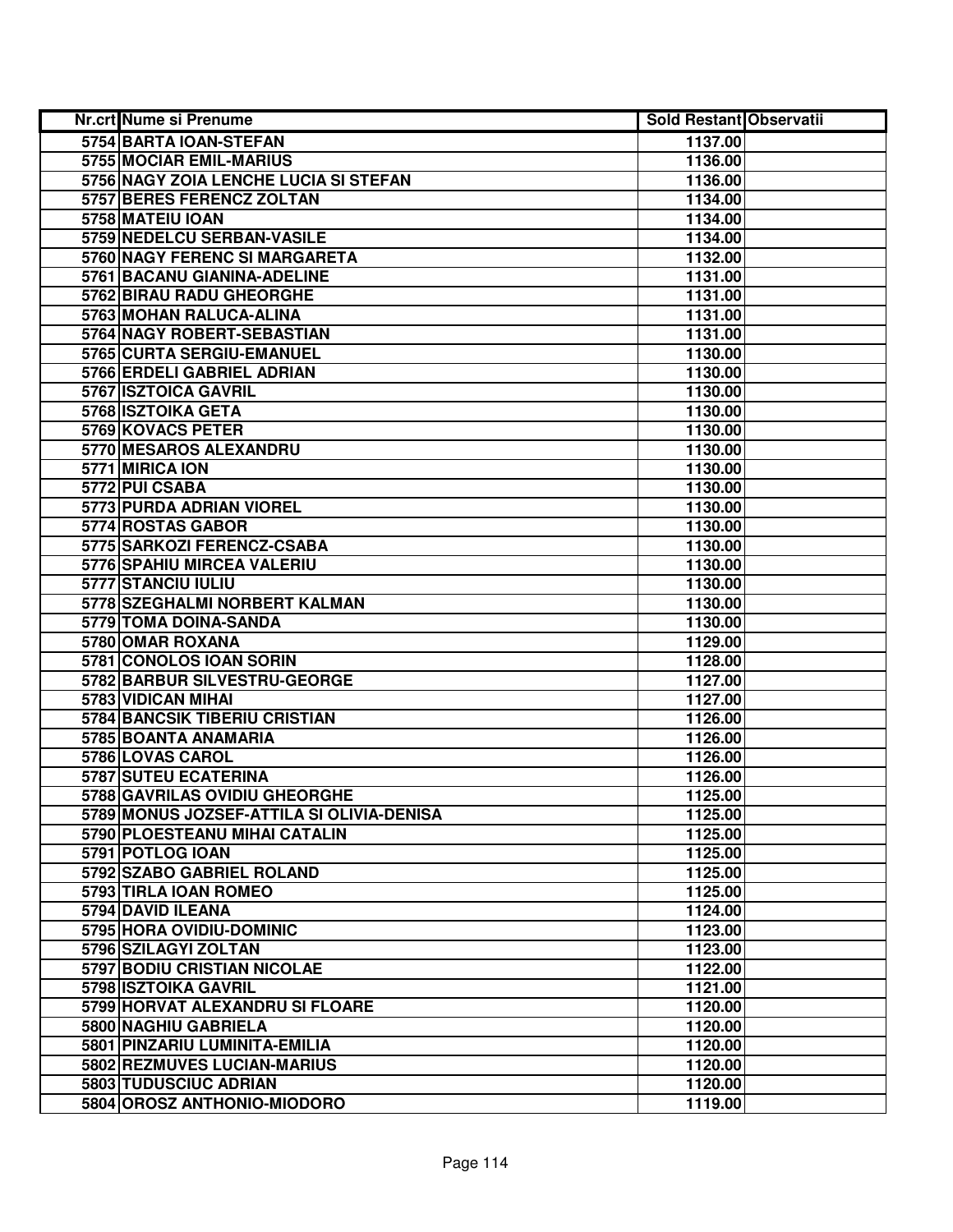| Nr.crt | Nume si Prenume | Sold Restant | Observatii |
|---|---|---|---|
| 5754 | BARTA IOAN-STEFAN | 1137.00 | |
| 5755 | MOCIAR EMIL-MARIUS | 1136.00 | |
| 5756 | NAGY ZOIA LENCHE LUCIA SI STEFAN | 1136.00 | |
| 5757 | BERES FERENCZ ZOLTAN | 1134.00 | |
| 5758 | MATEIU IOAN | 1134.00 | |
| 5759 | NEDELCU SERBAN-VASILE | 1134.00 | |
| 5760 | NAGY FERENC SI MARGARETA | 1132.00 | |
| 5761 | BACANU GIANINA-ADELINE | 1131.00 | |
| 5762 | BIRAU RADU GHEORGHE | 1131.00 | |
| 5763 | MOHAN RALUCA-ALINA | 1131.00 | |
| 5764 | NAGY ROBERT-SEBASTIAN | 1131.00 | |
| 5765 | CURTA SERGIU-EMANUEL | 1130.00 | |
| 5766 | ERDELI GABRIEL ADRIAN | 1130.00 | |
| 5767 | ISZTOICA GAVRIL | 1130.00 | |
| 5768 | ISZTOIKA GETA | 1130.00 | |
| 5769 | KOVACS PETER | 1130.00 | |
| 5770 | MESAROS ALEXANDRU | 1130.00 | |
| 5771 | MIRICA ION | 1130.00 | |
| 5772 | PUI CSABA | 1130.00 | |
| 5773 | PURDA ADRIAN VIOREL | 1130.00 | |
| 5774 | ROSTAS GABOR | 1130.00 | |
| 5775 | SARKOZI FERENCZ-CSABA | 1130.00 | |
| 5776 | SPAHIU MIRCEA VALERIU | 1130.00 | |
| 5777 | STANCIU IULIU | 1130.00 | |
| 5778 | SZEGHALMI NORBERT KALMAN | 1130.00 | |
| 5779 | TOMA DOINA-SANDA | 1130.00 | |
| 5780 | OMAR ROXANA | 1129.00 | |
| 5781 | CONOLOS IOAN SORIN | 1128.00 | |
| 5782 | BARBUR SILVESTRU-GEORGE | 1127.00 | |
| 5783 | VIDICAN MIHAI | 1127.00 | |
| 5784 | BANCSIK TIBERIU CRISTIAN | 1126.00 | |
| 5785 | BOANTA ANAMARIA | 1126.00 | |
| 5786 | LOVAS CAROL | 1126.00 | |
| 5787 | SUTEU ECATERINA | 1126.00 | |
| 5788 | GAVRILAS OVIDIU GHEORGHE | 1125.00 | |
| 5789 | MONUS JOZSEF-ATTILA SI OLIVIA-DENISA | 1125.00 | |
| 5790 | PLOESTEANU MIHAI CATALIN | 1125.00 | |
| 5791 | POTLOG IOAN | 1125.00 | |
| 5792 | SZABO GABRIEL ROLAND | 1125.00 | |
| 5793 | TIRLA IOAN ROMEO | 1125.00 | |
| 5794 | DAVID ILEANA | 1124.00 | |
| 5795 | HORA OVIDIU-DOMINIC | 1123.00 | |
| 5796 | SZILAGYI ZOLTAN | 1123.00 | |
| 5797 | BODIU CRISTIAN NICOLAE | 1122.00 | |
| 5798 | ISZTOIKA GAVRIL | 1121.00 | |
| 5799 | HORVAT ALEXANDRU SI FLOARE | 1120.00 | |
| 5800 | NAGHIU GABRIELA | 1120.00 | |
| 5801 | PINZARIU LUMINITA-EMILIA | 1120.00 | |
| 5802 | REZMUVES LUCIAN-MARIUS | 1120.00 | |
| 5803 | TUDUSCIUC ADRIAN | 1120.00 | |
| 5804 | OROSZ ANTHONIO-MIODORO | 1119.00 | |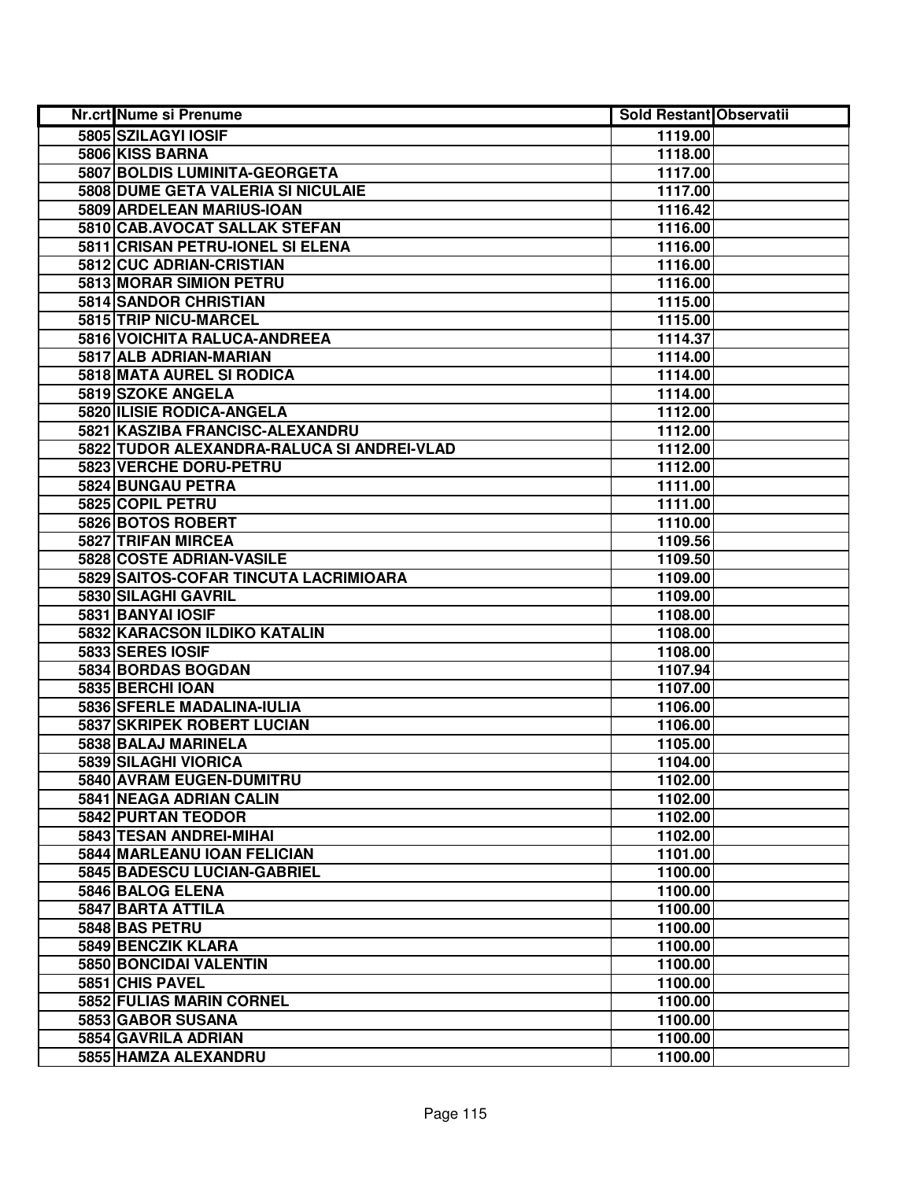| Nr.crt | Nume si Prenume | Sold Restant | Observatii |
|---|---|---|---|
| 5805 | SZILAGYI IOSIF | 1119.00 | |
| 5806 | KISS BARNA | 1118.00 | |
| 5807 | BOLDIS LUMINITA-GEORGETA | 1117.00 | |
| 5808 | DUME GETA VALERIA SI NICULAIE | 1117.00 | |
| 5809 | ARDELEAN MARIUS-IOAN | 1116.42 | |
| 5810 | CAB.AVOCAT SALLAK STEFAN | 1116.00 | |
| 5811 | CRISAN PETRU-IONEL SI ELENA | 1116.00 | |
| 5812 | CUC ADRIAN-CRISTIAN | 1116.00 | |
| 5813 | MORAR SIMION PETRU | 1116.00 | |
| 5814 | SANDOR CHRISTIAN | 1115.00 | |
| 5815 | TRIP NICU-MARCEL | 1115.00 | |
| 5816 | VOICHITA RALUCA-ANDREEA | 1114.37 | |
| 5817 | ALB ADRIAN-MARIAN | 1114.00 | |
| 5818 | MATA AUREL SI RODICA | 1114.00 | |
| 5819 | SZOKE ANGELA | 1114.00 | |
| 5820 | ILISIE RODICA-ANGELA | 1112.00 | |
| 5821 | KASZIBA FRANCISC-ALEXANDRU | 1112.00 | |
| 5822 | TUDOR ALEXANDRA-RALUCA SI ANDREI-VLAD | 1112.00 | |
| 5823 | VERCHE DORU-PETRU | 1112.00 | |
| 5824 | BUNGAU PETRA | 1111.00 | |
| 5825 | COPIL PETRU | 1111.00 | |
| 5826 | BOTOS ROBERT | 1110.00 | |
| 5827 | TRIFAN MIRCEA | 1109.56 | |
| 5828 | COSTE ADRIAN-VASILE | 1109.50 | |
| 5829 | SAITOS-COFAR TINCUTA LACRIMIOARA | 1109.00 | |
| 5830 | SILAGHI GAVRIL | 1109.00 | |
| 5831 | BANYAI IOSIF | 1108.00 | |
| 5832 | KARACSON ILDIKO KATALIN | 1108.00 | |
| 5833 | SERES IOSIF | 1108.00 | |
| 5834 | BORDAS BOGDAN | 1107.94 | |
| 5835 | BERCHI IOAN | 1107.00 | |
| 5836 | SFERLE MADALINA-IULIA | 1106.00 | |
| 5837 | SKRIPEK ROBERT LUCIAN | 1106.00 | |
| 5838 | BALAJ MARINELA | 1105.00 | |
| 5839 | SILAGHI VIORICA | 1104.00 | |
| 5840 | AVRAM EUGEN-DUMITRU | 1102.00 | |
| 5841 | NEAGA ADRIAN CALIN | 1102.00 | |
| 5842 | PURTAN TEODOR | 1102.00 | |
| 5843 | TESAN ANDREI-MIHAI | 1102.00 | |
| 5844 | MARLEANU IOAN FELICIAN | 1101.00 | |
| 5845 | BADESCU LUCIAN-GABRIEL | 1100.00 | |
| 5846 | BALOG ELENA | 1100.00 | |
| 5847 | BARTA ATTILA | 1100.00 | |
| 5848 | BAS PETRU | 1100.00 | |
| 5849 | BENCZIK KLARA | 1100.00 | |
| 5850 | BONCIDAI VALENTIN | 1100.00 | |
| 5851 | CHIS PAVEL | 1100.00 | |
| 5852 | FULIAS MARIN CORNEL | 1100.00 | |
| 5853 | GABOR SUSANA | 1100.00 | |
| 5854 | GAVRILA ADRIAN | 1100.00 | |
| 5855 | HAMZA ALEXANDRU | 1100.00 | |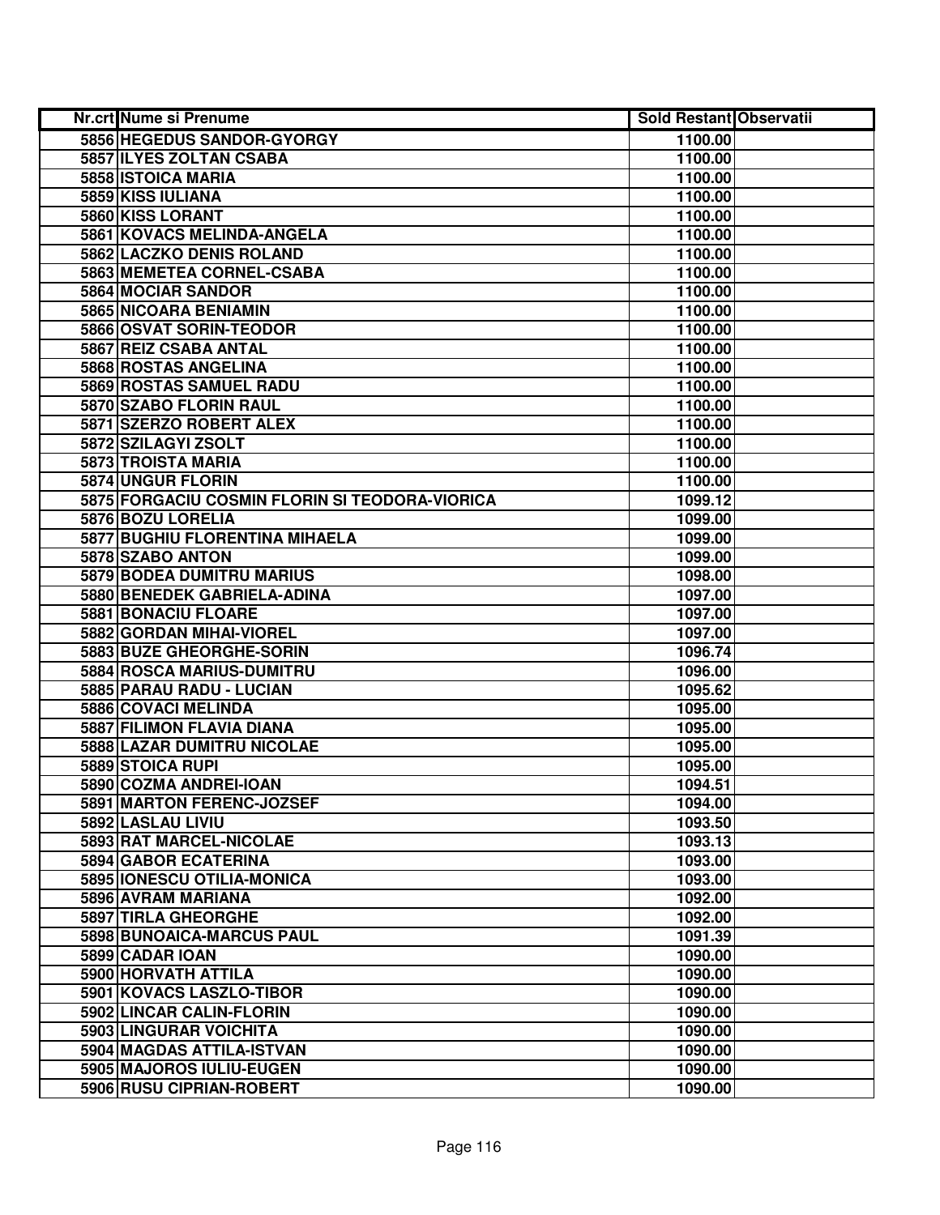| Nr.crt | Nume si Prenume | Sold Restant | Observatii |
|---|---|---|---|
| 5856 | HEGEDUS SANDOR-GYORGY | 1100.00 | |
| 5857 | ILYES ZOLTAN CSABA | 1100.00 | |
| 5858 | ISTOICA MARIA | 1100.00 | |
| 5859 | KISS IULIANA | 1100.00 | |
| 5860 | KISS LORANT | 1100.00 | |
| 5861 | KOVACS MELINDA-ANGELA | 1100.00 | |
| 5862 | LACZKO DENIS ROLAND | 1100.00 | |
| 5863 | MEMETEA CORNEL-CSABA | 1100.00 | |
| 5864 | MOCIAR SANDOR | 1100.00 | |
| 5865 | NICOARA BENIAMIN | 1100.00 | |
| 5866 | OSVAT SORIN-TEODOR | 1100.00 | |
| 5867 | REIZ CSABA ANTAL | 1100.00 | |
| 5868 | ROSTAS ANGELINA | 1100.00 | |
| 5869 | ROSTAS SAMUEL RADU | 1100.00 | |
| 5870 | SZABO FLORIN RAUL | 1100.00 | |
| 5871 | SZERZO ROBERT ALEX | 1100.00 | |
| 5872 | SZILAGYI ZSOLT | 1100.00 | |
| 5873 | TROISTA MARIA | 1100.00 | |
| 5874 | UNGUR FLORIN | 1100.00 | |
| 5875 | FORGACIU COSMIN FLORIN SI TEODORA-VIORICA | 1099.12 | |
| 5876 | BOZU LORELIA | 1099.00 | |
| 5877 | BUGHIU FLORENTINA MIHAELA | 1099.00 | |
| 5878 | SZABO ANTON | 1099.00 | |
| 5879 | BODEA DUMITRU MARIUS | 1098.00 | |
| 5880 | BENEDEK GABRIELA-ADINA | 1097.00 | |
| 5881 | BONACIU FLOARE | 1097.00 | |
| 5882 | GORDAN MIHAI-VIOREL | 1097.00 | |
| 5883 | BUZE GHEORGHE-SORIN | 1096.74 | |
| 5884 | ROSCA MARIUS-DUMITRU | 1096.00 | |
| 5885 | PARAU RADU - LUCIAN | 1095.62 | |
| 5886 | COVACI MELINDA | 1095.00 | |
| 5887 | FILIMON FLAVIA DIANA | 1095.00 | |
| 5888 | LAZAR DUMITRU NICOLAE | 1095.00 | |
| 5889 | STOICA RUPI | 1095.00 | |
| 5890 | COZMA ANDREI-IOAN | 1094.51 | |
| 5891 | MARTON FERENC-JOZSEF | 1094.00 | |
| 5892 | LASLAU LIVIU | 1093.50 | |
| 5893 | RAT MARCEL-NICOLAE | 1093.13 | |
| 5894 | GABOR ECATERINA | 1093.00 | |
| 5895 | IONESCU OTILIA-MONICA | 1093.00 | |
| 5896 | AVRAM MARIANA | 1092.00 | |
| 5897 | TIRLA GHEORGHE | 1092.00 | |
| 5898 | BUNOAICA-MARCUS PAUL | 1091.39 | |
| 5899 | CADAR IOAN | 1090.00 | |
| 5900 | HORVATH ATTILA | 1090.00 | |
| 5901 | KOVACS LASZLO-TIBOR | 1090.00 | |
| 5902 | LINCAR CALIN-FLORIN | 1090.00 | |
| 5903 | LINGURAR VOICHITA | 1090.00 | |
| 5904 | MAGDAS ATTILA-ISTVAN | 1090.00 | |
| 5905 | MAJOROS IULIU-EUGEN | 1090.00 | |
| 5906 | RUSU CIPRIAN-ROBERT | 1090.00 | |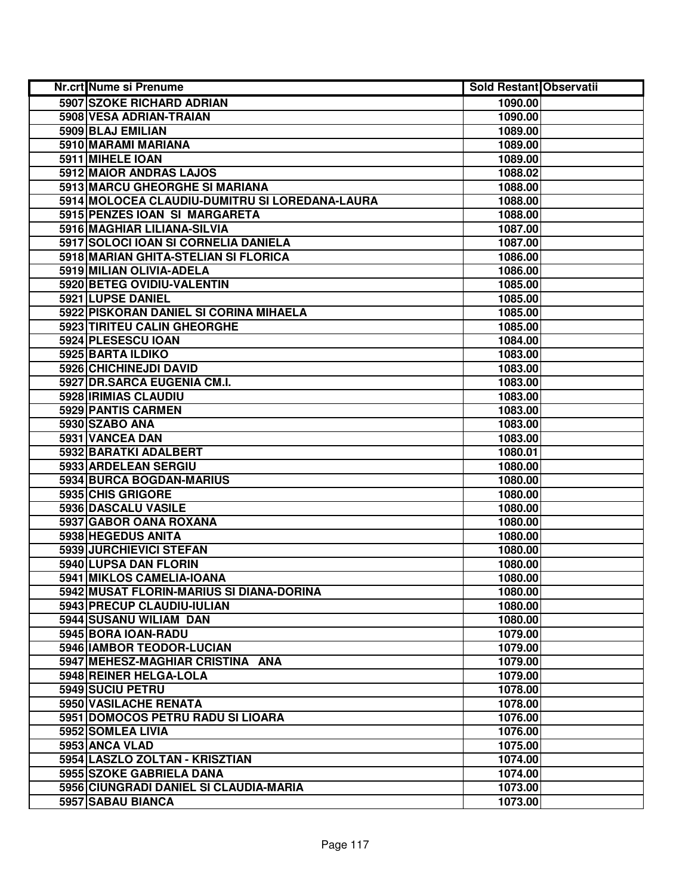| Nr.crt | Nume si Prenume | Sold Restant | Observatii |
|---|---|---|---|
| 5907 | SZOKE RICHARD ADRIAN | 1090.00 | |
| 5908 | VESA ADRIAN-TRAIAN | 1090.00 | |
| 5909 | BLAJ EMILIAN | 1089.00 | |
| 5910 | MARAMI MARIANA | 1089.00 | |
| 5911 | MIHELE IOAN | 1089.00 | |
| 5912 | MAIOR ANDRAS LAJOS | 1088.02 | |
| 5913 | MARCU GHEORGHE SI MARIANA | 1088.00 | |
| 5914 | MOLOCEA CLAUDIU-DUMITRU SI LOREDANA-LAURA | 1088.00 | |
| 5915 | PENZES IOAN SI MARGARETA | 1088.00 | |
| 5916 | MAGHIAR LILIANA-SILVIA | 1087.00 | |
| 5917 | SOLOCI IOAN SI CORNELIA DANIELA | 1087.00 | |
| 5918 | MARIAN GHITA-STELIAN SI FLORICA | 1086.00 | |
| 5919 | MILIAN OLIVIA-ADELA | 1086.00 | |
| 5920 | BETEG OVIDIU-VALENTIN | 1085.00 | |
| 5921 | LUPSE DANIEL | 1085.00 | |
| 5922 | PISKORAN DANIEL SI CORINA MIHAELA | 1085.00 | |
| 5923 | TIRITEU CALIN GHEORGHE | 1085.00 | |
| 5924 | PLESESCU IOAN | 1084.00 | |
| 5925 | BARTA ILDIKO | 1083.00 | |
| 5926 | CHICHINEJDI DAVID | 1083.00 | |
| 5927 | DR.SARCA EUGENIA CM.I. | 1083.00 | |
| 5928 | IRIMIAS CLAUDIU | 1083.00 | |
| 5929 | PANTIS CARMEN | 1083.00 | |
| 5930 | SZABO ANA | 1083.00 | |
| 5931 | VANCEA DAN | 1083.00 | |
| 5932 | BARATKI ADALBERT | 1080.01 | |
| 5933 | ARDELEAN SERGIU | 1080.00 | |
| 5934 | BURCA BOGDAN-MARIUS | 1080.00 | |
| 5935 | CHIS GRIGORE | 1080.00 | |
| 5936 | DASCALU VASILE | 1080.00 | |
| 5937 | GABOR OANA ROXANA | 1080.00 | |
| 5938 | HEGEDUS ANITA | 1080.00 | |
| 5939 | JURCHIEVICI STEFAN | 1080.00 | |
| 5940 | LUPSA DAN FLORIN | 1080.00 | |
| 5941 | MIKLOS CAMELIA-IOANA | 1080.00 | |
| 5942 | MUSAT FLORIN-MARIUS SI DIANA-DORINA | 1080.00 | |
| 5943 | PRECUP CLAUDIU-IULIAN | 1080.00 | |
| 5944 | SUSANU WILIAM DAN | 1080.00 | |
| 5945 | BORA IOAN-RADU | 1079.00 | |
| 5946 | IAMBOR TEODOR-LUCIAN | 1079.00 | |
| 5947 | MEHESZ-MAGHIAR CRISTINA ANA | 1079.00 | |
| 5948 | REINER HELGA-LOLA | 1079.00 | |
| 5949 | SUCIU PETRU | 1078.00 | |
| 5950 | VASILACHE RENATA | 1078.00 | |
| 5951 | DOMOCOS PETRU RADU SI LIOARA | 1076.00 | |
| 5952 | SOMLEA LIVIA | 1076.00 | |
| 5953 | ANCA VLAD | 1075.00 | |
| 5954 | LASZLO ZOLTAN - KRISZTIAN | 1074.00 | |
| 5955 | SZOKE GABRIELA DANA | 1074.00 | |
| 5956 | CIUNGRADI DANIEL SI CLAUDIA-MARIA | 1073.00 | |
| 5957 | SABAU BIANCA | 1073.00 | |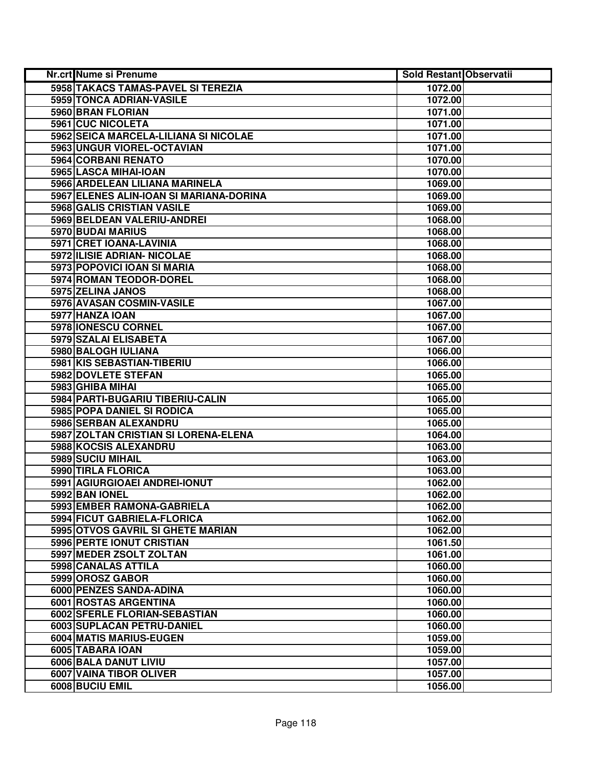| Nr.crt | Nume si Prenume | Sold Restant | Observatii |
|---|---|---|---|
| 5958 | TAKACS TAMAS-PAVEL SI TEREZIA | 1072.00 | |
| 5959 | TONCA ADRIAN-VASILE | 1072.00 | |
| 5960 | BRAN FLORIAN | 1071.00 | |
| 5961 | CUC NICOLETA | 1071.00 | |
| 5962 | SEICA MARCELA-LILIANA SI NICOLAE | 1071.00 | |
| 5963 | UNGUR VIOREL-OCTAVIAN | 1071.00 | |
| 5964 | CORBANI RENATO | 1070.00 | |
| 5965 | LASCA MIHAI-IOAN | 1070.00 | |
| 5966 | ARDELEAN LILIANA MARINELA | 1069.00 | |
| 5967 | ELENES ALIN-IOAN SI MARIANA-DORINA | 1069.00 | |
| 5968 | GALIS CRISTIAN VASILE | 1069.00 | |
| 5969 | BELDEAN VALERIU-ANDREI | 1068.00 | |
| 5970 | BUDAI MARIUS | 1068.00 | |
| 5971 | CRET IOANA-LAVINIA | 1068.00 | |
| 5972 | ILISIE ADRIAN- NICOLAE | 1068.00 | |
| 5973 | POPOVICI IOAN SI MARIA | 1068.00 | |
| 5974 | ROMAN TEODOR-DOREL | 1068.00 | |
| 5975 | ZELINA JANOS | 1068.00 | |
| 5976 | AVASAN COSMIN-VASILE | 1067.00 | |
| 5977 | HANZA IOAN | 1067.00 | |
| 5978 | IONESCU CORNEL | 1067.00 | |
| 5979 | SZALAI ELISABETA | 1067.00 | |
| 5980 | BALOGH IULIANA | 1066.00 | |
| 5981 | KIS SEBASTIAN-TIBERIU | 1066.00 | |
| 5982 | DOVLETE STEFAN | 1065.00 | |
| 5983 | GHIBA MIHAI | 1065.00 | |
| 5984 | PARTI-BUGARIU TIBERIU-CALIN | 1065.00 | |
| 5985 | POPA DANIEL SI RODICA | 1065.00 | |
| 5986 | SERBAN ALEXANDRU | 1065.00 | |
| 5987 | ZOLTAN CRISTIAN SI LORENA-ELENA | 1064.00 | |
| 5988 | KOCSIS ALEXANDRU | 1063.00 | |
| 5989 | SUCIU MIHAIL | 1063.00 | |
| 5990 | TIRLA FLORICA | 1063.00 | |
| 5991 | AGIURGIOAEI ANDREI-IONUT | 1062.00 | |
| 5992 | BAN IONEL | 1062.00 | |
| 5993 | EMBER RAMONA-GABRIELA | 1062.00 | |
| 5994 | FICUT GABRIELA-FLORICA | 1062.00 | |
| 5995 | OTVOS GAVRIL SI GHETE MARIAN | 1062.00 | |
| 5996 | PERTE IONUT CRISTIAN | 1061.50 | |
| 5997 | MEDER ZSOLT ZOLTAN | 1061.00 | |
| 5998 | CANALAS ATTILA | 1060.00 | |
| 5999 | OROSZ GABOR | 1060.00 | |
| 6000 | PENZES SANDA-ADINA | 1060.00 | |
| 6001 | ROSTAS ARGENTINA | 1060.00 | |
| 6002 | SFERLE FLORIAN-SEBASTIAN | 1060.00 | |
| 6003 | SUPLACAN PETRU-DANIEL | 1060.00 | |
| 6004 | MATIS MARIUS-EUGEN | 1059.00 | |
| 6005 | TABARA IOAN | 1059.00 | |
| 6006 | BALA DANUT LIVIU | 1057.00 | |
| 6007 | VAINA TIBOR OLIVER | 1057.00 | |
| 6008 | BUCIU EMIL | 1056.00 | |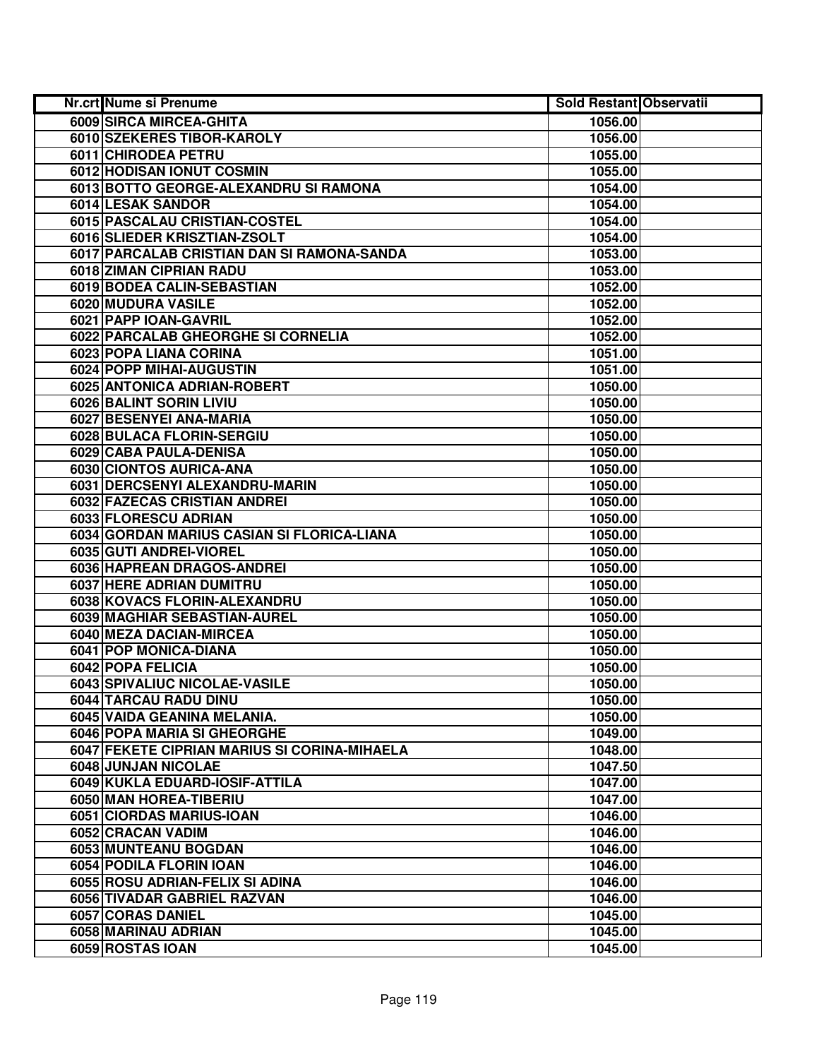| Nr.crt | Nume si Prenume | Sold Restant | Observatii |
|---|---|---|---|
| 6009 | SIRCA MIRCEA-GHITA | 1056.00 | |
| 6010 | SZEKERES TIBOR-KAROLY | 1056.00 | |
| 6011 | CHIRODEA PETRU | 1055.00 | |
| 6012 | HODISAN IONUT COSMIN | 1055.00 | |
| 6013 | BOTTO GEORGE-ALEXANDRU SI RAMONA | 1054.00 | |
| 6014 | LESAK SANDOR | 1054.00 | |
| 6015 | PASCALAU CRISTIAN-COSTEL | 1054.00 | |
| 6016 | SLIEDER KRISZTIAN-ZSOLT | 1054.00 | |
| 6017 | PARCALAB CRISTIAN DAN SI RAMONA-SANDA | 1053.00 | |
| 6018 | ZIMAN CIPRIAN RADU | 1053.00 | |
| 6019 | BODEA CALIN-SEBASTIAN | 1052.00 | |
| 6020 | MUDURA VASILE | 1052.00 | |
| 6021 | PAPP IOAN-GAVRIL | 1052.00 | |
| 6022 | PARCALAB GHEORGHE SI CORNELIA | 1052.00 | |
| 6023 | POPA LIANA CORINA | 1051.00 | |
| 6024 | POPP MIHAI-AUGUSTIN | 1051.00 | |
| 6025 | ANTONICA ADRIAN-ROBERT | 1050.00 | |
| 6026 | BALINT SORIN LIVIU | 1050.00 | |
| 6027 | BESENYEI ANA-MARIA | 1050.00 | |
| 6028 | BULACA FLORIN-SERGIU | 1050.00 | |
| 6029 | CABA PAULA-DENISA | 1050.00 | |
| 6030 | CIONTOS AURICA-ANA | 1050.00 | |
| 6031 | DERCSENYI ALEXANDRU-MARIN | 1050.00 | |
| 6032 | FAZECAS CRISTIAN ANDREI | 1050.00 | |
| 6033 | FLORESCU ADRIAN | 1050.00 | |
| 6034 | GORDAN MARIUS CASIAN SI FLORICA-LIANA | 1050.00 | |
| 6035 | GUTI ANDREI-VIOREL | 1050.00 | |
| 6036 | HAPREAN DRAGOS-ANDREI | 1050.00 | |
| 6037 | HERE ADRIAN DUMITRU | 1050.00 | |
| 6038 | KOVACS FLORIN-ALEXANDRU | 1050.00 | |
| 6039 | MAGHIAR SEBASTIAN-AUREL | 1050.00 | |
| 6040 | MEZA DACIAN-MIRCEA | 1050.00 | |
| 6041 | POP MONICA-DIANA | 1050.00 | |
| 6042 | POPA FELICIA | 1050.00 | |
| 6043 | SPIVALIUC NICOLAE-VASILE | 1050.00 | |
| 6044 | TARCAU RADU DINU | 1050.00 | |
| 6045 | VAIDA GEANINA MELANIA. | 1050.00 | |
| 6046 | POPA MARIA SI GHEORGHE | 1049.00 | |
| 6047 | FEKETE CIPRIAN MARIUS SI CORINA-MIHAELA | 1048.00 | |
| 6048 | JUNJAN NICOLAE | 1047.50 | |
| 6049 | KUKLA EDUARD-IOSIF-ATTILA | 1047.00 | |
| 6050 | MAN HOREA-TIBERIU | 1047.00 | |
| 6051 | CIORDAS MARIUS-IOAN | 1046.00 | |
| 6052 | CRACAN VADIM | 1046.00 | |
| 6053 | MUNTEANU BOGDAN | 1046.00 | |
| 6054 | PODILA FLORIN IOAN | 1046.00 | |
| 6055 | ROSU ADRIAN-FELIX SI ADINA | 1046.00 | |
| 6056 | TIVADAR GABRIEL RAZVAN | 1046.00 | |
| 6057 | CORAS DANIEL | 1045.00 | |
| 6058 | MARINAU ADRIAN | 1045.00 | |
| 6059 | ROSTAS IOAN | 1045.00 | |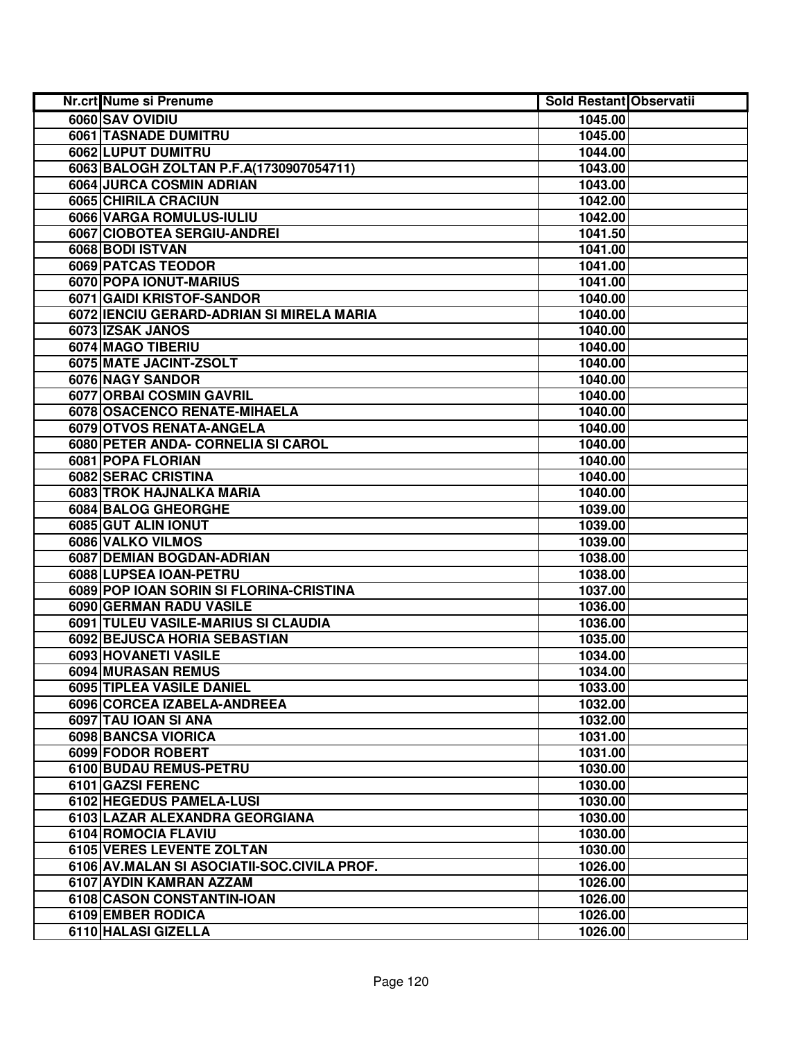| Nr.crt | Nume si Prenume | Sold Restant | Observatii |
|---|---|---|---|
| 6060 | SAV OVIDIU | 1045.00 | |
| 6061 | TASNADE DUMITRU | 1045.00 | |
| 6062 | LUPUT DUMITRU | 1044.00 | |
| 6063 | BALOGH ZOLTAN P.F.A(1730907054711) | 1043.00 | |
| 6064 | JURCA COSMIN ADRIAN | 1043.00 | |
| 6065 | CHIRILA CRACIUN | 1042.00 | |
| 6066 | VARGA ROMULUS-IULIU | 1042.00 | |
| 6067 | CIOBOTEA SERGIU-ANDREI | 1041.50 | |
| 6068 | BODI ISTVAN | 1041.00 | |
| 6069 | PATCAS TEODOR | 1041.00 | |
| 6070 | POPA IONUT-MARIUS | 1041.00 | |
| 6071 | GAIDI KRISTOF-SANDOR | 1040.00 | |
| 6072 | IENCIU GERARD-ADRIAN SI MIRELA MARIA | 1040.00 | |
| 6073 | IZSAK JANOS | 1040.00 | |
| 6074 | MAGO TIBERIU | 1040.00 | |
| 6075 | MATE JACINT-ZSOLT | 1040.00 | |
| 6076 | NAGY SANDOR | 1040.00 | |
| 6077 | ORBAI COSMIN GAVRIL | 1040.00 | |
| 6078 | OSACENCO RENATE-MIHAELA | 1040.00 | |
| 6079 | OTVOS RENATA-ANGELA | 1040.00 | |
| 6080 | PETER ANDA- CORNELIA SI CAROL | 1040.00 | |
| 6081 | POPA FLORIAN | 1040.00 | |
| 6082 | SERAC CRISTINA | 1040.00 | |
| 6083 | TROK HAJNALKA MARIA | 1040.00 | |
| 6084 | BALOG GHEORGHE | 1039.00 | |
| 6085 | GUT ALIN IONUT | 1039.00 | |
| 6086 | VALKO VILMOS | 1039.00 | |
| 6087 | DEMIAN BOGDAN-ADRIAN | 1038.00 | |
| 6088 | LUPSEA IOAN-PETRU | 1038.00 | |
| 6089 | POP IOAN SORIN SI FLORINA-CRISTINA | 1037.00 | |
| 6090 | GERMAN RADU VASILE | 1036.00 | |
| 6091 | TULEU VASILE-MARIUS SI CLAUDIA | 1036.00 | |
| 6092 | BEJUSCA HORIA SEBASTIAN | 1035.00 | |
| 6093 | HOVANETI VASILE | 1034.00 | |
| 6094 | MURASAN REMUS | 1034.00 | |
| 6095 | TIPLEA VASILE DANIEL | 1033.00 | |
| 6096 | CORCEA IZABELA-ANDREEA | 1032.00 | |
| 6097 | TAU IOAN SI ANA | 1032.00 | |
| 6098 | BANCSA VIORICA | 1031.00 | |
| 6099 | FODOR ROBERT | 1031.00 | |
| 6100 | BUDAU REMUS-PETRU | 1030.00 | |
| 6101 | GAZSI FERENC | 1030.00 | |
| 6102 | HEGEDUS PAMELA-LUSI | 1030.00 | |
| 6103 | LAZAR ALEXANDRA GEORGIANA | 1030.00 | |
| 6104 | ROMOCIA FLAVIU | 1030.00 | |
| 6105 | VERES LEVENTE ZOLTAN | 1030.00 | |
| 6106 | AV.MALAN SI ASOCIATII-SOC.CIVILA PROF. | 1026.00 | |
| 6107 | AYDIN KAMRAN AZZAM | 1026.00 | |
| 6108 | CASON CONSTANTIN-IOAN | 1026.00 | |
| 6109 | EMBER RODICA | 1026.00 | |
| 6110 | HALASI GIZELLA | 1026.00 | |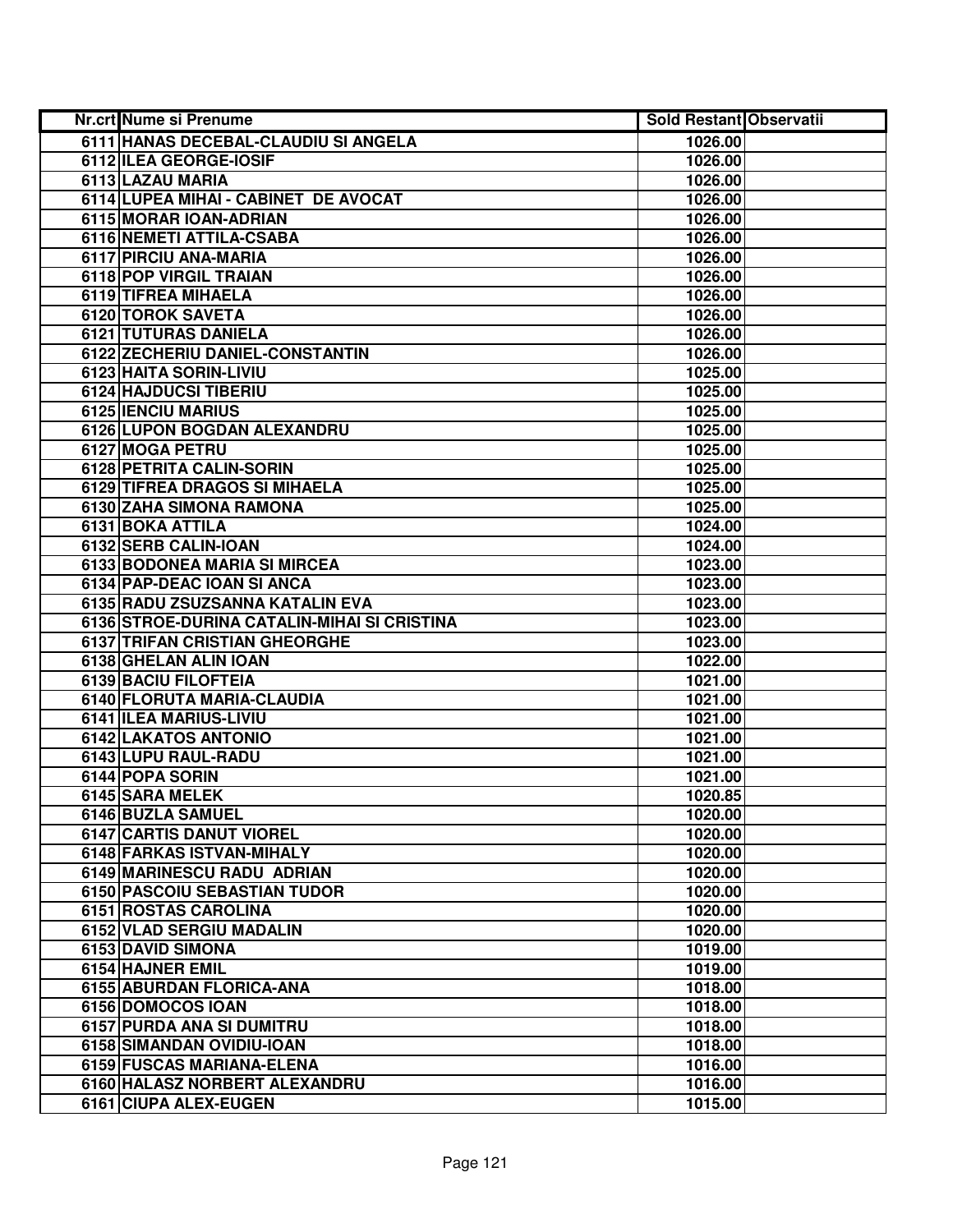| Nr.crt | Nume si Prenume | Sold Restant | Observatii |
|---|---|---|---|
| 6111 | HANAS DECEBAL-CLAUDIU SI ANGELA | 1026.00 | |
| 6112 | ILEA GEORGE-IOSIF | 1026.00 | |
| 6113 | LAZAU MARIA | 1026.00 | |
| 6114 | LUPEA MIHAI - CABINET DE AVOCAT | 1026.00 | |
| 6115 | MORAR IOAN-ADRIAN | 1026.00 | |
| 6116 | NEMETI ATTILA-CSABA | 1026.00 | |
| 6117 | PIRCIU ANA-MARIA | 1026.00 | |
| 6118 | POP VIRGIL TRAIAN | 1026.00 | |
| 6119 | TIFREA MIHAELA | 1026.00 | |
| 6120 | TOROK SAVETA | 1026.00 | |
| 6121 | TUTURAS DANIELA | 1026.00 | |
| 6122 | ZECHERIU DANIEL-CONSTANTIN | 1026.00 | |
| 6123 | HAITA SORIN-LIVIU | 1025.00 | |
| 6124 | HAJDUCSI TIBERIU | 1025.00 | |
| 6125 | IENCIU MARIUS | 1025.00 | |
| 6126 | LUPON BOGDAN ALEXANDRU | 1025.00 | |
| 6127 | MOGA PETRU | 1025.00 | |
| 6128 | PETRITA CALIN-SORIN | 1025.00 | |
| 6129 | TIFREA DRAGOS SI MIHAELA | 1025.00 | |
| 6130 | ZAHA SIMONA RAMONA | 1025.00 | |
| 6131 | BOKA ATTILA | 1024.00 | |
| 6132 | SERB CALIN-IOAN | 1024.00 | |
| 6133 | BODONEA MARIA SI MIRCEA | 1023.00 | |
| 6134 | PAP-DEAC IOAN SI ANCA | 1023.00 | |
| 6135 | RADU ZSUZSANNA KATALIN EVA | 1023.00 | |
| 6136 | STROE-DURINA CATALIN-MIHAI SI CRISTINA | 1023.00 | |
| 6137 | TRIFAN CRISTIAN GHEORGHE | 1023.00 | |
| 6138 | GHELAN ALIN IOAN | 1022.00 | |
| 6139 | BACIU FILOFTEIA | 1021.00 | |
| 6140 | FLORUTA MARIA-CLAUDIA | 1021.00 | |
| 6141 | ILEA MARIUS-LIVIU | 1021.00 | |
| 6142 | LAKATOS ANTONIO | 1021.00 | |
| 6143 | LUPU RAUL-RADU | 1021.00 | |
| 6144 | POPA SORIN | 1021.00 | |
| 6145 | SARA MELEK | 1020.85 | |
| 6146 | BUZLA SAMUEL | 1020.00 | |
| 6147 | CARTIS DANUT VIOREL | 1020.00 | |
| 6148 | FARKAS ISTVAN-MIHALY | 1020.00 | |
| 6149 | MARINESCU RADU ADRIAN | 1020.00 | |
| 6150 | PASCOIU SEBASTIAN TUDOR | 1020.00 | |
| 6151 | ROSTAS CAROLINA | 1020.00 | |
| 6152 | VLAD SERGIU MADALIN | 1020.00 | |
| 6153 | DAVID SIMONA | 1019.00 | |
| 6154 | HAJNER EMIL | 1019.00 | |
| 6155 | ABURDAN FLORICA-ANA | 1018.00 | |
| 6156 | DOMOCOS IOAN | 1018.00 | |
| 6157 | PURDA ANA SI DUMITRU | 1018.00 | |
| 6158 | SIMANDAN OVIDIU-IOAN | 1018.00 | |
| 6159 | FUSCAS MARIANA-ELENA | 1016.00 | |
| 6160 | HALASZ NORBERT ALEXANDRU | 1016.00 | |
| 6161 | CIUPA ALEX-EUGEN | 1015.00 | |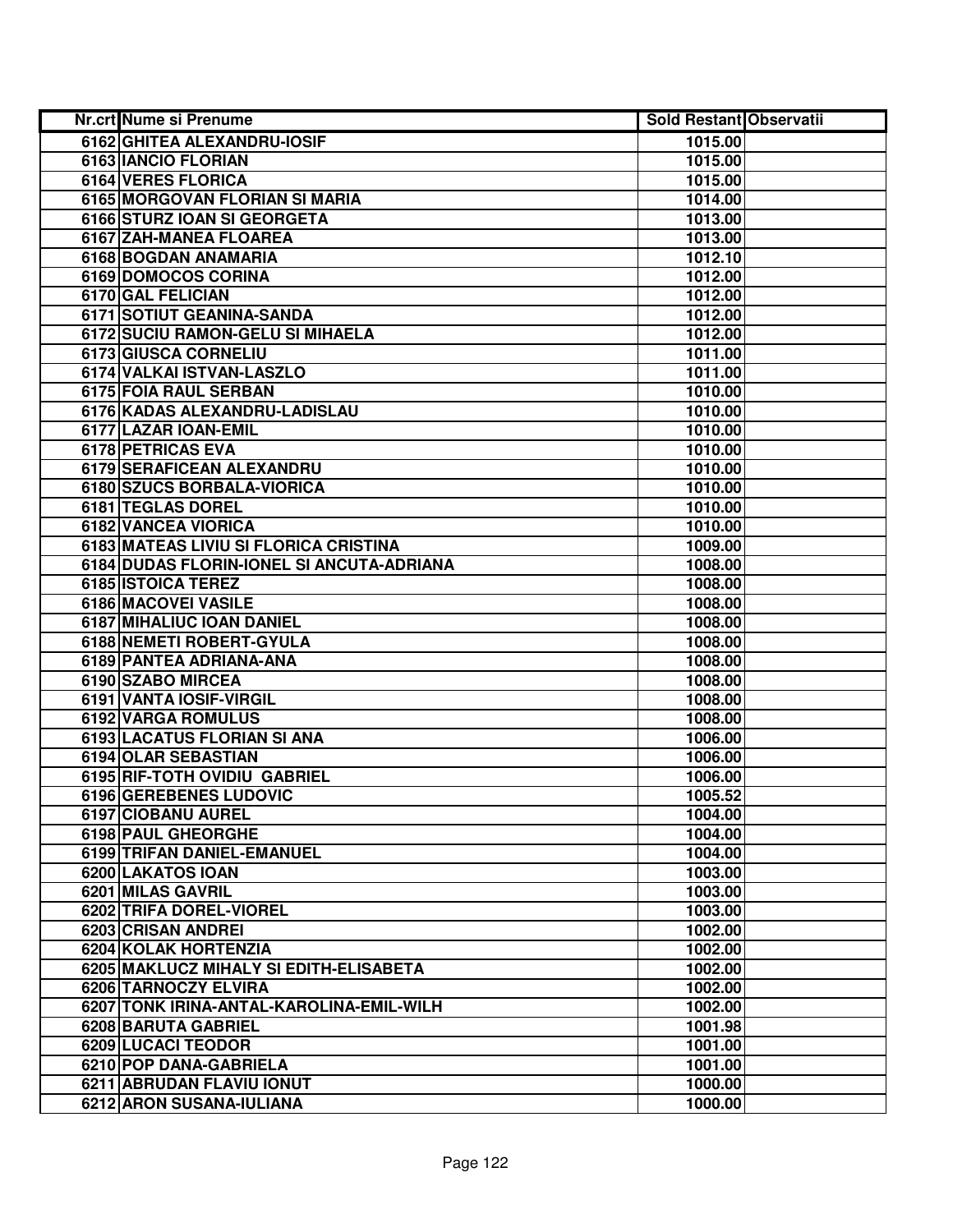| Nr.crt | Nume si Prenume | Sold Restant | Observatii |
|---|---|---|---|
| 6162 | GHITEA ALEXANDRU-IOSIF | 1015.00 | |
| 6163 | IANCIO FLORIAN | 1015.00 | |
| 6164 | VERES FLORICA | 1015.00 | |
| 6165 | MORGOVAN FLORIAN SI MARIA | 1014.00 | |
| 6166 | STURZ IOAN SI GEORGETA | 1013.00 | |
| 6167 | ZAH-MANEA FLOAREA | 1013.00 | |
| 6168 | BOGDAN ANAMARIA | 1012.10 | |
| 6169 | DOMOCOS CORINA | 1012.00 | |
| 6170 | GAL FELICIAN | 1012.00 | |
| 6171 | SOTIUT GEANINA-SANDA | 1012.00 | |
| 6172 | SUCIU RAMON-GELU SI MIHAELA | 1012.00 | |
| 6173 | GIUSCA CORNELIU | 1011.00 | |
| 6174 | VALKAI ISTVAN-LASZLO | 1011.00 | |
| 6175 | FOIA RAUL SERBAN | 1010.00 | |
| 6176 | KADAS ALEXANDRU-LADISLAU | 1010.00 | |
| 6177 | LAZAR IOAN-EMIL | 1010.00 | |
| 6178 | PETRICAS EVA | 1010.00 | |
| 6179 | SERAFICEAN ALEXANDRU | 1010.00 | |
| 6180 | SZUCS BORBALA-VIORICA | 1010.00 | |
| 6181 | TEGLAS DOREL | 1010.00 | |
| 6182 | VANCEA VIORICA | 1010.00 | |
| 6183 | MATEAS LIVIU SI FLORICA CRISTINA | 1009.00 | |
| 6184 | DUDAS FLORIN-IONEL SI ANCUTA-ADRIANA | 1008.00 | |
| 6185 | ISTOICA TEREZ | 1008.00 | |
| 6186 | MACOVEI VASILE | 1008.00 | |
| 6187 | MIHALIUC IOAN DANIEL | 1008.00 | |
| 6188 | NEMETI ROBERT-GYULA | 1008.00 | |
| 6189 | PANTEA ADRIANA-ANA | 1008.00 | |
| 6190 | SZABO MIRCEA | 1008.00 | |
| 6191 | VANTA IOSIF-VIRGIL | 1008.00 | |
| 6192 | VARGA ROMULUS | 1008.00 | |
| 6193 | LACATUS FLORIAN SI ANA | 1006.00 | |
| 6194 | OLAR SEBASTIAN | 1006.00 | |
| 6195 | RIF-TOTH OVIDIU GABRIEL | 1006.00 | |
| 6196 | GEREBENES LUDOVIC | 1005.52 | |
| 6197 | CIOBANU AUREL | 1004.00 | |
| 6198 | PAUL GHEORGHE | 1004.00 | |
| 6199 | TRIFAN DANIEL-EMANUEL | 1004.00 | |
| 6200 | LAKATOS IOAN | 1003.00 | |
| 6201 | MILAS GAVRIL | 1003.00 | |
| 6202 | TRIFA DOREL-VIOREL | 1003.00 | |
| 6203 | CRISAN ANDREI | 1002.00 | |
| 6204 | KOLAK HORTENZIA | 1002.00 | |
| 6205 | MAKLUCZ MIHALY SI EDITH-ELISABETA | 1002.00 | |
| 6206 | TARNOCZY ELVIRA | 1002.00 | |
| 6207 | TONK IRINA-ANTAL-KAROLINA-EMIL-WILH | 1002.00 | |
| 6208 | BARUTA GABRIEL | 1001.98 | |
| 6209 | LUCACI TEODOR | 1001.00 | |
| 6210 | POP DANA-GABRIELA | 1001.00 | |
| 6211 | ABRUDAN FLAVIU IONUT | 1000.00 | |
| 6212 | ARON SUSANA-IULIANA | 1000.00 | |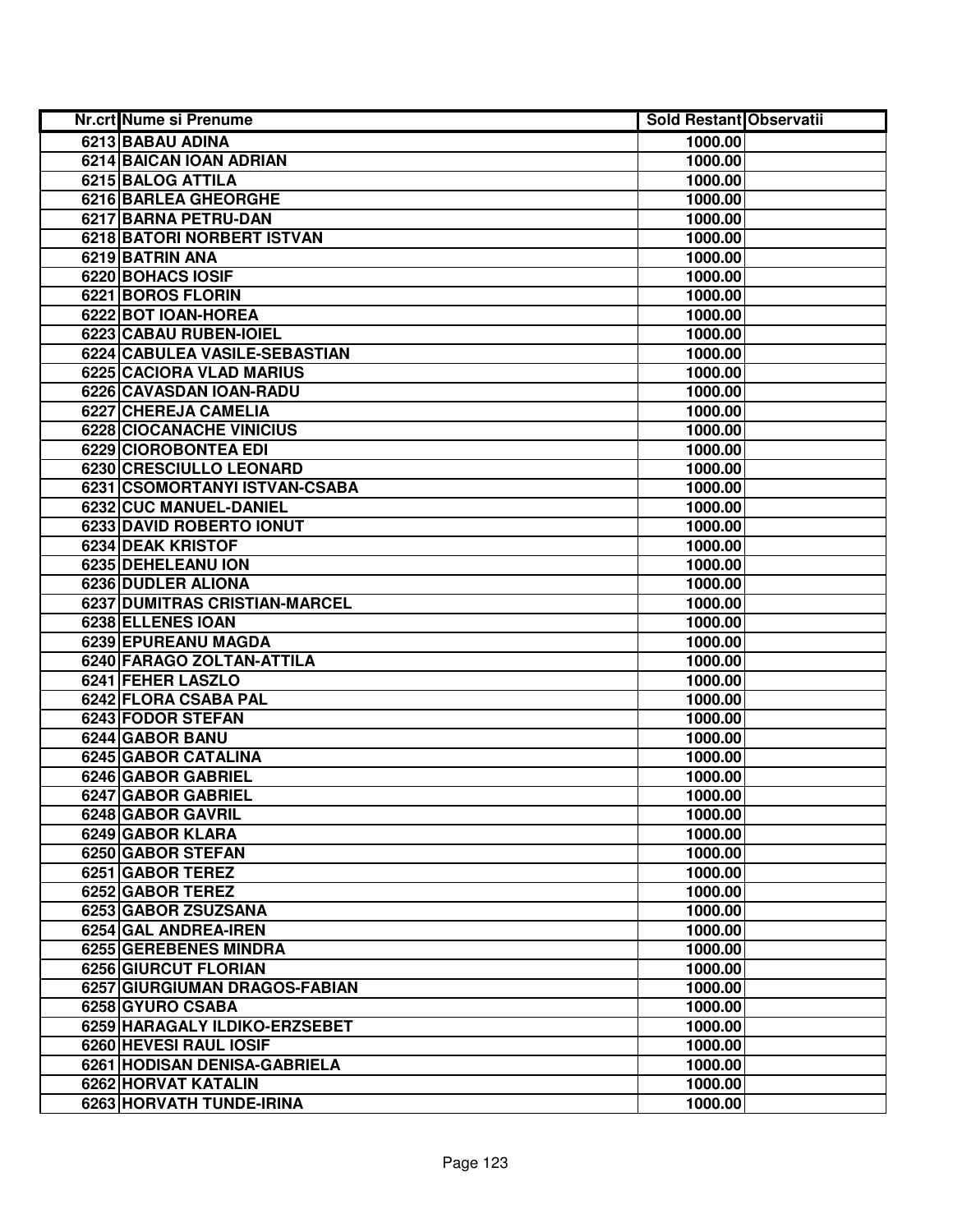| Nr.crt | Nume si Prenume | Sold Restant | Observatii |
|---|---|---|---|
| 6213 | BABAU ADINA | 1000.00 | |
| 6214 | BAICAN IOAN ADRIAN | 1000.00 | |
| 6215 | BALOG ATTILA | 1000.00 | |
| 6216 | BARLEA GHEORGHE | 1000.00 | |
| 6217 | BARNA PETRU-DAN | 1000.00 | |
| 6218 | BATORI NORBERT ISTVAN | 1000.00 | |
| 6219 | BATRIN ANA | 1000.00 | |
| 6220 | BOHACS IOSIF | 1000.00 | |
| 6221 | BOROS FLORIN | 1000.00 | |
| 6222 | BOT IOAN-HOREA | 1000.00 | |
| 6223 | CABAU RUBEN-IOIEL | 1000.00 | |
| 6224 | CABULEA VASILE-SEBASTIAN | 1000.00 | |
| 6225 | CACIORA VLAD MARIUS | 1000.00 | |
| 6226 | CAVASDAN IOAN-RADU | 1000.00 | |
| 6227 | CHEREJA CAMELIA | 1000.00 | |
| 6228 | CIOCANACHE VINICIUS | 1000.00 | |
| 6229 | CIOROBONTEA EDI | 1000.00 | |
| 6230 | CRESCIULLO LEONARD | 1000.00 | |
| 6231 | CSOMORTANYI ISTVAN-CSABA | 1000.00 | |
| 6232 | CUC MANUEL-DANIEL | 1000.00 | |
| 6233 | DAVID ROBERTO IONUT | 1000.00 | |
| 6234 | DEAK KRISTOF | 1000.00 | |
| 6235 | DEHELEANU ION | 1000.00 | |
| 6236 | DUDLER ALIONA | 1000.00 | |
| 6237 | DUMITRAS CRISTIAN-MARCEL | 1000.00 | |
| 6238 | ELLENES IOAN | 1000.00 | |
| 6239 | EPUREANU MAGDA | 1000.00 | |
| 6240 | FARAGO ZOLTAN-ATTILA | 1000.00 | |
| 6241 | FEHER LASZLO | 1000.00 | |
| 6242 | FLORA CSABA PAL | 1000.00 | |
| 6243 | FODOR STEFAN | 1000.00 | |
| 6244 | GABOR BANU | 1000.00 | |
| 6245 | GABOR CATALINA | 1000.00 | |
| 6246 | GABOR GABRIEL | 1000.00 | |
| 6247 | GABOR GABRIEL | 1000.00 | |
| 6248 | GABOR GAVRIL | 1000.00 | |
| 6249 | GABOR KLARA | 1000.00 | |
| 6250 | GABOR STEFAN | 1000.00 | |
| 6251 | GABOR TEREZ | 1000.00 | |
| 6252 | GABOR TEREZ | 1000.00 | |
| 6253 | GABOR ZSUZSANA | 1000.00 | |
| 6254 | GAL ANDREA-IREN | 1000.00 | |
| 6255 | GEREBENES MINDRA | 1000.00 | |
| 6256 | GIURCUT FLORIAN | 1000.00 | |
| 6257 | GIURGIUMAN DRAGOS-FABIAN | 1000.00 | |
| 6258 | GYURO CSABA | 1000.00 | |
| 6259 | HARAGALY ILDIKO-ERZSEBET | 1000.00 | |
| 6260 | HEVESI RAUL IOSIF | 1000.00 | |
| 6261 | HODISAN DENISA-GABRIELA | 1000.00 | |
| 6262 | HORVAT KATALIN | 1000.00 | |
| 6263 | HORVATH TUNDE-IRINA | 1000.00 | |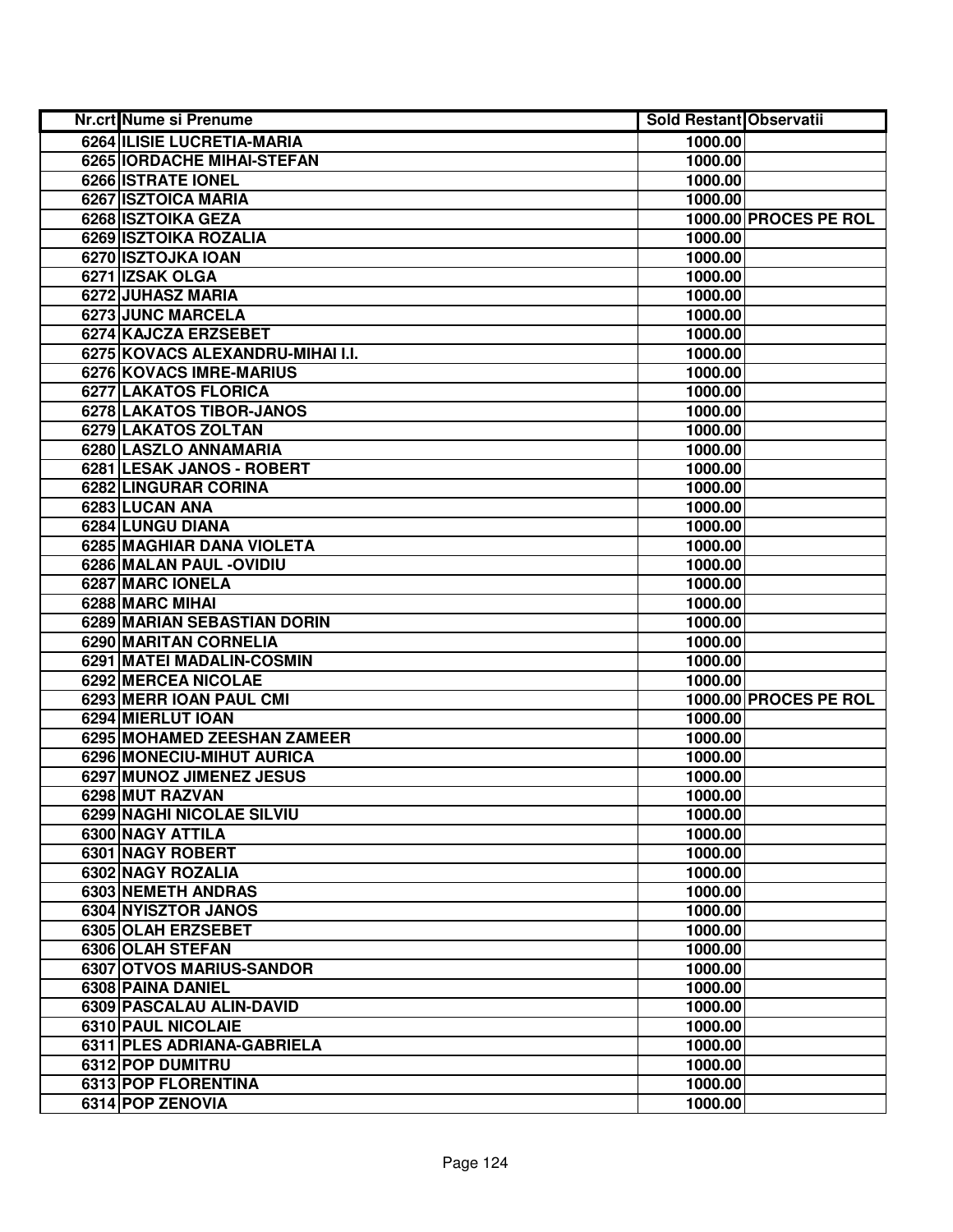| Nr.crt | Nume si Prenume | Sold Restant | Observatii |
|---|---|---|---|
| 6264 | ILISIE LUCRETIA-MARIA | 1000.00 | |
| 6265 | IORDACHE MIHAI-STEFAN | 1000.00 | |
| 6266 | ISTRATE IONEL | 1000.00 | |
| 6267 | ISZTOICA MARIA | 1000.00 | |
| 6268 | ISZTOIKA GEZA | 1000.00 | PROCES PE ROL |
| 6269 | ISZTOIKA ROZALIA | 1000.00 | |
| 6270 | ISZTOJKA IOAN | 1000.00 | |
| 6271 | IZSAK OLGA | 1000.00 | |
| 6272 | JUHASZ MARIA | 1000.00 | |
| 6273 | JUNC MARCELA | 1000.00 | |
| 6274 | KAJCZA ERZSEBET | 1000.00 | |
| 6275 | KOVACS ALEXANDRU-MIHAI I.I. | 1000.00 | |
| 6276 | KOVACS IMRE-MARIUS | 1000.00 | |
| 6277 | LAKATOS FLORICA | 1000.00 | |
| 6278 | LAKATOS TIBOR-JANOS | 1000.00 | |
| 6279 | LAKATOS ZOLTAN | 1000.00 | |
| 6280 | LASZLO ANNAMARIA | 1000.00 | |
| 6281 | LESAK JANOS - ROBERT | 1000.00 | |
| 6282 | LINGURAR CORINA | 1000.00 | |
| 6283 | LUCAN ANA | 1000.00 | |
| 6284 | LUNGU DIANA | 1000.00 | |
| 6285 | MAGHIAR DANA VIOLETA | 1000.00 | |
| 6286 | MALAN PAUL -OVIDIU | 1000.00 | |
| 6287 | MARC IONELA | 1000.00 | |
| 6288 | MARC MIHAI | 1000.00 | |
| 6289 | MARIAN SEBASTIAN DORIN | 1000.00 | |
| 6290 | MARITAN CORNELIA | 1000.00 | |
| 6291 | MATEI MADALIN-COSMIN | 1000.00 | |
| 6292 | MERCEA NICOLAE | 1000.00 | |
| 6293 | MERR IOAN PAUL CMI | 1000.00 | PROCES PE ROL |
| 6294 | MIERLUT IOAN | 1000.00 | |
| 6295 | MOHAMED ZEESHAN ZAMEER | 1000.00 | |
| 6296 | MONECIU-MIHUT AURICA | 1000.00 | |
| 6297 | MUNOZ JIMENEZ JESUS | 1000.00 | |
| 6298 | MUT RAZVAN | 1000.00 | |
| 6299 | NAGHI NICOLAE SILVIU | 1000.00 | |
| 6300 | NAGY ATTILA | 1000.00 | |
| 6301 | NAGY ROBERT | 1000.00 | |
| 6302 | NAGY ROZALIA | 1000.00 | |
| 6303 | NEMETH ANDRAS | 1000.00 | |
| 6304 | NYISZTOR JANOS | 1000.00 | |
| 6305 | OLAH ERZSEBET | 1000.00 | |
| 6306 | OLAH STEFAN | 1000.00 | |
| 6307 | OTVOS MARIUS-SANDOR | 1000.00 | |
| 6308 | PAINA DANIEL | 1000.00 | |
| 6309 | PASCALAU ALIN-DAVID | 1000.00 | |
| 6310 | PAUL NICOLAIE | 1000.00 | |
| 6311 | PLES ADRIANA-GABRIELA | 1000.00 | |
| 6312 | POP DUMITRU | 1000.00 | |
| 6313 | POP FLORENTINA | 1000.00 | |
| 6314 | POP ZENOVIA | 1000.00 | |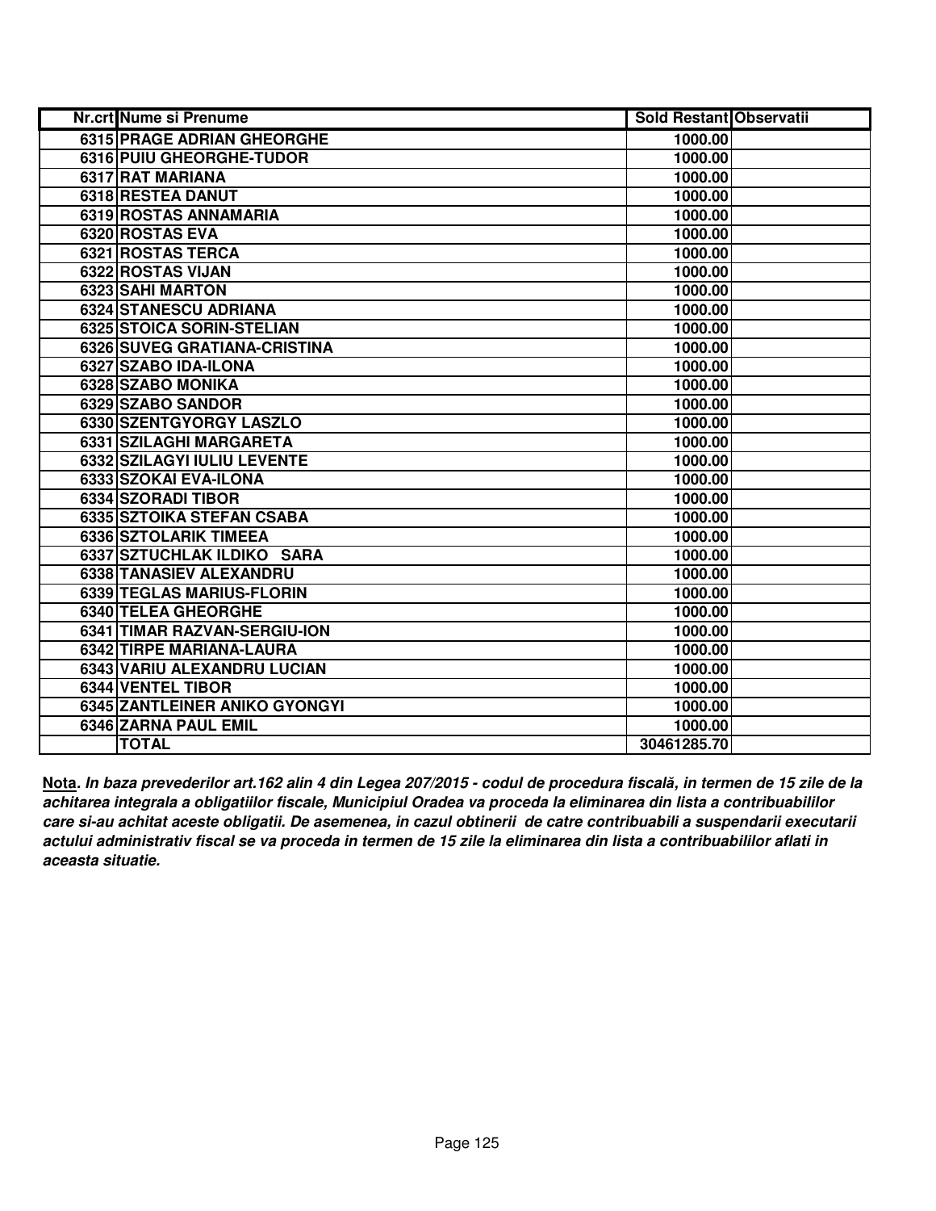| Nr.crt | Nume si Prenume | Sold Restant | Observatii |
|---|---|---|---|
| 6315 | PRAGE ADRIAN GHEORGHE | 1000.00 | |
| 6316 | PUIU GHEORGHE-TUDOR | 1000.00 | |
| 6317 | RAT MARIANA | 1000.00 | |
| 6318 | RESTEA DANUT | 1000.00 | |
| 6319 | ROSTAS ANNAMARIA | 1000.00 | |
| 6320 | ROSTAS EVA | 1000.00 | |
| 6321 | ROSTAS TERCA | 1000.00 | |
| 6322 | ROSTAS VIJAN | 1000.00 | |
| 6323 | SAHI MARTON | 1000.00 | |
| 6324 | STANESCU ADRIANA | 1000.00 | |
| 6325 | STOICA SORIN-STELIAN | 1000.00 | |
| 6326 | SUVEG GRATIANA-CRISTINA | 1000.00 | |
| 6327 | SZABO IDA-ILONA | 1000.00 | |
| 6328 | SZABO MONIKA | 1000.00 | |
| 6329 | SZABO SANDOR | 1000.00 | |
| 6330 | SZENTGYORGY LASZLO | 1000.00 | |
| 6331 | SZILAGHI MARGARETA | 1000.00 | |
| 6332 | SZILAGYI IULIU LEVENTE | 1000.00 | |
| 6333 | SZOKAI EVA-ILONA | 1000.00 | |
| 6334 | SZORADI TIBOR | 1000.00 | |
| 6335 | SZTOIKA STEFAN CSABA | 1000.00 | |
| 6336 | SZTOLARIK TIMEEA | 1000.00 | |
| 6337 | SZTUCHLAK ILDIKO SARA | 1000.00 | |
| 6338 | TANASIEV ALEXANDRU | 1000.00 | |
| 6339 | TEGLAS MARIUS-FLORIN | 1000.00 | |
| 6340 | TELEA GHEORGHE | 1000.00 | |
| 6341 | TIMAR RAZVAN-SERGIU-ION | 1000.00 | |
| 6342 | TIRPE MARIANA-LAURA | 1000.00 | |
| 6343 | VARIU ALEXANDRU LUCIAN | 1000.00 | |
| 6344 | VENTEL TIBOR | 1000.00 | |
| 6345 | ZANTLEINER ANIKO GYONGYI | 1000.00 | |
| 6346 | ZARNA PAUL EMIL | 1000.00 | |
| | TOTAL | 30461285.70 | |

**Nota**. ***In baza prevederilor art.162 alin 4 din Legea 207/2015 - codul de procedura fiscală, in termen de 15 zile de la achitarea integrala a obligatiilor fiscale, Municipiul Oradea va proceda la eliminarea din lista a contribuabililor care si-au achitat aceste obligatii. De asemenea, in cazul obtinerii de catre contribuabili a suspendarii executarii actului administrativ fiscal se va proceda in termen de 15 zile la eliminarea din lista a contribuabililor aflati in aceasta situatie.***